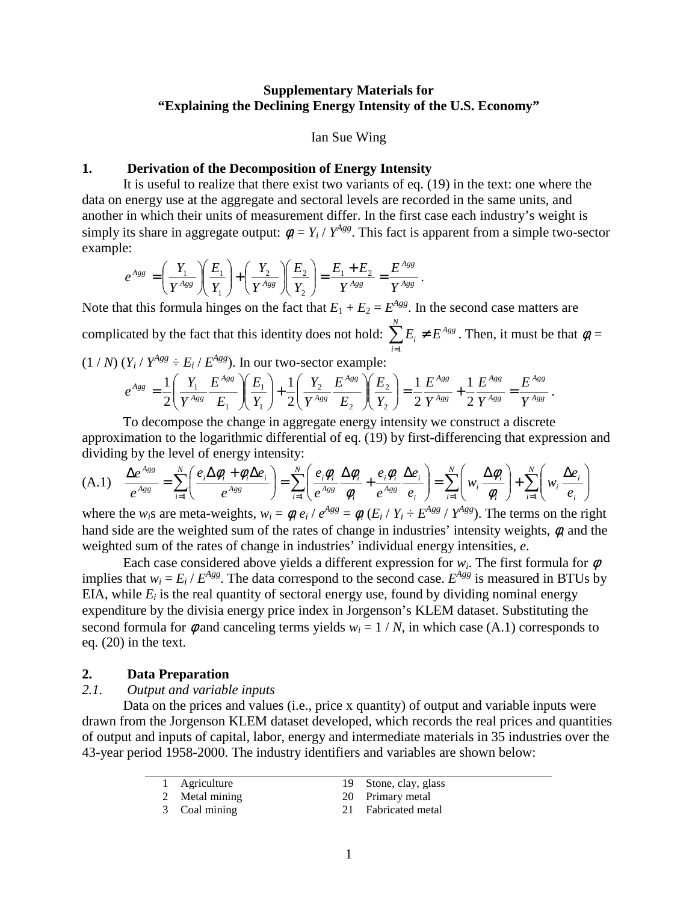**Supplementary Materials for**
**"Explaining the Declining Energy Intensity of the U.S. Economy"**

Ian Sue Wing

## 1. Derivation of the Decomposition of Energy Intensity

It is useful to realize that there exist two variants of eq. (19) in the text: one where the data on energy use at the aggregate and sectoral levels are recorded in the same units, and another in which their units of measurement differ. In the first case each industry's weight is simply its share in aggregate output: $\phi_i = Y_i / Y^{Agg}$. This fact is apparent from a simple two-sector example:

$$e^{Agg} = \left(\frac{Y_1}{Y^{Agg}}\right)\left(\frac{E_1}{Y_1}\right) + \left(\frac{Y_2}{Y^{Agg}}\right)\left(\frac{E_2}{Y_2}\right) = \frac{E_1 + E_2}{Y^{Agg}} = \frac{E^{Agg}}{Y^{Agg}}.$$

Note that this formula hinges on the fact that $E_1 + E_2 = E^{Agg}$. In the second case matters are complicated by the fact that this identity does not hold: $\sum_{i=1}^{N} E_i \neq E^{Agg}$. Then, it must be that $\phi_i = (1 / N)\,(Y_i / Y^{Agg} \div E_i / E^{Agg})$. In our two-sector example:

$$e^{Agg} = \frac{1}{2}\left(\frac{Y_1}{Y^{Agg}}\frac{E^{Agg}}{E_1}\right)\left(\frac{E_1}{Y_1}\right) + \frac{1}{2}\left(\frac{Y_2}{Y^{Agg}}\frac{E^{Agg}}{E_2}\right)\left(\frac{E_2}{Y_2}\right) = \frac{1}{2}\frac{E^{Agg}}{Y^{Agg}} + \frac{1}{2}\frac{E^{Agg}}{Y^{Agg}} = \frac{E^{Agg}}{Y^{Agg}}.$$

To decompose the change in aggregate energy intensity we construct a discrete approximation to the logarithmic differential of eq. (19) by first-differencing that expression and dividing by the level of energy intensity:

$$\text{(A.1)}\quad \frac{\Delta e^{Agg}}{e^{Agg}} = \sum_{i=1}^{N}\left(\frac{e_i \Delta\phi_i + \phi_i \Delta e_i}{e^{Agg}}\right) = \sum_{i=1}^{N}\left(\frac{e_i\phi_i}{e^{Agg}}\frac{\Delta\phi_i}{\phi_i} + \frac{e_i\phi_i}{e^{Agg}}\frac{\Delta e_i}{e_i}\right) = \sum_{i=1}^{N}\left(w_i\frac{\Delta\phi_i}{\phi_i}\right) + \sum_{i=1}^{N}\left(w_i\frac{\Delta e_i}{e_i}\right)$$

where the $w_i$s are meta-weights, $w_i = \phi_i\, e_i / e^{Agg} = \phi_i\,(E_i / Y_i \div E^{Agg} / Y^{Agg})$. The terms on the right hand side are the weighted sum of the rates of change in industries' intensity weights, $\phi$, and the weighted sum of the rates of change in industries' individual energy intensities, $e$.

Each case considered above yields a different expression for $w_i$. The first formula for $\phi$ implies that $w_i = E_i / E^{Agg}$. The data correspond to the second case. $E^{Agg}$ is measured in BTUs by EIA, while $E_i$ is the real quantity of sectoral energy use, found by dividing nominal energy expenditure by the divisia energy price index in Jorgenson's KLEM dataset. Substituting the second formula for $\phi$ and canceling terms yields $w_i = 1 / N$, in which case (A.1) corresponds to eq. (20) in the text.

## 2. Data Preparation

### *2.1. Output and variable inputs*

Data on the prices and values (i.e., price x quantity) of output and variable inputs were drawn from the Jorgenson KLEM dataset developed, which records the real prices and quantities of output and inputs of capital, labor, energy and intermediate materials in 35 industries over the 43-year period 1958-2000. The industry identifiers and variables are shown below:

| | | | |
|---|---|---|---|
| 1 | Agriculture | 19 | Stone, clay, glass |
| 2 | Metal mining | 20 | Primary metal |
| 3 | Coal mining | 21 | Fabricated metal |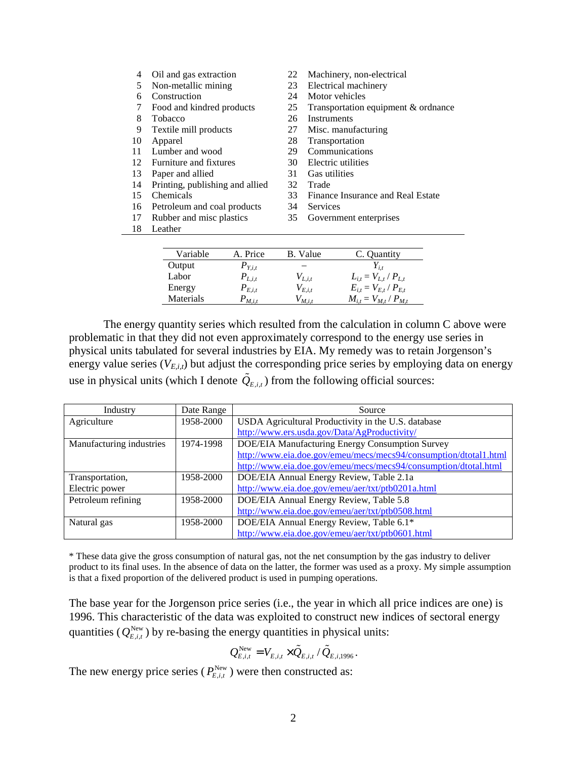| | | | |
|---|---|---|---|
| 4 | Oil and gas extraction | 22 | Machinery, non-electrical |
| 5 | Non-metallic mining | 23 | Electrical machinery |
| 6 | Construction | 24 | Motor vehicles |
| 7 | Food and kindred products | 25 | Transportation equipment & ordnance |
| 8 | Tobacco | 26 | Instruments |
| 9 | Textile mill products | 27 | Misc. manufacturing |
| 10 | Apparel | 28 | Transportation |
| 11 | Lumber and wood | 29 | Communications |
| 12 | Furniture and fixtures | 30 | Electric utilities |
| 13 | Paper and allied | 31 | Gas utilities |
| 14 | Printing, publishing and allied | 32 | Trade |
| 15 | Chemicals | 33 | Finance Insurance and Real Estate |
| 16 | Petroleum and coal products | 34 | Services |
| 17 | Rubber and misc plastics | 35 | Government enterprises |
| 18 | Leather | | |

| Variable | A. Price | B. Value | C. Quantity |
|---|---|---|---|
| Output | $P_{Y,i,t}$ | – | $Y_{i,t}$ |
| Labor | $P_{L,i,t}$ | $V_{L,i,t}$ | $L_{i,t} = V_{L,t} / P_{L,t}$ |
| Energy | $P_{E,i,t}$ | $V_{E,i,t}$ | $E_{i,t} = V_{E,t} / P_{E,t}$ |
| Materials | $P_{M,i,t}$ | $V_{M,i,t}$ | $M_{i,t} = V_{M,t} / P_{M,t}$ |

The energy quantity series which resulted from the calculation in column C above were problematic in that they did not even approximately correspond to the energy use series in physical units tabulated for several industries by EIA. My remedy was to retain Jorgenson's energy value series ($V_{E,i,t}$) but adjust the corresponding price series by employing data on energy use in physical units (which I denote $\tilde{Q}_{E,i,t}$) from the following official sources:

| Industry | Date Range | Source |
|---|---|---|
| Agriculture | 1958-2000 | USDA Agricultural Productivity in the U.S. database http://www.ers.usda.gov/Data/AgProductivity/ |
| Manufacturing industries | 1974-1998 | DOE/EIA Manufacturing Energy Consumption Survey http://www.eia.doe.gov/emeu/mecs/mecs94/consumption/dtotal1.html http://www.eia.doe.gov/emeu/mecs/mecs94/consumption/dtotal.html |
| Transportation, Electric power | 1958-2000 | DOE/EIA Annual Energy Review, Table 2.1a http://www.eia.doe.gov/emeu/aer/txt/ptb0201a.html |
| Petroleum refining | 1958-2000 | DOE/EIA Annual Energy Review, Table 5.8 http://www.eia.doe.gov/emeu/aer/txt/ptb0508.html |
| Natural gas | 1958-2000 | DOE/EIA Annual Energy Review, Table 6.1* http://www.eia.doe.gov/emeu/aer/txt/ptb0601.html |

\* These data give the gross consumption of natural gas, not the net consumption by the gas industry to deliver product to its final uses. In the absence of data on the latter, the former was used as a proxy. My simple assumption is that a fixed proportion of the delivered product is used in pumping operations.

The base year for the Jorgenson price series (i.e., the year in which all price indices are one) is 1996. This characteristic of the data was exploited to construct new indices of sectoral energy quantities ($Q_{E,i,t}^{\text{New}}$) by re-basing the energy quantities in physical units:

$$Q_{E,i,t}^{\text{New}} = V_{E,i,t} \times \tilde{Q}_{E,i,t} / \tilde{Q}_{E,i,1996}.$$

The new energy price series ($P_{E,i,t}^{\text{New}}$) were then constructed as: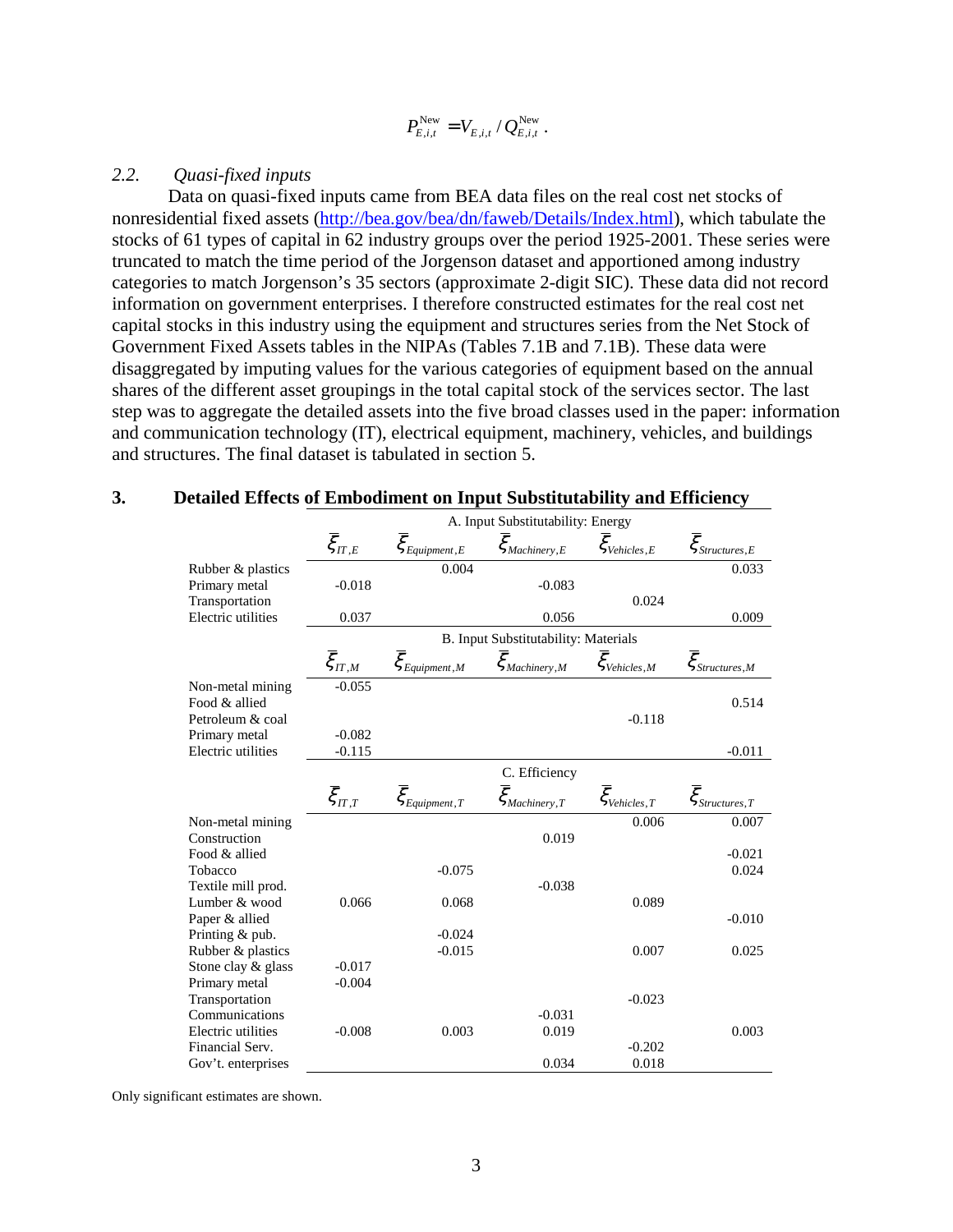$$P_{E,i,t}^{\text{New}} = V_{E,i,t} / Q_{E,i,t}^{\text{New}} .$$

### 2.2. *Quasi-fixed inputs*

Data on quasi-fixed inputs came from BEA data files on the real cost net stocks of nonresidential fixed assets (http://bea.gov/bea/dn/faweb/Details/Index.html), which tabulate the stocks of 61 types of capital in 62 industry groups over the period 1925-2001. These series were truncated to match the time period of the Jorgenson dataset and apportioned among industry categories to match Jorgenson's 35 sectors (approximate 2-digit SIC). These data did not record information on government enterprises. I therefore constructed estimates for the real cost net capital stocks in this industry using the equipment and structures series from the Net Stock of Government Fixed Assets tables in the NIPAs (Tables 7.1B and 7.1B). These data were disaggregated by imputing values for the various categories of equipment based on the annual shares of the different asset groupings in the total capital stock of the services sector. The last step was to aggregate the detailed assets into the five broad classes used in the paper: information and communication technology (IT), electrical equipment, machinery, vehicles, and buildings and structures. The final dataset is tabulated in section 5.

## 3. Detailed Effects of Embodiment on Input Substitutability and Efficiency

| | A. Input Substitutability: Energy | | | | |
|---|---|---|---|---|---|
| | $\bar{\xi}_{IT,E}$ | $\bar{\xi}_{Equipment,E}$ | $\bar{\xi}_{Machinery,E}$ | $\bar{\xi}_{Vehicles,E}$ | $\bar{\xi}_{Structures,E}$ |
| Rubber & plastics | | 0.004 | | | 0.033 |
| Primary metal | -0.018 | | -0.083 | | |
| Transportation | | | | 0.024 | |
| Electric utilities | 0.037 | | 0.056 | | 0.009 |
| | **B. Input Substitutability: Materials** | | | | |
| | $\bar{\xi}_{IT,M}$ | $\bar{\xi}_{Equipment,M}$ | $\bar{\xi}_{Machinery,M}$ | $\bar{\xi}_{Vehicles,M}$ | $\bar{\xi}_{Structures,M}$ |
| Non-metal mining | -0.055 | | | | |
| Food & allied | | | | | 0.514 |
| Petroleum & coal | | | | -0.118 | |
| Primary metal | -0.082 | | | | |
| Electric utilities | -0.115 | | | | -0.011 |
| | **C. Efficiency** | | | | |
| | $\bar{\xi}_{IT,T}$ | $\bar{\xi}_{Equipment,T}$ | $\bar{\xi}_{Machinery,T}$ | $\bar{\xi}_{Vehicles,T}$ | $\bar{\xi}_{Structures,T}$ |
| Non-metal mining | | | | 0.006 | 0.007 |
| Construction | | | 0.019 | | |
| Food & allied | | | | | -0.021 |
| Tobacco | | -0.075 | | | 0.024 |
| Textile mill prod. | | | -0.038 | | |
| Lumber & wood | 0.066 | 0.068 | | 0.089 | |
| Paper & allied | | | | | -0.010 |
| Printing & pub. | | -0.024 | | | |
| Rubber & plastics | | -0.015 | | 0.007 | 0.025 |
| Stone clay & glass | -0.017 | | | | |
| Primary metal | -0.004 | | | | |
| Transportation | | | | -0.023 | |
| Communications | | | -0.031 | | |
| Electric utilities | -0.008 | 0.003 | 0.019 | | 0.003 |
| Financial Serv. | | | | -0.202 | |
| Gov't. enterprises | | | 0.034 | 0.018 | |

Only significant estimates are shown.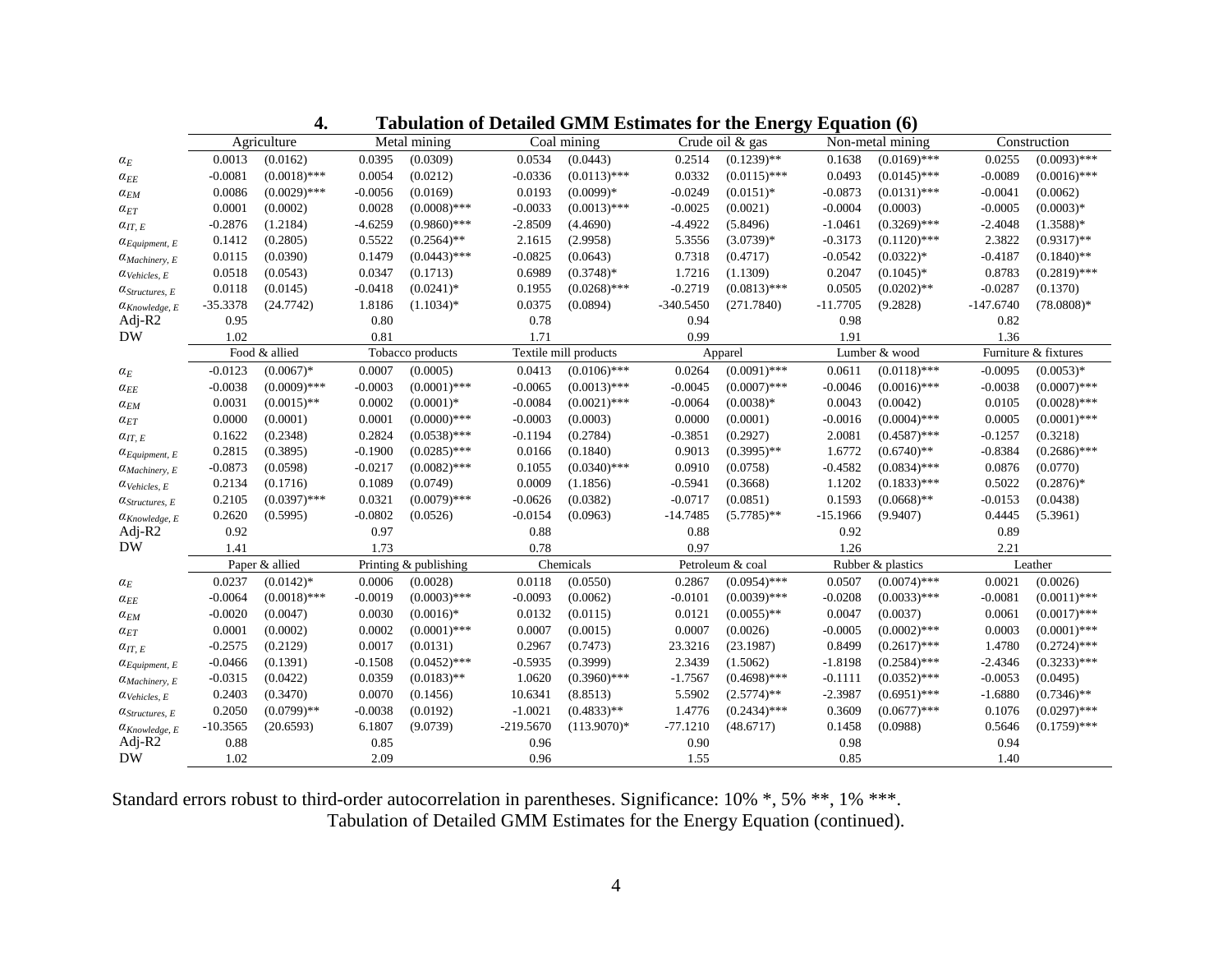## 4. Tabulation of Detailed GMM Estimates for the Energy Equation (6)

| | Agriculture | | Metal mining | | Coal mining | | Crude oil & gas | | Non-metal mining | | Construction | |
|---|---|---|---|---|---|---|---|---|---|---|---|---|
| $\alpha_E$ | 0.0013 | (0.0162) | 0.0395 | (0.0309) | 0.0534 | (0.0443) | 0.2514 | (0.1239)** | 0.1638 | (0.0169)*** | 0.0255 | (0.0093)*** |
| $\alpha_{EE}$ | -0.0081 | (0.0018)*** | 0.0054 | (0.0212) | -0.0336 | (0.0113)*** | 0.0332 | (0.0115)*** | 0.0493 | (0.0145)*** | -0.0089 | (0.0016)*** |
| $\alpha_{EM}$ | 0.0086 | (0.0029)*** | -0.0056 | (0.0169) | 0.0193 | (0.0099)* | -0.0249 | (0.0151)* | -0.0873 | (0.0131)*** | -0.0041 | (0.0062) |
| $\alpha_{ET}$ | 0.0001 | (0.0002) | 0.0028 | (0.0008)*** | -0.0033 | (0.0013)*** | -0.0025 | (0.0021) | -0.0004 | (0.0003) | -0.0005 | (0.0003)* |
| $\alpha_{IT,E}$ | -0.2876 | (1.2184) | -4.6259 | (0.9860)*** | -2.8509 | (4.4690) | -4.4922 | (5.8496) | -1.0461 | (0.3269)*** | -2.4048 | (1.3588)* |
| $\alpha_{Equipment,E}$ | 0.1412 | (0.2805) | 0.5522 | (0.2564)** | 2.1615 | (2.9958) | 5.3556 | (3.0739)* | -0.3173 | (0.1120)*** | 2.3822 | (0.9317)** |
| $\alpha_{Machinery,E}$ | 0.0115 | (0.0390) | 0.1479 | (0.0443)*** | -0.0825 | (0.0643) | 0.7318 | (0.4717) | -0.0542 | (0.0322)* | -0.4187 | (0.1840)** |
| $\alpha_{Vehicles,E}$ | 0.0518 | (0.0543) | 0.0347 | (0.1713) | 0.6989 | (0.3748)* | 1.7216 | (1.1309) | 0.2047 | (0.1045)* | 0.8783 | (0.2819)*** |
| $\alpha_{Structures,E}$ | 0.0118 | (0.0145) | -0.0418 | (0.0241)* | 0.1955 | (0.0268)*** | -0.2719 | (0.0813)*** | 0.0505 | (0.0202)** | -0.0287 | (0.1370) |
| $\alpha_{Knowledge,E}$ | -35.3378 | (24.7742) | 1.8186 | (1.1034)* | 0.0375 | (0.0894) | -340.5450 | (271.7840) | -11.7705 | (9.2828) | -147.6740 | (78.0808)* |
| Adj-R2 | 0.95 | | 0.80 | | 0.78 | | 0.94 | | 0.98 | | 0.82 | |
| DW | 1.02 | | 0.81 | | 1.71 | | 0.99 | | 1.91 | | 1.36 | |
| | Food & allied | | Tobacco products | | Textile mill products | | Apparel | | Lumber & wood | | Furniture & fixtures | |
| $\alpha_E$ | -0.0123 | (0.0067)* | 0.0007 | (0.0005) | 0.0413 | (0.0106)*** | 0.0264 | (0.0091)*** | 0.0611 | (0.0118)*** | -0.0095 | (0.0053)* |
| $\alpha_{EE}$ | -0.0038 | (0.0009)*** | -0.0003 | (0.0001)*** | -0.0065 | (0.0013)*** | -0.0045 | (0.0007)*** | -0.0046 | (0.0016)*** | -0.0038 | (0.0007)*** |
| $\alpha_{EM}$ | 0.0031 | (0.0015)** | 0.0002 | (0.0001)* | -0.0084 | (0.0021)*** | -0.0064 | (0.0038)* | 0.0043 | (0.0042) | 0.0105 | (0.0028)*** |
| $\alpha_{ET}$ | 0.0000 | (0.0001) | 0.0001 | (0.0000)*** | -0.0003 | (0.0003) | 0.0000 | (0.0001) | -0.0016 | (0.0004)*** | 0.0005 | (0.0001)*** |
| $\alpha_{IT,E}$ | 0.1622 | (0.2348) | 0.2824 | (0.0538)*** | -0.1194 | (0.2784) | -0.3851 | (0.2927) | 2.0081 | (0.4587)*** | -0.1257 | (0.3218) |
| $\alpha_{Equipment,E}$ | 0.2815 | (0.3895) | -0.1900 | (0.0285)*** | 0.0166 | (0.1840) | 0.9013 | (0.3995)** | 1.6772 | (0.6740)** | -0.8384 | (0.2686)*** |
| $\alpha_{Machinery,E}$ | -0.0873 | (0.0598) | -0.0217 | (0.0082)*** | 0.1055 | (0.0340)*** | 0.0910 | (0.0758) | -0.4582 | (0.0834)*** | 0.0876 | (0.0770) |
| $\alpha_{Vehicles,E}$ | 0.2134 | (0.1716) | 0.1089 | (0.0749) | 0.0009 | (1.1856) | -0.5941 | (0.3668) | 1.1202 | (0.1833)*** | 0.5022 | (0.2876)* |
| $\alpha_{Structures,E}$ | 0.2105 | (0.0397)*** | 0.0321 | (0.0079)*** | -0.0626 | (0.0382) | -0.0717 | (0.0851) | 0.1593 | (0.0668)** | -0.0153 | (0.0438) |
| $\alpha_{Knowledge,E}$ | 0.2620 | (0.5995) | -0.0802 | (0.0526) | -0.0154 | (0.0963) | -14.7485 | (5.7785)** | -15.1966 | (9.9407) | 0.4445 | (5.3961) |
| Adj-R2 | 0.92 | | 0.97 | | 0.88 | | 0.88 | | 0.92 | | 0.89 | |
| DW | 1.41 | | 1.73 | | 0.78 | | 0.97 | | 1.26 | | 2.21 | |
| | Paper & allied | | Printing & publishing | | Chemicals | | Petroleum & coal | | Rubber & plastics | | Leather | |
| $\alpha_E$ | 0.0237 | (0.0142)* | 0.0006 | (0.0028) | 0.0118 | (0.0550) | 0.2867 | (0.0954)*** | 0.0507 | (0.0074)*** | 0.0021 | (0.0026) |
| $\alpha_{EE}$ | -0.0064 | (0.0018)*** | -0.0019 | (0.0003)*** | -0.0093 | (0.0062) | -0.0101 | (0.0039)*** | -0.0208 | (0.0033)*** | -0.0081 | (0.0011)*** |
| $\alpha_{EM}$ | -0.0020 | (0.0047) | 0.0030 | (0.0016)* | 0.0132 | (0.0115) | 0.0121 | (0.0055)** | 0.0047 | (0.0037) | 0.0061 | (0.0017)*** |
| $\alpha_{ET}$ | 0.0001 | (0.0002) | 0.0002 | (0.0001)*** | 0.0007 | (0.0015) | 0.0007 | (0.0026) | -0.0005 | (0.0002)*** | 0.0003 | (0.0001)*** |
| $\alpha_{IT,E}$ | -0.2575 | (0.2129) | 0.0017 | (0.0131) | 0.2967 | (0.7473) | 23.3216 | (23.1987) | 0.8499 | (0.2617)*** | 1.4780 | (0.2724)*** |
| $\alpha_{Equipment,E}$ | -0.0466 | (0.1391) | -0.1508 | (0.0452)*** | -0.5935 | (0.3999) | 2.3439 | (1.5062) | -1.8198 | (0.2584)*** | -2.4346 | (0.3233)*** |
| $\alpha_{Machinery,E}$ | -0.0315 | (0.0422) | 0.0359 | (0.0183)** | 1.0620 | (0.3960)*** | -1.7567 | (0.4698)*** | -0.1111 | (0.0352)*** | -0.0053 | (0.0495) |
| $\alpha_{Vehicles,E}$ | 0.2403 | (0.3470) | 0.0070 | (0.1456) | 10.6341 | (8.8513) | 5.5902 | (2.5774)** | -2.3987 | (0.6951)*** | -1.6880 | (0.7346)** |
| $\alpha_{Structures,E}$ | 0.2050 | (0.0799)** | -0.0038 | (0.0192) | -1.0021 | (0.4833)** | 1.4776 | (0.2434)*** | 0.3609 | (0.0677)*** | 0.1076 | (0.0297)*** |
| $\alpha_{Knowledge,E}$ | -10.3565 | (20.6593) | 6.1807 | (9.0739) | -219.5670 | (113.9070)* | -77.1210 | (48.6717) | 0.1458 | (0.0988) | 0.5646 | (0.1759)*** |
| Adj-R2 | 0.88 | | 0.85 | | 0.96 | | 0.90 | | 0.98 | | 0.94 | |
| DW | 1.02 | | 2.09 | | 0.96 | | 1.55 | | 0.85 | | 1.40 | |

Standard errors robust to third-order autocorrelation in parentheses. Significance: 10% *, 5% **, 1% ***.

Tabulation of Detailed GMM Estimates for the Energy Equation (continued).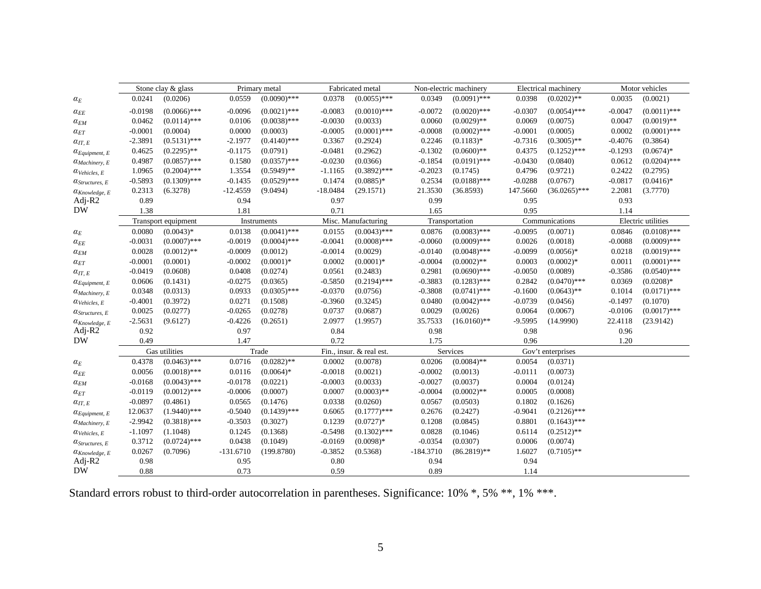| | Stone clay & glass | | Primary metal | | Fabricated metal | | Non-electric machinery | | Electrical machinery | | Motor vehicles | |
|---|---|---|---|---|---|---|---|---|---|---|---|---|
| $\alpha_E$ | 0.0241 | (0.0206) | 0.0559 | (0.0090)*** | 0.0378 | (0.0055)*** | 0.0349 | (0.0091)*** | 0.0398 | (0.0202)** | 0.0035 | (0.0021) |
| $\alpha_{EE}$ | -0.0198 | (0.0066)*** | -0.0096 | (0.0021)*** | -0.0083 | (0.0010)*** | -0.0072 | (0.0020)*** | -0.0307 | (0.0054)*** | -0.0047 | (0.0011)*** |
| $\alpha_{EM}$ | 0.0462 | (0.0114)*** | 0.0106 | (0.0038)*** | -0.0030 | (0.0033) | 0.0060 | (0.0029)** | 0.0069 | (0.0075) | 0.0047 | (0.0019)** |
| $\alpha_{ET}$ | -0.0001 | (0.0004) | 0.0000 | (0.0003) | -0.0005 | (0.0001)*** | -0.0008 | (0.0002)*** | -0.0001 | (0.0005) | 0.0002 | (0.0001)*** |
| $\alpha_{IT, E}$ | -2.3891 | (0.5131)*** | -2.1977 | (0.4140)*** | 0.3367 | (0.2924) | 0.2246 | (0.1183)* | -0.7316 | (0.3005)** | -0.4076 | (0.3864) |
| $\alpha_{Equipment, E}$ | 0.4625 | (0.2295)** | -0.1175 | (0.0791) | -0.0481 | (0.2962) | -0.1302 | (0.0600)** | 0.4375 | (0.1252)*** | -0.1293 | (0.0674)* |
| $\alpha_{Machinery, E}$ | 0.4987 | (0.0857)*** | 0.1580 | (0.0357)*** | -0.0230 | (0.0366) | -0.1854 | (0.0191)*** | -0.0430 | (0.0840) | 0.0612 | (0.0204)*** |
| $\alpha_{Vehicles, E}$ | 1.0965 | (0.2004)*** | 1.3554 | (0.5949)** | -1.1165 | (0.3892)*** | -0.2023 | (0.1745) | 0.4796 | (0.9721) | 0.2422 | (0.2795) |
| $\alpha_{Structures, E}$ | -0.5893 | (0.1309)*** | -0.1435 | (0.0529)*** | 0.1474 | (0.0885)* | 0.2534 | (0.0188)*** | -0.0288 | (0.0767) | -0.0817 | (0.0416)* |
| $\alpha_{Knowledge, E}$ | 0.2313 | (6.3278) | -12.4559 | (9.0494) | -18.0484 | (29.1571) | 21.3530 | (36.8593) | 147.5660 | (36.0265)*** | 2.2081 | (3.7770) |
| Adj-R2 | 0.89 | | 0.94 | | 0.97 | | 0.99 | | 0.95 | | 0.93 | |
| DW | 1.38 | | 1.81 | | 0.71 | | 1.65 | | 0.95 | | 1.14 | |
| | **Transport equipment** | | **Instruments** | | **Misc. Manufacturing** | | **Transportation** | | **Communications** | | **Electric utilities** | |
| $\alpha_E$ | 0.0080 | (0.0043)* | 0.0138 | (0.0041)*** | 0.0155 | (0.0043)*** | 0.0876 | (0.0083)*** | -0.0095 | (0.0071) | 0.0846 | (0.0108)*** |
| $\alpha_{EE}$ | -0.0031 | (0.0007)*** | -0.0019 | (0.0004)*** | -0.0041 | (0.0008)*** | -0.0060 | (0.0009)*** | 0.0026 | (0.0018) | -0.0088 | (0.0009)*** |
| $\alpha_{EM}$ | 0.0028 | (0.0012)** | -0.0009 | (0.0012) | -0.0014 | (0.0029) | -0.0140 | (0.0048)*** | -0.0099 | (0.0056)* | 0.0218 | (0.0019)*** |
| $\alpha_{ET}$ | -0.0001 | (0.0001) | -0.0002 | (0.0001)* | 0.0002 | (0.0001)* | -0.0004 | (0.0002)** | 0.0003 | (0.0002)* | 0.0011 | (0.0001)*** |
| $\alpha_{IT, E}$ | -0.0419 | (0.0608) | 0.0408 | (0.0274) | 0.0561 | (0.2483) | 0.2981 | (0.0690)*** | -0.0050 | (0.0089) | -0.3586 | (0.0540)*** |
| $\alpha_{Equipment, E}$ | 0.0606 | (0.1431) | -0.0275 | (0.0365) | -0.5850 | (0.2194)*** | -0.3883 | (0.1283)*** | 0.2842 | (0.0470)*** | 0.0369 | (0.0208)* |
| $\alpha_{Machinery, E}$ | 0.0348 | (0.0313) | 0.0933 | (0.0305)*** | -0.0370 | (0.0756) | -0.3808 | (0.0741)*** | -0.1600 | (0.0643)** | 0.1014 | (0.0171)*** |
| $\alpha_{Vehicles, E}$ | -0.4001 | (0.3972) | 0.0271 | (0.1508) | -0.3960 | (0.3245) | 0.0480 | (0.0042)*** | -0.0739 | (0.0456) | -0.1497 | (0.1070) |
| $\alpha_{Structures, E}$ | 0.0025 | (0.0277) | -0.0265 | (0.0278) | 0.0737 | (0.0687) | 0.0029 | (0.0026) | 0.0064 | (0.0067) | -0.0106 | (0.0017)*** |
| $\alpha_{Knowledge, E}$ | -2.5631 | (9.6127) | -0.4226 | (0.2651) | 2.0977 | (1.9957) | 35.7533 | (16.0160)** | -9.5995 | (14.9990) | 22.4118 | (23.9142) |
| Adj-R2 | 0.92 | | 0.97 | | 0.84 | | 0.98 | | 0.98 | | 0.96 | |
| DW | 0.49 | | 1.47 | | 0.72 | | 1.75 | | 0.96 | | 1.20 | |
| | **Gas utilities** | | **Trade** | | **Fin., insur. & real est.** | | **Services** | | **Gov't enterprises** | | | |
| $\alpha_E$ | 0.4378 | (0.0463)*** | 0.0716 | (0.0282)** | 0.0002 | (0.0078) | 0.0206 | (0.0084)** | 0.0054 | (0.0371) | | |
| $\alpha_{EE}$ | 0.0056 | (0.0018)*** | 0.0116 | (0.0064)* | -0.0018 | (0.0021) | -0.0002 | (0.0013) | -0.0111 | (0.0073) | | |
| $\alpha_{EM}$ | -0.0168 | (0.0043)*** | -0.0178 | (0.0221) | -0.0003 | (0.0033) | -0.0027 | (0.0037) | 0.0004 | (0.0124) | | |
| $\alpha_{ET}$ | -0.0119 | (0.0012)*** | -0.0006 | (0.0007) | 0.0007 | (0.0003)** | -0.0004 | (0.0002)** | 0.0005 | (0.0008) | | |
| $\alpha_{IT, E}$ | -0.0897 | (0.4861) | 0.0565 | (0.1476) | 0.0338 | (0.0260) | 0.0567 | (0.0503) | 0.1802 | (0.1626) | | |
| $\alpha_{Equipment, E}$ | 12.0637 | (1.9440)*** | -0.5040 | (0.1439)*** | 0.6065 | (0.1777)*** | 0.2676 | (0.2427) | -0.9041 | (0.2126)*** | | |
| $\alpha_{Machinery, E}$ | -2.9942 | (0.3818)*** | -0.3503 | (0.3027) | 0.1239 | (0.0727)* | 0.1208 | (0.0845) | 0.8801 | (0.1643)*** | | |
| $\alpha_{Vehicles, E}$ | -1.1097 | (1.1048) | 0.1245 | (0.1368) | -0.5498 | (0.1302)*** | 0.0828 | (0.1046) | 0.6114 | (0.2512)** | | |
| $\alpha_{Structures, E}$ | 0.3712 | (0.0724)*** | 0.0438 | (0.1049) | -0.0169 | (0.0098)* | -0.0354 | (0.0307) | 0.0006 | (0.0074) | | |
| $\alpha_{Knowledge, E}$ | 0.0267 | (0.7096) | -131.6710 | (199.8780) | -0.3852 | (0.5368) | -184.3710 | (86.2819)** | 1.6027 | (0.7105)** | | |
| Adj-R2 | 0.98 | | 0.95 | | 0.80 | | 0.94 | | 0.94 | | | |
| DW | 0.88 | | 0.73 | | 0.59 | | 0.89 | | 1.14 | | | |

Standard errors robust to third-order autocorrelation in parentheses. Significance: 10% *, 5% **, 1% ***.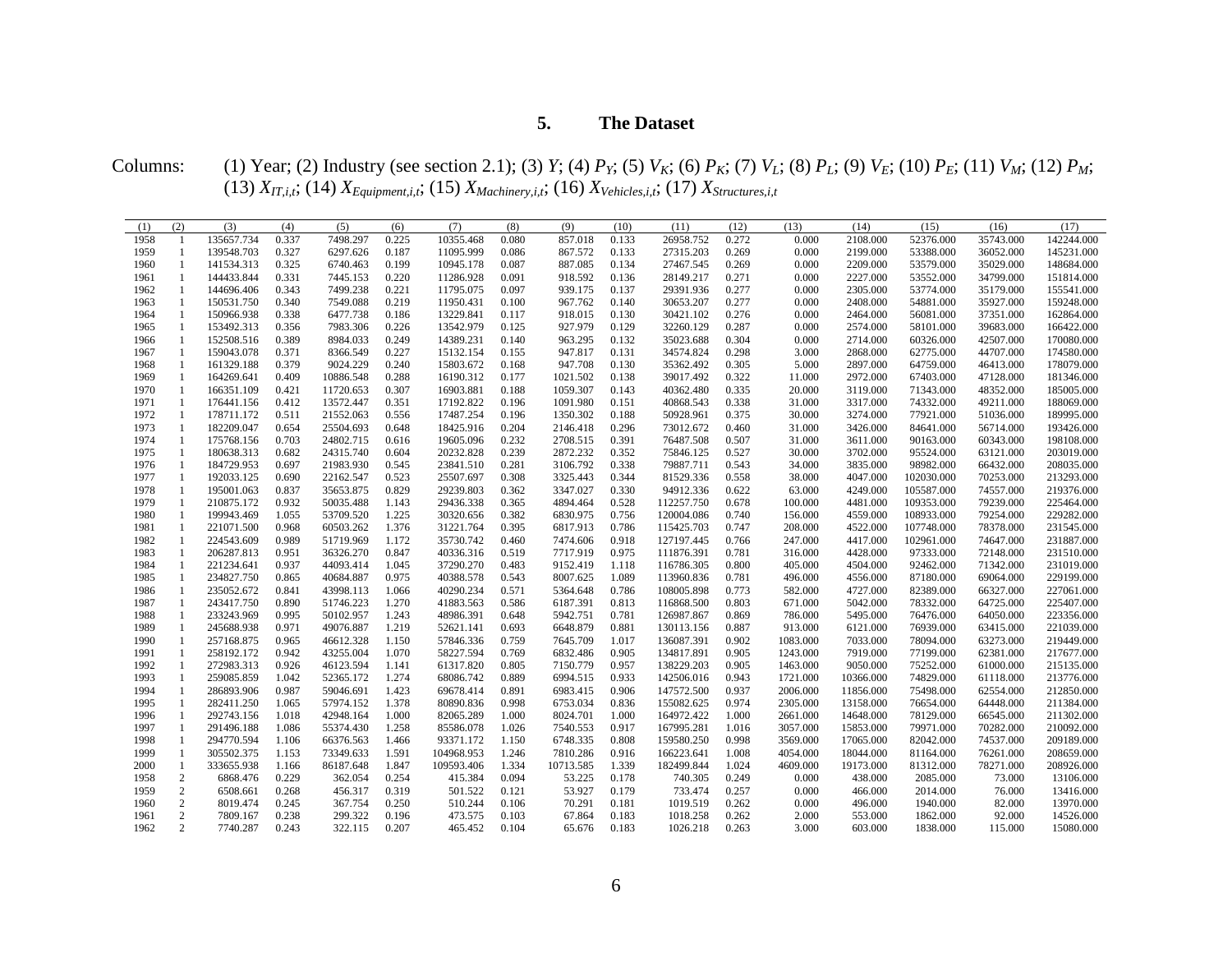## 5. The Dataset

Columns: (1) Year; (2) Industry (see section 2.1); (3) $Y$; (4) $P_Y$; (5) $V_K$; (6) $P_K$; (7) $V_L$; (8) $P_L$; (9) $V_E$; (10) $P_E$; (11) $V_M$; (12) $P_M$; (13) $X_{IT,i,t}$; (14) $X_{Equipment,i,t}$; (15) $X_{Machinery,i,t}$; (16) $X_{Vehicles,i,t}$; (17) $X_{Structures,i,t}$

| (1) | (2) | (3) | (4) | (5) | (6) | (7) | (8) | (9) | (10) | (11) | (12) | (13) | (14) | (15) | (16) | (17) |
|---|---|---|---|---|---|---|---|---|---|---|---|---|---|---|---|---|
| 1958 | 1 | 135657.734 | 0.337 | 7498.297 | 0.225 | 10355.468 | 0.080 | 857.018 | 0.133 | 26958.752 | 0.272 | 0.000 | 2108.000 | 52376.000 | 35743.000 | 142244.000 |
| 1959 | 1 | 139548.703 | 0.327 | 6297.626 | 0.187 | 11095.999 | 0.086 | 867.572 | 0.133 | 27315.203 | 0.269 | 0.000 | 2199.000 | 53388.000 | 36052.000 | 145231.000 |
| 1960 | 1 | 141534.313 | 0.325 | 6740.463 | 0.199 | 10945.178 | 0.087 | 887.085 | 0.134 | 27467.545 | 0.269 | 0.000 | 2209.000 | 53579.000 | 35029.000 | 148684.000 |
| 1961 | 1 | 144433.844 | 0.331 | 7445.153 | 0.220 | 11286.928 | 0.091 | 918.592 | 0.136 | 28149.217 | 0.271 | 0.000 | 2227.000 | 53552.000 | 34799.000 | 151814.000 |
| 1962 | 1 | 144696.406 | 0.343 | 7499.238 | 0.221 | 11795.075 | 0.097 | 939.175 | 0.137 | 29391.936 | 0.277 | 0.000 | 2305.000 | 53774.000 | 35179.000 | 155541.000 |
| 1963 | 1 | 150531.750 | 0.340 | 7549.088 | 0.219 | 11950.431 | 0.100 | 967.762 | 0.140 | 30653.207 | 0.277 | 0.000 | 2408.000 | 54881.000 | 35927.000 | 159248.000 |
| 1964 | 1 | 150966.938 | 0.338 | 6477.738 | 0.186 | 13229.841 | 0.117 | 918.015 | 0.130 | 30421.102 | 0.276 | 0.000 | 2464.000 | 56081.000 | 37351.000 | 162864.000 |
| 1965 | 1 | 153492.313 | 0.356 | 7983.306 | 0.226 | 13542.979 | 0.125 | 927.979 | 0.129 | 32260.129 | 0.287 | 0.000 | 2574.000 | 58101.000 | 39683.000 | 166422.000 |
| 1966 | 1 | 152508.516 | 0.389 | 8984.033 | 0.249 | 14389.231 | 0.140 | 963.295 | 0.132 | 35023.688 | 0.304 | 0.000 | 2714.000 | 60326.000 | 42507.000 | 170080.000 |
| 1967 | 1 | 159043.078 | 0.371 | 8366.549 | 0.227 | 15132.154 | 0.155 | 947.817 | 0.131 | 34574.824 | 0.298 | 3.000 | 2868.000 | 62775.000 | 44707.000 | 174580.000 |
| 1968 | 1 | 161329.188 | 0.379 | 9024.229 | 0.240 | 15803.672 | 0.168 | 947.708 | 0.130 | 35362.492 | 0.305 | 5.000 | 2897.000 | 64759.000 | 46413.000 | 178079.000 |
| 1969 | 1 | 164269.641 | 0.409 | 10886.548 | 0.288 | 16190.312 | 0.177 | 1021.502 | 0.138 | 39017.492 | 0.322 | 11.000 | 2972.000 | 67403.000 | 47128.000 | 181346.000 |
| 1970 | 1 | 166351.109 | 0.421 | 11720.653 | 0.307 | 16903.881 | 0.188 | 1059.307 | 0.143 | 40362.480 | 0.335 | 20.000 | 3119.000 | 71343.000 | 48352.000 | 185005.000 |
| 1971 | 1 | 176441.156 | 0.412 | 13572.447 | 0.351 | 17192.822 | 0.196 | 1091.980 | 0.151 | 40868.543 | 0.338 | 31.000 | 3317.000 | 74332.000 | 49211.000 | 188069.000 |
| 1972 | 1 | 178711.172 | 0.511 | 21552.063 | 0.556 | 17487.254 | 0.196 | 1350.302 | 0.188 | 50928.961 | 0.375 | 30.000 | 3274.000 | 77921.000 | 51036.000 | 189995.000 |
| 1973 | 1 | 182209.047 | 0.654 | 25504.693 | 0.648 | 18425.916 | 0.204 | 2146.418 | 0.296 | 73012.672 | 0.460 | 31.000 | 3426.000 | 84641.000 | 56714.000 | 193426.000 |
| 1974 | 1 | 175768.156 | 0.703 | 24802.715 | 0.616 | 19605.096 | 0.232 | 2708.515 | 0.391 | 76487.508 | 0.507 | 31.000 | 3611.000 | 90163.000 | 60343.000 | 198108.000 |
| 1975 | 1 | 180638.313 | 0.682 | 24315.740 | 0.604 | 20232.828 | 0.239 | 2872.232 | 0.352 | 75846.125 | 0.527 | 30.000 | 3702.000 | 95524.000 | 63121.000 | 203019.000 |
| 1976 | 1 | 184729.953 | 0.697 | 21983.930 | 0.545 | 23841.510 | 0.281 | 3106.792 | 0.338 | 79887.711 | 0.543 | 34.000 | 3835.000 | 98982.000 | 66432.000 | 208035.000 |
| 1977 | 1 | 192033.125 | 0.690 | 22162.547 | 0.523 | 25507.697 | 0.308 | 3325.443 | 0.344 | 81529.336 | 0.558 | 38.000 | 4047.000 | 102030.000 | 70253.000 | 213293.000 |
| 1978 | 1 | 195001.063 | 0.837 | 35653.875 | 0.829 | 29239.803 | 0.362 | 3347.027 | 0.330 | 94912.336 | 0.622 | 63.000 | 4249.000 | 105587.000 | 74557.000 | 219376.000 |
| 1979 | 1 | 210875.172 | 0.932 | 50035.488 | 1.143 | 29436.338 | 0.365 | 4894.464 | 0.528 | 112257.750 | 0.678 | 100.000 | 4481.000 | 109353.000 | 79239.000 | 225464.000 |
| 1980 | 1 | 199943.469 | 1.055 | 53709.520 | 1.225 | 30320.656 | 0.382 | 6830.975 | 0.756 | 120004.086 | 0.740 | 156.000 | 4559.000 | 108933.000 | 79254.000 | 229282.000 |
| 1981 | 1 | 221071.500 | 0.968 | 60503.262 | 1.376 | 31221.764 | 0.395 | 6817.913 | 0.786 | 115425.703 | 0.747 | 208.000 | 4522.000 | 107748.000 | 78378.000 | 231545.000 |
| 1982 | 1 | 224543.609 | 0.989 | 51719.969 | 1.172 | 35730.742 | 0.460 | 7474.606 | 0.918 | 127197.445 | 0.766 | 247.000 | 4417.000 | 102961.000 | 74647.000 | 231887.000 |
| 1983 | 1 | 206287.813 | 0.951 | 36326.270 | 0.847 | 40336.316 | 0.519 | 7717.919 | 0.975 | 111876.391 | 0.781 | 316.000 | 4428.000 | 97333.000 | 72148.000 | 231510.000 |
| 1984 | 1 | 221234.641 | 0.937 | 44093.414 | 1.045 | 37290.270 | 0.483 | 9152.419 | 1.118 | 116786.305 | 0.800 | 405.000 | 4504.000 | 92462.000 | 71342.000 | 231019.000 |
| 1985 | 1 | 234827.750 | 0.865 | 40684.887 | 0.975 | 40388.578 | 0.543 | 8007.625 | 1.089 | 113960.836 | 0.781 | 496.000 | 4556.000 | 87180.000 | 69064.000 | 229199.000 |
| 1986 | 1 | 235052.672 | 0.841 | 43998.113 | 1.066 | 40290.234 | 0.571 | 5364.648 | 0.786 | 108005.898 | 0.773 | 582.000 | 4727.000 | 82389.000 | 66327.000 | 227061.000 |
| 1987 | 1 | 243417.750 | 0.890 | 51746.223 | 1.270 | 41883.563 | 0.586 | 6187.391 | 0.813 | 116868.500 | 0.803 | 671.000 | 5042.000 | 78332.000 | 64725.000 | 225407.000 |
| 1988 | 1 | 233243.969 | 0.995 | 50102.957 | 1.243 | 48986.391 | 0.648 | 5942.751 | 0.781 | 126987.867 | 0.869 | 786.000 | 5495.000 | 76476.000 | 64050.000 | 223356.000 |
| 1989 | 1 | 245688.938 | 0.971 | 49076.887 | 1.219 | 52621.141 | 0.693 | 6648.879 | 0.881 | 130113.156 | 0.887 | 913.000 | 6121.000 | 76939.000 | 63415.000 | 221039.000 |
| 1990 | 1 | 257168.875 | 0.965 | 46612.328 | 1.150 | 57846.336 | 0.759 | 7645.709 | 1.017 | 136087.391 | 0.902 | 1083.000 | 7033.000 | 78094.000 | 63273.000 | 219449.000 |
| 1991 | 1 | 258192.172 | 0.942 | 43255.004 | 1.070 | 58227.594 | 0.769 | 6832.486 | 0.905 | 134817.891 | 0.905 | 1243.000 | 7919.000 | 77199.000 | 62381.000 | 217677.000 |
| 1992 | 1 | 272983.313 | 0.926 | 46123.594 | 1.141 | 61317.820 | 0.805 | 7150.779 | 0.957 | 138229.203 | 0.905 | 1463.000 | 9050.000 | 75252.000 | 61000.000 | 215135.000 |
| 1993 | 1 | 259085.859 | 1.042 | 52365.172 | 1.274 | 68086.742 | 0.889 | 6994.515 | 0.933 | 142506.016 | 0.943 | 1721.000 | 10366.000 | 74829.000 | 61118.000 | 213776.000 |
| 1994 | 1 | 286893.906 | 0.987 | 59046.691 | 1.423 | 69678.414 | 0.891 | 6983.415 | 0.906 | 147572.500 | 0.937 | 2006.000 | 11856.000 | 75498.000 | 62554.000 | 212850.000 |
| 1995 | 1 | 282411.250 | 1.065 | 57974.152 | 1.378 | 80890.836 | 0.998 | 6753.034 | 0.836 | 155082.625 | 0.974 | 2305.000 | 13158.000 | 76654.000 | 64448.000 | 211384.000 |
| 1996 | 1 | 292743.156 | 1.018 | 42948.164 | 1.000 | 82065.289 | 1.000 | 8024.701 | 1.000 | 164972.422 | 1.000 | 2661.000 | 14648.000 | 78129.000 | 66545.000 | 211302.000 |
| 1997 | 1 | 291496.188 | 1.086 | 55374.430 | 1.258 | 85586.078 | 1.026 | 7540.553 | 0.917 | 167995.281 | 1.016 | 3057.000 | 15853.000 | 79971.000 | 70282.000 | 210092.000 |
| 1998 | 1 | 294770.594 | 1.106 | 66376.563 | 1.466 | 93371.172 | 1.150 | 6748.335 | 0.808 | 159580.250 | 0.998 | 3569.000 | 17065.000 | 82042.000 | 74537.000 | 209189.000 |
| 1999 | 1 | 305502.375 | 1.153 | 73349.633 | 1.591 | 104968.953 | 1.246 | 7810.286 | 0.916 | 166223.641 | 1.008 | 4054.000 | 18044.000 | 81164.000 | 76261.000 | 208659.000 |
| 2000 | 1 | 333655.938 | 1.166 | 86187.648 | 1.847 | 109593.406 | 1.334 | 10713.585 | 1.339 | 182499.844 | 1.024 | 4609.000 | 19173.000 | 81312.000 | 78271.000 | 208926.000 |
| 1958 | 2 | 6868.476 | 0.229 | 362.054 | 0.254 | 415.384 | 0.094 | 53.225 | 0.178 | 740.305 | 0.249 | 0.000 | 438.000 | 2085.000 | 73.000 | 13106.000 |
| 1959 | 2 | 6508.661 | 0.268 | 456.317 | 0.319 | 501.522 | 0.121 | 53.927 | 0.179 | 733.474 | 0.257 | 0.000 | 466.000 | 2014.000 | 76.000 | 13416.000 |
| 1960 | 2 | 8019.474 | 0.245 | 367.754 | 0.250 | 510.244 | 0.106 | 70.291 | 0.181 | 1019.519 | 0.262 | 0.000 | 496.000 | 1940.000 | 82.000 | 13970.000 |
| 1961 | 2 | 7809.167 | 0.238 | 299.322 | 0.196 | 473.575 | 0.103 | 67.864 | 0.183 | 1018.258 | 0.262 | 2.000 | 553.000 | 1862.000 | 92.000 | 14526.000 |
| 1962 | 2 | 7740.287 | 0.243 | 322.115 | 0.207 | 465.452 | 0.104 | 65.676 | 0.183 | 1026.218 | 0.263 | 3.000 | 603.000 | 1838.000 | 115.000 | 15080.000 |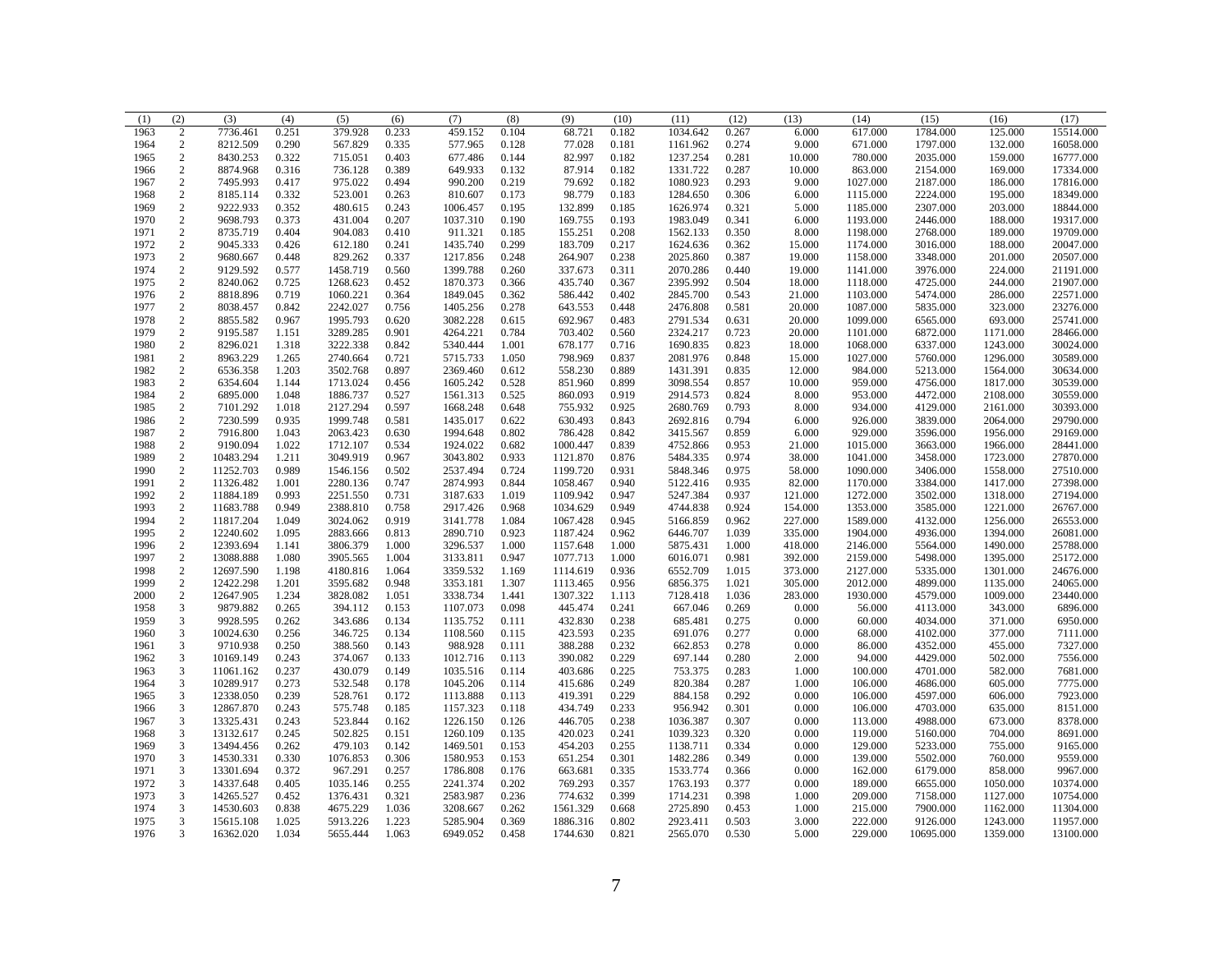| (1) | (2) | (3) | (4) | (5) | (6) | (7) | (8) | (9) | (10) | (11) | (12) | (13) | (14) | (15) | (16) | (17) |
|---|---|---|---|---|---|---|---|---|---|---|---|---|---|---|---|---|
| 1963 | 2 | 7736.461 | 0.251 | 379.928 | 0.233 | 459.152 | 0.104 | 68.721 | 0.182 | 1034.642 | 0.267 | 6.000 | 617.000 | 1784.000 | 125.000 | 15514.000 |
| 1964 | 2 | 8212.509 | 0.290 | 567.829 | 0.335 | 577.965 | 0.128 | 77.028 | 0.181 | 1161.962 | 0.274 | 9.000 | 671.000 | 1797.000 | 132.000 | 16058.000 |
| 1965 | 2 | 8430.253 | 0.322 | 715.051 | 0.403 | 677.486 | 0.144 | 82.997 | 0.182 | 1237.254 | 0.281 | 10.000 | 780.000 | 2035.000 | 159.000 | 16777.000 |
| 1966 | 2 | 8874.968 | 0.316 | 736.128 | 0.389 | 649.933 | 0.132 | 87.914 | 0.182 | 1331.722 | 0.287 | 10.000 | 863.000 | 2154.000 | 169.000 | 17334.000 |
| 1967 | 2 | 7495.993 | 0.417 | 975.022 | 0.494 | 990.200 | 0.219 | 79.692 | 0.182 | 1080.923 | 0.293 | 9.000 | 1027.000 | 2187.000 | 186.000 | 17816.000 |
| 1968 | 2 | 8185.114 | 0.332 | 523.001 | 0.263 | 810.607 | 0.173 | 98.779 | 0.183 | 1284.650 | 0.306 | 6.000 | 1115.000 | 2224.000 | 195.000 | 18349.000 |
| 1969 | 2 | 9222.933 | 0.352 | 480.615 | 0.243 | 1006.457 | 0.195 | 132.899 | 0.185 | 1626.974 | 0.321 | 5.000 | 1185.000 | 2307.000 | 203.000 | 18844.000 |
| 1970 | 2 | 9698.793 | 0.373 | 431.004 | 0.207 | 1037.310 | 0.190 | 169.755 | 0.193 | 1983.049 | 0.341 | 6.000 | 1193.000 | 2446.000 | 188.000 | 19317.000 |
| 1971 | 2 | 8735.719 | 0.404 | 904.083 | 0.410 | 911.321 | 0.185 | 155.251 | 0.208 | 1562.133 | 0.350 | 8.000 | 1198.000 | 2768.000 | 189.000 | 19709.000 |
| 1972 | 2 | 9045.333 | 0.426 | 612.180 | 0.241 | 1435.740 | 0.299 | 183.709 | 0.217 | 1624.636 | 0.362 | 15.000 | 1174.000 | 3016.000 | 188.000 | 20047.000 |
| 1973 | 2 | 9680.667 | 0.448 | 829.262 | 0.337 | 1217.856 | 0.248 | 264.907 | 0.238 | 2025.860 | 0.387 | 19.000 | 1158.000 | 3348.000 | 201.000 | 20507.000 |
| 1974 | 2 | 9129.592 | 0.577 | 1458.719 | 0.560 | 1399.788 | 0.260 | 337.673 | 0.311 | 2070.286 | 0.440 | 19.000 | 1141.000 | 3976.000 | 224.000 | 21191.000 |
| 1975 | 2 | 8240.062 | 0.725 | 1268.623 | 0.452 | 1870.373 | 0.366 | 435.740 | 0.367 | 2395.992 | 0.504 | 18.000 | 1118.000 | 4725.000 | 244.000 | 21907.000 |
| 1976 | 2 | 8818.896 | 0.719 | 1060.221 | 0.364 | 1849.045 | 0.362 | 586.442 | 0.402 | 2845.700 | 0.543 | 21.000 | 1103.000 | 5474.000 | 286.000 | 22571.000 |
| 1977 | 2 | 8038.457 | 0.842 | 2242.027 | 0.756 | 1405.256 | 0.278 | 643.553 | 0.448 | 2476.808 | 0.581 | 20.000 | 1087.000 | 5835.000 | 323.000 | 23276.000 |
| 1978 | 2 | 8855.582 | 0.967 | 1995.793 | 0.620 | 3082.228 | 0.615 | 692.967 | 0.483 | 2791.534 | 0.631 | 20.000 | 1099.000 | 6565.000 | 693.000 | 25741.000 |
| 1979 | 2 | 9195.587 | 1.151 | 3289.285 | 0.901 | 4264.221 | 0.784 | 703.402 | 0.560 | 2324.217 | 0.723 | 20.000 | 1101.000 | 6872.000 | 1171.000 | 28466.000 |
| 1980 | 2 | 8296.021 | 1.318 | 3222.338 | 0.842 | 5340.444 | 1.001 | 678.177 | 0.716 | 1690.835 | 0.823 | 18.000 | 1068.000 | 6337.000 | 1243.000 | 30024.000 |
| 1981 | 2 | 8963.229 | 1.265 | 2740.664 | 0.721 | 5715.733 | 1.050 | 798.969 | 0.837 | 2081.976 | 0.848 | 15.000 | 1027.000 | 5760.000 | 1296.000 | 30589.000 |
| 1982 | 2 | 6536.358 | 1.203 | 3502.768 | 0.897 | 2369.460 | 0.612 | 558.230 | 0.889 | 1431.391 | 0.835 | 12.000 | 984.000 | 5213.000 | 1564.000 | 30634.000 |
| 1983 | 2 | 6354.604 | 1.144 | 1713.024 | 0.456 | 1605.242 | 0.528 | 851.960 | 0.899 | 3098.554 | 0.857 | 10.000 | 959.000 | 4756.000 | 1817.000 | 30539.000 |
| 1984 | 2 | 6895.000 | 1.048 | 1886.737 | 0.527 | 1561.313 | 0.525 | 860.093 | 0.919 | 2914.573 | 0.824 | 8.000 | 953.000 | 4472.000 | 2108.000 | 30559.000 |
| 1985 | 2 | 7101.292 | 1.018 | 2127.294 | 0.597 | 1668.248 | 0.648 | 755.932 | 0.925 | 2680.769 | 0.793 | 8.000 | 934.000 | 4129.000 | 2161.000 | 30393.000 |
| 1986 | 2 | 7230.599 | 0.935 | 1999.748 | 0.581 | 1435.017 | 0.622 | 630.493 | 0.843 | 2692.816 | 0.794 | 6.000 | 926.000 | 3839.000 | 2064.000 | 29790.000 |
| 1987 | 2 | 7916.800 | 1.043 | 2063.423 | 0.630 | 1994.648 | 0.802 | 786.428 | 0.842 | 3415.567 | 0.859 | 6.000 | 929.000 | 3596.000 | 1956.000 | 29169.000 |
| 1988 | 2 | 9190.094 | 1.022 | 1712.107 | 0.534 | 1924.022 | 0.682 | 1000.447 | 0.839 | 4752.866 | 0.953 | 21.000 | 1015.000 | 3663.000 | 1966.000 | 28441.000 |
| 1989 | 2 | 10483.294 | 1.211 | 3049.919 | 0.967 | 3043.802 | 0.933 | 1121.870 | 0.876 | 5484.335 | 0.974 | 38.000 | 1041.000 | 3458.000 | 1723.000 | 27870.000 |
| 1990 | 2 | 11252.703 | 0.989 | 1546.156 | 0.502 | 2537.494 | 0.724 | 1199.720 | 0.931 | 5848.346 | 0.975 | 58.000 | 1090.000 | 3406.000 | 1558.000 | 27510.000 |
| 1991 | 2 | 11326.482 | 1.001 | 2280.136 | 0.747 | 2874.993 | 0.844 | 1058.467 | 0.940 | 5122.416 | 0.935 | 82.000 | 1170.000 | 3384.000 | 1417.000 | 27398.000 |
| 1992 | 2 | 11884.189 | 0.993 | 2251.550 | 0.731 | 3187.633 | 1.019 | 1109.942 | 0.947 | 5247.384 | 0.937 | 121.000 | 1272.000 | 3502.000 | 1318.000 | 27194.000 |
| 1993 | 2 | 11683.788 | 0.949 | 2388.810 | 0.758 | 2917.426 | 0.968 | 1034.629 | 0.949 | 4744.838 | 0.924 | 154.000 | 1353.000 | 3585.000 | 1221.000 | 26767.000 |
| 1994 | 2 | 11817.204 | 1.049 | 3024.062 | 0.919 | 3141.778 | 1.084 | 1067.428 | 0.945 | 5166.859 | 0.962 | 227.000 | 1589.000 | 4132.000 | 1256.000 | 26553.000 |
| 1995 | 2 | 12240.602 | 1.095 | 2883.666 | 0.813 | 2890.710 | 0.923 | 1187.424 | 0.962 | 6446.707 | 1.039 | 335.000 | 1904.000 | 4936.000 | 1394.000 | 26081.000 |
| 1996 | 2 | 12393.694 | 1.141 | 3806.379 | 1.000 | 3296.537 | 1.000 | 1157.648 | 1.000 | 5875.431 | 1.000 | 418.000 | 2146.000 | 5564.000 | 1490.000 | 25788.000 |
| 1997 | 2 | 13088.888 | 1.080 | 3905.565 | 1.004 | 3133.811 | 0.947 | 1077.713 | 1.000 | 6016.071 | 0.981 | 392.000 | 2159.000 | 5498.000 | 1395.000 | 25172.000 |
| 1998 | 2 | 12697.590 | 1.198 | 4180.816 | 1.064 | 3359.532 | 1.169 | 1114.619 | 0.936 | 6552.709 | 1.015 | 373.000 | 2127.000 | 5335.000 | 1301.000 | 24676.000 |
| 1999 | 2 | 12422.298 | 1.201 | 3595.682 | 0.948 | 3353.181 | 1.307 | 1113.465 | 0.956 | 6856.375 | 1.021 | 305.000 | 2012.000 | 4899.000 | 1135.000 | 24065.000 |
| 2000 | 2 | 12647.905 | 1.234 | 3828.082 | 1.051 | 3338.734 | 1.441 | 1307.322 | 1.113 | 7128.418 | 1.036 | 283.000 | 1930.000 | 4579.000 | 1009.000 | 23440.000 |
| 1958 | 3 | 9879.882 | 0.265 | 394.112 | 0.153 | 1107.073 | 0.098 | 445.474 | 0.241 | 667.046 | 0.269 | 0.000 | 56.000 | 4113.000 | 343.000 | 6896.000 |
| 1959 | 3 | 9928.595 | 0.262 | 343.686 | 0.134 | 1135.752 | 0.111 | 432.830 | 0.238 | 685.481 | 0.275 | 0.000 | 60.000 | 4034.000 | 371.000 | 6950.000 |
| 1960 | 3 | 10024.630 | 0.256 | 346.725 | 0.134 | 1108.560 | 0.115 | 423.593 | 0.235 | 691.076 | 0.277 | 0.000 | 68.000 | 4102.000 | 377.000 | 7111.000 |
| 1961 | 3 | 9710.938 | 0.250 | 388.560 | 0.143 | 988.928 | 0.111 | 388.288 | 0.232 | 662.853 | 0.278 | 0.000 | 86.000 | 4352.000 | 455.000 | 7327.000 |
| 1962 | 3 | 10169.149 | 0.243 | 374.067 | 0.133 | 1012.716 | 0.113 | 390.082 | 0.229 | 697.144 | 0.280 | 2.000 | 94.000 | 4429.000 | 502.000 | 7556.000 |
| 1963 | 3 | 11061.162 | 0.237 | 430.079 | 0.149 | 1035.516 | 0.114 | 403.686 | 0.225 | 753.375 | 0.283 | 1.000 | 100.000 | 4701.000 | 582.000 | 7681.000 |
| 1964 | 3 | 10289.917 | 0.273 | 532.548 | 0.178 | 1045.206 | 0.114 | 415.686 | 0.249 | 820.384 | 0.287 | 1.000 | 106.000 | 4686.000 | 605.000 | 7775.000 |
| 1965 | 3 | 12338.050 | 0.239 | 528.761 | 0.172 | 1113.888 | 0.113 | 419.391 | 0.229 | 884.158 | 0.292 | 0.000 | 106.000 | 4597.000 | 606.000 | 7923.000 |
| 1966 | 3 | 12867.870 | 0.243 | 575.748 | 0.185 | 1157.323 | 0.118 | 434.749 | 0.233 | 956.942 | 0.301 | 0.000 | 106.000 | 4703.000 | 635.000 | 8151.000 |
| 1967 | 3 | 13325.431 | 0.243 | 523.844 | 0.162 | 1226.150 | 0.126 | 446.705 | 0.238 | 1036.387 | 0.307 | 0.000 | 113.000 | 4988.000 | 673.000 | 8378.000 |
| 1968 | 3 | 13132.617 | 0.245 | 502.825 | 0.151 | 1260.109 | 0.135 | 420.023 | 0.241 | 1039.323 | 0.320 | 0.000 | 119.000 | 5160.000 | 704.000 | 8691.000 |
| 1969 | 3 | 13494.456 | 0.262 | 479.103 | 0.142 | 1469.501 | 0.153 | 454.203 | 0.255 | 1138.711 | 0.334 | 0.000 | 129.000 | 5233.000 | 755.000 | 9165.000 |
| 1970 | 3 | 14530.331 | 0.330 | 1076.853 | 0.306 | 1580.953 | 0.153 | 651.254 | 0.301 | 1482.286 | 0.349 | 0.000 | 139.000 | 5502.000 | 760.000 | 9559.000 |
| 1971 | 3 | 13301.694 | 0.372 | 967.291 | 0.257 | 1786.808 | 0.176 | 663.681 | 0.335 | 1533.774 | 0.366 | 0.000 | 162.000 | 6179.000 | 858.000 | 9967.000 |
| 1972 | 3 | 14337.648 | 0.405 | 1035.146 | 0.255 | 2241.374 | 0.202 | 769.293 | 0.357 | 1763.193 | 0.377 | 0.000 | 189.000 | 6655.000 | 1050.000 | 10374.000 |
| 1973 | 3 | 14265.527 | 0.452 | 1376.431 | 0.321 | 2583.987 | 0.236 | 774.632 | 0.399 | 1714.231 | 0.398 | 1.000 | 209.000 | 7158.000 | 1127.000 | 10754.000 |
| 1974 | 3 | 14530.603 | 0.838 | 4675.229 | 1.036 | 3208.667 | 0.262 | 1561.329 | 0.668 | 2725.890 | 0.453 | 1.000 | 215.000 | 7900.000 | 1162.000 | 11304.000 |
| 1975 | 3 | 15615.108 | 1.025 | 5913.226 | 1.223 | 5285.904 | 0.369 | 1886.316 | 0.802 | 2923.411 | 0.503 | 3.000 | 222.000 | 9126.000 | 1243.000 | 11957.000 |
| 1976 | 3 | 16362.020 | 1.034 | 5655.444 | 1.063 | 6949.052 | 0.458 | 1744.630 | 0.821 | 2565.070 | 0.530 | 5.000 | 229.000 | 10695.000 | 1359.000 | 13100.000 |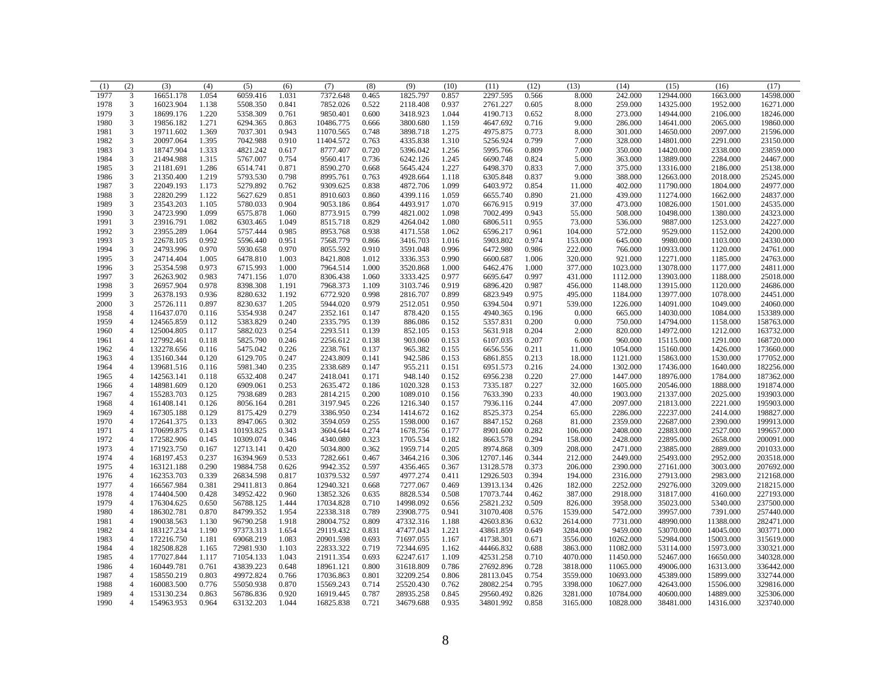| (1) | (2) | (3) | (4) | (5) | (6) | (7) | (8) | (9) | (10) | (11) | (12) | (13) | (14) | (15) | (16) | (17) |
|---|---|---|---|---|---|---|---|---|---|---|---|---|---|---|---|---|
| 1977 | 3 | 16651.178 | 1.054 | 6059.416 | 1.031 | 7372.648 | 0.465 | 1825.797 | 0.857 | 2297.595 | 0.566 | 8.000 | 242.000 | 12944.000 | 1663.000 | 14598.000 |
| 1978 | 3 | 16023.904 | 1.138 | 5508.350 | 0.841 | 7852.026 | 0.522 | 2118.408 | 0.937 | 2761.227 | 0.605 | 8.000 | 259.000 | 14325.000 | 1952.000 | 16271.000 |
| 1979 | 3 | 18699.176 | 1.220 | 5358.309 | 0.761 | 9850.401 | 0.600 | 3418.923 | 1.044 | 4190.713 | 0.652 | 8.000 | 273.000 | 14944.000 | 2106.000 | 18246.000 |
| 1980 | 3 | 19856.182 | 1.271 | 6294.365 | 0.863 | 10486.775 | 0.666 | 3800.680 | 1.159 | 4647.692 | 0.716 | 9.000 | 286.000 | 14641.000 | 2065.000 | 19860.000 |
| 1981 | 3 | 19711.602 | 1.369 | 7037.301 | 0.943 | 11070.565 | 0.748 | 3898.718 | 1.275 | 4975.875 | 0.773 | 8.000 | 301.000 | 14650.000 | 2097.000 | 21596.000 |
| 1982 | 3 | 20097.064 | 1.395 | 7042.988 | 0.910 | 11404.572 | 0.763 | 4335.838 | 1.310 | 5256.924 | 0.799 | 7.000 | 328.000 | 14801.000 | 2291.000 | 23150.000 |
| 1983 | 3 | 18747.904 | 1.333 | 4821.242 | 0.617 | 8777.407 | 0.720 | 5396.042 | 1.256 | 5995.766 | 0.809 | 7.000 | 350.000 | 14420.000 | 2338.000 | 23859.000 |
| 1984 | 3 | 21494.988 | 1.315 | 5767.007 | 0.754 | 9560.417 | 0.736 | 6242.126 | 1.245 | 6690.748 | 0.824 | 5.000 | 363.000 | 13889.000 | 2284.000 | 24467.000 |
| 1985 | 3 | 21181.691 | 1.286 | 6514.741 | 0.871 | 8590.270 | 0.668 | 5645.424 | 1.227 | 6498.370 | 0.833 | 7.000 | 375.000 | 13316.000 | 2186.000 | 25138.000 |
| 1986 | 3 | 21350.400 | 1.219 | 5793.530 | 0.798 | 8995.761 | 0.763 | 4928.664 | 1.118 | 6305.848 | 0.837 | 9.000 | 388.000 | 12663.000 | 2018.000 | 25245.000 |
| 1987 | 3 | 22049.193 | 1.173 | 5279.892 | 0.762 | 9309.625 | 0.838 | 4872.706 | 1.099 | 6403.972 | 0.854 | 11.000 | 402.000 | 11790.000 | 1804.000 | 24977.000 |
| 1988 | 3 | 22820.299 | 1.122 | 5627.629 | 0.851 | 8910.603 | 0.860 | 4399.116 | 1.059 | 6655.740 | 0.890 | 21.000 | 439.000 | 11274.000 | 1662.000 | 24837.000 |
| 1989 | 3 | 23543.203 | 1.105 | 5780.033 | 0.904 | 9053.186 | 0.864 | 4493.917 | 1.070 | 6676.915 | 0.919 | 37.000 | 473.000 | 10826.000 | 1501.000 | 24535.000 |
| 1990 | 3 | 24723.990 | 1.099 | 6575.878 | 1.060 | 8773.915 | 0.799 | 4821.002 | 1.098 | 7002.499 | 0.943 | 55.000 | 508.000 | 10498.000 | 1380.000 | 24323.000 |
| 1991 | 3 | 23916.791 | 1.082 | 6303.465 | 1.049 | 8515.718 | 0.829 | 4264.042 | 1.080 | 6806.511 | 0.955 | 73.000 | 536.000 | 9887.000 | 1253.000 | 24227.000 |
| 1992 | 3 | 23955.289 | 1.064 | 5757.444 | 0.985 | 8953.768 | 0.938 | 4171.558 | 1.062 | 6596.217 | 0.961 | 104.000 | 572.000 | 9529.000 | 1152.000 | 24200.000 |
| 1993 | 3 | 22678.105 | 0.992 | 5596.440 | 0.951 | 7568.779 | 0.866 | 3416.703 | 1.016 | 5903.802 | 0.974 | 153.000 | 645.000 | 9980.000 | 1103.000 | 24330.000 |
| 1994 | 3 | 24793.996 | 0.970 | 5930.658 | 0.970 | 8055.592 | 0.910 | 3591.048 | 0.996 | 6472.980 | 0.986 | 222.000 | 766.000 | 10933.000 | 1120.000 | 24761.000 |
| 1995 | 3 | 24714.404 | 1.005 | 6478.810 | 1.003 | 8421.808 | 1.012 | 3336.353 | 0.990 | 6600.687 | 1.006 | 320.000 | 921.000 | 12271.000 | 1185.000 | 24763.000 |
| 1996 | 3 | 25354.598 | 0.973 | 6715.993 | 1.000 | 7964.514 | 1.000 | 3520.868 | 1.000 | 6462.476 | 1.000 | 377.000 | 1023.000 | 13078.000 | 1177.000 | 24811.000 |
| 1997 | 3 | 26263.902 | 0.983 | 7471.156 | 1.070 | 8306.438 | 1.060 | 3333.425 | 0.977 | 6695.647 | 0.997 | 431.000 | 1112.000 | 13903.000 | 1188.000 | 25018.000 |
| 1998 | 3 | 26957.904 | 0.978 | 8398.308 | 1.191 | 7968.373 | 1.109 | 3103.746 | 0.919 | 6896.420 | 0.987 | 456.000 | 1148.000 | 13915.000 | 1120.000 | 24686.000 |
| 1999 | 3 | 26378.193 | 0.936 | 8280.632 | 1.192 | 6772.920 | 0.998 | 2816.707 | 0.899 | 6823.949 | 0.975 | 495.000 | 1184.000 | 13977.000 | 1078.000 | 24451.000 |
| 2000 | 3 | 25726.111 | 0.897 | 8230.637 | 1.205 | 5944.020 | 0.979 | 2512.051 | 0.950 | 6394.504 | 0.971 | 539.000 | 1226.000 | 14091.000 | 1049.000 | 24060.000 |
| 1958 | 4 | 116437.070 | 0.116 | 5354.938 | 0.247 | 2352.161 | 0.147 | 878.420 | 0.155 | 4940.365 | 0.196 | 0.000 | 665.000 | 14030.000 | 1084.000 | 153389.000 |
| 1959 | 4 | 124565.859 | 0.112 | 5383.829 | 0.240 | 2335.795 | 0.139 | 886.086 | 0.152 | 5357.831 | 0.200 | 0.000 | 750.000 | 14794.000 | 1158.000 | 158763.000 |
| 1960 | 4 | 125004.805 | 0.117 | 5882.023 | 0.254 | 2293.511 | 0.139 | 852.105 | 0.153 | 5631.918 | 0.204 | 2.000 | 820.000 | 14972.000 | 1212.000 | 163732.000 |
| 1961 | 4 | 127992.461 | 0.118 | 5825.790 | 0.246 | 2256.612 | 0.138 | 903.060 | 0.153 | 6107.035 | 0.207 | 6.000 | 960.000 | 15115.000 | 1291.000 | 168720.000 |
| 1962 | 4 | 132278.656 | 0.116 | 5475.042 | 0.226 | 2238.761 | 0.137 | 965.382 | 0.155 | 6656.556 | 0.211 | 11.000 | 1054.000 | 15160.000 | 1426.000 | 173660.000 |
| 1963 | 4 | 135160.344 | 0.120 | 6129.705 | 0.247 | 2243.809 | 0.141 | 942.586 | 0.153 | 6861.855 | 0.213 | 18.000 | 1121.000 | 15863.000 | 1530.000 | 177052.000 |
| 1964 | 4 | 139681.516 | 0.116 | 5981.340 | 0.235 | 2338.689 | 0.147 | 955.211 | 0.151 | 6951.573 | 0.216 | 24.000 | 1302.000 | 17436.000 | 1640.000 | 182256.000 |
| 1965 | 4 | 142563.141 | 0.118 | 6532.408 | 0.247 | 2418.041 | 0.171 | 948.140 | 0.152 | 6956.238 | 0.220 | 27.000 | 1447.000 | 18976.000 | 1784.000 | 187362.000 |
| 1966 | 4 | 148981.609 | 0.120 | 6909.061 | 0.253 | 2635.472 | 0.186 | 1020.328 | 0.153 | 7335.187 | 0.227 | 32.000 | 1605.000 | 20546.000 | 1888.000 | 191874.000 |
| 1967 | 4 | 155283.703 | 0.125 | 7938.689 | 0.283 | 2814.215 | 0.200 | 1089.010 | 0.156 | 7633.390 | 0.233 | 40.000 | 1903.000 | 21337.000 | 2025.000 | 193903.000 |
| 1968 | 4 | 161408.141 | 0.126 | 8056.164 | 0.281 | 3197.945 | 0.226 | 1216.340 | 0.157 | 7936.116 | 0.244 | 47.000 | 2097.000 | 21813.000 | 2221.000 | 195903.000 |
| 1969 | 4 | 167305.188 | 0.129 | 8175.429 | 0.279 | 3386.950 | 0.234 | 1414.672 | 0.162 | 8525.373 | 0.254 | 65.000 | 2286.000 | 22237.000 | 2414.000 | 198827.000 |
| 1970 | 4 | 172641.375 | 0.133 | 8947.065 | 0.302 | 3594.059 | 0.255 | 1598.000 | 0.167 | 8847.152 | 0.268 | 81.000 | 2359.000 | 22687.000 | 2390.000 | 199913.000 |
| 1971 | 4 | 170699.875 | 0.143 | 10193.825 | 0.343 | 3604.644 | 0.274 | 1678.756 | 0.177 | 8901.600 | 0.282 | 106.000 | 2408.000 | 22883.000 | 2527.000 | 199657.000 |
| 1972 | 4 | 172582.906 | 0.145 | 10309.074 | 0.346 | 4340.080 | 0.323 | 1705.534 | 0.182 | 8663.578 | 0.294 | 158.000 | 2428.000 | 22895.000 | 2658.000 | 200091.000 |
| 1973 | 4 | 171923.750 | 0.167 | 12713.141 | 0.420 | 5034.800 | 0.362 | 1959.714 | 0.205 | 8974.868 | 0.309 | 208.000 | 2471.000 | 23885.000 | 2889.000 | 201033.000 |
| 1974 | 4 | 168197.453 | 0.237 | 16394.969 | 0.533 | 7282.661 | 0.467 | 3464.216 | 0.306 | 12707.146 | 0.344 | 212.000 | 2449.000 | 25493.000 | 2952.000 | 203518.000 |
| 1975 | 4 | 163121.188 | 0.290 | 19884.758 | 0.626 | 9942.352 | 0.597 | 4356.465 | 0.367 | 13128.578 | 0.373 | 206.000 | 2390.000 | 27161.000 | 3003.000 | 207692.000 |
| 1976 | 4 | 162353.703 | 0.339 | 26834.598 | 0.817 | 10379.532 | 0.597 | 4977.274 | 0.411 | 12926.503 | 0.394 | 194.000 | 2316.000 | 27913.000 | 2983.000 | 212168.000 |
| 1977 | 4 | 166567.984 | 0.381 | 29411.813 | 0.864 | 12940.321 | 0.668 | 7277.067 | 0.469 | 13913.134 | 0.426 | 182.000 | 2252.000 | 29276.000 | 3209.000 | 218215.000 |
| 1978 | 4 | 174404.500 | 0.428 | 34952.422 | 0.960 | 13852.326 | 0.635 | 8828.534 | 0.508 | 17073.744 | 0.462 | 387.000 | 2918.000 | 31817.000 | 4160.000 | 227193.000 |
| 1979 | 4 | 176304.625 | 0.650 | 56788.125 | 1.444 | 17034.828 | 0.710 | 14998.092 | 0.656 | 25821.232 | 0.509 | 826.000 | 3958.000 | 35023.000 | 5340.000 | 237500.000 |
| 1980 | 4 | 186302.781 | 0.870 | 84799.352 | 1.954 | 22338.318 | 0.789 | 23908.775 | 0.941 | 31070.408 | 0.576 | 1539.000 | 5472.000 | 39957.000 | 7391.000 | 257440.000 |
| 1981 | 4 | 190038.563 | 1.130 | 96790.258 | 1.918 | 28004.752 | 0.809 | 47332.316 | 1.188 | 42603.836 | 0.632 | 2614.000 | 7731.000 | 48990.000 | 11388.000 | 282471.000 |
| 1982 | 4 | 183127.234 | 1.190 | 97373.313 | 1.654 | 29119.432 | 0.831 | 47477.043 | 1.221 | 43861.859 | 0.649 | 3284.000 | 9459.000 | 53070.000 | 14045.000 | 303771.000 |
| 1983 | 4 | 172216.750 | 1.181 | 69068.219 | 1.083 | 20901.598 | 0.693 | 71697.055 | 1.167 | 41738.301 | 0.671 | 3556.000 | 10262.000 | 52984.000 | 15003.000 | 315619.000 |
| 1984 | 4 | 182508.828 | 1.165 | 72981.930 | 1.103 | 22833.322 | 0.719 | 72344.695 | 1.162 | 44466.832 | 0.688 | 3863.000 | 11082.000 | 53114.000 | 15973.000 | 330321.000 |
| 1985 | 4 | 177027.844 | 1.117 | 71054.133 | 1.043 | 21911.354 | 0.693 | 62247.617 | 1.109 | 42531.258 | 0.710 | 4070.000 | 11450.000 | 52467.000 | 16650.000 | 340328.000 |
| 1986 | 4 | 160449.781 | 0.761 | 43839.223 | 0.648 | 18961.121 | 0.800 | 31618.809 | 0.786 | 27692.896 | 0.728 | 3818.000 | 11065.000 | 49006.000 | 16313.000 | 336442.000 |
| 1987 | 4 | 158550.219 | 0.803 | 49972.824 | 0.766 | 17036.863 | 0.801 | 32209.254 | 0.806 | 28113.045 | 0.754 | 3559.000 | 10693.000 | 45389.000 | 15899.000 | 332744.000 |
| 1988 | 4 | 160083.500 | 0.776 | 55050.938 | 0.870 | 15569.243 | 0.714 | 25520.430 | 0.762 | 28082.254 | 0.795 | 3398.000 | 10627.000 | 42643.000 | 15506.000 | 329816.000 |
| 1989 | 4 | 153130.234 | 0.863 | 56786.836 | 0.920 | 16919.445 | 0.787 | 28935.258 | 0.845 | 29560.492 | 0.826 | 3281.000 | 10784.000 | 40600.000 | 14889.000 | 325306.000 |
| 1990 | 4 | 154963.953 | 0.964 | 63132.203 | 1.044 | 16825.838 | 0.721 | 34679.688 | 0.935 | 34801.992 | 0.858 | 3165.000 | 10828.000 | 38481.000 | 14316.000 | 323740.000 |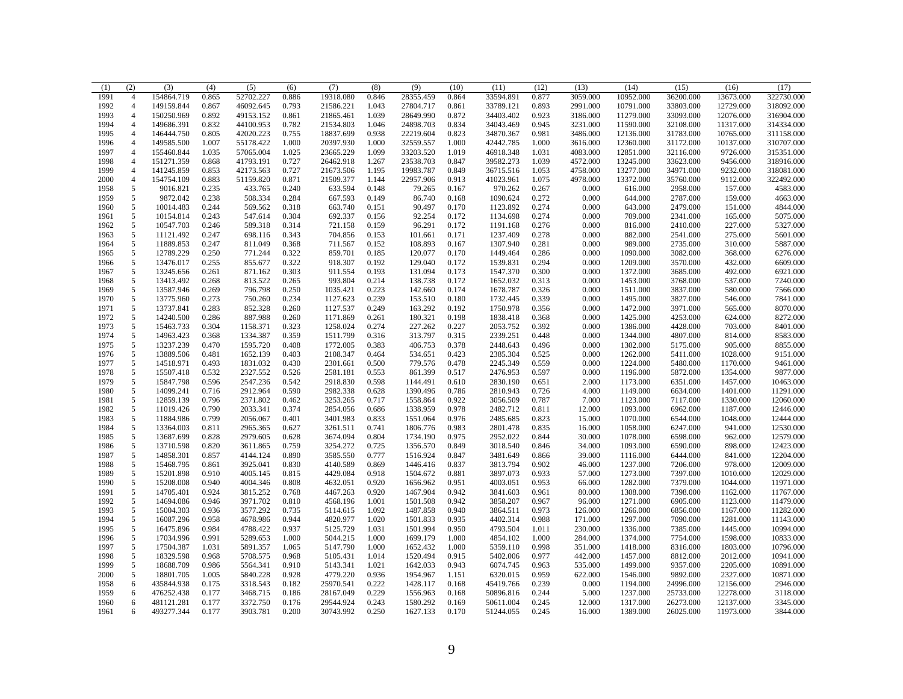| (1) | (2) | (3) | (4) | (5) | (6) | (7) | (8) | (9) | (10) | (11) | (12) | (13) | (14) | (15) | (16) | (17) |
|---|---|---|---|---|---|---|---|---|---|---|---|---|---|---|---|---|
| 1991 | 4 | 154864.719 | 0.865 | 52702.227 | 0.886 | 19318.080 | 0.846 | 28355.459 | 0.864 | 33594.891 | 0.877 | 3059.000 | 10952.000 | 36200.000 | 13673.000 | 322730.000 |
| 1992 | 4 | 149159.844 | 0.867 | 46092.645 | 0.793 | 21586.221 | 1.043 | 27804.717 | 0.861 | 33789.121 | 0.893 | 2991.000 | 10791.000 | 33803.000 | 12729.000 | 318092.000 |
| 1993 | 4 | 150250.969 | 0.892 | 49153.152 | 0.861 | 21865.461 | 1.039 | 28649.990 | 0.872 | 34403.402 | 0.923 | 3186.000 | 11279.000 | 33093.000 | 12076.000 | 316904.000 |
| 1994 | 4 | 149686.391 | 0.832 | 44100.953 | 0.782 | 21534.803 | 1.046 | 24898.703 | 0.834 | 34043.469 | 0.945 | 3231.000 | 11590.000 | 32108.000 | 11317.000 | 314334.000 |
| 1995 | 4 | 146444.750 | 0.805 | 42020.223 | 0.755 | 18837.699 | 0.938 | 22219.604 | 0.823 | 34870.367 | 0.981 | 3486.000 | 12136.000 | 31783.000 | 10765.000 | 311158.000 |
| 1996 | 4 | 149585.500 | 1.007 | 55178.422 | 1.000 | 20397.930 | 1.000 | 32559.557 | 1.000 | 42442.785 | 1.000 | 3616.000 | 12360.000 | 31172.000 | 10137.000 | 310707.000 |
| 1997 | 4 | 155460.844 | 1.035 | 57065.004 | 1.025 | 23665.229 | 1.099 | 33203.520 | 1.019 | 46918.348 | 1.031 | 4083.000 | 12851.000 | 32116.000 | 9726.000 | 315351.000 |
| 1998 | 4 | 151271.359 | 0.868 | 41793.191 | 0.727 | 26462.918 | 1.267 | 23538.703 | 0.847 | 39582.273 | 1.039 | 4572.000 | 13245.000 | 33623.000 | 9456.000 | 318916.000 |
| 1999 | 4 | 141245.859 | 0.853 | 42173.563 | 0.727 | 21673.506 | 1.195 | 19983.787 | 0.849 | 36715.516 | 1.053 | 4758.000 | 13277.000 | 34971.000 | 9232.000 | 318081.000 |
| 2000 | 4 | 154754.109 | 0.883 | 51159.820 | 0.871 | 21509.377 | 1.144 | 22957.906 | 0.913 | 41023.961 | 1.075 | 4978.000 | 13372.000 | 35760.000 | 9112.000 | 322492.000 |
| 1958 | 5 | 9016.821 | 0.235 | 433.765 | 0.240 | 633.594 | 0.148 | 79.265 | 0.167 | 970.262 | 0.267 | 0.000 | 616.000 | 2958.000 | 157.000 | 4583.000 |
| 1959 | 5 | 9872.042 | 0.238 | 508.334 | 0.284 | 667.593 | 0.149 | 86.740 | 0.168 | 1090.624 | 0.272 | 0.000 | 644.000 | 2787.000 | 159.000 | 4663.000 |
| 1960 | 5 | 10014.483 | 0.244 | 569.562 | 0.318 | 663.740 | 0.151 | 90.497 | 0.170 | 1123.892 | 0.274 | 0.000 | 643.000 | 2479.000 | 151.000 | 4844.000 |
| 1961 | 5 | 10154.814 | 0.243 | 547.614 | 0.304 | 692.337 | 0.156 | 92.254 | 0.172 | 1134.698 | 0.274 | 0.000 | 709.000 | 2341.000 | 165.000 | 5075.000 |
| 1962 | 5 | 10547.703 | 0.246 | 589.318 | 0.314 | 721.158 | 0.159 | 96.291 | 0.172 | 1191.168 | 0.276 | 0.000 | 816.000 | 2410.000 | 227.000 | 5327.000 |
| 1963 | 5 | 11121.492 | 0.247 | 698.116 | 0.343 | 704.856 | 0.153 | 101.661 | 0.171 | 1237.409 | 0.278 | 0.000 | 882.000 | 2541.000 | 275.000 | 5601.000 |
| 1964 | 5 | 11889.853 | 0.247 | 811.049 | 0.368 | 711.567 | 0.152 | 108.893 | 0.167 | 1307.940 | 0.281 | 0.000 | 989.000 | 2735.000 | 310.000 | 5887.000 |
| 1965 | 5 | 12789.229 | 0.250 | 771.244 | 0.322 | 859.701 | 0.185 | 120.077 | 0.170 | 1449.464 | 0.286 | 0.000 | 1090.000 | 3082.000 | 368.000 | 6276.000 |
| 1966 | 5 | 13476.017 | 0.255 | 855.677 | 0.322 | 918.307 | 0.192 | 129.040 | 0.172 | 1539.831 | 0.294 | 0.000 | 1209.000 | 3570.000 | 432.000 | 6609.000 |
| 1967 | 5 | 13245.656 | 0.261 | 871.162 | 0.303 | 911.554 | 0.193 | 131.094 | 0.173 | 1547.370 | 0.300 | 0.000 | 1372.000 | 3685.000 | 492.000 | 6921.000 |
| 1968 | 5 | 13413.492 | 0.268 | 813.522 | 0.265 | 993.804 | 0.214 | 138.738 | 0.172 | 1652.032 | 0.313 | 0.000 | 1453.000 | 3768.000 | 537.000 | 7240.000 |
| 1969 | 5 | 13587.946 | 0.269 | 796.798 | 0.250 | 1035.421 | 0.223 | 142.660 | 0.174 | 1678.787 | 0.326 | 0.000 | 1511.000 | 3837.000 | 580.000 | 7566.000 |
| 1970 | 5 | 13775.960 | 0.273 | 750.260 | 0.234 | 1127.623 | 0.239 | 153.510 | 0.180 | 1732.445 | 0.339 | 0.000 | 1495.000 | 3827.000 | 546.000 | 7841.000 |
| 1971 | 5 | 13737.841 | 0.283 | 852.328 | 0.260 | 1127.537 | 0.249 | 163.292 | 0.192 | 1750.978 | 0.356 | 0.000 | 1472.000 | 3971.000 | 565.000 | 8070.000 |
| 1972 | 5 | 14240.500 | 0.286 | 887.988 | 0.260 | 1171.869 | 0.261 | 180.321 | 0.198 | 1838.418 | 0.368 | 0.000 | 1425.000 | 4253.000 | 624.000 | 8272.000 |
| 1973 | 5 | 15463.733 | 0.304 | 1158.371 | 0.323 | 1258.024 | 0.274 | 227.262 | 0.227 | 2053.752 | 0.392 | 0.000 | 1386.000 | 4428.000 | 703.000 | 8401.000 |
| 1974 | 5 | 14963.423 | 0.368 | 1334.387 | 0.359 | 1511.799 | 0.316 | 313.797 | 0.315 | 2339.251 | 0.448 | 0.000 | 1344.000 | 4807.000 | 814.000 | 8583.000 |
| 1975 | 5 | 13237.239 | 0.470 | 1595.720 | 0.408 | 1772.005 | 0.383 | 406.753 | 0.378 | 2448.643 | 0.496 | 0.000 | 1302.000 | 5175.000 | 905.000 | 8855.000 |
| 1976 | 5 | 13889.506 | 0.481 | 1652.139 | 0.403 | 2108.347 | 0.464 | 534.651 | 0.423 | 2385.304 | 0.525 | 0.000 | 1262.000 | 5411.000 | 1028.000 | 9151.000 |
| 1977 | 5 | 14518.971 | 0.493 | 1831.032 | 0.430 | 2301.661 | 0.500 | 779.576 | 0.478 | 2245.349 | 0.559 | 0.000 | 1224.000 | 5480.000 | 1170.000 | 9461.000 |
| 1978 | 5 | 15507.418 | 0.532 | 2327.552 | 0.526 | 2581.181 | 0.553 | 861.399 | 0.517 | 2476.953 | 0.597 | 0.000 | 1196.000 | 5872.000 | 1354.000 | 9877.000 |
| 1979 | 5 | 15847.798 | 0.596 | 2547.236 | 0.542 | 2918.830 | 0.598 | 1144.491 | 0.610 | 2830.190 | 0.651 | 2.000 | 1173.000 | 6351.000 | 1457.000 | 10463.000 |
| 1980 | 5 | 14099.241 | 0.716 | 2912.964 | 0.590 | 2982.338 | 0.628 | 1390.496 | 0.786 | 2810.943 | 0.726 | 4.000 | 1149.000 | 6634.000 | 1401.000 | 11291.000 |
| 1981 | 5 | 12859.139 | 0.796 | 2371.802 | 0.462 | 3253.265 | 0.717 | 1558.864 | 0.922 | 3056.509 | 0.787 | 7.000 | 1123.000 | 7117.000 | 1330.000 | 12060.000 |
| 1982 | 5 | 11019.426 | 0.790 | 2033.341 | 0.374 | 2854.056 | 0.686 | 1338.959 | 0.978 | 2482.712 | 0.811 | 12.000 | 1093.000 | 6962.000 | 1187.000 | 12446.000 |
| 1983 | 5 | 11884.986 | 0.799 | 2056.067 | 0.401 | 3401.983 | 0.833 | 1551.064 | 0.976 | 2485.685 | 0.823 | 15.000 | 1070.000 | 6544.000 | 1048.000 | 12444.000 |
| 1984 | 5 | 13364.003 | 0.811 | 2965.365 | 0.627 | 3261.511 | 0.741 | 1806.776 | 0.983 | 2801.478 | 0.835 | 16.000 | 1058.000 | 6247.000 | 941.000 | 12530.000 |
| 1985 | 5 | 13687.699 | 0.828 | 2979.605 | 0.628 | 3674.094 | 0.804 | 1734.190 | 0.975 | 2952.022 | 0.844 | 30.000 | 1078.000 | 6598.000 | 962.000 | 12579.000 |
| 1986 | 5 | 13710.598 | 0.820 | 3611.865 | 0.759 | 3254.272 | 0.725 | 1356.570 | 0.849 | 3018.540 | 0.846 | 34.000 | 1093.000 | 6590.000 | 898.000 | 12423.000 |
| 1987 | 5 | 14858.301 | 0.857 | 4144.124 | 0.890 | 3585.550 | 0.777 | 1516.924 | 0.847 | 3481.649 | 0.866 | 39.000 | 1116.000 | 6444.000 | 841.000 | 12204.000 |
| 1988 | 5 | 15468.795 | 0.861 | 3925.041 | 0.830 | 4140.589 | 0.869 | 1446.416 | 0.837 | 3813.794 | 0.902 | 46.000 | 1237.000 | 7206.000 | 978.000 | 12009.000 |
| 1989 | 5 | 15201.898 | 0.910 | 4005.145 | 0.815 | 4429.084 | 0.918 | 1504.672 | 0.881 | 3897.073 | 0.933 | 57.000 | 1273.000 | 7397.000 | 1010.000 | 12029.000 |
| 1990 | 5 | 15208.008 | 0.940 | 4004.346 | 0.808 | 4632.051 | 0.920 | 1656.962 | 0.951 | 4003.051 | 0.953 | 66.000 | 1282.000 | 7379.000 | 1044.000 | 11971.000 |
| 1991 | 5 | 14705.401 | 0.924 | 3815.252 | 0.768 | 4467.263 | 0.920 | 1467.904 | 0.942 | 3841.603 | 0.961 | 80.000 | 1308.000 | 7398.000 | 1162.000 | 11767.000 |
| 1992 | 5 | 14694.086 | 0.946 | 3971.702 | 0.810 | 4568.196 | 1.001 | 1501.508 | 0.942 | 3858.207 | 0.967 | 96.000 | 1271.000 | 6905.000 | 1123.000 | 11479.000 |
| 1993 | 5 | 15004.303 | 0.936 | 3577.292 | 0.735 | 5114.615 | 1.092 | 1487.858 | 0.940 | 3864.511 | 0.973 | 126.000 | 1266.000 | 6856.000 | 1167.000 | 11282.000 |
| 1994 | 5 | 16087.296 | 0.958 | 4678.986 | 0.944 | 4820.977 | 1.020 | 1501.833 | 0.935 | 4402.314 | 0.988 | 171.000 | 1297.000 | 7090.000 | 1281.000 | 11143.000 |
| 1995 | 5 | 16475.896 | 0.984 | 4788.422 | 0.937 | 5125.729 | 1.031 | 1501.994 | 0.950 | 4793.504 | 1.011 | 230.000 | 1336.000 | 7385.000 | 1445.000 | 10994.000 |
| 1996 | 5 | 17034.996 | 0.991 | 5289.653 | 1.000 | 5044.215 | 1.000 | 1699.179 | 1.000 | 4854.102 | 1.000 | 284.000 | 1374.000 | 7754.000 | 1598.000 | 10833.000 |
| 1997 | 5 | 17504.387 | 1.031 | 5891.357 | 1.065 | 5147.790 | 1.000 | 1652.432 | 1.000 | 5359.110 | 0.998 | 351.000 | 1418.000 | 8316.000 | 1803.000 | 10796.000 |
| 1998 | 5 | 18329.598 | 0.968 | 5708.575 | 0.968 | 5105.431 | 1.014 | 1520.494 | 0.915 | 5402.006 | 0.977 | 442.000 | 1457.000 | 8812.000 | 2012.000 | 10941.000 |
| 1999 | 5 | 18688.709 | 0.986 | 5564.341 | 0.910 | 5143.341 | 1.021 | 1642.033 | 0.943 | 6074.745 | 0.963 | 535.000 | 1499.000 | 9357.000 | 2205.000 | 10891.000 |
| 2000 | 5 | 18801.705 | 1.005 | 5840.228 | 0.928 | 4779.220 | 0.936 | 1954.967 | 1.151 | 6320.015 | 0.959 | 622.000 | 1546.000 | 9892.000 | 2327.000 | 10871.000 |
| 1958 | 6 | 435844.938 | 0.175 | 3318.543 | 0.182 | 25970.541 | 0.222 | 1428.117 | 0.168 | 45419.766 | 0.239 | 0.000 | 1194.000 | 24996.000 | 12156.000 | 2946.000 |
| 1959 | 6 | 476252.438 | 0.177 | 3468.715 | 0.186 | 28167.049 | 0.229 | 1556.963 | 0.168 | 50896.816 | 0.244 | 5.000 | 1237.000 | 25733.000 | 12278.000 | 3118.000 |
| 1960 | 6 | 481121.281 | 0.177 | 3372.750 | 0.176 | 29544.924 | 0.243 | 1580.292 | 0.169 | 50611.004 | 0.245 | 12.000 | 1317.000 | 26273.000 | 12137.000 | 3345.000 |
| 1961 | 6 | 493277.344 | 0.177 | 3903.781 | 0.200 | 30743.992 | 0.250 | 1627.133 | 0.170 | 51244.055 | 0.245 | 16.000 | 1389.000 | 26025.000 | 11973.000 | 3844.000 |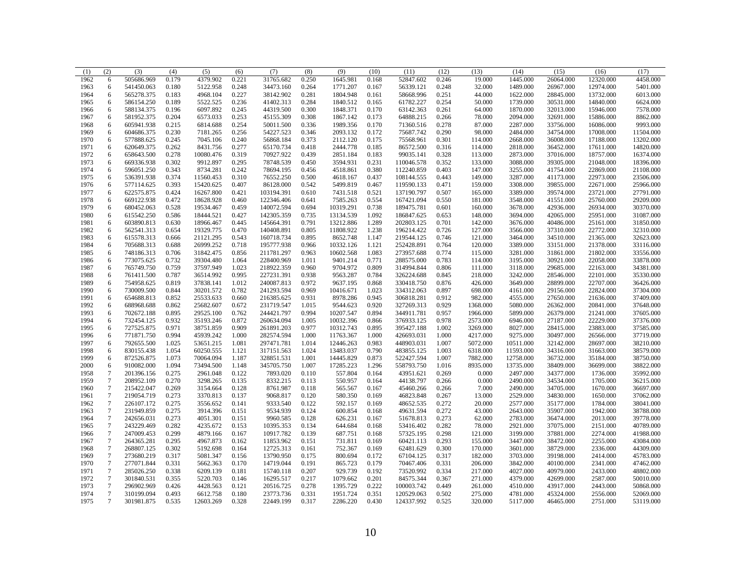| (1) | (2) | (3) | (4) | (5) | (6) | (7) | (8) | (9) | (10) | (11) | (12) | (13) | (14) | (15) | (16) | (17) |
|---|---|---|---|---|---|---|---|---|---|---|---|---|---|---|---|---|
| 1962 | 6 | 505686.969 | 0.179 | 4379.902 | 0.221 | 31765.682 | 0.250 | 1645.981 | 0.168 | 52847.602 | 0.246 | 19.000 | 1445.000 | 26064.000 | 12320.000 | 4458.000 |
| 1963 | 6 | 541450.063 | 0.180 | 5122.958 | 0.248 | 34473.160 | 0.264 | 1771.207 | 0.167 | 56339.121 | 0.248 | 32.000 | 1489.000 | 26967.000 | 12974.000 | 5401.000 |
| 1964 | 6 | 565278.375 | 0.183 | 4968.104 | 0.227 | 38142.902 | 0.281 | 1804.948 | 0.161 | 58668.996 | 0.251 | 44.000 | 1622.000 | 28845.000 | 13732.000 | 6013.000 |
| 1965 | 6 | 586154.250 | 0.189 | 5522.525 | 0.236 | 41402.313 | 0.284 | 1840.512 | 0.165 | 61782.227 | 0.254 | 50.000 | 1739.000 | 30531.000 | 14840.000 | 6624.000 |
| 1966 | 6 | 588134.375 | 0.196 | 6097.892 | 0.245 | 44319.500 | 0.300 | 1848.371 | 0.170 | 63142.363 | 0.261 | 64.000 | 1870.000 | 32013.000 | 15946.000 | 7578.000 |
| 1967 | 6 | 581952.375 | 0.204 | 6573.033 | 0.253 | 45155.309 | 0.308 | 1867.142 | 0.173 | 64888.215 | 0.266 | 78.000 | 2094.000 | 32691.000 | 15886.000 | 8862.000 |
| 1968 | 6 | 605941.938 | 0.215 | 6814.688 | 0.254 | 50011.500 | 0.336 | 1989.356 | 0.170 | 71360.516 | 0.278 | 87.000 | 2287.000 | 33756.000 | 16086.000 | 9993.000 |
| 1969 | 6 | 604686.375 | 0.230 | 7181.265 | 0.256 | 54227.523 | 0.346 | 2093.132 | 0.172 | 75687.742 | 0.290 | 98.000 | 2484.000 | 34754.000 | 17008.000 | 11504.000 |
| 1970 | 6 | 577888.625 | 0.245 | 7045.106 | 0.240 | 56868.184 | 0.373 | 2112.120 | 0.175 | 75568.961 | 0.301 | 114.000 | 2668.000 | 36008.000 | 17188.000 | 13202.000 |
| 1971 | 6 | 620649.375 | 0.262 | 8431.756 | 0.277 | 65170.734 | 0.418 | 2444.778 | 0.185 | 86572.500 | 0.316 | 114.000 | 2818.000 | 36452.000 | 17611.000 | 14820.000 |
| 1972 | 6 | 658643.500 | 0.278 | 10080.476 | 0.319 | 70927.922 | 0.439 | 2851.184 | 0.183 | 99035.141 | 0.328 | 113.000 | 2873.000 | 37016.000 | 18757.000 | 16374.000 |
| 1973 | 6 | 669336.938 | 0.302 | 9912.897 | 0.295 | 78748.539 | 0.450 | 3594.931 | 0.231 | 110046.578 | 0.352 | 133.000 | 3088.000 | 39305.000 | 21048.000 | 18396.000 |
| 1974 | 6 | 596051.250 | 0.343 | 8734.281 | 0.242 | 78694.195 | 0.456 | 4518.861 | 0.380 | 112240.859 | 0.403 | 147.000 | 3255.000 | 41754.000 | 22869.000 | 21108.000 |
| 1975 | 6 | 536391.938 | 0.374 | 11560.453 | 0.310 | 76552.250 | 0.500 | 4618.167 | 0.437 | 108144.555 | 0.443 | 149.000 | 3287.000 | 41173.000 | 22973.000 | 23506.000 |
| 1976 | 6 | 577114.625 | 0.393 | 15420.625 | 0.407 | 86128.000 | 0.542 | 5499.819 | 0.467 | 119590.133 | 0.471 | 159.000 | 3308.000 | 39855.000 | 22671.000 | 25966.000 |
| 1977 | 6 | 622575.875 | 0.424 | 16267.800 | 0.421 | 103194.391 | 0.610 | 7431.518 | 0.521 | 137190.797 | 0.507 | 165.000 | 3389.000 | 39574.000 | 23721.000 | 27791.000 |
| 1978 | 6 | 669122.938 | 0.472 | 18628.928 | 0.460 | 122346.406 | 0.641 | 7585.263 | 0.554 | 167421.094 | 0.550 | 181.000 | 3548.000 | 41551.000 | 25760.000 | 29209.000 |
| 1979 | 6 | 680452.063 | 0.528 | 19534.467 | 0.459 | 140072.594 | 0.694 | 10319.291 | 0.738 | 189475.781 | 0.601 | 160.000 | 3678.000 | 42936.000 | 26934.000 | 30370.000 |
| 1980 | 6 | 615542.250 | 0.586 | 18444.521 | 0.427 | 142305.359 | 0.735 | 13134.539 | 1.092 | 186847.625 | 0.653 | 148.000 | 3694.000 | 42065.000 | 25951.000 | 31087.000 |
| 1981 | 6 | 603890.813 | 0.630 | 18966.467 | 0.445 | 145664.391 | 0.791 | 13212.886 | 1.289 | 202803.125 | 0.701 | 142.000 | 3676.000 | 40486.000 | 25161.000 | 31850.000 |
| 1982 | 6 | 562541.313 | 0.654 | 19329.775 | 0.470 | 140408.891 | 0.805 | 11808.922 | 1.238 | 196214.422 | 0.726 | 127.000 | 3566.000 | 37310.000 | 22772.000 | 32310.000 |
| 1983 | 6 | 615578.313 | 0.666 | 21121.295 | 0.543 | 160718.734 | 0.895 | 8652.748 | 1.147 | 219544.125 | 0.746 | 121.000 | 3464.000 | 34510.000 | 21365.000 | 32623.000 |
| 1984 | 6 | 705688.313 | 0.688 | 26999.252 | 0.718 | 195777.938 | 0.966 | 10332.126 | 1.121 | 252428.891 | 0.764 | 120.000 | 3389.000 | 33151.000 | 21378.000 | 33116.000 |
| 1985 | 6 | 748186.313 | 0.706 | 31842.475 | 0.856 | 211781.297 | 0.963 | 10602.568 | 1.083 | 273957.688 | 0.774 | 115.000 | 3281.000 | 31861.000 | 21802.000 | 33556.000 |
| 1986 | 6 | 773075.625 | 0.732 | 39304.480 | 1.064 | 228400.969 | 1.011 | 9401.214 | 0.771 | 288575.000 | 0.783 | 114.000 | 3195.000 | 30921.000 | 22058.000 | 33878.000 |
| 1987 | 6 | 765749.750 | 0.759 | 37597.949 | 1.023 | 218922.359 | 0.960 | 9704.972 | 0.809 | 314994.844 | 0.806 | 111.000 | 3118.000 | 29685.000 | 22163.000 | 34381.000 |
| 1988 | 6 | 761411.500 | 0.787 | 36514.992 | 0.995 | 227231.391 | 0.938 | 9563.287 | 0.784 | 326224.688 | 0.845 | 218.000 | 3242.000 | 28546.000 | 22101.000 | 35330.000 |
| 1989 | 6 | 754958.625 | 0.819 | 37838.141 | 1.012 | 240087.813 | 0.972 | 9637.195 | 0.868 | 330418.750 | 0.876 | 426.000 | 3649.000 | 28899.000 | 22707.000 | 36426.000 |
| 1990 | 6 | 730009.500 | 0.844 | 30201.572 | 0.782 | 241293.594 | 0.969 | 10416.671 | 1.023 | 334312.063 | 0.897 | 698.000 | 4161.000 | 29156.000 | 22824.000 | 37304.000 |
| 1991 | 6 | 654688.813 | 0.852 | 25533.633 | 0.660 | 216385.625 | 0.931 | 8978.286 | 0.945 | 306818.281 | 0.912 | 982.000 | 4555.000 | 27650.000 | 21636.000 | 37409.000 |
| 1992 | 6 | 688968.688 | 0.862 | 25682.607 | 0.672 | 231719.547 | 1.015 | 9544.623 | 0.920 | 327269.313 | 0.929 | 1368.000 | 5080.000 | 26362.000 | 20841.000 | 37648.000 |
| 1993 | 6 | 702672.188 | 0.895 | 29525.100 | 0.762 | 244421.797 | 0.994 | 10207.547 | 0.894 | 344911.781 | 0.957 | 1966.000 | 5899.000 | 26379.000 | 21241.000 | 37605.000 |
| 1994 | 6 | 732454.125 | 0.932 | 35193.246 | 0.872 | 260634.094 | 1.005 | 10032.396 | 0.866 | 376933.125 | 0.978 | 2573.000 | 6946.000 | 27187.000 | 22229.000 | 37376.000 |
| 1995 | 6 | 727525.875 | 0.971 | 38751.859 | 0.909 | 261891.203 | 0.977 | 10312.743 | 0.895 | 395427.188 | 1.002 | 3269.000 | 8027.000 | 28415.000 | 23883.000 | 37585.000 |
| 1996 | 6 | 771871.750 | 0.994 | 45939.242 | 1.000 | 282574.594 | 1.000 | 11763.367 | 1.000 | 426693.031 | 1.000 | 4217.000 | 9275.000 | 30497.000 | 26566.000 | 37719.000 |
| 1997 | 6 | 792655.500 | 1.025 | 53651.215 | 1.081 | 297471.781 | 1.014 | 12446.263 | 0.983 | 448903.031 | 1.007 | 5072.000 | 10511.000 | 32142.000 | 28697.000 | 38210.000 |
| 1998 | 6 | 830155.438 | 1.054 | 60250.555 | 1.121 | 317151.563 | 1.024 | 13483.037 | 0.790 | 483855.125 | 1.003 | 6318.000 | 11593.000 | 34316.000 | 31663.000 | 38579.000 |
| 1999 | 6 | 872526.875 | 1.073 | 70064.094 | 1.187 | 328851.531 | 1.001 | 14445.829 | 0.873 | 522427.594 | 1.007 | 7882.000 | 12758.000 | 36732.000 | 35184.000 | 38750.000 |
| 2000 | 6 | 910082.000 | 1.094 | 73494.500 | 1.148 | 345705.750 | 1.007 | 17285.223 | 1.296 | 558793.750 | 1.016 | 8935.000 | 13735.000 | 38409.000 | 36699.000 | 38822.000 |
| 1958 | 7 | 201396.156 | 0.275 | 2961.048 | 0.122 | 7893.020 | 0.110 | 557.804 | 0.164 | 43951.621 | 0.269 | 0.000 | 2497.000 | 34377.000 | 1736.000 | 35992.000 |
| 1959 | 7 | 208952.109 | 0.270 | 3298.265 | 0.135 | 8332.215 | 0.113 | 550.957 | 0.164 | 44138.797 | 0.266 | 0.000 | 2490.000 | 34534.000 | 1705.000 | 36215.000 |
| 1960 | 7 | 215422.047 | 0.269 | 3154.664 | 0.128 | 8761.987 | 0.118 | 565.567 | 0.167 | 45460.266 | 0.266 | 7.000 | 2490.000 | 34705.000 | 1670.000 | 36697.000 |
| 1961 | 7 | 219054.719 | 0.273 | 3370.813 | 0.137 | 9068.817 | 0.120 | 580.350 | 0.169 | 46823.848 | 0.267 | 13.000 | 2529.000 | 34830.000 | 1650.000 | 37062.000 |
| 1962 | 7 | 226107.172 | 0.275 | 3556.652 | 0.141 | 9333.540 | 0.122 | 592.157 | 0.169 | 48652.535 | 0.272 | 20.000 | 2577.000 | 35177.000 | 1784.000 | 38041.000 |
| 1963 | 7 | 231949.859 | 0.275 | 3914.396 | 0.151 | 9534.939 | 0.124 | 600.854 | 0.168 | 49631.594 | 0.272 | 43.000 | 2643.000 | 35907.000 | 1942.000 | 38788.000 |
| 1964 | 7 | 242656.031 | 0.273 | 4051.301 | 0.151 | 9960.585 | 0.128 | 626.231 | 0.167 | 51678.813 | 0.273 | 62.000 | 2783.000 | 36474.000 | 2013.000 | 39778.000 |
| 1965 | 7 | 243229.469 | 0.282 | 4235.672 | 0.153 | 10395.353 | 0.134 | 644.684 | 0.168 | 53416.402 | 0.282 | 78.000 | 2921.000 | 37075.000 | 2151.000 | 40789.000 |
| 1966 | 7 | 247009.453 | 0.299 | 4879.166 | 0.167 | 10917.782 | 0.139 | 687.751 | 0.168 | 57325.195 | 0.298 | 121.000 | 3199.000 | 37881.000 | 2274.000 | 41988.000 |
| 1967 | 7 | 264365.281 | 0.295 | 4967.873 | 0.162 | 11853.962 | 0.151 | 731.811 | 0.169 | 60421.113 | 0.293 | 155.000 | 3447.000 | 38472.000 | 2255.000 | 43084.000 |
| 1968 | 7 | 268807.125 | 0.302 | 5192.698 | 0.164 | 12725.313 | 0.161 | 752.367 | 0.169 | 62481.629 | 0.300 | 170.000 | 3601.000 | 38729.000 | 2336.000 | 44309.000 |
| 1969 | 7 | 273680.219 | 0.317 | 5081.347 | 0.156 | 13790.950 | 0.175 | 800.694 | 0.172 | 67104.125 | 0.317 | 182.000 | 3703.000 | 39198.000 | 2414.000 | 45783.000 |
| 1970 | 7 | 277071.844 | 0.331 | 5662.363 | 0.170 | 14719.044 | 0.191 | 865.723 | 0.179 | 70467.406 | 0.331 | 206.000 | 3842.000 | 40100.000 | 2341.000 | 47462.000 |
| 1971 | 7 | 285026.250 | 0.338 | 6209.139 | 0.181 | 15740.118 | 0.207 | 929.739 | 0.192 | 73520.992 | 0.334 | 217.000 | 4027.000 | 40979.000 | 2433.000 | 48802.000 |
| 1972 | 7 | 301840.531 | 0.355 | 5220.703 | 0.146 | 16295.517 | 0.217 | 1079.662 | 0.201 | 84575.344 | 0.367 | 271.000 | 4379.000 | 42699.000 | 2587.000 | 50010.000 |
| 1973 | 7 | 296902.969 | 0.426 | 4428.563 | 0.121 | 20516.725 | 0.278 | 1395.729 | 0.222 | 100003.742 | 0.449 | 261.000 | 4510.000 | 43917.000 | 2443.000 | 50868.000 |
| 1974 | 7 | 310199.094 | 0.493 | 6612.758 | 0.180 | 23773.736 | 0.331 | 1951.724 | 0.351 | 120529.063 | 0.502 | 275.000 | 4781.000 | 45324.000 | 2556.000 | 52069.000 |
| 1975 | 7 | 301981.875 | 0.535 | 12603.269 | 0.328 | 22449.199 | 0.317 | 2286.220 | 0.430 | 124337.992 | 0.525 | 320.000 | 5117.000 | 46465.000 | 2751.000 | 53119.000 |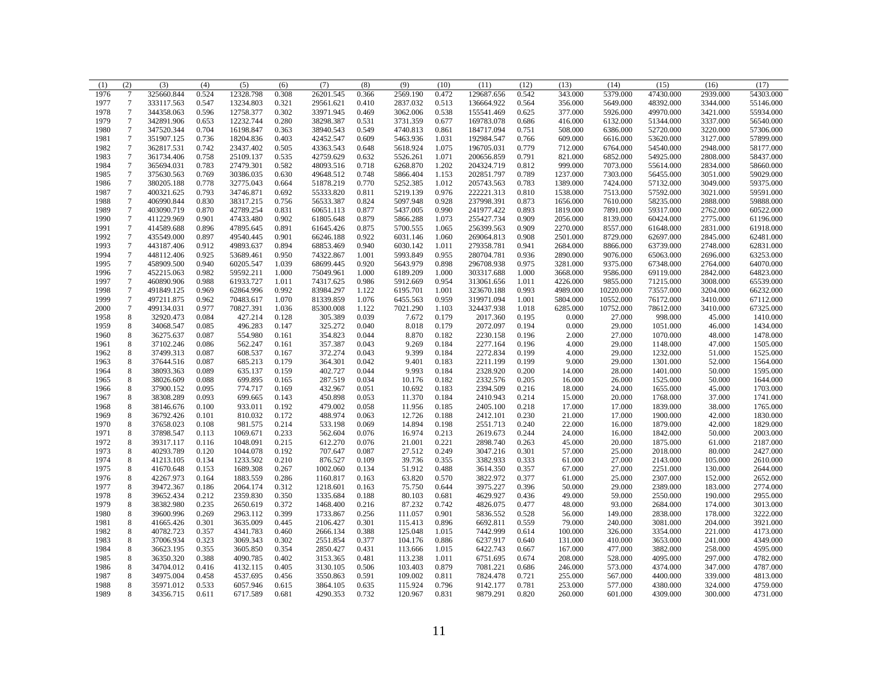| (1) | (2) | (3) | (4) | (5) | (6) | (7) | (8) | (9) | (10) | (11) | (12) | (13) | (14) | (15) | (16) | (17) |
|---|---|---|---|---|---|---|---|---|---|---|---|---|---|---|---|---|
| 1976 | 7 | 325660.844 | 0.524 | 12328.798 | 0.308 | 26201.545 | 0.366 | 2569.190 | 0.472 | 129687.656 | 0.542 | 343.000 | 5379.000 | 47430.000 | 2939.000 | 54303.000 |
| 1977 | 7 | 333117.563 | 0.547 | 13234.803 | 0.321 | 29561.621 | 0.410 | 2837.032 | 0.513 | 136664.922 | 0.564 | 356.000 | 5649.000 | 48392.000 | 3344.000 | 55146.000 |
| 1978 | 7 | 344358.063 | 0.596 | 12758.377 | 0.302 | 33971.945 | 0.469 | 3062.006 | 0.538 | 155541.469 | 0.625 | 377.000 | 5926.000 | 49970.000 | 3421.000 | 55934.000 |
| 1979 | 7 | 342891.906 | 0.653 | 12232.744 | 0.280 | 38298.387 | 0.531 | 3731.359 | 0.677 | 169783.078 | 0.686 | 416.000 | 6132.000 | 51344.000 | 3337.000 | 56540.000 |
| 1980 | 7 | 347520.344 | 0.704 | 16198.847 | 0.363 | 38940.543 | 0.549 | 4740.813 | 0.861 | 184717.094 | 0.751 | 508.000 | 6386.000 | 52720.000 | 3220.000 | 57306.000 |
| 1981 | 7 | 351907.125 | 0.736 | 18204.836 | 0.403 | 42452.547 | 0.609 | 5463.936 | 1.031 | 192984.547 | 0.766 | 609.000 | 6616.000 | 53620.000 | 3127.000 | 57899.000 |
| 1982 | 7 | 362817.531 | 0.742 | 23437.402 | 0.505 | 43363.543 | 0.648 | 5618.924 | 1.075 | 196705.031 | 0.779 | 712.000 | 6764.000 | 54540.000 | 2948.000 | 58177.000 |
| 1983 | 7 | 361734.406 | 0.758 | 25109.137 | 0.535 | 42759.629 | 0.632 | 5526.261 | 1.071 | 200656.859 | 0.791 | 821.000 | 6852.000 | 54925.000 | 2808.000 | 58437.000 |
| 1984 | 7 | 365694.031 | 0.783 | 27479.301 | 0.582 | 48093.516 | 0.718 | 6268.870 | 1.202 | 204324.719 | 0.812 | 999.000 | 7073.000 | 55614.000 | 2834.000 | 58660.000 |
| 1985 | 7 | 375630.563 | 0.769 | 30386.035 | 0.630 | 49648.512 | 0.748 | 5866.404 | 1.153 | 202851.797 | 0.789 | 1237.000 | 7303.000 | 56455.000 | 3051.000 | 59029.000 |
| 1986 | 7 | 380205.188 | 0.778 | 32775.043 | 0.664 | 51878.219 | 0.770 | 5252.385 | 1.012 | 205743.563 | 0.783 | 1389.000 | 7424.000 | 57132.000 | 3049.000 | 59375.000 |
| 1987 | 7 | 400321.625 | 0.793 | 34746.871 | 0.692 | 55333.820 | 0.811 | 5219.139 | 0.976 | 222221.313 | 0.810 | 1538.000 | 7513.000 | 57592.000 | 3021.000 | 59591.000 |
| 1988 | 7 | 406990.844 | 0.830 | 38317.215 | 0.756 | 56533.387 | 0.824 | 5097.948 | 0.928 | 237998.391 | 0.873 | 1656.000 | 7610.000 | 58235.000 | 2888.000 | 59888.000 |
| 1989 | 7 | 403090.719 | 0.870 | 42789.254 | 0.831 | 60651.113 | 0.877 | 5437.005 | 0.990 | 241977.422 | 0.893 | 1819.000 | 7891.000 | 59317.000 | 2762.000 | 60522.000 |
| 1990 | 7 | 411229.969 | 0.901 | 47433.480 | 0.902 | 61805.648 | 0.879 | 5866.288 | 1.073 | 255427.734 | 0.909 | 2056.000 | 8139.000 | 60424.000 | 2775.000 | 61196.000 |
| 1991 | 7 | 414589.688 | 0.896 | 47895.645 | 0.891 | 61645.426 | 0.875 | 5700.555 | 1.065 | 256399.563 | 0.909 | 2270.000 | 8557.000 | 61648.000 | 2831.000 | 61918.000 |
| 1992 | 7 | 435549.000 | 0.897 | 49540.445 | 0.901 | 66246.188 | 0.922 | 6031.146 | 1.060 | 269064.813 | 0.908 | 2501.000 | 8729.000 | 62697.000 | 2845.000 | 62481.000 |
| 1993 | 7 | 443187.406 | 0.912 | 49893.637 | 0.894 | 68853.469 | 0.940 | 6030.142 | 1.011 | 279358.781 | 0.941 | 2684.000 | 8866.000 | 63739.000 | 2748.000 | 62831.000 |
| 1994 | 7 | 448112.406 | 0.925 | 53689.461 | 0.950 | 74322.867 | 1.001 | 5993.849 | 0.955 | 280704.781 | 0.936 | 2890.000 | 9076.000 | 65063.000 | 2696.000 | 63253.000 |
| 1995 | 7 | 458909.500 | 0.940 | 60205.547 | 1.039 | 68699.445 | 0.920 | 5643.979 | 0.898 | 296708.938 | 0.975 | 3281.000 | 9375.000 | 67348.000 | 2764.000 | 64070.000 |
| 1996 | 7 | 452215.063 | 0.982 | 59592.211 | 1.000 | 75049.961 | 1.000 | 6189.209 | 1.000 | 303317.688 | 1.000 | 3668.000 | 9586.000 | 69119.000 | 2842.000 | 64823.000 |
| 1997 | 7 | 460890.906 | 0.988 | 61933.727 | 1.011 | 74317.625 | 0.986 | 5912.669 | 0.954 | 313061.656 | 1.011 | 4226.000 | 9855.000 | 71215.000 | 3008.000 | 65539.000 |
| 1998 | 7 | 491849.125 | 0.969 | 62864.996 | 0.992 | 83984.297 | 1.122 | 6195.701 | 1.001 | 323670.188 | 0.993 | 4989.000 | 10220.000 | 73557.000 | 3204.000 | 66232.000 |
| 1999 | 7 | 497211.875 | 0.962 | 70483.617 | 1.070 | 81339.859 | 1.076 | 6455.563 | 0.959 | 319971.094 | 1.001 | 5804.000 | 10552.000 | 76172.000 | 3410.000 | 67112.000 |
| 2000 | 7 | 499134.031 | 0.977 | 70827.391 | 1.036 | 85300.008 | 1.122 | 7021.290 | 1.103 | 324437.938 | 1.018 | 6285.000 | 10752.000 | 78612.000 | 3410.000 | 67325.000 |
| 1958 | 8 | 32920.473 | 0.084 | 427.214 | 0.128 | 305.389 | 0.039 | 7.672 | 0.179 | 2017.360 | 0.195 | 0.000 | 27.000 | 998.000 | 45.000 | 1410.000 |
| 1959 | 8 | 34068.547 | 0.085 | 496.283 | 0.147 | 325.272 | 0.040 | 8.018 | 0.179 | 2072.097 | 0.194 | 0.000 | 29.000 | 1051.000 | 46.000 | 1434.000 |
| 1960 | 8 | 36275.637 | 0.087 | 554.980 | 0.161 | 354.823 | 0.044 | 8.870 | 0.182 | 2230.158 | 0.196 | 2.000 | 27.000 | 1070.000 | 48.000 | 1478.000 |
| 1961 | 8 | 37102.246 | 0.086 | 562.247 | 0.161 | 357.387 | 0.043 | 9.269 | 0.184 | 2277.164 | 0.196 | 4.000 | 29.000 | 1148.000 | 47.000 | 1505.000 |
| 1962 | 8 | 37499.313 | 0.087 | 608.537 | 0.167 | 372.274 | 0.043 | 9.399 | 0.184 | 2272.834 | 0.199 | 4.000 | 29.000 | 1232.000 | 51.000 | 1525.000 |
| 1963 | 8 | 37644.516 | 0.087 | 685.213 | 0.179 | 364.301 | 0.042 | 9.401 | 0.183 | 2211.199 | 0.199 | 9.000 | 29.000 | 1301.000 | 52.000 | 1564.000 |
| 1964 | 8 | 38093.363 | 0.089 | 635.137 | 0.159 | 402.727 | 0.044 | 9.993 | 0.184 | 2328.920 | 0.200 | 14.000 | 28.000 | 1401.000 | 50.000 | 1595.000 |
| 1965 | 8 | 38026.609 | 0.088 | 699.895 | 0.165 | 287.519 | 0.034 | 10.176 | 0.182 | 2332.576 | 0.205 | 16.000 | 26.000 | 1525.000 | 50.000 | 1644.000 |
| 1966 | 8 | 37900.152 | 0.095 | 774.717 | 0.169 | 432.967 | 0.051 | 10.692 | 0.183 | 2394.509 | 0.216 | 18.000 | 24.000 | 1655.000 | 45.000 | 1703.000 |
| 1967 | 8 | 38308.289 | 0.093 | 699.665 | 0.143 | 450.898 | 0.053 | 11.370 | 0.184 | 2410.943 | 0.214 | 15.000 | 20.000 | 1768.000 | 37.000 | 1741.000 |
| 1968 | 8 | 38146.676 | 0.100 | 933.011 | 0.192 | 479.002 | 0.058 | 11.956 | 0.185 | 2405.100 | 0.218 | 17.000 | 17.000 | 1839.000 | 38.000 | 1765.000 |
| 1969 | 8 | 36792.426 | 0.101 | 810.032 | 0.172 | 488.974 | 0.063 | 12.726 | 0.188 | 2412.101 | 0.230 | 21.000 | 17.000 | 1900.000 | 42.000 | 1830.000 |
| 1970 | 8 | 37658.023 | 0.108 | 981.575 | 0.214 | 533.198 | 0.069 | 14.894 | 0.198 | 2551.713 | 0.240 | 22.000 | 16.000 | 1879.000 | 42.000 | 1829.000 |
| 1971 | 8 | 37898.547 | 0.113 | 1069.671 | 0.233 | 562.604 | 0.076 | 16.974 | 0.213 | 2619.673 | 0.244 | 24.000 | 16.000 | 1842.000 | 50.000 | 2003.000 |
| 1972 | 8 | 39317.117 | 0.116 | 1048.091 | 0.215 | 612.270 | 0.076 | 21.001 | 0.221 | 2898.740 | 0.263 | 45.000 | 20.000 | 1875.000 | 61.000 | 2187.000 |
| 1973 | 8 | 40293.789 | 0.120 | 1044.078 | 0.192 | 707.647 | 0.087 | 27.512 | 0.249 | 3047.216 | 0.301 | 57.000 | 25.000 | 2018.000 | 80.000 | 2427.000 |
| 1974 | 8 | 41213.105 | 0.134 | 1233.502 | 0.210 | 876.527 | 0.109 | 39.736 | 0.355 | 3382.933 | 0.333 | 61.000 | 27.000 | 2143.000 | 105.000 | 2610.000 |
| 1975 | 8 | 41670.648 | 0.153 | 1689.308 | 0.267 | 1002.060 | 0.134 | 51.912 | 0.488 | 3614.350 | 0.357 | 67.000 | 27.000 | 2251.000 | 130.000 | 2644.000 |
| 1976 | 8 | 42267.973 | 0.164 | 1883.559 | 0.286 | 1160.817 | 0.163 | 63.820 | 0.570 | 3822.972 | 0.377 | 61.000 | 25.000 | 2307.000 | 152.000 | 2652.000 |
| 1977 | 8 | 39472.367 | 0.186 | 2064.174 | 0.312 | 1218.601 | 0.163 | 75.750 | 0.644 | 3975.227 | 0.396 | 50.000 | 29.000 | 2389.000 | 183.000 | 2774.000 |
| 1978 | 8 | 39652.434 | 0.212 | 2359.830 | 0.350 | 1335.684 | 0.188 | 80.103 | 0.681 | 4629.927 | 0.436 | 49.000 | 59.000 | 2550.000 | 190.000 | 2955.000 |
| 1979 | 8 | 38382.980 | 0.235 | 2650.619 | 0.372 | 1468.400 | 0.216 | 87.232 | 0.742 | 4826.075 | 0.477 | 48.000 | 93.000 | 2684.000 | 174.000 | 3013.000 |
| 1980 | 8 | 39600.996 | 0.269 | 2963.112 | 0.399 | 1733.867 | 0.256 | 111.057 | 0.901 | 5836.552 | 0.528 | 56.000 | 149.000 | 2838.000 | 178.000 | 3222.000 |
| 1981 | 8 | 41665.426 | 0.301 | 3635.009 | 0.445 | 2106.427 | 0.301 | 115.413 | 0.896 | 6692.811 | 0.559 | 79.000 | 240.000 | 3081.000 | 204.000 | 3921.000 |
| 1982 | 8 | 40782.723 | 0.357 | 4341.783 | 0.460 | 2666.134 | 0.388 | 125.048 | 1.015 | 7442.999 | 0.614 | 100.000 | 326.000 | 3354.000 | 221.000 | 4173.000 |
| 1983 | 8 | 37006.934 | 0.323 | 3069.343 | 0.302 | 2551.854 | 0.377 | 104.176 | 0.886 | 6237.917 | 0.640 | 131.000 | 410.000 | 3653.000 | 241.000 | 4349.000 |
| 1984 | 8 | 36623.195 | 0.355 | 3605.850 | 0.354 | 2850.427 | 0.431 | 113.666 | 1.015 | 6422.743 | 0.667 | 167.000 | 477.000 | 3882.000 | 258.000 | 4595.000 |
| 1985 | 8 | 36350.320 | 0.388 | 4090.785 | 0.402 | 3153.365 | 0.481 | 113.238 | 1.011 | 6751.695 | 0.674 | 208.000 | 528.000 | 4095.000 | 297.000 | 4782.000 |
| 1986 | 8 | 34704.012 | 0.416 | 4132.115 | 0.405 | 3130.105 | 0.506 | 103.403 | 0.879 | 7081.221 | 0.686 | 246.000 | 573.000 | 4374.000 | 347.000 | 4787.000 |
| 1987 | 8 | 34975.004 | 0.458 | 4537.695 | 0.456 | 3550.863 | 0.591 | 109.002 | 0.811 | 7824.478 | 0.721 | 255.000 | 567.000 | 4400.000 | 339.000 | 4813.000 |
| 1988 | 8 | 35971.012 | 0.533 | 6057.946 | 0.615 | 3864.105 | 0.635 | 115.924 | 0.796 | 9142.177 | 0.781 | 253.000 | 577.000 | 4380.000 | 324.000 | 4759.000 |
| 1989 | 8 | 34356.715 | 0.611 | 6717.589 | 0.681 | 4290.353 | 0.732 | 120.967 | 0.831 | 9879.291 | 0.820 | 260.000 | 601.000 | 4309.000 | 300.000 | 4731.000 |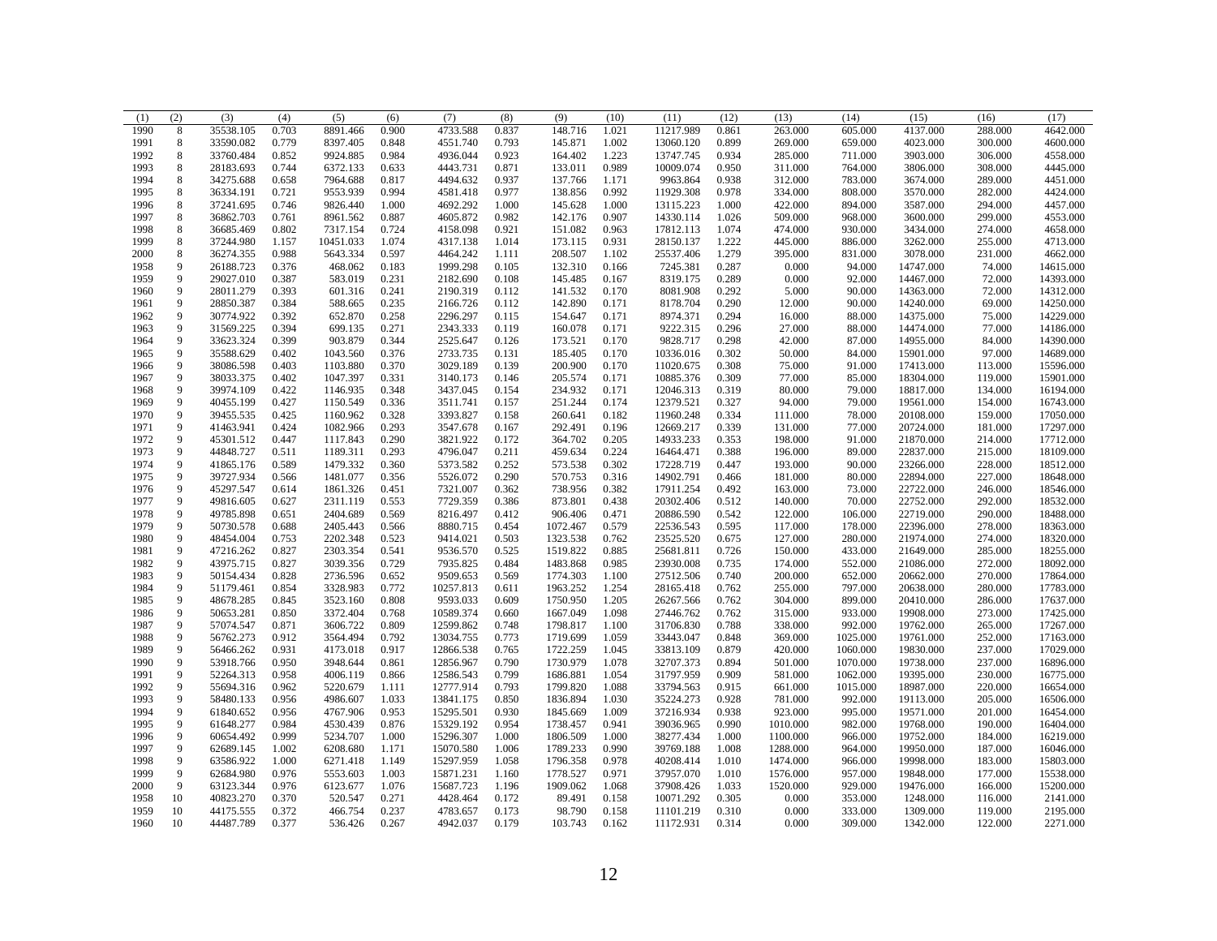| (1) | (2) | (3) | (4) | (5) | (6) | (7) | (8) | (9) | (10) | (11) | (12) | (13) | (14) | (15) | (16) | (17) |
|---|---|---|---|---|---|---|---|---|---|---|---|---|---|---|---|---|
| 1990 | 8 | 35538.105 | 0.703 | 8891.466 | 0.900 | 4733.588 | 0.837 | 148.716 | 1.021 | 11217.989 | 0.861 | 263.000 | 605.000 | 4137.000 | 288.000 | 4642.000 |
| 1991 | 8 | 33590.082 | 0.779 | 8397.405 | 0.848 | 4551.740 | 0.793 | 145.871 | 1.002 | 13060.120 | 0.899 | 269.000 | 659.000 | 4023.000 | 300.000 | 4600.000 |
| 1992 | 8 | 33760.484 | 0.852 | 9924.885 | 0.984 | 4936.044 | 0.923 | 164.402 | 1.223 | 13747.745 | 0.934 | 285.000 | 711.000 | 3903.000 | 306.000 | 4558.000 |
| 1993 | 8 | 28183.693 | 0.744 | 6372.133 | 0.633 | 4443.731 | 0.871 | 133.011 | 0.989 | 10009.074 | 0.950 | 311.000 | 764.000 | 3806.000 | 308.000 | 4445.000 |
| 1994 | 8 | 34275.688 | 0.658 | 7964.688 | 0.817 | 4494.632 | 0.937 | 137.766 | 1.171 | 9963.864 | 0.938 | 312.000 | 783.000 | 3674.000 | 289.000 | 4451.000 |
| 1995 | 8 | 36334.191 | 0.721 | 9553.939 | 0.994 | 4581.418 | 0.977 | 138.856 | 0.992 | 11929.308 | 0.978 | 334.000 | 808.000 | 3570.000 | 282.000 | 4424.000 |
| 1996 | 8 | 37241.695 | 0.746 | 9826.440 | 1.000 | 4692.292 | 1.000 | 145.628 | 1.000 | 13115.223 | 1.000 | 422.000 | 894.000 | 3587.000 | 294.000 | 4457.000 |
| 1997 | 8 | 36862.703 | 0.761 | 8961.562 | 0.887 | 4605.872 | 0.982 | 142.176 | 0.907 | 14330.114 | 1.026 | 509.000 | 968.000 | 3600.000 | 299.000 | 4553.000 |
| 1998 | 8 | 36685.469 | 0.802 | 7317.154 | 0.724 | 4158.098 | 0.921 | 151.082 | 0.963 | 17812.113 | 1.074 | 474.000 | 930.000 | 3434.000 | 274.000 | 4658.000 |
| 1999 | 8 | 37244.980 | 1.157 | 10451.033 | 1.074 | 4317.138 | 1.014 | 173.115 | 0.931 | 28150.137 | 1.222 | 445.000 | 886.000 | 3262.000 | 255.000 | 4713.000 |
| 2000 | 8 | 36274.355 | 0.988 | 5643.334 | 0.597 | 4464.242 | 1.111 | 208.507 | 1.102 | 25537.406 | 1.279 | 395.000 | 831.000 | 3078.000 | 231.000 | 4662.000 |
| 1958 | 9 | 26188.723 | 0.376 | 468.062 | 0.183 | 1999.298 | 0.105 | 132.310 | 0.166 | 7245.381 | 0.287 | 0.000 | 94.000 | 14747.000 | 74.000 | 14615.000 |
| 1959 | 9 | 29027.010 | 0.387 | 583.019 | 0.231 | 2182.690 | 0.108 | 145.485 | 0.167 | 8319.175 | 0.289 | 0.000 | 92.000 | 14467.000 | 72.000 | 14393.000 |
| 1960 | 9 | 28011.279 | 0.393 | 601.316 | 0.241 | 2190.319 | 0.112 | 141.532 | 0.170 | 8081.908 | 0.292 | 5.000 | 90.000 | 14363.000 | 72.000 | 14312.000 |
| 1961 | 9 | 28850.387 | 0.384 | 588.665 | 0.235 | 2166.726 | 0.112 | 142.890 | 0.171 | 8178.704 | 0.290 | 12.000 | 90.000 | 14240.000 | 69.000 | 14250.000 |
| 1962 | 9 | 30774.922 | 0.392 | 652.870 | 0.258 | 2296.297 | 0.115 | 154.647 | 0.171 | 8974.371 | 0.294 | 16.000 | 88.000 | 14375.000 | 75.000 | 14229.000 |
| 1963 | 9 | 31569.225 | 0.394 | 699.135 | 0.271 | 2343.333 | 0.119 | 160.078 | 0.171 | 9222.315 | 0.296 | 27.000 | 88.000 | 14474.000 | 77.000 | 14186.000 |
| 1964 | 9 | 33623.324 | 0.399 | 903.879 | 0.344 | 2525.647 | 0.126 | 173.521 | 0.170 | 9828.717 | 0.298 | 42.000 | 87.000 | 14955.000 | 84.000 | 14390.000 |
| 1965 | 9 | 35588.629 | 0.402 | 1043.560 | 0.376 | 2733.735 | 0.131 | 185.405 | 0.170 | 10336.016 | 0.302 | 50.000 | 84.000 | 15901.000 | 97.000 | 14689.000 |
| 1966 | 9 | 38086.598 | 0.403 | 1103.880 | 0.370 | 3029.189 | 0.139 | 200.900 | 0.170 | 11020.675 | 0.308 | 75.000 | 91.000 | 17413.000 | 113.000 | 15596.000 |
| 1967 | 9 | 38033.375 | 0.402 | 1047.397 | 0.331 | 3140.173 | 0.146 | 205.574 | 0.171 | 10885.376 | 0.309 | 77.000 | 85.000 | 18304.000 | 119.000 | 15901.000 |
| 1968 | 9 | 39974.109 | 0.422 | 1146.935 | 0.348 | 3437.045 | 0.154 | 234.932 | 0.171 | 12046.313 | 0.319 | 80.000 | 79.000 | 18817.000 | 134.000 | 16194.000 |
| 1969 | 9 | 40455.199 | 0.427 | 1150.549 | 0.336 | 3511.741 | 0.157 | 251.244 | 0.174 | 12379.521 | 0.327 | 94.000 | 79.000 | 19561.000 | 154.000 | 16743.000 |
| 1970 | 9 | 39455.535 | 0.425 | 1160.962 | 0.328 | 3393.827 | 0.158 | 260.641 | 0.182 | 11960.248 | 0.334 | 111.000 | 78.000 | 20108.000 | 159.000 | 17050.000 |
| 1971 | 9 | 41463.941 | 0.424 | 1082.966 | 0.293 | 3547.678 | 0.167 | 292.491 | 0.196 | 12669.217 | 0.339 | 131.000 | 77.000 | 20724.000 | 181.000 | 17297.000 |
| 1972 | 9 | 45301.512 | 0.447 | 1117.843 | 0.290 | 3821.922 | 0.172 | 364.702 | 0.205 | 14933.233 | 0.353 | 198.000 | 91.000 | 21870.000 | 214.000 | 17712.000 |
| 1973 | 9 | 44848.727 | 0.511 | 1189.311 | 0.293 | 4796.047 | 0.211 | 459.634 | 0.224 | 16464.471 | 0.388 | 196.000 | 89.000 | 22837.000 | 215.000 | 18109.000 |
| 1974 | 9 | 41865.176 | 0.589 | 1479.332 | 0.360 | 5373.582 | 0.252 | 573.538 | 0.302 | 17228.719 | 0.447 | 193.000 | 90.000 | 23266.000 | 228.000 | 18512.000 |
| 1975 | 9 | 39727.934 | 0.566 | 1481.077 | 0.356 | 5526.072 | 0.290 | 570.753 | 0.316 | 14902.791 | 0.466 | 181.000 | 80.000 | 22894.000 | 227.000 | 18648.000 |
| 1976 | 9 | 45297.547 | 0.614 | 1861.326 | 0.451 | 7321.007 | 0.362 | 738.956 | 0.382 | 17911.254 | 0.492 | 163.000 | 73.000 | 22722.000 | 246.000 | 18546.000 |
| 1977 | 9 | 49816.605 | 0.627 | 2311.119 | 0.553 | 7729.359 | 0.386 | 873.801 | 0.438 | 20302.406 | 0.512 | 140.000 | 70.000 | 22752.000 | 292.000 | 18532.000 |
| 1978 | 9 | 49785.898 | 0.651 | 2404.689 | 0.569 | 8216.497 | 0.412 | 906.406 | 0.471 | 20886.590 | 0.542 | 122.000 | 106.000 | 22719.000 | 290.000 | 18488.000 |
| 1979 | 9 | 50730.578 | 0.688 | 2405.443 | 0.566 | 8880.715 | 0.454 | 1072.467 | 0.579 | 22536.543 | 0.595 | 117.000 | 178.000 | 22396.000 | 278.000 | 18363.000 |
| 1980 | 9 | 48454.004 | 0.753 | 2202.348 | 0.523 | 9414.021 | 0.503 | 1323.538 | 0.762 | 23525.520 | 0.675 | 127.000 | 280.000 | 21974.000 | 274.000 | 18320.000 |
| 1981 | 9 | 47216.262 | 0.827 | 2303.354 | 0.541 | 9536.570 | 0.525 | 1519.822 | 0.885 | 25681.811 | 0.726 | 150.000 | 433.000 | 21649.000 | 285.000 | 18255.000 |
| 1982 | 9 | 43975.715 | 0.827 | 3039.356 | 0.729 | 7935.825 | 0.484 | 1483.868 | 0.985 | 23930.008 | 0.735 | 174.000 | 552.000 | 21086.000 | 272.000 | 18092.000 |
| 1983 | 9 | 50154.434 | 0.828 | 2736.596 | 0.652 | 9509.653 | 0.569 | 1774.303 | 1.100 | 27512.506 | 0.740 | 200.000 | 652.000 | 20662.000 | 270.000 | 17864.000 |
| 1984 | 9 | 51179.461 | 0.854 | 3328.983 | 0.772 | 10257.813 | 0.611 | 1963.252 | 1.254 | 28165.418 | 0.762 | 255.000 | 797.000 | 20638.000 | 280.000 | 17783.000 |
| 1985 | 9 | 48678.285 | 0.845 | 3523.160 | 0.808 | 9593.033 | 0.609 | 1750.950 | 1.205 | 26267.566 | 0.762 | 304.000 | 899.000 | 20410.000 | 286.000 | 17637.000 |
| 1986 | 9 | 50653.281 | 0.850 | 3372.404 | 0.768 | 10589.374 | 0.660 | 1667.049 | 1.098 | 27446.762 | 0.762 | 315.000 | 933.000 | 19908.000 | 273.000 | 17425.000 |
| 1987 | 9 | 57074.547 | 0.871 | 3606.722 | 0.809 | 12599.862 | 0.748 | 1798.817 | 1.100 | 31706.830 | 0.788 | 338.000 | 992.000 | 19762.000 | 265.000 | 17267.000 |
| 1988 | 9 | 56762.273 | 0.912 | 3564.494 | 0.792 | 13034.755 | 0.773 | 1719.699 | 1.059 | 33443.047 | 0.848 | 369.000 | 1025.000 | 19761.000 | 252.000 | 17163.000 |
| 1989 | 9 | 56466.262 | 0.931 | 4173.018 | 0.917 | 12866.538 | 0.765 | 1722.259 | 1.045 | 33813.109 | 0.879 | 420.000 | 1060.000 | 19830.000 | 237.000 | 17029.000 |
| 1990 | 9 | 53918.766 | 0.950 | 3948.644 | 0.861 | 12856.967 | 0.790 | 1730.979 | 1.078 | 32707.373 | 0.894 | 501.000 | 1070.000 | 19738.000 | 237.000 | 16896.000 |
| 1991 | 9 | 52264.313 | 0.958 | 4006.119 | 0.866 | 12586.543 | 0.799 | 1686.881 | 1.054 | 31797.959 | 0.909 | 581.000 | 1062.000 | 19395.000 | 230.000 | 16775.000 |
| 1992 | 9 | 55694.316 | 0.962 | 5220.679 | 1.111 | 12777.914 | 0.793 | 1799.820 | 1.088 | 33794.563 | 0.915 | 661.000 | 1015.000 | 18987.000 | 220.000 | 16654.000 |
| 1993 | 9 | 58480.133 | 0.956 | 4986.607 | 1.033 | 13841.175 | 0.850 | 1836.894 | 1.030 | 35224.273 | 0.928 | 781.000 | 992.000 | 19113.000 | 205.000 | 16506.000 |
| 1994 | 9 | 61840.652 | 0.956 | 4767.906 | 0.953 | 15295.501 | 0.930 | 1845.669 | 1.009 | 37216.934 | 0.938 | 923.000 | 995.000 | 19571.000 | 201.000 | 16454.000 |
| 1995 | 9 | 61648.277 | 0.984 | 4530.439 | 0.876 | 15329.192 | 0.954 | 1738.457 | 0.941 | 39036.965 | 0.990 | 1010.000 | 982.000 | 19768.000 | 190.000 | 16404.000 |
| 1996 | 9 | 60654.492 | 0.999 | 5234.707 | 1.000 | 15296.307 | 1.000 | 1806.509 | 1.000 | 38277.434 | 1.000 | 1100.000 | 966.000 | 19752.000 | 184.000 | 16219.000 |
| 1997 | 9 | 62689.145 | 1.002 | 6208.680 | 1.171 | 15070.580 | 1.006 | 1789.233 | 0.990 | 39769.188 | 1.008 | 1288.000 | 964.000 | 19950.000 | 187.000 | 16046.000 |
| 1998 | 9 | 63586.922 | 1.000 | 6271.418 | 1.149 | 15297.959 | 1.058 | 1796.358 | 0.978 | 40208.414 | 1.010 | 1474.000 | 966.000 | 19998.000 | 183.000 | 15803.000 |
| 1999 | 9 | 62684.980 | 0.976 | 5553.603 | 1.003 | 15871.231 | 1.160 | 1778.527 | 0.971 | 37957.070 | 1.010 | 1576.000 | 957.000 | 19848.000 | 177.000 | 15538.000 |
| 2000 | 9 | 63123.344 | 0.976 | 6123.677 | 1.076 | 15687.723 | 1.196 | 1909.062 | 1.068 | 37908.426 | 1.033 | 1520.000 | 929.000 | 19476.000 | 166.000 | 15200.000 |
| 1958 | 10 | 40823.270 | 0.370 | 520.547 | 0.271 | 4428.464 | 0.172 | 89.491 | 0.158 | 10071.292 | 0.305 | 0.000 | 353.000 | 1248.000 | 116.000 | 2141.000 |
| 1959 | 10 | 44175.555 | 0.372 | 466.754 | 0.237 | 4783.657 | 0.173 | 98.790 | 0.158 | 11101.219 | 0.310 | 0.000 | 333.000 | 1309.000 | 119.000 | 2195.000 |
| 1960 | 10 | 44487.789 | 0.377 | 536.426 | 0.267 | 4942.037 | 0.179 | 103.743 | 0.162 | 11172.931 | 0.314 | 0.000 | 309.000 | 1342.000 | 122.000 | 2271.000 |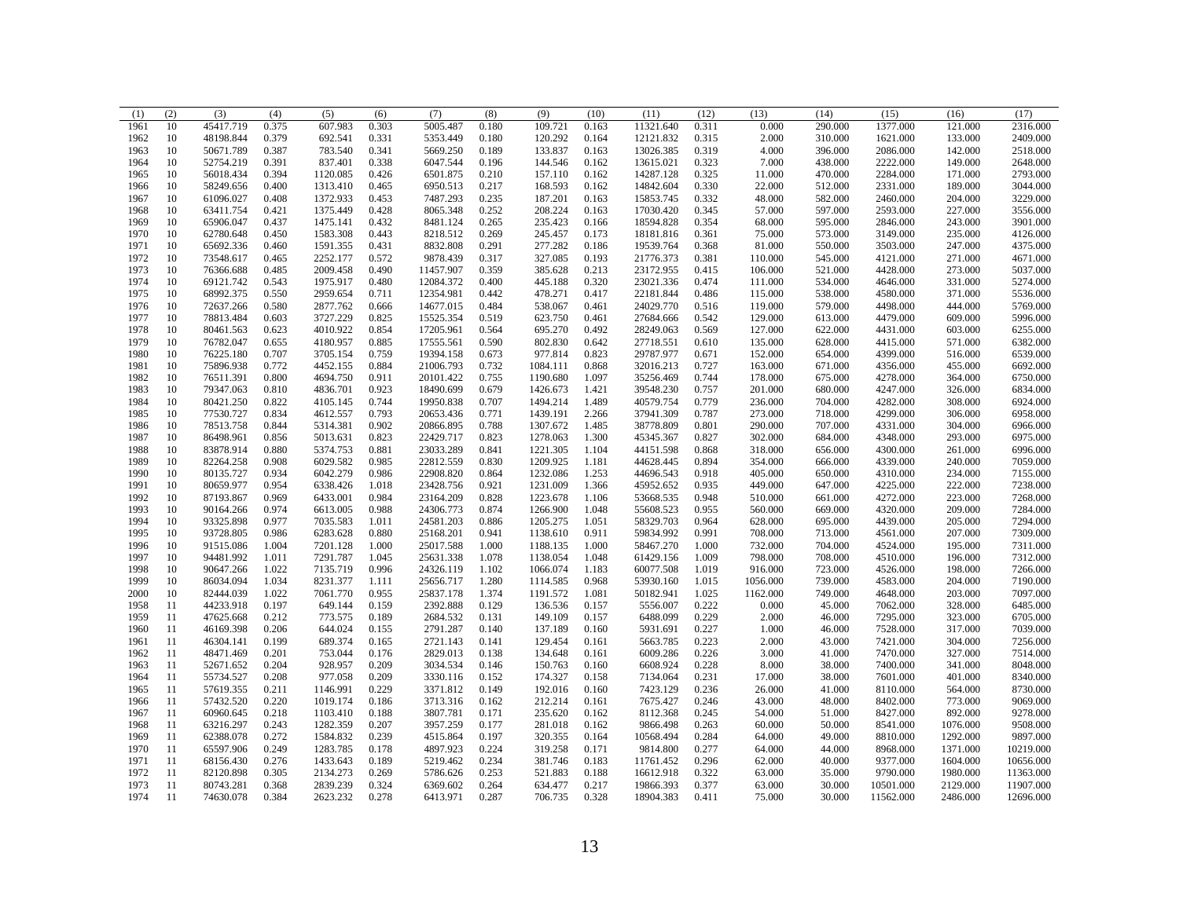| (1) | (2) | (3) | (4) | (5) | (6) | (7) | (8) | (9) | (10) | (11) | (12) | (13) | (14) | (15) | (16) | (17) |
|---|---|---|---|---|---|---|---|---|---|---|---|---|---|---|---|---|
| 1961 | 10 | 45417.719 | 0.375 | 607.983 | 0.303 | 5005.487 | 0.180 | 109.721 | 0.163 | 11321.640 | 0.311 | 0.000 | 290.000 | 1377.000 | 121.000 | 2316.000 |
| 1962 | 10 | 48198.844 | 0.379 | 692.541 | 0.331 | 5353.449 | 0.180 | 120.292 | 0.164 | 12121.832 | 0.315 | 2.000 | 310.000 | 1621.000 | 133.000 | 2409.000 |
| 1963 | 10 | 50671.789 | 0.387 | 783.540 | 0.341 | 5669.250 | 0.189 | 133.837 | 0.163 | 13026.385 | 0.319 | 4.000 | 396.000 | 2086.000 | 142.000 | 2518.000 |
| 1964 | 10 | 52754.219 | 0.391 | 837.401 | 0.338 | 6047.544 | 0.196 | 144.546 | 0.162 | 13615.021 | 0.323 | 7.000 | 438.000 | 2222.000 | 149.000 | 2648.000 |
| 1965 | 10 | 56018.434 | 0.394 | 1120.085 | 0.426 | 6501.875 | 0.210 | 157.110 | 0.162 | 14287.128 | 0.325 | 11.000 | 470.000 | 2284.000 | 171.000 | 2793.000 |
| 1966 | 10 | 58249.656 | 0.400 | 1313.410 | 0.465 | 6950.513 | 0.217 | 168.593 | 0.162 | 14842.604 | 0.330 | 22.000 | 512.000 | 2331.000 | 189.000 | 3044.000 |
| 1967 | 10 | 61096.027 | 0.408 | 1372.933 | 0.453 | 7487.293 | 0.235 | 187.201 | 0.163 | 15853.745 | 0.332 | 48.000 | 582.000 | 2460.000 | 204.000 | 3229.000 |
| 1968 | 10 | 63411.754 | 0.421 | 1375.449 | 0.428 | 8065.348 | 0.252 | 208.224 | 0.163 | 17030.420 | 0.345 | 57.000 | 597.000 | 2593.000 | 227.000 | 3556.000 |
| 1969 | 10 | 65906.047 | 0.437 | 1475.141 | 0.432 | 8481.124 | 0.265 | 235.423 | 0.166 | 18594.828 | 0.354 | 68.000 | 595.000 | 2846.000 | 243.000 | 3901.000 |
| 1970 | 10 | 62780.648 | 0.450 | 1583.308 | 0.443 | 8218.512 | 0.269 | 245.457 | 0.173 | 18181.816 | 0.361 | 75.000 | 573.000 | 3149.000 | 235.000 | 4126.000 |
| 1971 | 10 | 65692.336 | 0.460 | 1591.355 | 0.431 | 8832.808 | 0.291 | 277.282 | 0.186 | 19539.764 | 0.368 | 81.000 | 550.000 | 3503.000 | 247.000 | 4375.000 |
| 1972 | 10 | 73548.617 | 0.465 | 2252.177 | 0.572 | 9878.439 | 0.317 | 327.085 | 0.193 | 21776.373 | 0.381 | 110.000 | 545.000 | 4121.000 | 271.000 | 4671.000 |
| 1973 | 10 | 76366.688 | 0.485 | 2009.458 | 0.490 | 11457.907 | 0.359 | 385.628 | 0.213 | 23172.955 | 0.415 | 106.000 | 521.000 | 4428.000 | 273.000 | 5037.000 |
| 1974 | 10 | 69121.742 | 0.543 | 1975.917 | 0.480 | 12084.372 | 0.400 | 445.188 | 0.320 | 23021.336 | 0.474 | 111.000 | 534.000 | 4646.000 | 331.000 | 5274.000 |
| 1975 | 10 | 68992.375 | 0.550 | 2959.654 | 0.711 | 12354.981 | 0.442 | 478.271 | 0.417 | 22181.844 | 0.486 | 115.000 | 538.000 | 4580.000 | 371.000 | 5536.000 |
| 1976 | 10 | 72637.266 | 0.580 | 2877.762 | 0.666 | 14677.015 | 0.484 | 538.067 | 0.461 | 24029.770 | 0.516 | 119.000 | 579.000 | 4498.000 | 444.000 | 5769.000 |
| 1977 | 10 | 78813.484 | 0.603 | 3727.229 | 0.825 | 15525.354 | 0.519 | 623.750 | 0.461 | 27684.666 | 0.542 | 129.000 | 613.000 | 4479.000 | 609.000 | 5996.000 |
| 1978 | 10 | 80461.563 | 0.623 | 4010.922 | 0.854 | 17205.961 | 0.564 | 695.270 | 0.492 | 28249.063 | 0.569 | 127.000 | 622.000 | 4431.000 | 603.000 | 6255.000 |
| 1979 | 10 | 76782.047 | 0.655 | 4180.957 | 0.885 | 17555.561 | 0.590 | 802.830 | 0.642 | 27718.551 | 0.610 | 135.000 | 628.000 | 4415.000 | 571.000 | 6382.000 |
| 1980 | 10 | 76225.180 | 0.707 | 3705.154 | 0.759 | 19394.158 | 0.673 | 977.814 | 0.823 | 29787.977 | 0.671 | 152.000 | 654.000 | 4399.000 | 516.000 | 6539.000 |
| 1981 | 10 | 75896.938 | 0.772 | 4452.155 | 0.884 | 21006.793 | 0.732 | 1084.111 | 0.868 | 32016.213 | 0.727 | 163.000 | 671.000 | 4356.000 | 455.000 | 6692.000 |
| 1982 | 10 | 76511.391 | 0.800 | 4694.750 | 0.911 | 20101.422 | 0.755 | 1190.680 | 1.097 | 35256.469 | 0.744 | 178.000 | 675.000 | 4278.000 | 364.000 | 6750.000 |
| 1983 | 10 | 79347.063 | 0.810 | 4836.701 | 0.923 | 18490.699 | 0.679 | 1426.673 | 1.421 | 39548.230 | 0.757 | 201.000 | 680.000 | 4247.000 | 326.000 | 6834.000 |
| 1984 | 10 | 80421.250 | 0.822 | 4105.145 | 0.744 | 19950.838 | 0.707 | 1494.214 | 1.489 | 40579.754 | 0.779 | 236.000 | 704.000 | 4282.000 | 308.000 | 6924.000 |
| 1985 | 10 | 77530.727 | 0.834 | 4612.557 | 0.793 | 20653.436 | 0.771 | 1439.191 | 2.266 | 37941.309 | 0.787 | 273.000 | 718.000 | 4299.000 | 306.000 | 6958.000 |
| 1986 | 10 | 78513.758 | 0.844 | 5314.381 | 0.902 | 20866.895 | 0.788 | 1307.672 | 1.485 | 38778.809 | 0.801 | 290.000 | 707.000 | 4331.000 | 304.000 | 6966.000 |
| 1987 | 10 | 86498.961 | 0.856 | 5013.631 | 0.823 | 22429.717 | 0.823 | 1278.063 | 1.300 | 45345.367 | 0.827 | 302.000 | 684.000 | 4348.000 | 293.000 | 6975.000 |
| 1988 | 10 | 83878.914 | 0.880 | 5374.753 | 0.881 | 23033.289 | 0.841 | 1221.305 | 1.104 | 44151.598 | 0.868 | 318.000 | 656.000 | 4300.000 | 261.000 | 6996.000 |
| 1989 | 10 | 82264.258 | 0.908 | 6029.582 | 0.985 | 22812.559 | 0.830 | 1209.925 | 1.181 | 44628.445 | 0.894 | 354.000 | 666.000 | 4339.000 | 240.000 | 7059.000 |
| 1990 | 10 | 80135.727 | 0.934 | 6042.279 | 0.986 | 22908.820 | 0.864 | 1232.086 | 1.253 | 44696.543 | 0.918 | 405.000 | 650.000 | 4310.000 | 234.000 | 7155.000 |
| 1991 | 10 | 80659.977 | 0.954 | 6338.426 | 1.018 | 23428.756 | 0.921 | 1231.009 | 1.366 | 45952.652 | 0.935 | 449.000 | 647.000 | 4225.000 | 222.000 | 7238.000 |
| 1992 | 10 | 87193.867 | 0.969 | 6433.001 | 0.984 | 23164.209 | 0.828 | 1223.678 | 1.106 | 53668.535 | 0.948 | 510.000 | 661.000 | 4272.000 | 223.000 | 7268.000 |
| 1993 | 10 | 90164.266 | 0.974 | 6613.005 | 0.988 | 24306.773 | 0.874 | 1266.900 | 1.048 | 55608.523 | 0.955 | 560.000 | 669.000 | 4320.000 | 209.000 | 7284.000 |
| 1994 | 10 | 93325.898 | 0.977 | 7035.583 | 1.011 | 24581.203 | 0.886 | 1205.275 | 1.051 | 58329.703 | 0.964 | 628.000 | 695.000 | 4439.000 | 205.000 | 7294.000 |
| 1995 | 10 | 93728.805 | 0.986 | 6283.628 | 0.880 | 25168.201 | 0.941 | 1138.610 | 0.911 | 59834.992 | 0.991 | 708.000 | 713.000 | 4561.000 | 207.000 | 7309.000 |
| 1996 | 10 | 91515.086 | 1.004 | 7201.128 | 1.000 | 25017.588 | 1.000 | 1188.135 | 1.000 | 58467.270 | 1.000 | 732.000 | 704.000 | 4524.000 | 195.000 | 7311.000 |
| 1997 | 10 | 94481.992 | 1.011 | 7291.787 | 1.045 | 25631.338 | 1.078 | 1138.054 | 1.048 | 61429.156 | 1.009 | 798.000 | 708.000 | 4510.000 | 196.000 | 7312.000 |
| 1998 | 10 | 90647.266 | 1.022 | 7135.719 | 0.996 | 24326.119 | 1.102 | 1066.074 | 1.183 | 60077.508 | 1.019 | 916.000 | 723.000 | 4526.000 | 198.000 | 7266.000 |
| 1999 | 10 | 86034.094 | 1.034 | 8231.377 | 1.111 | 25656.717 | 1.280 | 1114.585 | 0.968 | 53930.160 | 1.015 | 1056.000 | 739.000 | 4583.000 | 204.000 | 7190.000 |
| 2000 | 10 | 82444.039 | 1.022 | 7061.770 | 0.955 | 25837.178 | 1.374 | 1191.572 | 1.081 | 50182.941 | 1.025 | 1162.000 | 749.000 | 4648.000 | 203.000 | 7097.000 |
| 1958 | 11 | 44233.918 | 0.197 | 649.144 | 0.159 | 2392.888 | 0.129 | 136.536 | 0.157 | 5556.007 | 0.222 | 0.000 | 45.000 | 7062.000 | 328.000 | 6485.000 |
| 1959 | 11 | 47625.668 | 0.212 | 773.575 | 0.189 | 2684.532 | 0.131 | 149.109 | 0.157 | 6488.099 | 0.229 | 2.000 | 46.000 | 7295.000 | 323.000 | 6705.000 |
| 1960 | 11 | 46169.398 | 0.206 | 644.024 | 0.155 | 2791.287 | 0.140 | 137.189 | 0.160 | 5931.691 | 0.227 | 1.000 | 46.000 | 7528.000 | 317.000 | 7039.000 |
| 1961 | 11 | 46304.141 | 0.199 | 689.374 | 0.165 | 2721.143 | 0.141 | 129.454 | 0.161 | 5663.785 | 0.223 | 2.000 | 43.000 | 7421.000 | 304.000 | 7256.000 |
| 1962 | 11 | 48471.469 | 0.201 | 753.044 | 0.176 | 2829.013 | 0.138 | 134.648 | 0.161 | 6009.286 | 0.226 | 3.000 | 41.000 | 7470.000 | 327.000 | 7514.000 |
| 1963 | 11 | 52671.652 | 0.204 | 928.957 | 0.209 | 3034.534 | 0.146 | 150.763 | 0.160 | 6608.924 | 0.228 | 8.000 | 38.000 | 7400.000 | 341.000 | 8048.000 |
| 1964 | 11 | 55734.527 | 0.208 | 977.058 | 0.209 | 3330.116 | 0.152 | 174.327 | 0.158 | 7134.064 | 0.231 | 17.000 | 38.000 | 7601.000 | 401.000 | 8340.000 |
| 1965 | 11 | 57619.355 | 0.211 | 1146.991 | 0.229 | 3371.812 | 0.149 | 192.016 | 0.160 | 7423.129 | 0.236 | 26.000 | 41.000 | 8110.000 | 564.000 | 8730.000 |
| 1966 | 11 | 57432.520 | 0.220 | 1019.174 | 0.186 | 3713.316 | 0.162 | 212.214 | 0.161 | 7675.427 | 0.246 | 43.000 | 48.000 | 8402.000 | 773.000 | 9069.000 |
| 1967 | 11 | 60960.645 | 0.218 | 1103.410 | 0.188 | 3807.781 | 0.171 | 235.620 | 0.162 | 8112.368 | 0.245 | 54.000 | 51.000 | 8427.000 | 892.000 | 9278.000 |
| 1968 | 11 | 63216.297 | 0.243 | 1282.359 | 0.207 | 3957.259 | 0.177 | 281.018 | 0.162 | 9866.498 | 0.263 | 60.000 | 50.000 | 8541.000 | 1076.000 | 9508.000 |
| 1969 | 11 | 62388.078 | 0.272 | 1584.832 | 0.239 | 4515.864 | 0.197 | 320.355 | 0.164 | 10568.494 | 0.284 | 64.000 | 49.000 | 8810.000 | 1292.000 | 9897.000 |
| 1970 | 11 | 65597.906 | 0.249 | 1283.785 | 0.178 | 4897.923 | 0.224 | 319.258 | 0.171 | 9814.800 | 0.277 | 64.000 | 44.000 | 8968.000 | 1371.000 | 10219.000 |
| 1971 | 11 | 68156.430 | 0.276 | 1433.643 | 0.189 | 5219.462 | 0.234 | 381.746 | 0.183 | 11761.452 | 0.296 | 62.000 | 40.000 | 9377.000 | 1604.000 | 10656.000 |
| 1972 | 11 | 82120.898 | 0.305 | 2134.273 | 0.269 | 5786.626 | 0.253 | 521.883 | 0.188 | 16612.918 | 0.322 | 63.000 | 35.000 | 9790.000 | 1980.000 | 11363.000 |
| 1973 | 11 | 80743.281 | 0.368 | 2839.239 | 0.324 | 6369.602 | 0.264 | 634.477 | 0.217 | 19866.393 | 0.377 | 63.000 | 30.000 | 10501.000 | 2129.000 | 11907.000 |
| 1974 | 11 | 74630.078 | 0.384 | 2623.232 | 0.278 | 6413.971 | 0.287 | 706.735 | 0.328 | 18904.383 | 0.411 | 75.000 | 30.000 | 11562.000 | 2486.000 | 12696.000 |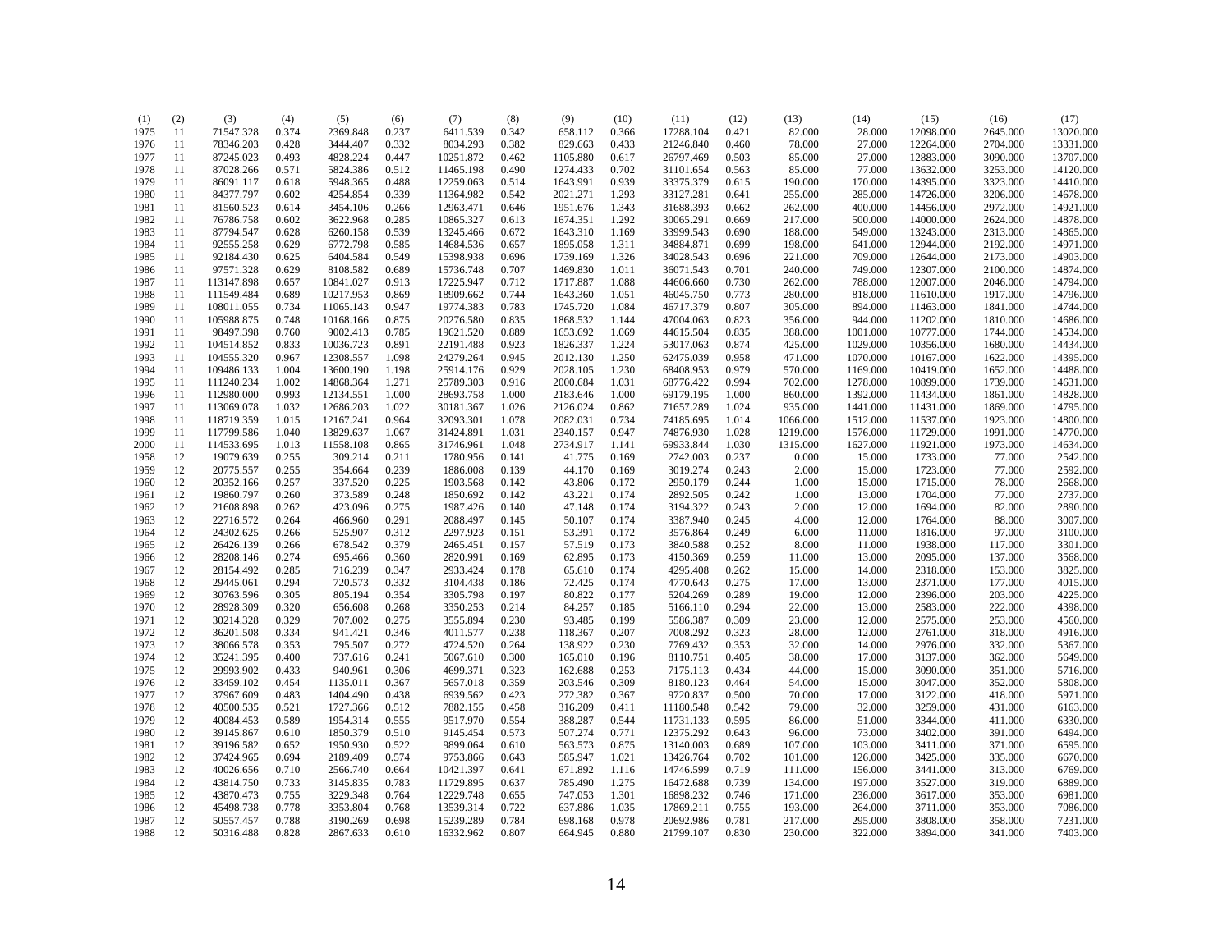| (1) | (2) | (3) | (4) | (5) | (6) | (7) | (8) | (9) | (10) | (11) | (12) | (13) | (14) | (15) | (16) | (17) |
|---|---|---|---|---|---|---|---|---|---|---|---|---|---|---|---|---|
| 1975 | 11 | 71547.328 | 0.374 | 2369.848 | 0.237 | 6411.539 | 0.342 | 658.112 | 0.366 | 17288.104 | 0.421 | 82.000 | 28.000 | 12098.000 | 2645.000 | 13020.000 |
| 1976 | 11 | 78346.203 | 0.428 | 3444.407 | 0.332 | 8034.293 | 0.382 | 829.663 | 0.433 | 21246.840 | 0.460 | 78.000 | 27.000 | 12264.000 | 2704.000 | 13331.000 |
| 1977 | 11 | 87245.023 | 0.493 | 4828.224 | 0.447 | 10251.872 | 0.462 | 1105.880 | 0.617 | 26797.469 | 0.503 | 85.000 | 27.000 | 12883.000 | 3090.000 | 13707.000 |
| 1978 | 11 | 87028.266 | 0.571 | 5824.386 | 0.512 | 11465.198 | 0.490 | 1274.433 | 0.702 | 31101.654 | 0.563 | 85.000 | 77.000 | 13632.000 | 3253.000 | 14120.000 |
| 1979 | 11 | 86091.117 | 0.618 | 5948.365 | 0.488 | 12259.063 | 0.514 | 1643.991 | 0.939 | 33375.379 | 0.615 | 190.000 | 170.000 | 14395.000 | 3323.000 | 14410.000 |
| 1980 | 11 | 84377.797 | 0.602 | 4254.854 | 0.339 | 11364.982 | 0.542 | 2021.271 | 1.293 | 33127.281 | 0.641 | 255.000 | 285.000 | 14726.000 | 3206.000 | 14678.000 |
| 1981 | 11 | 81560.523 | 0.614 | 3454.106 | 0.266 | 12963.471 | 0.646 | 1951.676 | 1.343 | 31688.393 | 0.662 | 262.000 | 400.000 | 14456.000 | 2972.000 | 14921.000 |
| 1982 | 11 | 76786.758 | 0.602 | 3622.968 | 0.285 | 10865.327 | 0.613 | 1674.351 | 1.292 | 30065.291 | 0.669 | 217.000 | 500.000 | 14000.000 | 2624.000 | 14878.000 |
| 1983 | 11 | 87794.547 | 0.628 | 6260.158 | 0.539 | 13245.466 | 0.672 | 1643.310 | 1.169 | 33999.543 | 0.690 | 188.000 | 549.000 | 13243.000 | 2313.000 | 14865.000 |
| 1984 | 11 | 92555.258 | 0.629 | 6772.798 | 0.585 | 14684.536 | 0.657 | 1895.058 | 1.311 | 34884.871 | 0.699 | 198.000 | 641.000 | 12944.000 | 2192.000 | 14971.000 |
| 1985 | 11 | 92184.430 | 0.625 | 6404.584 | 0.549 | 15398.938 | 0.696 | 1739.169 | 1.326 | 34028.543 | 0.696 | 221.000 | 709.000 | 12644.000 | 2173.000 | 14903.000 |
| 1986 | 11 | 97571.328 | 0.629 | 8108.582 | 0.689 | 15736.748 | 0.707 | 1469.830 | 1.011 | 36071.543 | 0.701 | 240.000 | 749.000 | 12307.000 | 2100.000 | 14874.000 |
| 1987 | 11 | 113147.898 | 0.657 | 10841.027 | 0.913 | 17225.947 | 0.712 | 1717.887 | 1.088 | 44606.660 | 0.730 | 262.000 | 788.000 | 12007.000 | 2046.000 | 14794.000 |
| 1988 | 11 | 111549.484 | 0.689 | 10217.953 | 0.869 | 18909.662 | 0.744 | 1643.360 | 1.051 | 46045.750 | 0.773 | 280.000 | 818.000 | 11610.000 | 1917.000 | 14796.000 |
| 1989 | 11 | 108011.055 | 0.734 | 11065.143 | 0.947 | 19774.383 | 0.783 | 1745.720 | 1.084 | 46717.379 | 0.807 | 305.000 | 894.000 | 11463.000 | 1841.000 | 14744.000 |
| 1990 | 11 | 105988.875 | 0.748 | 10168.166 | 0.875 | 20276.580 | 0.835 | 1868.532 | 1.144 | 47004.063 | 0.823 | 356.000 | 944.000 | 11202.000 | 1810.000 | 14686.000 |
| 1991 | 11 | 98497.398 | 0.760 | 9002.413 | 0.785 | 19621.520 | 0.889 | 1653.692 | 1.069 | 44615.504 | 0.835 | 388.000 | 1001.000 | 10777.000 | 1744.000 | 14534.000 |
| 1992 | 11 | 104514.852 | 0.833 | 10036.723 | 0.891 | 22191.488 | 0.923 | 1826.337 | 1.224 | 53017.063 | 0.874 | 425.000 | 1029.000 | 10356.000 | 1680.000 | 14434.000 |
| 1993 | 11 | 104555.320 | 0.967 | 12308.557 | 1.098 | 24279.264 | 0.945 | 2012.130 | 1.250 | 62475.039 | 0.958 | 471.000 | 1070.000 | 10167.000 | 1622.000 | 14395.000 |
| 1994 | 11 | 109486.133 | 1.004 | 13600.190 | 1.198 | 25914.176 | 0.929 | 2028.105 | 1.230 | 68408.953 | 0.979 | 570.000 | 1169.000 | 10419.000 | 1652.000 | 14488.000 |
| 1995 | 11 | 111240.234 | 1.002 | 14868.364 | 1.271 | 25789.303 | 0.916 | 2000.684 | 1.031 | 68776.422 | 0.994 | 702.000 | 1278.000 | 10899.000 | 1739.000 | 14631.000 |
| 1996 | 11 | 112980.000 | 0.993 | 12134.551 | 1.000 | 28693.758 | 1.000 | 2183.646 | 1.000 | 69179.195 | 1.000 | 860.000 | 1392.000 | 11434.000 | 1861.000 | 14828.000 |
| 1997 | 11 | 113069.078 | 1.032 | 12686.203 | 1.022 | 30181.367 | 1.026 | 2126.024 | 0.862 | 71657.289 | 1.024 | 935.000 | 1441.000 | 11431.000 | 1869.000 | 14795.000 |
| 1998 | 11 | 118719.359 | 1.015 | 12167.241 | 0.964 | 32093.301 | 1.078 | 2082.031 | 0.734 | 74185.695 | 1.014 | 1066.000 | 1512.000 | 11537.000 | 1923.000 | 14800.000 |
| 1999 | 11 | 117799.586 | 1.040 | 13829.637 | 1.067 | 31424.891 | 1.031 | 2340.157 | 0.947 | 74876.930 | 1.028 | 1219.000 | 1576.000 | 11729.000 | 1991.000 | 14770.000 |
| 2000 | 11 | 114533.695 | 1.013 | 11558.108 | 0.865 | 31746.961 | 1.048 | 2734.917 | 1.141 | 69933.844 | 1.030 | 1315.000 | 1627.000 | 11921.000 | 1973.000 | 14634.000 |
| 1958 | 12 | 19079.639 | 0.255 | 309.214 | 0.211 | 1780.956 | 0.141 | 41.775 | 0.169 | 2742.003 | 0.237 | 0.000 | 15.000 | 1733.000 | 77.000 | 2542.000 |
| 1959 | 12 | 20775.557 | 0.255 | 354.664 | 0.239 | 1886.008 | 0.139 | 44.170 | 0.169 | 3019.274 | 0.243 | 2.000 | 15.000 | 1723.000 | 77.000 | 2592.000 |
| 1960 | 12 | 20352.166 | 0.257 | 337.520 | 0.225 | 1903.568 | 0.142 | 43.806 | 0.172 | 2950.179 | 0.244 | 1.000 | 15.000 | 1715.000 | 78.000 | 2668.000 |
| 1961 | 12 | 19860.797 | 0.260 | 373.589 | 0.248 | 1850.692 | 0.142 | 43.221 | 0.174 | 2892.505 | 0.242 | 1.000 | 13.000 | 1704.000 | 77.000 | 2737.000 |
| 1962 | 12 | 21608.898 | 0.262 | 423.096 | 0.275 | 1987.426 | 0.140 | 47.148 | 0.174 | 3194.322 | 0.243 | 2.000 | 12.000 | 1694.000 | 82.000 | 2890.000 |
| 1963 | 12 | 22716.572 | 0.264 | 466.960 | 0.291 | 2088.497 | 0.145 | 50.107 | 0.174 | 3387.940 | 0.245 | 4.000 | 12.000 | 1764.000 | 88.000 | 3007.000 |
| 1964 | 12 | 24302.625 | 0.266 | 525.907 | 0.312 | 2297.923 | 0.151 | 53.391 | 0.172 | 3576.864 | 0.249 | 6.000 | 11.000 | 1816.000 | 97.000 | 3100.000 |
| 1965 | 12 | 26426.139 | 0.266 | 678.542 | 0.379 | 2465.451 | 0.157 | 57.519 | 0.173 | 3840.588 | 0.252 | 8.000 | 11.000 | 1938.000 | 117.000 | 3301.000 |
| 1966 | 12 | 28208.146 | 0.274 | 695.466 | 0.360 | 2820.991 | 0.169 | 62.895 | 0.173 | 4150.369 | 0.259 | 11.000 | 13.000 | 2095.000 | 137.000 | 3568.000 |
| 1967 | 12 | 28154.492 | 0.285 | 716.239 | 0.347 | 2933.424 | 0.178 | 65.610 | 0.174 | 4295.408 | 0.262 | 15.000 | 14.000 | 2318.000 | 153.000 | 3825.000 |
| 1968 | 12 | 29445.061 | 0.294 | 720.573 | 0.332 | 3104.438 | 0.186 | 72.425 | 0.174 | 4770.643 | 0.275 | 17.000 | 13.000 | 2371.000 | 177.000 | 4015.000 |
| 1969 | 12 | 30763.596 | 0.305 | 805.194 | 0.354 | 3305.798 | 0.197 | 80.822 | 0.177 | 5204.269 | 0.289 | 19.000 | 12.000 | 2396.000 | 203.000 | 4225.000 |
| 1970 | 12 | 28928.309 | 0.320 | 656.608 | 0.268 | 3350.253 | 0.214 | 84.257 | 0.185 | 5166.110 | 0.294 | 22.000 | 13.000 | 2583.000 | 222.000 | 4398.000 |
| 1971 | 12 | 30214.328 | 0.329 | 707.002 | 0.275 | 3555.894 | 0.230 | 93.485 | 0.199 | 5586.387 | 0.309 | 23.000 | 12.000 | 2575.000 | 253.000 | 4560.000 |
| 1972 | 12 | 36201.508 | 0.334 | 941.421 | 0.346 | 4011.577 | 0.238 | 118.367 | 0.207 | 7008.292 | 0.323 | 28.000 | 12.000 | 2761.000 | 318.000 | 4916.000 |
| 1973 | 12 | 38066.578 | 0.353 | 795.507 | 0.272 | 4724.520 | 0.264 | 138.922 | 0.230 | 7769.432 | 0.353 | 32.000 | 14.000 | 2976.000 | 332.000 | 5367.000 |
| 1974 | 12 | 35241.395 | 0.400 | 737.616 | 0.241 | 5067.610 | 0.300 | 165.010 | 0.196 | 8110.751 | 0.405 | 38.000 | 17.000 | 3137.000 | 362.000 | 5649.000 |
| 1975 | 12 | 29993.902 | 0.433 | 940.961 | 0.306 | 4699.371 | 0.323 | 162.688 | 0.253 | 7175.113 | 0.434 | 44.000 | 15.000 | 3090.000 | 351.000 | 5716.000 |
| 1976 | 12 | 33459.102 | 0.454 | 1135.011 | 0.367 | 5657.018 | 0.359 | 203.546 | 0.309 | 8180.123 | 0.464 | 54.000 | 15.000 | 3047.000 | 352.000 | 5808.000 |
| 1977 | 12 | 37967.609 | 0.483 | 1404.490 | 0.438 | 6939.562 | 0.423 | 272.382 | 0.367 | 9720.837 | 0.500 | 70.000 | 17.000 | 3122.000 | 418.000 | 5971.000 |
| 1978 | 12 | 40500.535 | 0.521 | 1727.366 | 0.512 | 7882.155 | 0.458 | 316.209 | 0.411 | 11180.548 | 0.542 | 79.000 | 32.000 | 3259.000 | 431.000 | 6163.000 |
| 1979 | 12 | 40084.453 | 0.589 | 1954.314 | 0.555 | 9517.970 | 0.554 | 388.287 | 0.544 | 11731.133 | 0.595 | 86.000 | 51.000 | 3344.000 | 411.000 | 6330.000 |
| 1980 | 12 | 39145.867 | 0.610 | 1850.379 | 0.510 | 9145.454 | 0.573 | 507.274 | 0.771 | 12375.292 | 0.643 | 96.000 | 73.000 | 3402.000 | 391.000 | 6494.000 |
| 1981 | 12 | 39196.582 | 0.652 | 1950.930 | 0.522 | 9899.064 | 0.610 | 563.573 | 0.875 | 13140.003 | 0.689 | 107.000 | 103.000 | 3411.000 | 371.000 | 6595.000 |
| 1982 | 12 | 37424.965 | 0.694 | 2189.409 | 0.574 | 9753.866 | 0.643 | 585.947 | 1.021 | 13426.764 | 0.702 | 101.000 | 126.000 | 3425.000 | 335.000 | 6670.000 |
| 1983 | 12 | 40026.656 | 0.710 | 2566.740 | 0.664 | 10421.397 | 0.641 | 671.892 | 1.116 | 14746.599 | 0.719 | 111.000 | 156.000 | 3441.000 | 313.000 | 6769.000 |
| 1984 | 12 | 43814.750 | 0.733 | 3145.835 | 0.783 | 11729.895 | 0.637 | 785.490 | 1.275 | 16472.688 | 0.739 | 134.000 | 197.000 | 3527.000 | 319.000 | 6889.000 |
| 1985 | 12 | 43870.473 | 0.755 | 3229.348 | 0.764 | 12229.748 | 0.655 | 747.053 | 1.301 | 16898.232 | 0.746 | 171.000 | 236.000 | 3617.000 | 353.000 | 6981.000 |
| 1986 | 12 | 45498.738 | 0.778 | 3353.804 | 0.768 | 13539.314 | 0.722 | 637.886 | 1.035 | 17869.211 | 0.755 | 193.000 | 264.000 | 3711.000 | 353.000 | 7086.000 |
| 1987 | 12 | 50557.457 | 0.788 | 3190.269 | 0.698 | 15239.289 | 0.784 | 698.168 | 0.978 | 20692.986 | 0.781 | 217.000 | 295.000 | 3808.000 | 358.000 | 7231.000 |
| 1988 | 12 | 50316.488 | 0.828 | 2867.633 | 0.610 | 16332.962 | 0.807 | 664.945 | 0.880 | 21799.107 | 0.830 | 230.000 | 322.000 | 3894.000 | 341.000 | 7403.000 |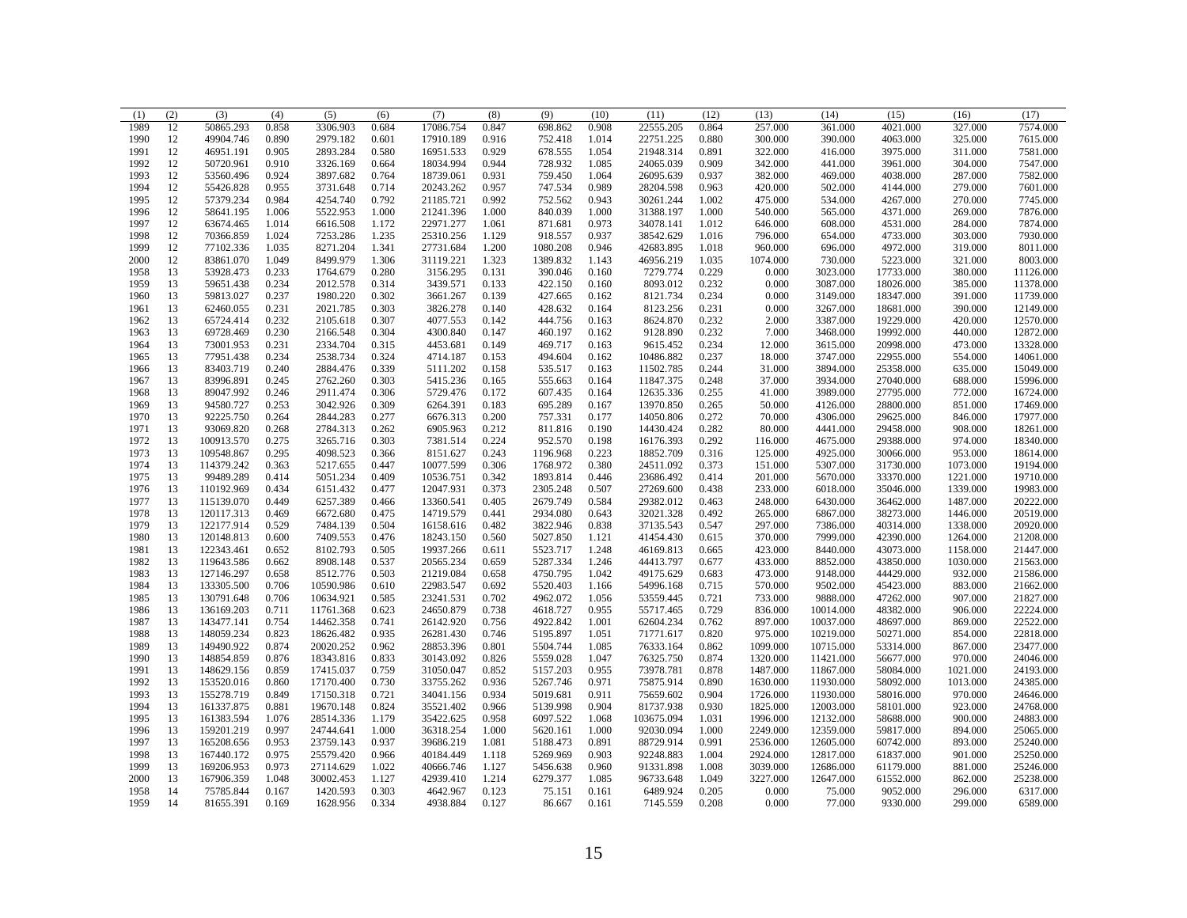| (1) | (2) | (3) | (4) | (5) | (6) | (7) | (8) | (9) | (10) | (11) | (12) | (13) | (14) | (15) | (16) | (17) |
|---|---|---|---|---|---|---|---|---|---|---|---|---|---|---|---|---|
| 1989 | 12 | 50865.293 | 0.858 | 3306.903 | 0.684 | 17086.754 | 0.847 | 698.862 | 0.908 | 22555.205 | 0.864 | 257.000 | 361.000 | 4021.000 | 327.000 | 7574.000 |
| 1990 | 12 | 49904.746 | 0.890 | 2979.182 | 0.601 | 17910.189 | 0.916 | 752.418 | 1.014 | 22751.225 | 0.880 | 300.000 | 390.000 | 4063.000 | 325.000 | 7615.000 |
| 1991 | 12 | 46951.191 | 0.905 | 2893.284 | 0.580 | 16951.533 | 0.929 | 678.555 | 1.054 | 21948.314 | 0.891 | 322.000 | 416.000 | 3975.000 | 311.000 | 7581.000 |
| 1992 | 12 | 50720.961 | 0.910 | 3326.169 | 0.664 | 18034.994 | 0.944 | 728.932 | 1.085 | 24065.039 | 0.909 | 342.000 | 441.000 | 3961.000 | 304.000 | 7547.000 |
| 1993 | 12 | 53560.496 | 0.924 | 3897.682 | 0.764 | 18739.061 | 0.931 | 759.450 | 1.064 | 26095.639 | 0.937 | 382.000 | 469.000 | 4038.000 | 287.000 | 7582.000 |
| 1994 | 12 | 55426.828 | 0.955 | 3731.648 | 0.714 | 20243.262 | 0.957 | 747.534 | 0.989 | 28204.598 | 0.963 | 420.000 | 502.000 | 4144.000 | 279.000 | 7601.000 |
| 1995 | 12 | 57379.234 | 0.984 | 4254.740 | 0.792 | 21185.721 | 0.992 | 752.562 | 0.943 | 30261.244 | 1.002 | 475.000 | 534.000 | 4267.000 | 270.000 | 7745.000 |
| 1996 | 12 | 58641.195 | 1.006 | 5522.953 | 1.000 | 21241.396 | 1.000 | 840.039 | 1.000 | 31388.197 | 1.000 | 540.000 | 565.000 | 4371.000 | 269.000 | 7876.000 |
| 1997 | 12 | 63674.465 | 1.014 | 6616.508 | 1.172 | 22971.277 | 1.061 | 871.681 | 0.973 | 34078.141 | 1.012 | 646.000 | 608.000 | 4531.000 | 284.000 | 7874.000 |
| 1998 | 12 | 70366.859 | 1.024 | 7253.286 | 1.235 | 25310.256 | 1.129 | 918.557 | 0.937 | 38542.629 | 1.016 | 796.000 | 654.000 | 4733.000 | 303.000 | 7930.000 |
| 1999 | 12 | 77102.336 | 1.035 | 8271.204 | 1.341 | 27731.684 | 1.200 | 1080.208 | 0.946 | 42683.895 | 1.018 | 960.000 | 696.000 | 4972.000 | 319.000 | 8011.000 |
| 2000 | 12 | 83861.070 | 1.049 | 8499.979 | 1.306 | 31119.221 | 1.323 | 1389.832 | 1.143 | 46956.219 | 1.035 | 1074.000 | 730.000 | 5223.000 | 321.000 | 8003.000 |
| 1958 | 13 | 53928.473 | 0.233 | 1764.679 | 0.280 | 3156.295 | 0.131 | 390.046 | 0.160 | 7279.774 | 0.229 | 0.000 | 3023.000 | 17733.000 | 380.000 | 11126.000 |
| 1959 | 13 | 59651.438 | 0.234 | 2012.578 | 0.314 | 3439.571 | 0.133 | 422.150 | 0.160 | 8093.012 | 0.232 | 0.000 | 3087.000 | 18026.000 | 385.000 | 11378.000 |
| 1960 | 13 | 59813.027 | 0.237 | 1980.220 | 0.302 | 3661.267 | 0.139 | 427.665 | 0.162 | 8121.734 | 0.234 | 0.000 | 3149.000 | 18347.000 | 391.000 | 11739.000 |
| 1961 | 13 | 62460.055 | 0.231 | 2021.785 | 0.303 | 3826.278 | 0.140 | 428.632 | 0.164 | 8123.256 | 0.231 | 0.000 | 3267.000 | 18681.000 | 390.000 | 12149.000 |
| 1962 | 13 | 65724.414 | 0.232 | 2105.618 | 0.307 | 4077.553 | 0.142 | 444.756 | 0.163 | 8624.870 | 0.232 | 2.000 | 3387.000 | 19229.000 | 420.000 | 12570.000 |
| 1963 | 13 | 69728.469 | 0.230 | 2166.548 | 0.304 | 4300.840 | 0.147 | 460.197 | 0.162 | 9128.890 | 0.232 | 7.000 | 3468.000 | 19992.000 | 440.000 | 12872.000 |
| 1964 | 13 | 73001.953 | 0.231 | 2334.704 | 0.315 | 4453.681 | 0.149 | 469.717 | 0.163 | 9615.452 | 0.234 | 12.000 | 3615.000 | 20998.000 | 473.000 | 13328.000 |
| 1965 | 13 | 77951.438 | 0.234 | 2538.734 | 0.324 | 4714.187 | 0.153 | 494.604 | 0.162 | 10486.882 | 0.237 | 18.000 | 3747.000 | 22955.000 | 554.000 | 14061.000 |
| 1966 | 13 | 83403.719 | 0.240 | 2884.476 | 0.339 | 5111.202 | 0.158 | 535.517 | 0.163 | 11502.785 | 0.244 | 31.000 | 3894.000 | 25358.000 | 635.000 | 15049.000 |
| 1967 | 13 | 83996.891 | 0.245 | 2762.260 | 0.303 | 5415.236 | 0.165 | 555.663 | 0.164 | 11847.375 | 0.248 | 37.000 | 3934.000 | 27040.000 | 688.000 | 15996.000 |
| 1968 | 13 | 89047.992 | 0.246 | 2911.474 | 0.306 | 5729.476 | 0.172 | 607.435 | 0.164 | 12635.336 | 0.255 | 41.000 | 3989.000 | 27795.000 | 772.000 | 16724.000 |
| 1969 | 13 | 94580.727 | 0.253 | 3042.926 | 0.309 | 6264.391 | 0.183 | 695.289 | 0.167 | 13970.850 | 0.265 | 50.000 | 4126.000 | 28800.000 | 851.000 | 17469.000 |
| 1970 | 13 | 92225.750 | 0.264 | 2844.283 | 0.277 | 6676.313 | 0.200 | 757.331 | 0.177 | 14050.806 | 0.272 | 70.000 | 4306.000 | 29625.000 | 846.000 | 17977.000 |
| 1971 | 13 | 93069.820 | 0.268 | 2784.313 | 0.262 | 6905.963 | 0.212 | 811.816 | 0.190 | 14430.424 | 0.282 | 80.000 | 4441.000 | 29458.000 | 908.000 | 18261.000 |
| 1972 | 13 | 100913.570 | 0.275 | 3265.716 | 0.303 | 7381.514 | 0.224 | 952.570 | 0.198 | 16176.393 | 0.292 | 116.000 | 4675.000 | 29388.000 | 974.000 | 18340.000 |
| 1973 | 13 | 109548.867 | 0.295 | 4098.523 | 0.366 | 8151.627 | 0.243 | 1196.968 | 0.223 | 18852.709 | 0.316 | 125.000 | 4925.000 | 30066.000 | 953.000 | 18614.000 |
| 1974 | 13 | 114379.242 | 0.363 | 5217.655 | 0.447 | 10077.599 | 0.306 | 1768.972 | 0.380 | 24511.092 | 0.373 | 151.000 | 5307.000 | 31730.000 | 1073.000 | 19194.000 |
| 1975 | 13 | 99489.289 | 0.414 | 5051.234 | 0.409 | 10536.751 | 0.342 | 1893.814 | 0.446 | 23686.492 | 0.414 | 201.000 | 5670.000 | 33370.000 | 1221.000 | 19710.000 |
| 1976 | 13 | 110192.969 | 0.434 | 6151.432 | 0.477 | 12047.931 | 0.373 | 2305.248 | 0.507 | 27269.600 | 0.438 | 233.000 | 6018.000 | 35046.000 | 1339.000 | 19983.000 |
| 1977 | 13 | 115139.070 | 0.449 | 6257.389 | 0.466 | 13360.541 | 0.405 | 2679.749 | 0.584 | 29382.012 | 0.463 | 248.000 | 6430.000 | 36462.000 | 1487.000 | 20222.000 |
| 1978 | 13 | 120117.313 | 0.469 | 6672.680 | 0.475 | 14719.579 | 0.441 | 2934.080 | 0.643 | 32021.328 | 0.492 | 265.000 | 6867.000 | 38273.000 | 1446.000 | 20519.000 |
| 1979 | 13 | 122177.914 | 0.529 | 7484.139 | 0.504 | 16158.616 | 0.482 | 3822.946 | 0.838 | 37135.543 | 0.547 | 297.000 | 7386.000 | 40314.000 | 1338.000 | 20920.000 |
| 1980 | 13 | 120148.813 | 0.600 | 7409.553 | 0.476 | 18243.150 | 0.560 | 5027.850 | 1.121 | 41454.430 | 0.615 | 370.000 | 7999.000 | 42390.000 | 1264.000 | 21208.000 |
| 1981 | 13 | 122343.461 | 0.652 | 8102.793 | 0.505 | 19937.266 | 0.611 | 5523.717 | 1.248 | 46169.813 | 0.665 | 423.000 | 8440.000 | 43073.000 | 1158.000 | 21447.000 |
| 1982 | 13 | 119643.586 | 0.662 | 8908.148 | 0.537 | 20565.234 | 0.659 | 5287.334 | 1.246 | 44413.797 | 0.677 | 433.000 | 8852.000 | 43850.000 | 1030.000 | 21563.000 |
| 1983 | 13 | 127146.297 | 0.658 | 8512.776 | 0.503 | 21219.084 | 0.658 | 4750.795 | 1.042 | 49175.629 | 0.683 | 473.000 | 9148.000 | 44429.000 | 932.000 | 21586.000 |
| 1984 | 13 | 133305.500 | 0.706 | 10590.986 | 0.610 | 22983.547 | 0.692 | 5520.403 | 1.166 | 54996.168 | 0.715 | 570.000 | 9502.000 | 45423.000 | 883.000 | 21662.000 |
| 1985 | 13 | 130791.648 | 0.706 | 10634.921 | 0.585 | 23241.531 | 0.702 | 4962.072 | 1.056 | 53559.445 | 0.721 | 733.000 | 9888.000 | 47262.000 | 907.000 | 21827.000 |
| 1986 | 13 | 136169.203 | 0.711 | 11761.368 | 0.623 | 24650.879 | 0.738 | 4618.727 | 0.955 | 55717.465 | 0.729 | 836.000 | 10014.000 | 48382.000 | 906.000 | 22224.000 |
| 1987 | 13 | 143477.141 | 0.754 | 14462.358 | 0.741 | 26142.920 | 0.756 | 4922.842 | 1.001 | 62604.234 | 0.762 | 897.000 | 10037.000 | 48697.000 | 869.000 | 22522.000 |
| 1988 | 13 | 148059.234 | 0.823 | 18626.482 | 0.935 | 26281.430 | 0.746 | 5195.897 | 1.051 | 71771.617 | 0.820 | 975.000 | 10219.000 | 50271.000 | 854.000 | 22818.000 |
| 1989 | 13 | 149490.922 | 0.874 | 20020.252 | 0.962 | 28853.396 | 0.801 | 5504.744 | 1.085 | 76333.164 | 0.862 | 1099.000 | 10715.000 | 53314.000 | 867.000 | 23477.000 |
| 1990 | 13 | 148854.859 | 0.876 | 18343.816 | 0.833 | 30143.092 | 0.826 | 5559.028 | 1.047 | 76325.750 | 0.874 | 1320.000 | 11421.000 | 56677.000 | 970.000 | 24046.000 |
| 1991 | 13 | 148629.156 | 0.859 | 17415.037 | 0.759 | 31050.047 | 0.852 | 5157.203 | 0.955 | 73978.781 | 0.878 | 1487.000 | 11867.000 | 58084.000 | 1021.000 | 24193.000 |
| 1992 | 13 | 153520.016 | 0.860 | 17170.400 | 0.730 | 33755.262 | 0.936 | 5267.746 | 0.971 | 75875.914 | 0.890 | 1630.000 | 11930.000 | 58092.000 | 1013.000 | 24385.000 |
| 1993 | 13 | 155278.719 | 0.849 | 17150.318 | 0.721 | 34041.156 | 0.934 | 5019.681 | 0.911 | 75659.602 | 0.904 | 1726.000 | 11930.000 | 58016.000 | 970.000 | 24646.000 |
| 1994 | 13 | 161337.875 | 0.881 | 19670.148 | 0.824 | 35521.402 | 0.966 | 5139.998 | 0.904 | 81737.938 | 0.930 | 1825.000 | 12003.000 | 58101.000 | 923.000 | 24768.000 |
| 1995 | 13 | 161383.594 | 1.076 | 28514.336 | 1.179 | 35422.625 | 0.958 | 6097.522 | 1.068 | 103675.094 | 1.031 | 1996.000 | 12132.000 | 58688.000 | 900.000 | 24883.000 |
| 1996 | 13 | 159201.219 | 0.997 | 24744.641 | 1.000 | 36318.254 | 1.000 | 5620.161 | 1.000 | 92030.094 | 1.000 | 2249.000 | 12359.000 | 59817.000 | 894.000 | 25065.000 |
| 1997 | 13 | 165208.656 | 0.953 | 23759.143 | 0.937 | 39686.219 | 1.081 | 5188.473 | 0.891 | 88729.914 | 0.991 | 2536.000 | 12605.000 | 60742.000 | 893.000 | 25240.000 |
| 1998 | 13 | 167440.172 | 0.975 | 25579.420 | 0.966 | 40184.449 | 1.118 | 5269.969 | 0.903 | 92248.883 | 1.004 | 2924.000 | 12817.000 | 61837.000 | 901.000 | 25250.000 |
| 1999 | 13 | 169206.953 | 0.973 | 27114.629 | 1.022 | 40666.746 | 1.127 | 5456.638 | 0.960 | 91331.898 | 1.008 | 3039.000 | 12686.000 | 61179.000 | 881.000 | 25246.000 |
| 2000 | 13 | 167906.359 | 1.048 | 30002.453 | 1.127 | 42939.410 | 1.214 | 6279.377 | 1.085 | 96733.648 | 1.049 | 3227.000 | 12647.000 | 61552.000 | 862.000 | 25238.000 |
| 1958 | 14 | 75785.844 | 0.167 | 1420.593 | 0.303 | 4642.967 | 0.123 | 75.151 | 0.161 | 6489.924 | 0.205 | 0.000 | 75.000 | 9052.000 | 296.000 | 6317.000 |
| 1959 | 14 | 81655.391 | 0.169 | 1628.956 | 0.334 | 4938.884 | 0.127 | 86.667 | 0.161 | 7145.559 | 0.208 | 0.000 | 77.000 | 9330.000 | 299.000 | 6589.000 |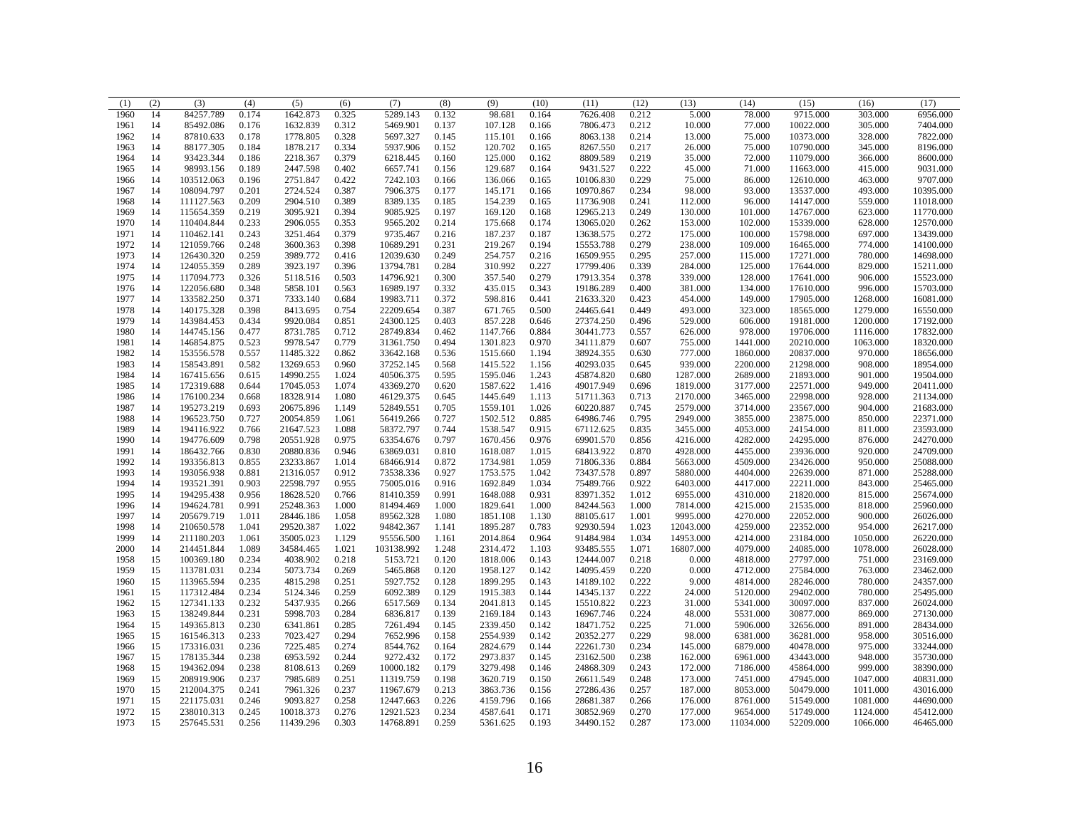| (1) | (2) | (3) | (4) | (5) | (6) | (7) | (8) | (9) | (10) | (11) | (12) | (13) | (14) | (15) | (16) | (17) |
|---|---|---|---|---|---|---|---|---|---|---|---|---|---|---|---|---|
| 1960 | 14 | 84257.789 | 0.174 | 1642.873 | 0.325 | 5289.143 | 0.132 | 98.681 | 0.164 | 7626.408 | 0.212 | 5.000 | 78.000 | 9715.000 | 303.000 | 6956.000 |
| 1961 | 14 | 85492.086 | 0.176 | 1632.839 | 0.312 | 5469.901 | 0.137 | 107.128 | 0.166 | 7806.473 | 0.212 | 10.000 | 77.000 | 10022.000 | 305.000 | 7404.000 |
| 1962 | 14 | 87810.633 | 0.178 | 1778.805 | 0.328 | 5697.327 | 0.145 | 115.101 | 0.166 | 8063.138 | 0.214 | 13.000 | 75.000 | 10373.000 | 328.000 | 7822.000 |
| 1963 | 14 | 88177.305 | 0.184 | 1878.217 | 0.334 | 5937.906 | 0.152 | 120.702 | 0.165 | 8267.550 | 0.217 | 26.000 | 75.000 | 10790.000 | 345.000 | 8196.000 |
| 1964 | 14 | 93423.344 | 0.186 | 2218.367 | 0.379 | 6218.445 | 0.160 | 125.000 | 0.162 | 8809.589 | 0.219 | 35.000 | 72.000 | 11079.000 | 366.000 | 8600.000 |
| 1965 | 14 | 98993.156 | 0.189 | 2447.598 | 0.402 | 6657.741 | 0.156 | 129.687 | 0.164 | 9431.527 | 0.222 | 45.000 | 71.000 | 11663.000 | 415.000 | 9031.000 |
| 1966 | 14 | 103512.063 | 0.196 | 2751.847 | 0.422 | 7242.103 | 0.166 | 136.066 | 0.165 | 10106.830 | 0.229 | 75.000 | 86.000 | 12610.000 | 463.000 | 9707.000 |
| 1967 | 14 | 108094.797 | 0.201 | 2724.524 | 0.387 | 7906.375 | 0.177 | 145.171 | 0.166 | 10970.867 | 0.234 | 98.000 | 93.000 | 13537.000 | 493.000 | 10395.000 |
| 1968 | 14 | 111127.563 | 0.209 | 2904.510 | 0.389 | 8389.135 | 0.185 | 154.239 | 0.165 | 11736.908 | 0.241 | 112.000 | 96.000 | 14147.000 | 559.000 | 11018.000 |
| 1969 | 14 | 115654.359 | 0.219 | 3095.921 | 0.394 | 9085.925 | 0.197 | 169.120 | 0.168 | 12965.213 | 0.249 | 130.000 | 101.000 | 14767.000 | 623.000 | 11770.000 |
| 1970 | 14 | 110404.844 | 0.233 | 2906.055 | 0.353 | 9565.202 | 0.214 | 175.668 | 0.174 | 13065.020 | 0.262 | 153.000 | 102.000 | 15339.000 | 628.000 | 12570.000 |
| 1971 | 14 | 110462.141 | 0.243 | 3251.464 | 0.379 | 9735.467 | 0.216 | 187.237 | 0.187 | 13638.575 | 0.272 | 175.000 | 100.000 | 15798.000 | 697.000 | 13439.000 |
| 1972 | 14 | 121059.766 | 0.248 | 3600.363 | 0.398 | 10689.291 | 0.231 | 219.267 | 0.194 | 15553.788 | 0.279 | 238.000 | 109.000 | 16465.000 | 774.000 | 14100.000 |
| 1973 | 14 | 126430.320 | 0.259 | 3989.772 | 0.416 | 12039.630 | 0.249 | 254.757 | 0.216 | 16509.955 | 0.295 | 257.000 | 115.000 | 17271.000 | 780.000 | 14698.000 |
| 1974 | 14 | 124055.359 | 0.289 | 3923.197 | 0.396 | 13794.781 | 0.284 | 310.992 | 0.227 | 17799.406 | 0.339 | 284.000 | 125.000 | 17644.000 | 829.000 | 15211.000 |
| 1975 | 14 | 117094.773 | 0.326 | 5118.516 | 0.503 | 14796.921 | 0.300 | 357.540 | 0.279 | 17913.354 | 0.378 | 339.000 | 128.000 | 17641.000 | 906.000 | 15523.000 |
| 1976 | 14 | 122056.680 | 0.348 | 5858.101 | 0.563 | 16989.197 | 0.332 | 435.015 | 0.343 | 19186.289 | 0.400 | 381.000 | 134.000 | 17610.000 | 996.000 | 15703.000 |
| 1977 | 14 | 133582.250 | 0.371 | 7333.140 | 0.684 | 19983.711 | 0.372 | 598.816 | 0.441 | 21633.320 | 0.423 | 454.000 | 149.000 | 17905.000 | 1268.000 | 16081.000 |
| 1978 | 14 | 140175.328 | 0.398 | 8413.695 | 0.754 | 22209.654 | 0.387 | 671.765 | 0.500 | 24465.641 | 0.449 | 493.000 | 323.000 | 18565.000 | 1279.000 | 16550.000 |
| 1979 | 14 | 143984.453 | 0.434 | 9920.084 | 0.851 | 24300.125 | 0.403 | 857.228 | 0.646 | 27374.250 | 0.496 | 529.000 | 606.000 | 19181.000 | 1200.000 | 17192.000 |
| 1980 | 14 | 144745.156 | 0.477 | 8731.785 | 0.712 | 28749.834 | 0.462 | 1147.766 | 0.884 | 30441.773 | 0.557 | 626.000 | 978.000 | 19706.000 | 1116.000 | 17832.000 |
| 1981 | 14 | 146854.875 | 0.523 | 9978.547 | 0.779 | 31361.750 | 0.494 | 1301.823 | 0.970 | 34111.879 | 0.607 | 755.000 | 1441.000 | 20210.000 | 1063.000 | 18320.000 |
| 1982 | 14 | 153556.578 | 0.557 | 11485.322 | 0.862 | 33642.168 | 0.536 | 1515.660 | 1.194 | 38924.355 | 0.630 | 777.000 | 1860.000 | 20837.000 | 970.000 | 18656.000 |
| 1983 | 14 | 158543.891 | 0.582 | 13269.653 | 0.960 | 37252.145 | 0.568 | 1415.522 | 1.156 | 40293.035 | 0.645 | 939.000 | 2200.000 | 21298.000 | 908.000 | 18954.000 |
| 1984 | 14 | 167415.656 | 0.615 | 14990.255 | 1.024 | 40506.375 | 0.595 | 1595.046 | 1.243 | 45874.820 | 0.680 | 1287.000 | 2689.000 | 21893.000 | 901.000 | 19504.000 |
| 1985 | 14 | 172319.688 | 0.644 | 17045.053 | 1.074 | 43369.270 | 0.620 | 1587.622 | 1.416 | 49017.949 | 0.696 | 1819.000 | 3177.000 | 22571.000 | 949.000 | 20411.000 |
| 1986 | 14 | 176100.234 | 0.668 | 18328.914 | 1.080 | 46129.375 | 0.645 | 1445.649 | 1.113 | 51711.363 | 0.713 | 2170.000 | 3465.000 | 22998.000 | 928.000 | 21134.000 |
| 1987 | 14 | 195273.219 | 0.693 | 20675.896 | 1.149 | 52849.551 | 0.705 | 1559.101 | 1.026 | 60220.887 | 0.745 | 2579.000 | 3714.000 | 23567.000 | 904.000 | 21683.000 |
| 1988 | 14 | 196523.750 | 0.727 | 20054.859 | 1.061 | 56419.266 | 0.727 | 1502.512 | 0.885 | 64986.746 | 0.795 | 2949.000 | 3855.000 | 23875.000 | 850.000 | 22371.000 |
| 1989 | 14 | 194116.922 | 0.766 | 21647.523 | 1.088 | 58372.797 | 0.744 | 1538.547 | 0.915 | 67112.625 | 0.835 | 3455.000 | 4053.000 | 24154.000 | 811.000 | 23593.000 |
| 1990 | 14 | 194776.609 | 0.798 | 20551.928 | 0.975 | 63354.676 | 0.797 | 1670.456 | 0.976 | 69901.570 | 0.856 | 4216.000 | 4282.000 | 24295.000 | 876.000 | 24270.000 |
| 1991 | 14 | 186432.766 | 0.830 | 20880.836 | 0.946 | 63869.031 | 0.810 | 1618.087 | 1.015 | 68413.922 | 0.870 | 4928.000 | 4455.000 | 23936.000 | 920.000 | 24709.000 |
| 1992 | 14 | 193356.813 | 0.855 | 23233.867 | 1.014 | 68466.914 | 0.872 | 1734.981 | 1.059 | 71806.336 | 0.884 | 5663.000 | 4509.000 | 23426.000 | 950.000 | 25088.000 |
| 1993 | 14 | 193056.938 | 0.881 | 21316.057 | 0.912 | 73538.336 | 0.927 | 1753.575 | 1.042 | 73437.578 | 0.897 | 5880.000 | 4404.000 | 22639.000 | 871.000 | 25288.000 |
| 1994 | 14 | 193521.391 | 0.903 | 22598.797 | 0.955 | 75005.016 | 0.916 | 1692.849 | 1.034 | 75489.766 | 0.922 | 6403.000 | 4417.000 | 22211.000 | 843.000 | 25465.000 |
| 1995 | 14 | 194295.438 | 0.956 | 18628.520 | 0.766 | 81410.359 | 0.991 | 1648.088 | 0.931 | 83971.352 | 1.012 | 6955.000 | 4310.000 | 21820.000 | 815.000 | 25674.000 |
| 1996 | 14 | 194624.781 | 0.991 | 25248.363 | 1.000 | 81494.469 | 1.000 | 1829.641 | 1.000 | 84244.563 | 1.000 | 7814.000 | 4215.000 | 21535.000 | 818.000 | 25960.000 |
| 1997 | 14 | 205679.719 | 1.011 | 28446.186 | 1.058 | 89562.328 | 1.080 | 1851.108 | 1.130 | 88105.617 | 1.001 | 9995.000 | 4270.000 | 22052.000 | 900.000 | 26026.000 |
| 1998 | 14 | 210650.578 | 1.041 | 29520.387 | 1.022 | 94842.367 | 1.141 | 1895.287 | 0.783 | 92930.594 | 1.023 | 12043.000 | 4259.000 | 22352.000 | 954.000 | 26217.000 |
| 1999 | 14 | 211180.203 | 1.061 | 35005.023 | 1.129 | 95556.500 | 1.161 | 2014.864 | 0.964 | 91484.984 | 1.034 | 14953.000 | 4214.000 | 23184.000 | 1050.000 | 26220.000 |
| 2000 | 14 | 214451.844 | 1.089 | 34584.465 | 1.021 | 103138.992 | 1.248 | 2314.472 | 1.103 | 93485.555 | 1.071 | 16807.000 | 4079.000 | 24085.000 | 1078.000 | 26028.000 |
| 1958 | 15 | 100369.180 | 0.234 | 4038.902 | 0.218 | 5153.721 | 0.120 | 1818.006 | 0.143 | 12444.007 | 0.218 | 0.000 | 4818.000 | 27797.000 | 751.000 | 23169.000 |
| 1959 | 15 | 113781.031 | 0.234 | 5073.734 | 0.269 | 5465.868 | 0.120 | 1958.127 | 0.142 | 14095.459 | 0.220 | 0.000 | 4712.000 | 27584.000 | 763.000 | 23462.000 |
| 1960 | 15 | 113965.594 | 0.235 | 4815.298 | 0.251 | 5927.752 | 0.128 | 1899.295 | 0.143 | 14189.102 | 0.222 | 9.000 | 4814.000 | 28246.000 | 780.000 | 24357.000 |
| 1961 | 15 | 117312.484 | 0.234 | 5124.346 | 0.259 | 6092.389 | 0.129 | 1915.383 | 0.144 | 14345.137 | 0.222 | 24.000 | 5120.000 | 29402.000 | 780.000 | 25495.000 |
| 1962 | 15 | 127341.133 | 0.232 | 5437.935 | 0.266 | 6517.569 | 0.134 | 2041.813 | 0.145 | 15510.822 | 0.223 | 31.000 | 5341.000 | 30097.000 | 837.000 | 26024.000 |
| 1963 | 15 | 138249.844 | 0.231 | 5998.703 | 0.284 | 6836.817 | 0.139 | 2169.184 | 0.143 | 16967.746 | 0.224 | 48.000 | 5531.000 | 30877.000 | 869.000 | 27130.000 |
| 1964 | 15 | 149365.813 | 0.230 | 6341.861 | 0.285 | 7261.494 | 0.145 | 2339.450 | 0.142 | 18471.752 | 0.225 | 71.000 | 5906.000 | 32656.000 | 891.000 | 28434.000 |
| 1965 | 15 | 161546.313 | 0.233 | 7023.427 | 0.294 | 7652.996 | 0.158 | 2554.939 | 0.142 | 20352.277 | 0.229 | 98.000 | 6381.000 | 36281.000 | 958.000 | 30516.000 |
| 1966 | 15 | 173316.031 | 0.236 | 7225.485 | 0.274 | 8544.762 | 0.164 | 2824.679 | 0.144 | 22261.730 | 0.234 | 145.000 | 6879.000 | 40478.000 | 975.000 | 33244.000 |
| 1967 | 15 | 178135.344 | 0.238 | 6953.592 | 0.244 | 9272.432 | 0.172 | 2973.837 | 0.145 | 23162.500 | 0.238 | 162.000 | 6961.000 | 43443.000 | 948.000 | 35730.000 |
| 1968 | 15 | 194362.094 | 0.238 | 8108.613 | 0.269 | 10000.182 | 0.179 | 3279.498 | 0.146 | 24868.309 | 0.243 | 172.000 | 7186.000 | 45864.000 | 999.000 | 38390.000 |
| 1969 | 15 | 208919.906 | 0.237 | 7985.689 | 0.251 | 11319.759 | 0.198 | 3620.719 | 0.150 | 26611.549 | 0.248 | 173.000 | 7451.000 | 47945.000 | 1047.000 | 40831.000 |
| 1970 | 15 | 212004.375 | 0.241 | 7961.326 | 0.237 | 11967.679 | 0.213 | 3863.736 | 0.156 | 27286.436 | 0.257 | 187.000 | 8053.000 | 50479.000 | 1011.000 | 43016.000 |
| 1971 | 15 | 221175.031 | 0.246 | 9093.827 | 0.258 | 12447.663 | 0.226 | 4159.796 | 0.166 | 28681.387 | 0.266 | 176.000 | 8761.000 | 51549.000 | 1081.000 | 44690.000 |
| 1972 | 15 | 238010.313 | 0.245 | 10018.373 | 0.276 | 12921.523 | 0.234 | 4587.641 | 0.171 | 30852.969 | 0.270 | 177.000 | 9654.000 | 51749.000 | 1124.000 | 45412.000 |
| 1973 | 15 | 257645.531 | 0.256 | 11439.296 | 0.303 | 14768.891 | 0.259 | 5361.625 | 0.193 | 34490.152 | 0.287 | 173.000 | 11034.000 | 52209.000 | 1066.000 | 46465.000 |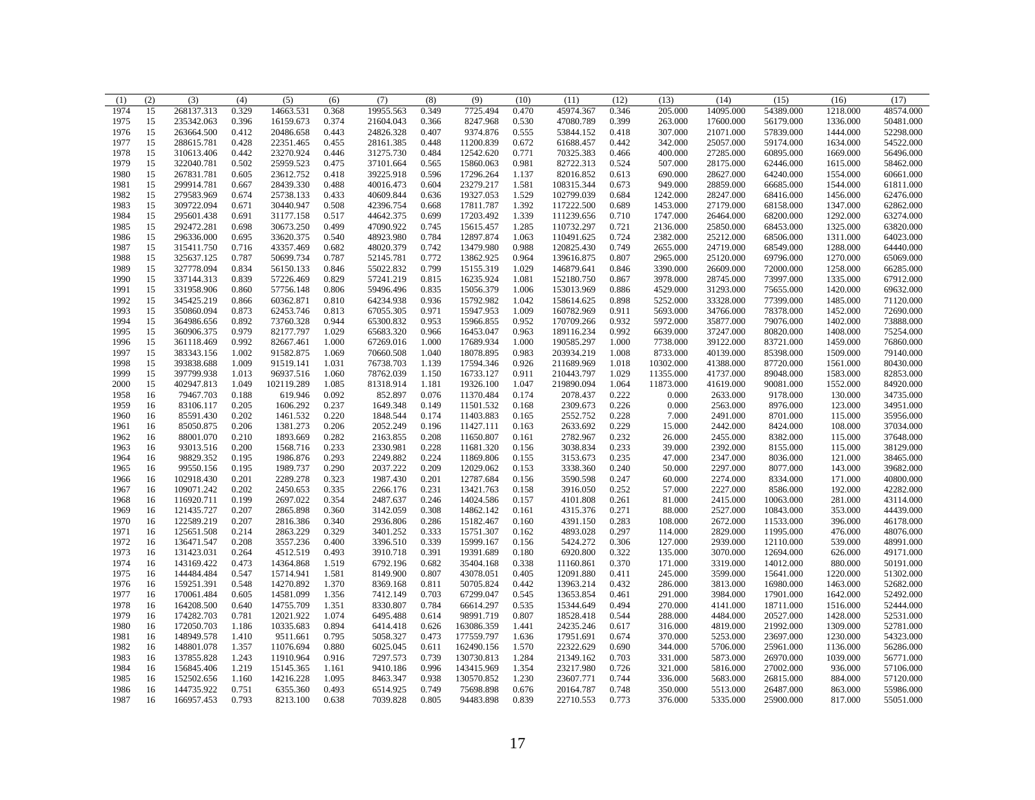| (1) | (2) | (3) | (4) | (5) | (6) | (7) | (8) | (9) | (10) | (11) | (12) | (13) | (14) | (15) | (16) | (17) |
|---|---|---|---|---|---|---|---|---|---|---|---|---|---|---|---|---|
| 1974 | 15 | 268137.313 | 0.329 | 14663.531 | 0.368 | 19955.563 | 0.349 | 7725.494 | 0.470 | 45974.367 | 0.346 | 205.000 | 14095.000 | 54389.000 | 1218.000 | 48574.000 |
| 1975 | 15 | 235342.063 | 0.396 | 16159.673 | 0.374 | 21604.043 | 0.366 | 8247.968 | 0.530 | 47080.789 | 0.399 | 263.000 | 17600.000 | 56179.000 | 1336.000 | 50481.000 |
| 1976 | 15 | 263664.500 | 0.412 | 20486.658 | 0.443 | 24826.328 | 0.407 | 9374.876 | 0.555 | 53844.152 | 0.418 | 307.000 | 21071.000 | 57839.000 | 1444.000 | 52298.000 |
| 1977 | 15 | 288615.781 | 0.428 | 22351.465 | 0.455 | 28161.385 | 0.448 | 11200.839 | 0.672 | 61688.457 | 0.442 | 342.000 | 25057.000 | 59174.000 | 1634.000 | 54522.000 |
| 1978 | 15 | 310613.406 | 0.442 | 23270.924 | 0.446 | 31275.730 | 0.484 | 12542.620 | 0.771 | 70325.383 | 0.466 | 400.000 | 27285.000 | 60895.000 | 1669.000 | 56496.000 |
| 1979 | 15 | 322040.781 | 0.502 | 25959.523 | 0.475 | 37101.664 | 0.565 | 15860.063 | 0.981 | 82722.313 | 0.524 | 507.000 | 28175.000 | 62446.000 | 1615.000 | 58462.000 |
| 1980 | 15 | 267831.781 | 0.605 | 23612.752 | 0.418 | 39225.918 | 0.596 | 17296.264 | 1.137 | 82016.852 | 0.613 | 690.000 | 28627.000 | 64240.000 | 1554.000 | 60661.000 |
| 1981 | 15 | 299914.781 | 0.667 | 28439.330 | 0.488 | 40016.473 | 0.604 | 23279.217 | 1.581 | 108315.344 | 0.673 | 949.000 | 28859.000 | 66685.000 | 1544.000 | 61811.000 |
| 1982 | 15 | 279583.969 | 0.674 | 25738.133 | 0.433 | 40609.844 | 0.636 | 19327.053 | 1.529 | 102799.039 | 0.684 | 1242.000 | 28247.000 | 68416.000 | 1456.000 | 62476.000 |
| 1983 | 15 | 309722.094 | 0.671 | 30440.947 | 0.508 | 42396.754 | 0.668 | 17811.787 | 1.392 | 117222.500 | 0.689 | 1453.000 | 27179.000 | 68158.000 | 1347.000 | 62862.000 |
| 1984 | 15 | 295601.438 | 0.691 | 31177.158 | 0.517 | 44642.375 | 0.699 | 17203.492 | 1.339 | 111239.656 | 0.710 | 1747.000 | 26464.000 | 68200.000 | 1292.000 | 63274.000 |
| 1985 | 15 | 292472.281 | 0.698 | 30673.250 | 0.499 | 47090.922 | 0.745 | 15615.457 | 1.285 | 110732.297 | 0.721 | 2136.000 | 25850.000 | 68453.000 | 1325.000 | 63820.000 |
| 1986 | 15 | 296336.000 | 0.695 | 33620.375 | 0.540 | 48923.980 | 0.784 | 12897.874 | 1.063 | 110491.625 | 0.724 | 2382.000 | 25212.000 | 68506.000 | 1311.000 | 64023.000 |
| 1987 | 15 | 315411.750 | 0.716 | 43357.469 | 0.682 | 48020.379 | 0.742 | 13479.980 | 0.988 | 120825.430 | 0.749 | 2655.000 | 24719.000 | 68549.000 | 1288.000 | 64440.000 |
| 1988 | 15 | 325637.125 | 0.787 | 50699.734 | 0.787 | 52145.781 | 0.772 | 13862.925 | 0.964 | 139616.875 | 0.807 | 2965.000 | 25120.000 | 69796.000 | 1270.000 | 65069.000 |
| 1989 | 15 | 327778.094 | 0.834 | 56150.133 | 0.846 | 55022.832 | 0.799 | 15155.319 | 1.029 | 146879.641 | 0.846 | 3390.000 | 26609.000 | 72000.000 | 1258.000 | 66285.000 |
| 1990 | 15 | 337144.313 | 0.839 | 57226.469 | 0.829 | 57241.219 | 0.815 | 16235.924 | 1.081 | 152180.750 | 0.867 | 3978.000 | 28745.000 | 73997.000 | 1335.000 | 67912.000 |
| 1991 | 15 | 331958.906 | 0.860 | 57756.148 | 0.806 | 59496.496 | 0.835 | 15056.379 | 1.006 | 153013.969 | 0.886 | 4529.000 | 31293.000 | 75655.000 | 1420.000 | 69632.000 |
| 1992 | 15 | 345425.219 | 0.866 | 60362.871 | 0.810 | 64234.938 | 0.936 | 15792.982 | 1.042 | 158614.625 | 0.898 | 5252.000 | 33328.000 | 77399.000 | 1485.000 | 71120.000 |
| 1993 | 15 | 350860.094 | 0.873 | 62453.746 | 0.813 | 67055.305 | 0.971 | 15947.953 | 1.009 | 160782.969 | 0.911 | 5693.000 | 34766.000 | 78378.000 | 1452.000 | 72690.000 |
| 1994 | 15 | 364986.656 | 0.892 | 73760.328 | 0.944 | 65300.832 | 0.953 | 15966.855 | 0.952 | 170709.266 | 0.932 | 5972.000 | 35877.000 | 79076.000 | 1402.000 | 73888.000 |
| 1995 | 15 | 360906.375 | 0.979 | 82177.797 | 1.029 | 65683.320 | 0.966 | 16453.047 | 0.963 | 189116.234 | 0.992 | 6639.000 | 37247.000 | 80820.000 | 1408.000 | 75254.000 |
| 1996 | 15 | 361118.469 | 0.992 | 82667.461 | 1.000 | 67269.016 | 1.000 | 17689.934 | 1.000 | 190585.297 | 1.000 | 7738.000 | 39122.000 | 83721.000 | 1459.000 | 76860.000 |
| 1997 | 15 | 383343.156 | 1.002 | 91582.875 | 1.069 | 70660.508 | 1.040 | 18078.895 | 0.983 | 203934.219 | 1.008 | 8733.000 | 40139.000 | 85398.000 | 1509.000 | 79140.000 |
| 1998 | 15 | 393838.688 | 1.009 | 91519.141 | 1.031 | 76738.703 | 1.139 | 17594.346 | 0.926 | 211689.969 | 1.018 | 10302.000 | 41388.000 | 87720.000 | 1561.000 | 80430.000 |
| 1999 | 15 | 397799.938 | 1.013 | 96937.516 | 1.060 | 78762.059 | 1.150 | 16733.127 | 0.911 | 210443.797 | 1.029 | 11355.000 | 41737.000 | 89048.000 | 1583.000 | 82853.000 |
| 2000 | 15 | 402947.813 | 1.049 | 102119.289 | 1.085 | 81318.914 | 1.181 | 19326.100 | 1.047 | 219890.094 | 1.064 | 11873.000 | 41619.000 | 90081.000 | 1552.000 | 84920.000 |
| 1958 | 16 | 79467.703 | 0.188 | 619.946 | 0.092 | 852.897 | 0.076 | 11370.484 | 0.174 | 2078.437 | 0.222 | 0.000 | 2633.000 | 9178.000 | 130.000 | 34735.000 |
| 1959 | 16 | 83106.117 | 0.205 | 1606.292 | 0.237 | 1649.348 | 0.149 | 11501.532 | 0.168 | 2309.673 | 0.226 | 0.000 | 2563.000 | 8976.000 | 123.000 | 34951.000 |
| 1960 | 16 | 85591.430 | 0.202 | 1461.532 | 0.220 | 1848.544 | 0.174 | 11403.883 | 0.165 | 2552.752 | 0.228 | 7.000 | 2491.000 | 8701.000 | 115.000 | 35956.000 |
| 1961 | 16 | 85050.875 | 0.206 | 1381.273 | 0.206 | 2052.249 | 0.196 | 11427.111 | 0.163 | 2633.692 | 0.229 | 15.000 | 2442.000 | 8424.000 | 108.000 | 37034.000 |
| 1962 | 16 | 88001.070 | 0.210 | 1893.669 | 0.282 | 2163.855 | 0.208 | 11650.807 | 0.161 | 2782.967 | 0.232 | 26.000 | 2455.000 | 8382.000 | 115.000 | 37648.000 |
| 1963 | 16 | 93013.516 | 0.200 | 1568.716 | 0.233 | 2330.981 | 0.228 | 11681.320 | 0.156 | 3038.834 | 0.233 | 39.000 | 2392.000 | 8155.000 | 115.000 | 38129.000 |
| 1964 | 16 | 98829.352 | 0.195 | 1986.876 | 0.293 | 2249.882 | 0.224 | 11869.806 | 0.155 | 3153.673 | 0.235 | 47.000 | 2347.000 | 8036.000 | 121.000 | 38465.000 |
| 1965 | 16 | 99550.156 | 0.195 | 1989.737 | 0.290 | 2037.222 | 0.209 | 12029.062 | 0.153 | 3338.360 | 0.240 | 50.000 | 2297.000 | 8077.000 | 143.000 | 39682.000 |
| 1966 | 16 | 102918.430 | 0.201 | 2289.278 | 0.323 | 1987.430 | 0.201 | 12787.684 | 0.156 | 3590.598 | 0.247 | 60.000 | 2274.000 | 8334.000 | 171.000 | 40800.000 |
| 1967 | 16 | 109071.242 | 0.202 | 2450.653 | 0.335 | 2266.176 | 0.231 | 13421.763 | 0.158 | 3916.050 | 0.252 | 57.000 | 2227.000 | 8586.000 | 192.000 | 42282.000 |
| 1968 | 16 | 116920.711 | 0.199 | 2697.022 | 0.354 | 2487.637 | 0.246 | 14024.586 | 0.157 | 4101.808 | 0.261 | 81.000 | 2415.000 | 10063.000 | 281.000 | 43114.000 |
| 1969 | 16 | 121435.727 | 0.207 | 2865.898 | 0.360 | 3142.059 | 0.308 | 14862.142 | 0.161 | 4315.376 | 0.271 | 88.000 | 2527.000 | 10843.000 | 353.000 | 44439.000 |
| 1970 | 16 | 122589.219 | 0.207 | 2816.386 | 0.340 | 2936.806 | 0.286 | 15182.467 | 0.160 | 4391.150 | 0.283 | 108.000 | 2672.000 | 11533.000 | 396.000 | 46178.000 |
| 1971 | 16 | 125651.508 | 0.214 | 2863.229 | 0.329 | 3401.252 | 0.333 | 15751.307 | 0.162 | 4893.028 | 0.297 | 114.000 | 2829.000 | 11995.000 | 476.000 | 48076.000 |
| 1972 | 16 | 136471.547 | 0.208 | 3557.236 | 0.400 | 3396.510 | 0.339 | 15999.167 | 0.156 | 5424.272 | 0.306 | 127.000 | 2939.000 | 12110.000 | 539.000 | 48991.000 |
| 1973 | 16 | 131423.031 | 0.264 | 4512.519 | 0.493 | 3910.718 | 0.391 | 19391.689 | 0.180 | 6920.800 | 0.322 | 135.000 | 3070.000 | 12694.000 | 626.000 | 49171.000 |
| 1974 | 16 | 143169.422 | 0.473 | 14364.868 | 1.519 | 6792.196 | 0.682 | 35404.168 | 0.338 | 11160.861 | 0.370 | 171.000 | 3319.000 | 14012.000 | 880.000 | 50191.000 |
| 1975 | 16 | 144484.484 | 0.547 | 15714.941 | 1.581 | 8149.900 | 0.807 | 43078.051 | 0.405 | 12091.880 | 0.411 | 245.000 | 3599.000 | 15641.000 | 1220.000 | 51302.000 |
| 1976 | 16 | 159251.391 | 0.548 | 14270.892 | 1.370 | 8369.168 | 0.811 | 50705.824 | 0.442 | 13963.214 | 0.432 | 286.000 | 3813.000 | 16980.000 | 1463.000 | 52682.000 |
| 1977 | 16 | 170061.484 | 0.605 | 14581.099 | 1.356 | 7412.149 | 0.703 | 67299.047 | 0.545 | 13653.854 | 0.461 | 291.000 | 3984.000 | 17901.000 | 1642.000 | 52492.000 |
| 1978 | 16 | 164208.500 | 0.640 | 14755.709 | 1.351 | 8330.807 | 0.784 | 66614.297 | 0.535 | 15344.649 | 0.494 | 270.000 | 4141.000 | 18711.000 | 1516.000 | 52444.000 |
| 1979 | 16 | 174282.703 | 0.781 | 12021.922 | 1.074 | 6495.488 | 0.614 | 98991.719 | 0.807 | 18528.418 | 0.544 | 288.000 | 4484.000 | 20527.000 | 1428.000 | 52531.000 |
| 1980 | 16 | 172050.703 | 1.186 | 10335.683 | 0.894 | 6414.418 | 0.626 | 163086.359 | 1.441 | 24235.246 | 0.617 | 316.000 | 4819.000 | 21992.000 | 1309.000 | 52781.000 |
| 1981 | 16 | 148949.578 | 1.410 | 9511.661 | 0.795 | 5058.327 | 0.473 | 177559.797 | 1.636 | 17951.691 | 0.674 | 370.000 | 5253.000 | 23697.000 | 1230.000 | 54323.000 |
| 1982 | 16 | 148801.078 | 1.357 | 11076.694 | 0.880 | 6025.045 | 0.611 | 162490.156 | 1.570 | 22322.629 | 0.690 | 344.000 | 5706.000 | 25961.000 | 1136.000 | 56286.000 |
| 1983 | 16 | 137855.828 | 1.243 | 11910.964 | 0.916 | 7297.573 | 0.739 | 130730.813 | 1.284 | 21349.162 | 0.703 | 331.000 | 5873.000 | 26970.000 | 1039.000 | 56771.000 |
| 1984 | 16 | 156845.406 | 1.219 | 15145.365 | 1.161 | 9410.186 | 0.996 | 143415.969 | 1.354 | 23217.980 | 0.726 | 321.000 | 5816.000 | 27002.000 | 936.000 | 57106.000 |
| 1985 | 16 | 152502.656 | 1.160 | 14216.228 | 1.095 | 8463.347 | 0.938 | 130570.852 | 1.230 | 23607.771 | 0.744 | 336.000 | 5683.000 | 26815.000 | 884.000 | 57120.000 |
| 1986 | 16 | 144735.922 | 0.751 | 6355.360 | 0.493 | 6514.925 | 0.749 | 75698.898 | 0.676 | 20164.787 | 0.748 | 350.000 | 5513.000 | 26487.000 | 863.000 | 55986.000 |
| 1987 | 16 | 166957.453 | 0.793 | 8213.100 | 0.638 | 7039.828 | 0.805 | 94483.898 | 0.839 | 22710.553 | 0.773 | 376.000 | 5335.000 | 25900.000 | 817.000 | 55051.000 |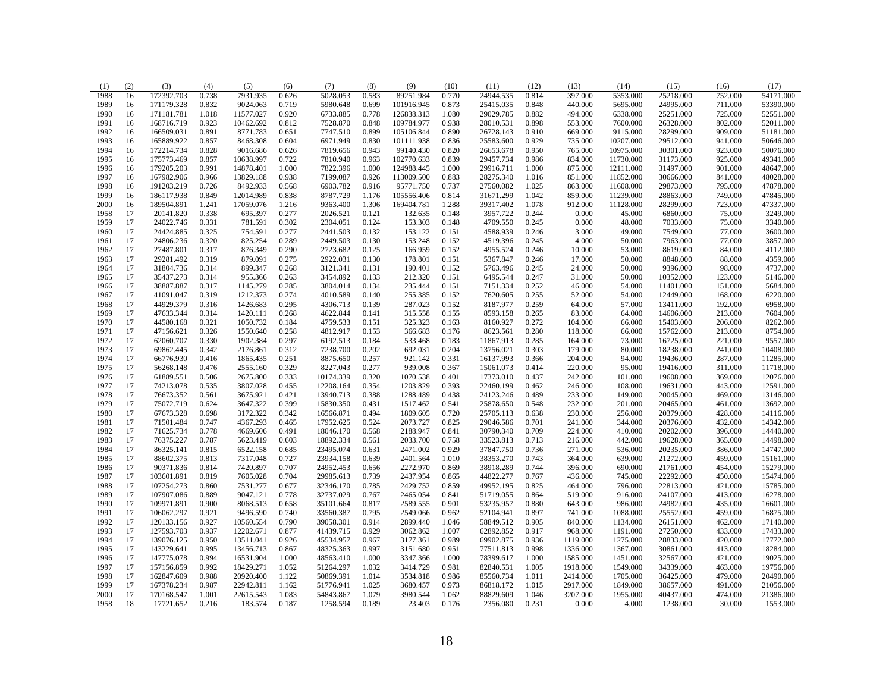| (1) | (2) | (3) | (4) | (5) | (6) | (7) | (8) | (9) | (10) | (11) | (12) | (13) | (14) | (15) | (16) | (17) |
|---|---|---|---|---|---|---|---|---|---|---|---|---|---|---|---|---|
| 1988 | 16 | 172392.703 | 0.738 | 7931.935 | 0.626 | 5028.053 | 0.583 | 89251.984 | 0.770 | 24944.535 | 0.814 | 397.000 | 5353.000 | 25218.000 | 752.000 | 54171.000 |
| 1989 | 16 | 171179.328 | 0.832 | 9024.063 | 0.719 | 5980.648 | 0.699 | 101916.945 | 0.873 | 25415.035 | 0.848 | 440.000 | 5695.000 | 24995.000 | 711.000 | 53390.000 |
| 1990 | 16 | 171181.781 | 1.018 | 11577.027 | 0.920 | 6733.885 | 0.778 | 126838.313 | 1.080 | 29029.785 | 0.882 | 494.000 | 6338.000 | 25251.000 | 725.000 | 52551.000 |
| 1991 | 16 | 168716.719 | 0.923 | 10462.692 | 0.812 | 7528.870 | 0.848 | 109784.977 | 0.938 | 28010.531 | 0.898 | 553.000 | 7600.000 | 26328.000 | 802.000 | 52011.000 |
| 1992 | 16 | 166509.031 | 0.891 | 8771.783 | 0.651 | 7747.510 | 0.899 | 105106.844 | 0.890 | 26728.143 | 0.910 | 669.000 | 9115.000 | 28299.000 | 909.000 | 51181.000 |
| 1993 | 16 | 165889.922 | 0.857 | 8468.308 | 0.604 | 6971.949 | 0.830 | 101111.938 | 0.836 | 25583.600 | 0.929 | 735.000 | 10207.000 | 29512.000 | 941.000 | 50646.000 |
| 1994 | 16 | 172214.734 | 0.828 | 9016.686 | 0.626 | 7819.656 | 0.943 | 99140.430 | 0.820 | 26653.678 | 0.950 | 765.000 | 10975.000 | 30301.000 | 923.000 | 50076.000 |
| 1995 | 16 | 175773.469 | 0.857 | 10638.997 | 0.722 | 7810.940 | 0.963 | 102770.633 | 0.839 | 29457.734 | 0.986 | 834.000 | 11730.000 | 31173.000 | 925.000 | 49341.000 |
| 1996 | 16 | 179205.203 | 0.991 | 14878.401 | 1.000 | 7822.396 | 1.000 | 124988.445 | 1.000 | 29916.711 | 1.000 | 875.000 | 12111.000 | 31497.000 | 901.000 | 48647.000 |
| 1997 | 16 | 167982.906 | 0.966 | 13829.188 | 0.938 | 7199.087 | 0.926 | 113009.500 | 0.883 | 28275.340 | 1.016 | 851.000 | 11852.000 | 30666.000 | 841.000 | 48028.000 |
| 1998 | 16 | 191203.219 | 0.726 | 8492.933 | 0.568 | 6903.782 | 0.916 | 95771.750 | 0.737 | 27560.082 | 1.025 | 863.000 | 11608.000 | 29873.000 | 795.000 | 47878.000 |
| 1999 | 16 | 186117.938 | 0.849 | 12014.989 | 0.838 | 8787.729 | 1.176 | 105556.406 | 0.814 | 31671.299 | 1.042 | 859.000 | 11239.000 | 28863.000 | 749.000 | 47845.000 |
| 2000 | 16 | 189504.891 | 1.241 | 17059.076 | 1.216 | 9363.400 | 1.306 | 169404.781 | 1.288 | 39317.402 | 1.078 | 912.000 | 11128.000 | 28299.000 | 723.000 | 47337.000 |
| 1958 | 17 | 20141.820 | 0.338 | 695.397 | 0.277 | 2026.521 | 0.121 | 132.635 | 0.148 | 3957.722 | 0.244 | 0.000 | 45.000 | 6860.000 | 75.000 | 3249.000 |
| 1959 | 17 | 24022.746 | 0.331 | 781.591 | 0.302 | 2304.051 | 0.124 | 153.303 | 0.148 | 4709.550 | 0.245 | 0.000 | 48.000 | 7033.000 | 75.000 | 3340.000 |
| 1960 | 17 | 24424.885 | 0.325 | 754.591 | 0.277 | 2441.503 | 0.132 | 153.122 | 0.151 | 4588.939 | 0.246 | 3.000 | 49.000 | 7549.000 | 77.000 | 3600.000 |
| 1961 | 17 | 24806.236 | 0.320 | 825.254 | 0.289 | 2449.503 | 0.130 | 153.248 | 0.152 | 4519.396 | 0.245 | 4.000 | 50.000 | 7963.000 | 77.000 | 3857.000 |
| 1962 | 17 | 27487.801 | 0.317 | 876.349 | 0.290 | 2723.682 | 0.125 | 166.959 | 0.152 | 4955.524 | 0.246 | 10.000 | 53.000 | 8619.000 | 84.000 | 4112.000 |
| 1963 | 17 | 29281.492 | 0.319 | 879.091 | 0.275 | 2922.031 | 0.130 | 178.801 | 0.151 | 5367.847 | 0.246 | 17.000 | 50.000 | 8848.000 | 88.000 | 4359.000 |
| 1964 | 17 | 31804.736 | 0.314 | 899.347 | 0.268 | 3121.341 | 0.131 | 190.401 | 0.152 | 5763.496 | 0.245 | 24.000 | 50.000 | 9396.000 | 98.000 | 4737.000 |
| 1965 | 17 | 35437.273 | 0.314 | 955.366 | 0.263 | 3454.892 | 0.133 | 212.320 | 0.151 | 6495.544 | 0.247 | 31.000 | 50.000 | 10352.000 | 123.000 | 5146.000 |
| 1966 | 17 | 38887.887 | 0.317 | 1145.279 | 0.285 | 3804.014 | 0.134 | 235.444 | 0.151 | 7151.334 | 0.252 | 46.000 | 54.000 | 11401.000 | 151.000 | 5684.000 |
| 1967 | 17 | 41091.047 | 0.319 | 1212.373 | 0.274 | 4010.589 | 0.140 | 255.385 | 0.152 | 7620.605 | 0.255 | 52.000 | 54.000 | 12449.000 | 168.000 | 6220.000 |
| 1968 | 17 | 44929.379 | 0.316 | 1426.683 | 0.295 | 4306.713 | 0.139 | 287.023 | 0.152 | 8187.977 | 0.259 | 64.000 | 57.000 | 13411.000 | 192.000 | 6958.000 |
| 1969 | 17 | 47633.344 | 0.314 | 1420.111 | 0.268 | 4622.844 | 0.141 | 315.558 | 0.155 | 8593.158 | 0.265 | 83.000 | 64.000 | 14606.000 | 213.000 | 7604.000 |
| 1970 | 17 | 44580.168 | 0.321 | 1050.732 | 0.184 | 4759.533 | 0.151 | 325.323 | 0.163 | 8160.927 | 0.272 | 104.000 | 66.000 | 15403.000 | 206.000 | 8262.000 |
| 1971 | 17 | 47156.621 | 0.326 | 1550.640 | 0.258 | 4812.917 | 0.153 | 366.683 | 0.176 | 8623.561 | 0.280 | 118.000 | 66.000 | 15762.000 | 213.000 | 8754.000 |
| 1972 | 17 | 62060.707 | 0.330 | 1902.384 | 0.297 | 6192.513 | 0.184 | 533.468 | 0.183 | 11867.913 | 0.285 | 164.000 | 73.000 | 16725.000 | 221.000 | 9557.000 |
| 1973 | 17 | 69862.445 | 0.342 | 2176.861 | 0.312 | 7238.700 | 0.202 | 692.031 | 0.204 | 13756.021 | 0.303 | 179.000 | 80.000 | 18238.000 | 241.000 | 10408.000 |
| 1974 | 17 | 66776.930 | 0.416 | 1865.435 | 0.251 | 8875.650 | 0.257 | 921.142 | 0.331 | 16137.993 | 0.366 | 204.000 | 94.000 | 19436.000 | 287.000 | 11285.000 |
| 1975 | 17 | 56268.148 | 0.476 | 2555.160 | 0.329 | 8227.043 | 0.277 | 939.008 | 0.367 | 15061.073 | 0.414 | 220.000 | 95.000 | 19416.000 | 311.000 | 11718.000 |
| 1976 | 17 | 61889.551 | 0.506 | 2675.800 | 0.333 | 10174.339 | 0.320 | 1070.538 | 0.401 | 17373.010 | 0.437 | 242.000 | 101.000 | 19608.000 | 369.000 | 12076.000 |
| 1977 | 17 | 74213.078 | 0.535 | 3807.028 | 0.455 | 12208.164 | 0.354 | 1203.829 | 0.393 | 22460.199 | 0.462 | 246.000 | 108.000 | 19631.000 | 443.000 | 12591.000 |
| 1978 | 17 | 76673.352 | 0.561 | 3675.921 | 0.421 | 13940.713 | 0.388 | 1288.489 | 0.438 | 24123.246 | 0.489 | 233.000 | 149.000 | 20045.000 | 469.000 | 13146.000 |
| 1979 | 17 | 75072.719 | 0.624 | 3647.322 | 0.399 | 15830.350 | 0.431 | 1517.462 | 0.541 | 25878.650 | 0.548 | 232.000 | 201.000 | 20465.000 | 461.000 | 13692.000 |
| 1980 | 17 | 67673.328 | 0.698 | 3172.322 | 0.342 | 16566.871 | 0.494 | 1809.605 | 0.720 | 25705.113 | 0.638 | 230.000 | 256.000 | 20379.000 | 428.000 | 14116.000 |
| 1981 | 17 | 71501.484 | 0.747 | 4367.293 | 0.465 | 17952.625 | 0.524 | 2073.727 | 0.825 | 29046.586 | 0.701 | 241.000 | 344.000 | 20376.000 | 432.000 | 14342.000 |
| 1982 | 17 | 71625.734 | 0.778 | 4669.606 | 0.491 | 18046.170 | 0.568 | 2188.947 | 0.841 | 30790.340 | 0.709 | 224.000 | 410.000 | 20202.000 | 396.000 | 14440.000 |
| 1983 | 17 | 76375.227 | 0.787 | 5623.419 | 0.603 | 18892.334 | 0.561 | 2033.700 | 0.758 | 33523.813 | 0.713 | 216.000 | 442.000 | 19628.000 | 365.000 | 14498.000 |
| 1984 | 17 | 86325.141 | 0.815 | 6522.158 | 0.685 | 23495.074 | 0.631 | 2471.002 | 0.929 | 37847.750 | 0.736 | 271.000 | 536.000 | 20235.000 | 386.000 | 14747.000 |
| 1985 | 17 | 88602.375 | 0.813 | 7317.048 | 0.727 | 23934.158 | 0.639 | 2401.564 | 1.010 | 38353.270 | 0.743 | 364.000 | 639.000 | 21272.000 | 459.000 | 15161.000 |
| 1986 | 17 | 90371.836 | 0.814 | 7420.897 | 0.707 | 24952.453 | 0.656 | 2272.970 | 0.869 | 38918.289 | 0.744 | 396.000 | 690.000 | 21761.000 | 454.000 | 15279.000 |
| 1987 | 17 | 103601.891 | 0.819 | 7605.028 | 0.704 | 29985.613 | 0.739 | 2437.954 | 0.865 | 44822.277 | 0.767 | 436.000 | 745.000 | 22292.000 | 450.000 | 15474.000 |
| 1988 | 17 | 107254.273 | 0.860 | 7531.277 | 0.677 | 32346.170 | 0.785 | 2429.752 | 0.859 | 49952.195 | 0.825 | 464.000 | 796.000 | 22813.000 | 421.000 | 15785.000 |
| 1989 | 17 | 107907.086 | 0.889 | 9047.121 | 0.778 | 32737.029 | 0.767 | 2465.054 | 0.841 | 51719.055 | 0.864 | 519.000 | 916.000 | 24107.000 | 413.000 | 16278.000 |
| 1990 | 17 | 109971.891 | 0.900 | 8068.513 | 0.658 | 35101.664 | 0.817 | 2589.555 | 0.901 | 53235.957 | 0.880 | 643.000 | 986.000 | 24982.000 | 435.000 | 16601.000 |
| 1991 | 17 | 106062.297 | 0.921 | 9496.590 | 0.740 | 33560.387 | 0.795 | 2549.066 | 0.962 | 52104.941 | 0.897 | 741.000 | 1088.000 | 25552.000 | 459.000 | 16875.000 |
| 1992 | 17 | 120133.156 | 0.927 | 10560.554 | 0.790 | 39058.301 | 0.914 | 2899.440 | 1.046 | 58849.512 | 0.905 | 840.000 | 1134.000 | 26151.000 | 462.000 | 17140.000 |
| 1993 | 17 | 127593.703 | 0.937 | 12202.671 | 0.877 | 41439.715 | 0.929 | 3062.862 | 1.007 | 62892.852 | 0.917 | 968.000 | 1191.000 | 27250.000 | 433.000 | 17433.000 |
| 1994 | 17 | 139076.125 | 0.950 | 13511.041 | 0.926 | 45534.957 | 0.967 | 3177.361 | 0.989 | 69902.875 | 0.936 | 1119.000 | 1275.000 | 28833.000 | 420.000 | 17772.000 |
| 1995 | 17 | 143229.641 | 0.995 | 13456.713 | 0.867 | 48325.363 | 0.997 | 3151.680 | 0.951 | 77511.813 | 0.998 | 1336.000 | 1367.000 | 30861.000 | 413.000 | 18284.000 |
| 1996 | 17 | 147775.078 | 0.994 | 16531.904 | 1.000 | 48563.410 | 1.000 | 3347.366 | 1.000 | 78399.617 | 1.000 | 1585.000 | 1451.000 | 32567.000 | 421.000 | 19025.000 |
| 1997 | 17 | 157156.859 | 0.992 | 18429.271 | 1.052 | 51264.297 | 1.032 | 3414.729 | 0.981 | 82840.531 | 1.005 | 1918.000 | 1549.000 | 34339.000 | 463.000 | 19756.000 |
| 1998 | 17 | 162847.609 | 0.988 | 20920.400 | 1.122 | 50869.391 | 1.014 | 3534.818 | 0.986 | 85560.734 | 1.011 | 2414.000 | 1705.000 | 36425.000 | 479.000 | 20490.000 |
| 1999 | 17 | 167378.234 | 0.987 | 22942.811 | 1.162 | 51776.941 | 1.025 | 3680.457 | 0.973 | 86818.172 | 1.015 | 2917.000 | 1849.000 | 38657.000 | 491.000 | 21056.000 |
| 2000 | 17 | 170168.547 | 1.001 | 22615.543 | 1.083 | 54843.867 | 1.079 | 3980.544 | 1.062 | 88829.609 | 1.046 | 3207.000 | 1955.000 | 40437.000 | 474.000 | 21386.000 |
| 1958 | 18 | 17721.652 | 0.216 | 183.574 | 0.187 | 1258.594 | 0.189 | 23.403 | 0.176 | 2356.080 | 0.231 | 0.000 | 4.000 | 1238.000 | 30.000 | 1553.000 |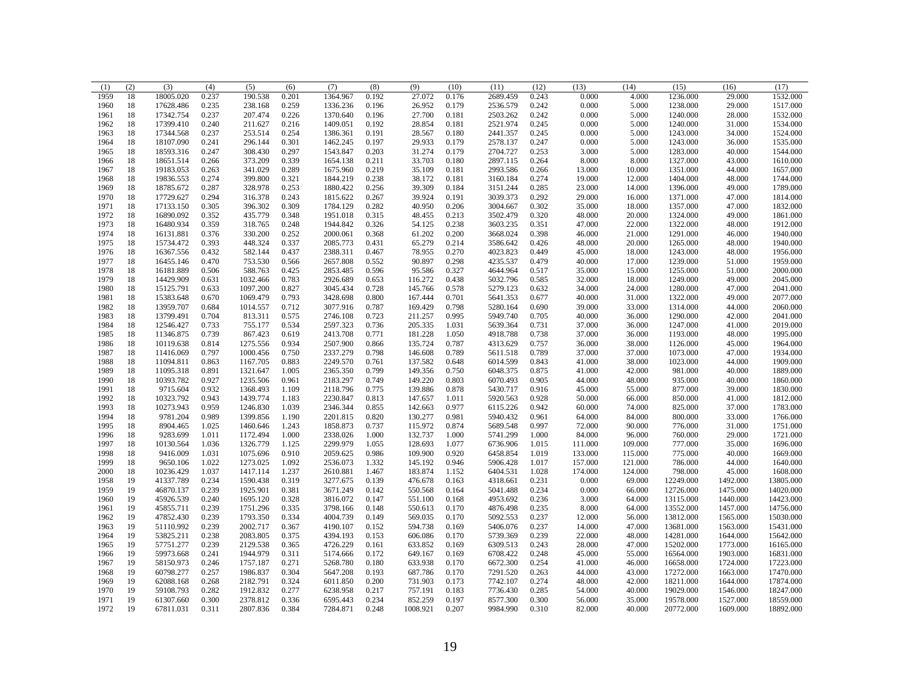| (1) | (2) | (3) | (4) | (5) | (6) | (7) | (8) | (9) | (10) | (11) | (12) | (13) | (14) | (15) | (16) | (17) |
|---|---|---|---|---|---|---|---|---|---|---|---|---|---|---|---|---|
| 1959 | 18 | 18005.020 | 0.237 | 190.538 | 0.201 | 1364.967 | 0.192 | 27.072 | 0.176 | 2689.459 | 0.243 | 0.000 | 4.000 | 1236.000 | 29.000 | 1532.000 |
| 1960 | 18 | 17628.486 | 0.235 | 238.168 | 0.259 | 1336.236 | 0.196 | 26.952 | 0.179 | 2536.579 | 0.242 | 0.000 | 5.000 | 1238.000 | 29.000 | 1517.000 |
| 1961 | 18 | 17342.754 | 0.237 | 207.474 | 0.226 | 1370.640 | 0.196 | 27.700 | 0.181 | 2503.262 | 0.242 | 0.000 | 5.000 | 1240.000 | 28.000 | 1532.000 |
| 1962 | 18 | 17399.410 | 0.240 | 211.627 | 0.216 | 1409.051 | 0.192 | 28.854 | 0.181 | 2521.974 | 0.245 | 0.000 | 5.000 | 1240.000 | 31.000 | 1534.000 |
| 1963 | 18 | 17344.568 | 0.237 | 253.514 | 0.254 | 1386.361 | 0.191 | 28.567 | 0.180 | 2441.357 | 0.245 | 0.000 | 5.000 | 1243.000 | 34.000 | 1524.000 |
| 1964 | 18 | 18107.090 | 0.241 | 296.144 | 0.301 | 1462.245 | 0.197 | 29.933 | 0.179 | 2578.137 | 0.247 | 0.000 | 5.000 | 1243.000 | 36.000 | 1535.000 |
| 1965 | 18 | 18593.316 | 0.247 | 308.430 | 0.297 | 1543.847 | 0.203 | 31.274 | 0.179 | 2704.727 | 0.253 | 3.000 | 5.000 | 1283.000 | 40.000 | 1544.000 |
| 1966 | 18 | 18651.514 | 0.266 | 373.209 | 0.339 | 1654.138 | 0.211 | 33.703 | 0.180 | 2897.115 | 0.264 | 8.000 | 8.000 | 1327.000 | 43.000 | 1610.000 |
| 1967 | 18 | 19183.053 | 0.263 | 341.029 | 0.289 | 1675.960 | 0.219 | 35.109 | 0.181 | 2993.586 | 0.266 | 13.000 | 10.000 | 1351.000 | 44.000 | 1657.000 |
| 1968 | 18 | 19836.553 | 0.274 | 399.800 | 0.321 | 1844.219 | 0.238 | 38.172 | 0.181 | 3160.184 | 0.274 | 19.000 | 12.000 | 1404.000 | 48.000 | 1744.000 |
| 1969 | 18 | 18785.672 | 0.287 | 328.978 | 0.253 | 1880.422 | 0.256 | 39.309 | 0.184 | 3151.244 | 0.285 | 23.000 | 14.000 | 1396.000 | 49.000 | 1789.000 |
| 1970 | 18 | 17729.627 | 0.294 | 316.378 | 0.243 | 1815.622 | 0.267 | 39.924 | 0.191 | 3039.373 | 0.292 | 29.000 | 16.000 | 1371.000 | 47.000 | 1814.000 |
| 1971 | 18 | 17133.150 | 0.305 | 396.302 | 0.309 | 1784.129 | 0.282 | 40.950 | 0.206 | 3004.667 | 0.302 | 35.000 | 18.000 | 1357.000 | 47.000 | 1832.000 |
| 1972 | 18 | 16890.092 | 0.352 | 435.779 | 0.348 | 1951.018 | 0.315 | 48.455 | 0.213 | 3502.479 | 0.320 | 48.000 | 20.000 | 1324.000 | 49.000 | 1861.000 |
| 1973 | 18 | 16480.934 | 0.359 | 318.765 | 0.248 | 1944.842 | 0.326 | 54.125 | 0.238 | 3603.235 | 0.351 | 47.000 | 22.000 | 1322.000 | 48.000 | 1912.000 |
| 1974 | 18 | 16131.881 | 0.376 | 330.200 | 0.252 | 2000.061 | 0.368 | 61.202 | 0.200 | 3668.024 | 0.398 | 46.000 | 21.000 | 1291.000 | 46.000 | 1940.000 |
| 1975 | 18 | 15734.472 | 0.393 | 448.324 | 0.337 | 2085.773 | 0.431 | 65.279 | 0.214 | 3586.642 | 0.426 | 48.000 | 20.000 | 1265.000 | 48.000 | 1940.000 |
| 1976 | 18 | 16367.556 | 0.432 | 582.144 | 0.437 | 2388.311 | 0.467 | 78.955 | 0.270 | 4023.823 | 0.449 | 45.000 | 18.000 | 1243.000 | 48.000 | 1956.000 |
| 1977 | 18 | 16455.146 | 0.470 | 753.530 | 0.566 | 2657.808 | 0.552 | 90.897 | 0.298 | 4235.537 | 0.479 | 40.000 | 17.000 | 1239.000 | 51.000 | 1959.000 |
| 1978 | 18 | 16181.889 | 0.506 | 588.763 | 0.425 | 2853.485 | 0.596 | 95.586 | 0.327 | 4644.964 | 0.517 | 35.000 | 15.000 | 1255.000 | 51.000 | 2000.000 |
| 1979 | 18 | 14429.909 | 0.631 | 1032.466 | 0.783 | 2926.689 | 0.653 | 116.272 | 0.438 | 5032.796 | 0.585 | 32.000 | 18.000 | 1249.000 | 49.000 | 2045.000 |
| 1980 | 18 | 15125.791 | 0.633 | 1097.200 | 0.827 | 3045.434 | 0.728 | 145.766 | 0.578 | 5279.123 | 0.632 | 34.000 | 24.000 | 1280.000 | 47.000 | 2041.000 |
| 1981 | 18 | 15383.648 | 0.670 | 1069.479 | 0.793 | 3428.698 | 0.800 | 167.444 | 0.701 | 5641.353 | 0.677 | 40.000 | 31.000 | 1322.000 | 49.000 | 2077.000 |
| 1982 | 18 | 13959.707 | 0.684 | 1014.557 | 0.712 | 3077.916 | 0.787 | 169.429 | 0.798 | 5280.164 | 0.690 | 39.000 | 33.000 | 1314.000 | 44.000 | 2060.000 |
| 1983 | 18 | 13799.491 | 0.704 | 813.311 | 0.575 | 2746.108 | 0.723 | 211.257 | 0.995 | 5949.740 | 0.705 | 40.000 | 36.000 | 1290.000 | 42.000 | 2041.000 |
| 1984 | 18 | 12546.427 | 0.733 | 755.177 | 0.534 | 2597.323 | 0.736 | 205.335 | 1.031 | 5639.364 | 0.731 | 37.000 | 36.000 | 1247.000 | 41.000 | 2019.000 |
| 1985 | 18 | 11346.875 | 0.739 | 867.423 | 0.619 | 2413.708 | 0.771 | 181.228 | 1.050 | 4918.788 | 0.738 | 37.000 | 36.000 | 1193.000 | 48.000 | 1995.000 |
| 1986 | 18 | 10119.638 | 0.814 | 1275.556 | 0.934 | 2507.900 | 0.866 | 135.724 | 0.787 | 4313.629 | 0.757 | 36.000 | 38.000 | 1126.000 | 45.000 | 1964.000 |
| 1987 | 18 | 11416.069 | 0.797 | 1000.456 | 0.750 | 2337.279 | 0.798 | 146.608 | 0.789 | 5611.518 | 0.789 | 37.000 | 37.000 | 1073.000 | 47.000 | 1934.000 |
| 1988 | 18 | 11094.811 | 0.863 | 1167.705 | 0.883 | 2249.570 | 0.761 | 137.582 | 0.648 | 6014.599 | 0.843 | 41.000 | 38.000 | 1023.000 | 44.000 | 1909.000 |
| 1989 | 18 | 11095.318 | 0.891 | 1321.647 | 1.005 | 2365.350 | 0.799 | 149.356 | 0.750 | 6048.375 | 0.875 | 41.000 | 42.000 | 981.000 | 40.000 | 1889.000 |
| 1990 | 18 | 10393.782 | 0.927 | 1235.506 | 0.961 | 2183.297 | 0.749 | 149.220 | 0.803 | 6070.493 | 0.905 | 44.000 | 48.000 | 935.000 | 40.000 | 1860.000 |
| 1991 | 18 | 9715.604 | 0.932 | 1368.493 | 1.109 | 2118.796 | 0.775 | 139.886 | 0.878 | 5430.717 | 0.916 | 45.000 | 55.000 | 877.000 | 39.000 | 1830.000 |
| 1992 | 18 | 10323.792 | 0.943 | 1439.774 | 1.183 | 2230.847 | 0.813 | 147.657 | 1.011 | 5920.563 | 0.928 | 50.000 | 66.000 | 850.000 | 41.000 | 1812.000 |
| 1993 | 18 | 10273.943 | 0.959 | 1246.830 | 1.039 | 2346.344 | 0.855 | 142.663 | 0.977 | 6115.226 | 0.942 | 60.000 | 74.000 | 825.000 | 37.000 | 1783.000 |
| 1994 | 18 | 9781.204 | 0.989 | 1399.856 | 1.190 | 2201.815 | 0.820 | 130.277 | 0.981 | 5940.432 | 0.961 | 64.000 | 84.000 | 800.000 | 33.000 | 1766.000 |
| 1995 | 18 | 8904.465 | 1.025 | 1460.646 | 1.243 | 1858.873 | 0.737 | 115.972 | 0.874 | 5689.548 | 0.997 | 72.000 | 90.000 | 776.000 | 31.000 | 1751.000 |
| 1996 | 18 | 9283.699 | 1.011 | 1172.494 | 1.000 | 2338.026 | 1.000 | 132.737 | 1.000 | 5741.299 | 1.000 | 84.000 | 96.000 | 760.000 | 29.000 | 1721.000 |
| 1997 | 18 | 10130.564 | 1.036 | 1326.779 | 1.125 | 2299.979 | 1.055 | 128.693 | 1.077 | 6736.906 | 1.015 | 111.000 | 109.000 | 777.000 | 35.000 | 1696.000 |
| 1998 | 18 | 9416.009 | 1.031 | 1075.696 | 0.910 | 2059.625 | 0.986 | 109.900 | 0.920 | 6458.854 | 1.019 | 133.000 | 115.000 | 775.000 | 40.000 | 1669.000 |
| 1999 | 18 | 9650.106 | 1.022 | 1273.025 | 1.092 | 2536.073 | 1.332 | 145.192 | 0.946 | 5906.428 | 1.017 | 157.000 | 121.000 | 786.000 | 44.000 | 1640.000 |
| 2000 | 18 | 10236.429 | 1.037 | 1417.114 | 1.237 | 2610.881 | 1.467 | 183.874 | 1.152 | 6404.531 | 1.028 | 174.000 | 124.000 | 798.000 | 45.000 | 1608.000 |
| 1958 | 19 | 41337.789 | 0.234 | 1590.438 | 0.319 | 3277.675 | 0.139 | 476.678 | 0.163 | 4318.661 | 0.231 | 0.000 | 69.000 | 12249.000 | 1492.000 | 13805.000 |
| 1959 | 19 | 46870.137 | 0.239 | 1925.901 | 0.381 | 3671.249 | 0.142 | 550.568 | 0.164 | 5041.488 | 0.234 | 0.000 | 66.000 | 12726.000 | 1475.000 | 14020.000 |
| 1960 | 19 | 45926.539 | 0.240 | 1695.120 | 0.328 | 3816.072 | 0.147 | 551.100 | 0.168 | 4953.692 | 0.236 | 3.000 | 64.000 | 13115.000 | 1440.000 | 14423.000 |
| 1961 | 19 | 45855.711 | 0.239 | 1751.296 | 0.335 | 3798.166 | 0.148 | 550.613 | 0.170 | 4876.498 | 0.235 | 8.000 | 64.000 | 13552.000 | 1457.000 | 14756.000 |
| 1962 | 19 | 47852.430 | 0.239 | 1793.350 | 0.334 | 4004.739 | 0.149 | 569.035 | 0.170 | 5092.553 | 0.237 | 12.000 | 56.000 | 13812.000 | 1565.000 | 15030.000 |
| 1963 | 19 | 51110.992 | 0.239 | 2002.717 | 0.367 | 4190.107 | 0.152 | 594.738 | 0.169 | 5406.076 | 0.237 | 14.000 | 47.000 | 13681.000 | 1563.000 | 15431.000 |
| 1964 | 19 | 53825.211 | 0.238 | 2083.805 | 0.375 | 4394.193 | 0.153 | 606.086 | 0.170 | 5739.369 | 0.239 | 22.000 | 48.000 | 14281.000 | 1644.000 | 15642.000 |
| 1965 | 19 | 57751.277 | 0.239 | 2129.538 | 0.365 | 4726.229 | 0.161 | 633.852 | 0.169 | 6309.513 | 0.243 | 28.000 | 47.000 | 15202.000 | 1773.000 | 16165.000 |
| 1966 | 19 | 59973.668 | 0.241 | 1944.979 | 0.311 | 5174.666 | 0.172 | 649.167 | 0.169 | 6708.422 | 0.248 | 45.000 | 55.000 | 16564.000 | 1903.000 | 16831.000 |
| 1967 | 19 | 58150.973 | 0.246 | 1757.187 | 0.271 | 5268.780 | 0.180 | 633.938 | 0.170 | 6672.300 | 0.254 | 41.000 | 46.000 | 16658.000 | 1724.000 | 17223.000 |
| 1968 | 19 | 60798.277 | 0.257 | 1986.837 | 0.304 | 5647.208 | 0.193 | 687.786 | 0.170 | 7291.520 | 0.263 | 44.000 | 43.000 | 17272.000 | 1663.000 | 17470.000 |
| 1969 | 19 | 62088.168 | 0.268 | 2182.791 | 0.324 | 6011.850 | 0.200 | 731.903 | 0.173 | 7742.107 | 0.274 | 48.000 | 42.000 | 18211.000 | 1644.000 | 17874.000 |
| 1970 | 19 | 59108.793 | 0.282 | 1912.832 | 0.277 | 6238.958 | 0.217 | 757.191 | 0.183 | 7736.430 | 0.285 | 54.000 | 40.000 | 19029.000 | 1546.000 | 18247.000 |
| 1971 | 19 | 61307.660 | 0.300 | 2378.812 | 0.336 | 6595.443 | 0.234 | 852.259 | 0.197 | 8577.300 | 0.300 | 56.000 | 35.000 | 19578.000 | 1527.000 | 18559.000 |
| 1972 | 19 | 67811.031 | 0.311 | 2807.836 | 0.384 | 7284.871 | 0.248 | 1008.921 | 0.207 | 9984.990 | 0.310 | 82.000 | 40.000 | 20772.000 | 1609.000 | 18892.000 |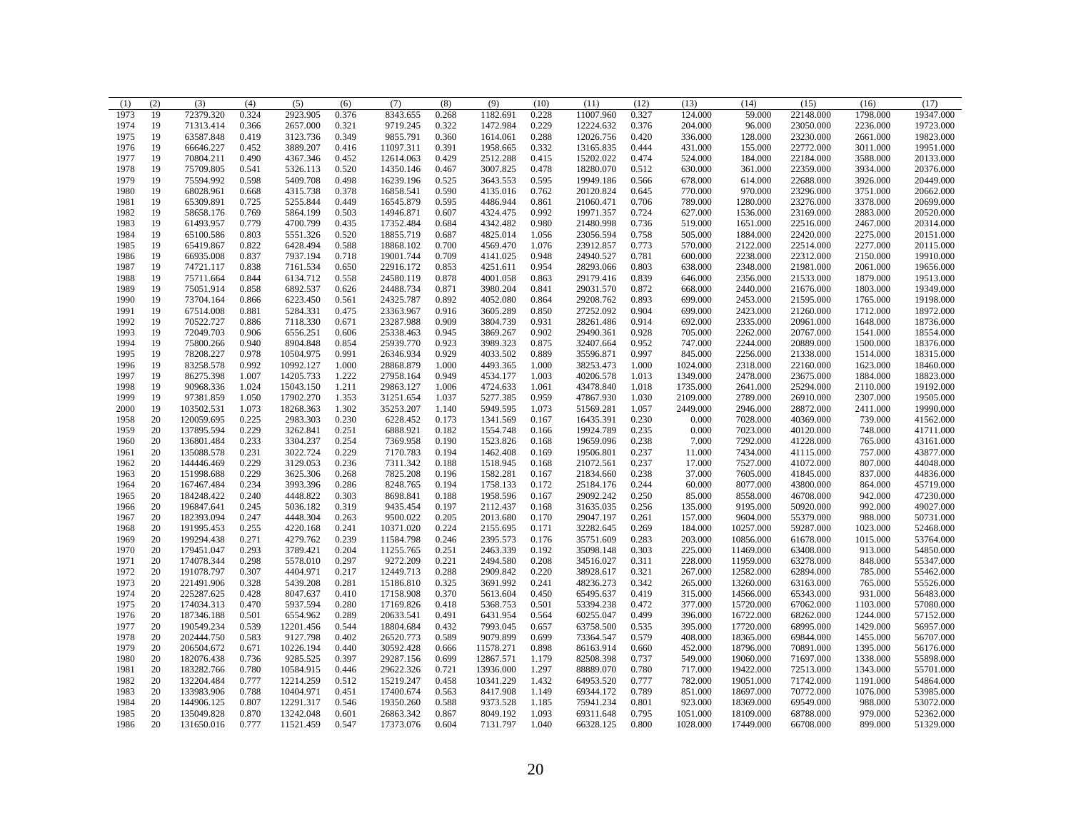| (1) | (2) | (3) | (4) | (5) | (6) | (7) | (8) | (9) | (10) | (11) | (12) | (13) | (14) | (15) | (16) | (17) |
|---|---|---|---|---|---|---|---|---|---|---|---|---|---|---|---|---|
| 1973 | 19 | 72379.320 | 0.324 | 2923.905 | 0.376 | 8343.655 | 0.268 | 1182.691 | 0.228 | 11007.960 | 0.327 | 124.000 | 59.000 | 22148.000 | 1798.000 | 19347.000 |
| 1974 | 19 | 71313.414 | 0.366 | 2657.000 | 0.321 | 9719.245 | 0.322 | 1472.984 | 0.229 | 12224.632 | 0.376 | 204.000 | 96.000 | 23050.000 | 2236.000 | 19723.000 |
| 1975 | 19 | 63587.848 | 0.419 | 3123.736 | 0.349 | 9855.791 | 0.360 | 1614.061 | 0.288 | 12026.756 | 0.420 | 336.000 | 128.000 | 23230.000 | 2661.000 | 19823.000 |
| 1976 | 19 | 66646.227 | 0.452 | 3889.207 | 0.416 | 11097.311 | 0.391 | 1958.665 | 0.332 | 13165.835 | 0.444 | 431.000 | 155.000 | 22772.000 | 3011.000 | 19951.000 |
| 1977 | 19 | 70804.211 | 0.490 | 4367.346 | 0.452 | 12614.063 | 0.429 | 2512.288 | 0.415 | 15202.022 | 0.474 | 524.000 | 184.000 | 22184.000 | 3588.000 | 20133.000 |
| 1978 | 19 | 75709.805 | 0.541 | 5326.113 | 0.520 | 14350.146 | 0.467 | 3007.825 | 0.478 | 18280.070 | 0.512 | 630.000 | 361.000 | 22359.000 | 3934.000 | 20376.000 |
| 1979 | 19 | 75594.992 | 0.598 | 5409.708 | 0.498 | 16239.196 | 0.525 | 3643.553 | 0.595 | 19949.186 | 0.566 | 678.000 | 614.000 | 22688.000 | 3926.000 | 20449.000 |
| 1980 | 19 | 68028.961 | 0.668 | 4315.738 | 0.378 | 16858.541 | 0.590 | 4135.016 | 0.762 | 20120.824 | 0.645 | 770.000 | 970.000 | 23296.000 | 3751.000 | 20662.000 |
| 1981 | 19 | 65309.891 | 0.725 | 5255.844 | 0.449 | 16545.879 | 0.595 | 4486.944 | 0.861 | 21060.471 | 0.706 | 789.000 | 1280.000 | 23276.000 | 3378.000 | 20699.000 |
| 1982 | 19 | 58658.176 | 0.769 | 5864.199 | 0.503 | 14946.871 | 0.607 | 4324.475 | 0.992 | 19971.357 | 0.724 | 627.000 | 1536.000 | 23169.000 | 2883.000 | 20520.000 |
| 1983 | 19 | 61493.957 | 0.779 | 4700.799 | 0.435 | 17352.484 | 0.684 | 4342.482 | 0.980 | 21480.998 | 0.736 | 519.000 | 1651.000 | 22516.000 | 2467.000 | 20314.000 |
| 1984 | 19 | 65100.586 | 0.803 | 5551.326 | 0.520 | 18855.719 | 0.687 | 4825.014 | 1.056 | 23056.594 | 0.758 | 505.000 | 1884.000 | 22420.000 | 2275.000 | 20151.000 |
| 1985 | 19 | 65419.867 | 0.822 | 6428.494 | 0.588 | 18868.102 | 0.700 | 4569.470 | 1.076 | 23912.857 | 0.773 | 570.000 | 2122.000 | 22514.000 | 2277.000 | 20115.000 |
| 1986 | 19 | 66935.008 | 0.837 | 7937.194 | 0.718 | 19001.744 | 0.709 | 4141.025 | 0.948 | 24940.527 | 0.781 | 600.000 | 2238.000 | 22312.000 | 2150.000 | 19910.000 |
| 1987 | 19 | 74721.117 | 0.838 | 7161.534 | 0.650 | 22916.172 | 0.853 | 4251.611 | 0.954 | 28293.066 | 0.803 | 638.000 | 2348.000 | 21981.000 | 2061.000 | 19656.000 |
| 1988 | 19 | 75711.664 | 0.844 | 6134.712 | 0.558 | 24580.119 | 0.878 | 4001.058 | 0.863 | 29179.416 | 0.839 | 646.000 | 2356.000 | 21533.000 | 1879.000 | 19513.000 |
| 1989 | 19 | 75051.914 | 0.858 | 6892.537 | 0.626 | 24488.734 | 0.871 | 3980.204 | 0.841 | 29031.570 | 0.872 | 668.000 | 2440.000 | 21676.000 | 1803.000 | 19349.000 |
| 1990 | 19 | 73704.164 | 0.866 | 6223.450 | 0.561 | 24325.787 | 0.892 | 4052.080 | 0.864 | 29208.762 | 0.893 | 699.000 | 2453.000 | 21595.000 | 1765.000 | 19198.000 |
| 1991 | 19 | 67514.008 | 0.881 | 5284.331 | 0.475 | 23363.967 | 0.916 | 3605.289 | 0.850 | 27252.092 | 0.904 | 699.000 | 2423.000 | 21260.000 | 1712.000 | 18972.000 |
| 1992 | 19 | 70522.727 | 0.886 | 7118.330 | 0.671 | 23287.988 | 0.909 | 3804.739 | 0.931 | 28261.486 | 0.914 | 692.000 | 2335.000 | 20961.000 | 1648.000 | 18736.000 |
| 1993 | 19 | 72049.703 | 0.906 | 6556.251 | 0.606 | 25338.463 | 0.945 | 3869.267 | 0.902 | 29490.361 | 0.928 | 705.000 | 2262.000 | 20767.000 | 1541.000 | 18554.000 |
| 1994 | 19 | 75800.266 | 0.940 | 8904.848 | 0.854 | 25939.770 | 0.923 | 3989.323 | 0.875 | 32407.664 | 0.952 | 747.000 | 2244.000 | 20889.000 | 1500.000 | 18376.000 |
| 1995 | 19 | 78208.227 | 0.978 | 10504.975 | 0.991 | 26346.934 | 0.929 | 4033.502 | 0.889 | 35596.871 | 0.997 | 845.000 | 2256.000 | 21338.000 | 1514.000 | 18315.000 |
| 1996 | 19 | 83258.578 | 0.992 | 10992.127 | 1.000 | 28868.879 | 1.000 | 4493.365 | 1.000 | 38253.473 | 1.000 | 1024.000 | 2318.000 | 22160.000 | 1623.000 | 18460.000 |
| 1997 | 19 | 86275.398 | 1.007 | 14205.733 | 1.222 | 27958.164 | 0.949 | 4534.177 | 1.003 | 40206.578 | 1.013 | 1349.000 | 2478.000 | 23675.000 | 1884.000 | 18823.000 |
| 1998 | 19 | 90968.336 | 1.024 | 15043.150 | 1.211 | 29863.127 | 1.006 | 4724.633 | 1.061 | 43478.840 | 1.018 | 1735.000 | 2641.000 | 25294.000 | 2110.000 | 19192.000 |
| 1999 | 19 | 97381.859 | 1.050 | 17902.270 | 1.353 | 31251.654 | 1.037 | 5277.385 | 0.959 | 47867.930 | 1.030 | 2109.000 | 2789.000 | 26910.000 | 2307.000 | 19505.000 |
| 2000 | 19 | 103502.531 | 1.073 | 18268.363 | 1.302 | 35253.207 | 1.140 | 5949.595 | 1.073 | 51569.281 | 1.057 | 2449.000 | 2946.000 | 28872.000 | 2411.000 | 19990.000 |
| 1958 | 20 | 120059.695 | 0.225 | 2983.303 | 0.230 | 6228.452 | 0.173 | 1341.569 | 0.167 | 16435.391 | 0.230 | 0.000 | 7028.000 | 40369.000 | 739.000 | 41562.000 |
| 1959 | 20 | 137895.594 | 0.229 | 3262.841 | 0.251 | 6888.921 | 0.182 | 1554.748 | 0.166 | 19924.789 | 0.235 | 0.000 | 7023.000 | 40120.000 | 748.000 | 41711.000 |
| 1960 | 20 | 136801.484 | 0.233 | 3304.237 | 0.254 | 7369.958 | 0.190 | 1523.826 | 0.168 | 19659.096 | 0.238 | 7.000 | 7292.000 | 41228.000 | 765.000 | 43161.000 |
| 1961 | 20 | 135088.578 | 0.231 | 3022.724 | 0.229 | 7170.783 | 0.194 | 1462.408 | 0.169 | 19506.801 | 0.237 | 11.000 | 7434.000 | 41115.000 | 757.000 | 43877.000 |
| 1962 | 20 | 144446.469 | 0.229 | 3129.053 | 0.236 | 7311.342 | 0.188 | 1518.945 | 0.168 | 21072.561 | 0.237 | 17.000 | 7527.000 | 41072.000 | 807.000 | 44048.000 |
| 1963 | 20 | 151998.688 | 0.229 | 3625.306 | 0.268 | 7825.208 | 0.196 | 1582.281 | 0.167 | 21834.660 | 0.238 | 37.000 | 7605.000 | 41845.000 | 837.000 | 44836.000 |
| 1964 | 20 | 167467.484 | 0.234 | 3993.396 | 0.286 | 8248.765 | 0.194 | 1758.133 | 0.172 | 25184.176 | 0.244 | 60.000 | 8077.000 | 43800.000 | 864.000 | 45719.000 |
| 1965 | 20 | 184248.422 | 0.240 | 4448.822 | 0.303 | 8698.841 | 0.188 | 1958.596 | 0.167 | 29092.242 | 0.250 | 85.000 | 8558.000 | 46708.000 | 942.000 | 47230.000 |
| 1966 | 20 | 196847.641 | 0.245 | 5036.182 | 0.319 | 9435.454 | 0.197 | 2112.437 | 0.168 | 31635.035 | 0.256 | 135.000 | 9195.000 | 50920.000 | 992.000 | 49027.000 |
| 1967 | 20 | 182393.094 | 0.247 | 4448.304 | 0.263 | 9500.022 | 0.205 | 2013.680 | 0.170 | 29047.197 | 0.261 | 157.000 | 9604.000 | 55379.000 | 988.000 | 50731.000 |
| 1968 | 20 | 191995.453 | 0.255 | 4220.168 | 0.241 | 10371.020 | 0.224 | 2155.695 | 0.171 | 32282.645 | 0.269 | 184.000 | 10257.000 | 59287.000 | 1023.000 | 52468.000 |
| 1969 | 20 | 199294.438 | 0.271 | 4279.762 | 0.239 | 11584.798 | 0.246 | 2395.573 | 0.176 | 35751.609 | 0.283 | 203.000 | 10856.000 | 61678.000 | 1015.000 | 53764.000 |
| 1970 | 20 | 179451.047 | 0.293 | 3789.421 | 0.204 | 11255.765 | 0.251 | 2463.339 | 0.192 | 35098.148 | 0.303 | 225.000 | 11469.000 | 63408.000 | 913.000 | 54850.000 |
| 1971 | 20 | 174078.344 | 0.298 | 5578.010 | 0.297 | 9272.209 | 0.221 | 2494.580 | 0.208 | 34516.027 | 0.311 | 228.000 | 11959.000 | 63278.000 | 848.000 | 55347.000 |
| 1972 | 20 | 191078.797 | 0.307 | 4404.971 | 0.217 | 12449.713 | 0.288 | 2909.842 | 0.220 | 38928.617 | 0.321 | 267.000 | 12582.000 | 62894.000 | 785.000 | 55462.000 |
| 1973 | 20 | 221491.906 | 0.328 | 5439.208 | 0.281 | 15186.810 | 0.325 | 3691.992 | 0.241 | 48236.273 | 0.342 | 265.000 | 13260.000 | 63163.000 | 765.000 | 55526.000 |
| 1974 | 20 | 225287.625 | 0.428 | 8047.637 | 0.410 | 17158.908 | 0.370 | 5613.604 | 0.450 | 65495.637 | 0.419 | 315.000 | 14566.000 | 65343.000 | 931.000 | 56483.000 |
| 1975 | 20 | 174034.313 | 0.470 | 5937.594 | 0.280 | 17169.826 | 0.418 | 5368.753 | 0.501 | 53394.238 | 0.472 | 377.000 | 15720.000 | 67062.000 | 1103.000 | 57080.000 |
| 1976 | 20 | 187346.188 | 0.501 | 6554.962 | 0.289 | 20633.541 | 0.491 | 6431.954 | 0.564 | 60255.047 | 0.499 | 396.000 | 16722.000 | 68262.000 | 1244.000 | 57152.000 |
| 1977 | 20 | 190549.234 | 0.539 | 12201.456 | 0.544 | 18804.684 | 0.432 | 7993.045 | 0.657 | 63758.500 | 0.535 | 395.000 | 17720.000 | 68995.000 | 1429.000 | 56957.000 |
| 1978 | 20 | 202444.750 | 0.583 | 9127.798 | 0.402 | 26520.773 | 0.589 | 9079.899 | 0.699 | 73364.547 | 0.579 | 408.000 | 18365.000 | 69844.000 | 1455.000 | 56707.000 |
| 1979 | 20 | 206504.672 | 0.671 | 10226.194 | 0.440 | 30592.428 | 0.666 | 11578.271 | 0.898 | 86163.914 | 0.660 | 452.000 | 18796.000 | 70891.000 | 1395.000 | 56176.000 |
| 1980 | 20 | 182076.438 | 0.736 | 9285.525 | 0.397 | 29287.156 | 0.699 | 12867.571 | 1.179 | 82508.398 | 0.737 | 549.000 | 19060.000 | 71697.000 | 1338.000 | 55898.000 |
| 1981 | 20 | 183282.766 | 0.780 | 10584.915 | 0.446 | 29622.326 | 0.721 | 13936.000 | 1.297 | 88889.070 | 0.780 | 717.000 | 19422.000 | 72513.000 | 1343.000 | 55701.000 |
| 1982 | 20 | 132204.484 | 0.777 | 12214.259 | 0.512 | 15219.247 | 0.458 | 10341.229 | 1.432 | 64953.520 | 0.777 | 782.000 | 19051.000 | 71742.000 | 1191.000 | 54864.000 |
| 1983 | 20 | 133983.906 | 0.788 | 10404.971 | 0.451 | 17400.674 | 0.563 | 8417.908 | 1.149 | 69344.172 | 0.789 | 851.000 | 18697.000 | 70772.000 | 1076.000 | 53985.000 |
| 1984 | 20 | 144906.125 | 0.807 | 12291.317 | 0.546 | 19350.260 | 0.588 | 9373.528 | 1.185 | 75941.234 | 0.801 | 923.000 | 18369.000 | 69549.000 | 988.000 | 53072.000 |
| 1985 | 20 | 135049.828 | 0.870 | 13242.048 | 0.601 | 26863.342 | 0.867 | 8049.192 | 1.093 | 69311.648 | 0.795 | 1051.000 | 18109.000 | 68788.000 | 979.000 | 52362.000 |
| 1986 | 20 | 131650.016 | 0.777 | 11521.459 | 0.547 | 17373.076 | 0.604 | 7131.797 | 1.040 | 66328.125 | 0.800 | 1028.000 | 17449.000 | 66708.000 | 899.000 | 51329.000 |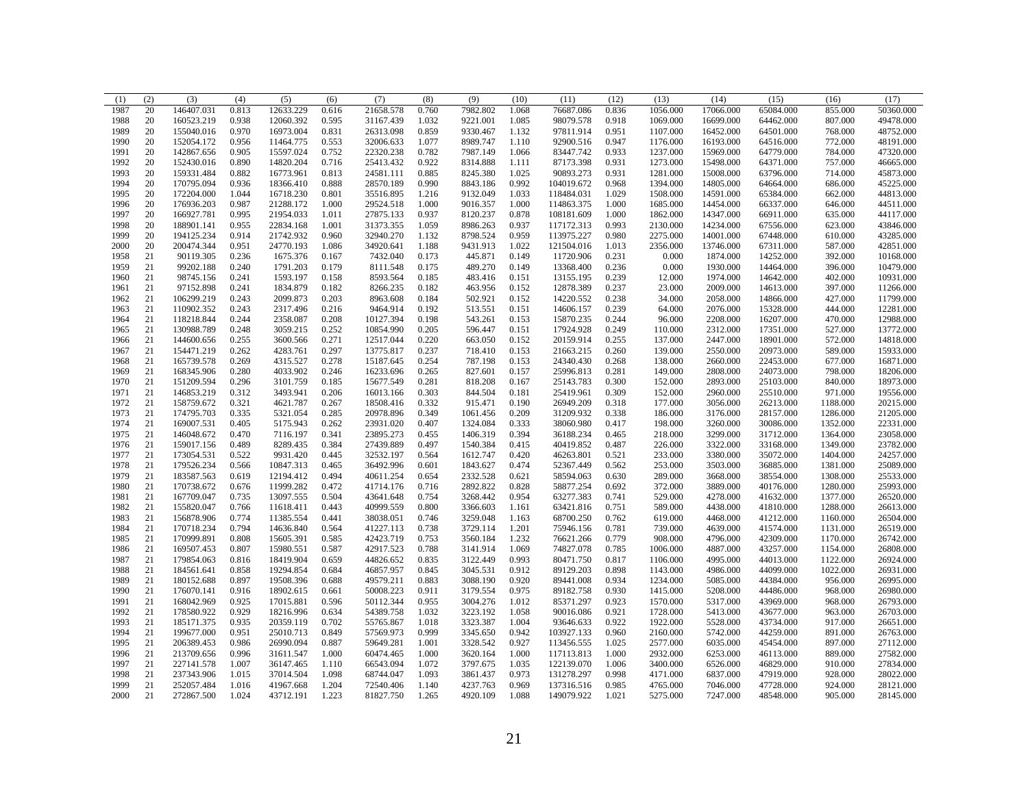| (1) | (2) | (3) | (4) | (5) | (6) | (7) | (8) | (9) | (10) | (11) | (12) | (13) | (14) | (15) | (16) | (17) |
|---|---|---|---|---|---|---|---|---|---|---|---|---|---|---|---|---|
| 1987 | 20 | 146407.031 | 0.813 | 12633.229 | 0.616 | 21658.578 | 0.760 | 7982.802 | 1.068 | 76687.086 | 0.836 | 1056.000 | 17066.000 | 65084.000 | 855.000 | 50360.000 |
| 1988 | 20 | 160523.219 | 0.938 | 12060.392 | 0.595 | 31167.439 | 1.032 | 9221.001 | 1.085 | 98079.578 | 0.918 | 1069.000 | 16699.000 | 64462.000 | 807.000 | 49478.000 |
| 1989 | 20 | 155040.016 | 0.970 | 16973.004 | 0.831 | 26313.098 | 0.859 | 9330.467 | 1.132 | 97811.914 | 0.951 | 1107.000 | 16452.000 | 64501.000 | 768.000 | 48752.000 |
| 1990 | 20 | 152054.172 | 0.956 | 11464.775 | 0.553 | 32006.633 | 1.077 | 8989.747 | 1.110 | 92900.516 | 0.947 | 1176.000 | 16193.000 | 64516.000 | 772.000 | 48191.000 |
| 1991 | 20 | 142867.656 | 0.905 | 15597.024 | 0.752 | 22320.238 | 0.782 | 7987.149 | 1.066 | 83447.742 | 0.933 | 1237.000 | 15969.000 | 64779.000 | 784.000 | 47320.000 |
| 1992 | 20 | 152430.016 | 0.890 | 14820.204 | 0.716 | 25413.432 | 0.922 | 8314.888 | 1.111 | 87173.398 | 0.931 | 1273.000 | 15498.000 | 64371.000 | 757.000 | 46665.000 |
| 1993 | 20 | 159331.484 | 0.882 | 16773.961 | 0.813 | 24581.111 | 0.885 | 8245.380 | 1.025 | 90893.273 | 0.931 | 1281.000 | 15008.000 | 63796.000 | 714.000 | 45873.000 |
| 1994 | 20 | 170795.094 | 0.936 | 18366.410 | 0.888 | 28570.189 | 0.990 | 8843.186 | 0.992 | 104019.672 | 0.968 | 1394.000 | 14805.000 | 64664.000 | 686.000 | 45225.000 |
| 1995 | 20 | 172204.000 | 1.044 | 16718.230 | 0.801 | 35516.895 | 1.216 | 9132.049 | 1.033 | 118484.031 | 1.029 | 1508.000 | 14591.000 | 65384.000 | 662.000 | 44813.000 |
| 1996 | 20 | 176936.203 | 0.987 | 21288.172 | 1.000 | 29524.518 | 1.000 | 9016.357 | 1.000 | 114863.375 | 1.000 | 1685.000 | 14454.000 | 66337.000 | 646.000 | 44511.000 |
| 1997 | 20 | 166927.781 | 0.995 | 21954.033 | 1.011 | 27875.133 | 0.937 | 8120.237 | 0.878 | 108181.609 | 1.000 | 1862.000 | 14347.000 | 66911.000 | 635.000 | 44117.000 |
| 1998 | 20 | 188901.141 | 0.955 | 22834.168 | 1.001 | 31373.355 | 1.059 | 8986.263 | 0.937 | 117172.313 | 0.993 | 2130.000 | 14234.000 | 67556.000 | 623.000 | 43846.000 |
| 1999 | 20 | 194125.234 | 0.914 | 21742.932 | 0.960 | 32940.270 | 1.132 | 8798.524 | 0.959 | 113975.227 | 0.980 | 2275.000 | 14001.000 | 67448.000 | 610.000 | 43285.000 |
| 2000 | 20 | 200474.344 | 0.951 | 24770.193 | 1.086 | 34920.641 | 1.188 | 9431.913 | 1.022 | 121504.016 | 1.013 | 2356.000 | 13746.000 | 67311.000 | 587.000 | 42851.000 |
| 1958 | 21 | 90119.305 | 0.236 | 1675.376 | 0.167 | 7432.040 | 0.173 | 445.871 | 0.149 | 11720.906 | 0.231 | 0.000 | 1874.000 | 14252.000 | 392.000 | 10168.000 |
| 1959 | 21 | 99202.188 | 0.240 | 1791.203 | 0.179 | 8111.548 | 0.175 | 489.270 | 0.149 | 13368.400 | 0.236 | 0.000 | 1930.000 | 14464.000 | 396.000 | 10479.000 |
| 1960 | 21 | 98745.156 | 0.241 | 1593.197 | 0.158 | 8593.564 | 0.185 | 483.416 | 0.151 | 13155.195 | 0.239 | 12.000 | 1974.000 | 14642.000 | 402.000 | 10931.000 |
| 1961 | 21 | 97152.898 | 0.241 | 1834.879 | 0.182 | 8266.235 | 0.182 | 463.956 | 0.152 | 12878.389 | 0.237 | 23.000 | 2009.000 | 14613.000 | 397.000 | 11266.000 |
| 1962 | 21 | 106299.219 | 0.243 | 2099.873 | 0.203 | 8963.608 | 0.184 | 502.921 | 0.152 | 14220.552 | 0.238 | 34.000 | 2058.000 | 14866.000 | 427.000 | 11799.000 |
| 1963 | 21 | 110902.352 | 0.243 | 2317.496 | 0.216 | 9464.914 | 0.192 | 513.551 | 0.151 | 14606.157 | 0.239 | 64.000 | 2076.000 | 15328.000 | 444.000 | 12281.000 |
| 1964 | 21 | 118218.844 | 0.244 | 2358.087 | 0.208 | 10127.394 | 0.198 | 543.261 | 0.153 | 15870.235 | 0.244 | 96.000 | 2208.000 | 16207.000 | 470.000 | 12988.000 |
| 1965 | 21 | 130988.789 | 0.248 | 3059.215 | 0.252 | 10854.990 | 0.205 | 596.447 | 0.151 | 17924.928 | 0.249 | 110.000 | 2312.000 | 17351.000 | 527.000 | 13772.000 |
| 1966 | 21 | 144600.656 | 0.255 | 3600.566 | 0.271 | 12517.044 | 0.220 | 663.050 | 0.152 | 20159.914 | 0.255 | 137.000 | 2447.000 | 18901.000 | 572.000 | 14818.000 |
| 1967 | 21 | 154471.219 | 0.262 | 4283.761 | 0.297 | 13775.817 | 0.237 | 718.410 | 0.153 | 21663.215 | 0.260 | 139.000 | 2550.000 | 20973.000 | 589.000 | 15933.000 |
| 1968 | 21 | 165739.578 | 0.269 | 4315.527 | 0.278 | 15187.645 | 0.254 | 787.198 | 0.153 | 24340.430 | 0.268 | 138.000 | 2660.000 | 22453.000 | 677.000 | 16871.000 |
| 1969 | 21 | 168345.906 | 0.280 | 4033.902 | 0.246 | 16233.696 | 0.265 | 827.601 | 0.157 | 25996.813 | 0.281 | 149.000 | 2808.000 | 24073.000 | 798.000 | 18206.000 |
| 1970 | 21 | 151209.594 | 0.296 | 3101.759 | 0.185 | 15677.549 | 0.281 | 818.208 | 0.167 | 25143.783 | 0.300 | 152.000 | 2893.000 | 25103.000 | 840.000 | 18973.000 |
| 1971 | 21 | 146853.219 | 0.312 | 3493.941 | 0.206 | 16013.166 | 0.303 | 844.504 | 0.181 | 25419.961 | 0.309 | 152.000 | 2960.000 | 25510.000 | 971.000 | 19556.000 |
| 1972 | 21 | 158759.672 | 0.321 | 4621.787 | 0.267 | 18508.416 | 0.332 | 915.471 | 0.190 | 26949.209 | 0.318 | 177.000 | 3056.000 | 26213.000 | 1188.000 | 20215.000 |
| 1973 | 21 | 174795.703 | 0.335 | 5321.054 | 0.285 | 20978.896 | 0.349 | 1061.456 | 0.209 | 31209.932 | 0.338 | 186.000 | 3176.000 | 28157.000 | 1286.000 | 21205.000 |
| 1974 | 21 | 169007.531 | 0.405 | 5175.943 | 0.262 | 23931.020 | 0.407 | 1324.084 | 0.333 | 38060.980 | 0.417 | 198.000 | 3260.000 | 30086.000 | 1352.000 | 22331.000 |
| 1975 | 21 | 146048.672 | 0.470 | 7116.197 | 0.341 | 23895.273 | 0.455 | 1406.319 | 0.394 | 36188.234 | 0.465 | 218.000 | 3299.000 | 31712.000 | 1364.000 | 23058.000 |
| 1976 | 21 | 159017.156 | 0.489 | 8289.435 | 0.384 | 27439.889 | 0.497 | 1540.384 | 0.415 | 40419.852 | 0.487 | 226.000 | 3322.000 | 33168.000 | 1349.000 | 23782.000 |
| 1977 | 21 | 173054.531 | 0.522 | 9931.420 | 0.445 | 32532.197 | 0.564 | 1612.747 | 0.420 | 46263.801 | 0.521 | 233.000 | 3380.000 | 35072.000 | 1404.000 | 24257.000 |
| 1978 | 21 | 179526.234 | 0.566 | 10847.313 | 0.465 | 36492.996 | 0.601 | 1843.627 | 0.474 | 52367.449 | 0.562 | 253.000 | 3503.000 | 36885.000 | 1381.000 | 25089.000 |
| 1979 | 21 | 183587.563 | 0.619 | 12194.412 | 0.494 | 40611.254 | 0.654 | 2332.528 | 0.621 | 58594.063 | 0.630 | 289.000 | 3668.000 | 38554.000 | 1308.000 | 25533.000 |
| 1980 | 21 | 170738.672 | 0.676 | 11999.282 | 0.472 | 41714.176 | 0.716 | 2892.822 | 0.828 | 58877.254 | 0.692 | 372.000 | 3889.000 | 40176.000 | 1280.000 | 25993.000 |
| 1981 | 21 | 167709.047 | 0.735 | 13097.555 | 0.504 | 43641.648 | 0.754 | 3268.442 | 0.954 | 63277.383 | 0.741 | 529.000 | 4278.000 | 41632.000 | 1377.000 | 26520.000 |
| 1982 | 21 | 155820.047 | 0.766 | 11618.411 | 0.443 | 40999.559 | 0.800 | 3366.603 | 1.161 | 63421.816 | 0.751 | 589.000 | 4438.000 | 41810.000 | 1288.000 | 26613.000 |
| 1983 | 21 | 156878.906 | 0.774 | 11385.554 | 0.441 | 38038.051 | 0.746 | 3259.048 | 1.163 | 68700.250 | 0.762 | 619.000 | 4468.000 | 41212.000 | 1160.000 | 26504.000 |
| 1984 | 21 | 170718.234 | 0.794 | 14636.840 | 0.564 | 41227.113 | 0.738 | 3729.114 | 1.201 | 75946.156 | 0.781 | 739.000 | 4639.000 | 41574.000 | 1131.000 | 26519.000 |
| 1985 | 21 | 170999.891 | 0.808 | 15605.391 | 0.585 | 42423.719 | 0.753 | 3560.184 | 1.232 | 76621.266 | 0.779 | 908.000 | 4796.000 | 42309.000 | 1170.000 | 26742.000 |
| 1986 | 21 | 169507.453 | 0.807 | 15980.551 | 0.587 | 42917.523 | 0.788 | 3141.914 | 1.069 | 74827.078 | 0.785 | 1006.000 | 4887.000 | 43257.000 | 1154.000 | 26808.000 |
| 1987 | 21 | 179854.063 | 0.816 | 18419.904 | 0.659 | 44826.652 | 0.835 | 3122.449 | 0.993 | 80471.750 | 0.817 | 1106.000 | 4995.000 | 44013.000 | 1122.000 | 26924.000 |
| 1988 | 21 | 184561.641 | 0.858 | 19294.854 | 0.684 | 46857.957 | 0.845 | 3045.531 | 0.912 | 89129.203 | 0.898 | 1143.000 | 4986.000 | 44099.000 | 1022.000 | 26931.000 |
| 1989 | 21 | 180152.688 | 0.897 | 19508.396 | 0.688 | 49579.211 | 0.883 | 3088.190 | 0.920 | 89441.008 | 0.934 | 1234.000 | 5085.000 | 44384.000 | 956.000 | 26995.000 |
| 1990 | 21 | 176070.141 | 0.916 | 18902.615 | 0.661 | 50008.223 | 0.911 | 3179.554 | 0.975 | 89182.758 | 0.930 | 1415.000 | 5208.000 | 44486.000 | 968.000 | 26980.000 |
| 1991 | 21 | 168042.969 | 0.925 | 17015.881 | 0.596 | 50112.344 | 0.955 | 3004.276 | 1.012 | 85371.297 | 0.923 | 1570.000 | 5317.000 | 43969.000 | 968.000 | 26793.000 |
| 1992 | 21 | 178580.922 | 0.929 | 18216.996 | 0.634 | 54389.758 | 1.032 | 3223.192 | 1.058 | 90016.086 | 0.921 | 1728.000 | 5413.000 | 43677.000 | 963.000 | 26703.000 |
| 1993 | 21 | 185171.375 | 0.935 | 20359.119 | 0.702 | 55765.867 | 1.018 | 3323.387 | 1.004 | 93646.633 | 0.922 | 1922.000 | 5528.000 | 43734.000 | 917.000 | 26651.000 |
| 1994 | 21 | 199677.000 | 0.951 | 25010.713 | 0.849 | 57569.973 | 0.999 | 3345.650 | 0.942 | 103927.133 | 0.960 | 2160.000 | 5742.000 | 44259.000 | 891.000 | 26763.000 |
| 1995 | 21 | 206389.453 | 0.986 | 26990.094 | 0.887 | 59649.281 | 1.001 | 3328.542 | 0.927 | 113456.555 | 1.025 | 2577.000 | 6035.000 | 45454.000 | 897.000 | 27112.000 |
| 1996 | 21 | 213709.656 | 0.996 | 31611.547 | 1.000 | 60474.465 | 1.000 | 3620.164 | 1.000 | 117113.813 | 1.000 | 2932.000 | 6253.000 | 46113.000 | 889.000 | 27582.000 |
| 1997 | 21 | 227141.578 | 1.007 | 36147.465 | 1.110 | 66543.094 | 1.072 | 3797.675 | 1.035 | 122139.070 | 1.006 | 3400.000 | 6526.000 | 46829.000 | 910.000 | 27834.000 |
| 1998 | 21 | 237343.906 | 1.015 | 37014.504 | 1.098 | 68744.047 | 1.093 | 3861.437 | 0.973 | 131278.297 | 0.998 | 4171.000 | 6837.000 | 47919.000 | 928.000 | 28022.000 |
| 1999 | 21 | 252057.484 | 1.016 | 41967.668 | 1.204 | 72540.406 | 1.140 | 4237.763 | 0.969 | 137316.516 | 0.985 | 4765.000 | 7046.000 | 47728.000 | 924.000 | 28121.000 |
| 2000 | 21 | 272867.500 | 1.024 | 43712.191 | 1.223 | 81827.750 | 1.265 | 4920.109 | 1.088 | 149079.922 | 1.021 | 5275.000 | 7247.000 | 48548.000 | 905.000 | 28145.000 |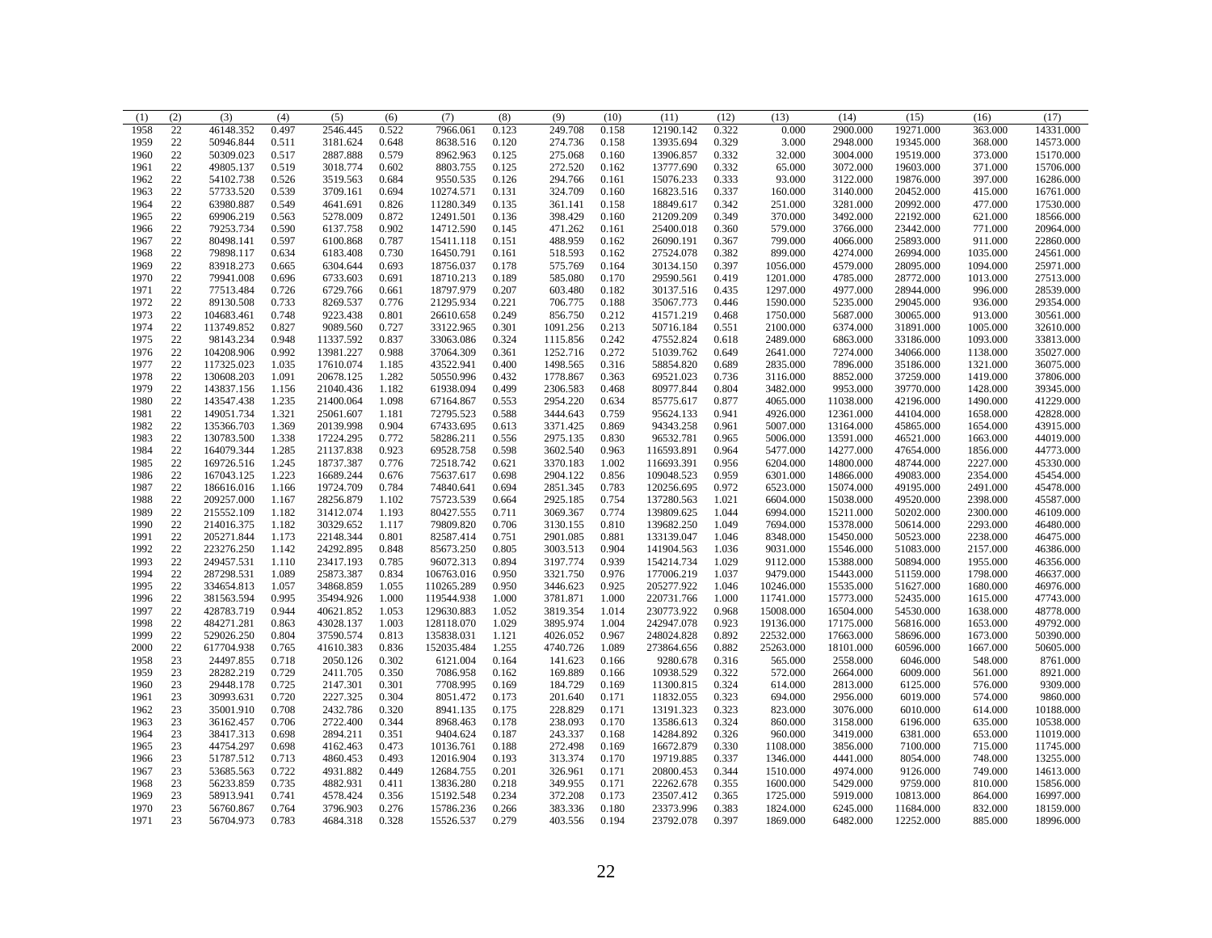| (1) | (2) | (3) | (4) | (5) | (6) | (7) | (8) | (9) | (10) | (11) | (12) | (13) | (14) | (15) | (16) | (17) |
|---|---|---|---|---|---|---|---|---|---|---|---|---|---|---|---|---|
| 1958 | 22 | 46148.352 | 0.497 | 2546.445 | 0.522 | 7966.061 | 0.123 | 249.708 | 0.158 | 12190.142 | 0.322 | 0.000 | 2900.000 | 19271.000 | 363.000 | 14331.000 |
| 1959 | 22 | 50946.844 | 0.511 | 3181.624 | 0.648 | 8638.516 | 0.120 | 274.736 | 0.158 | 13935.694 | 0.329 | 3.000 | 2948.000 | 19345.000 | 368.000 | 14573.000 |
| 1960 | 22 | 50309.023 | 0.517 | 2887.888 | 0.579 | 8962.963 | 0.125 | 275.068 | 0.160 | 13906.857 | 0.332 | 32.000 | 3004.000 | 19519.000 | 373.000 | 15170.000 |
| 1961 | 22 | 49805.137 | 0.519 | 3018.774 | 0.602 | 8803.755 | 0.125 | 272.520 | 0.162 | 13777.690 | 0.332 | 65.000 | 3072.000 | 19603.000 | 371.000 | 15706.000 |
| 1962 | 22 | 54102.738 | 0.526 | 3519.563 | 0.684 | 9550.535 | 0.126 | 294.766 | 0.161 | 15076.233 | 0.333 | 93.000 | 3122.000 | 19876.000 | 397.000 | 16286.000 |
| 1963 | 22 | 57733.520 | 0.539 | 3709.161 | 0.694 | 10274.571 | 0.131 | 324.709 | 0.160 | 16823.516 | 0.337 | 160.000 | 3140.000 | 20452.000 | 415.000 | 16761.000 |
| 1964 | 22 | 63980.887 | 0.549 | 4641.691 | 0.826 | 11280.349 | 0.135 | 361.141 | 0.158 | 18849.617 | 0.342 | 251.000 | 3281.000 | 20992.000 | 477.000 | 17530.000 |
| 1965 | 22 | 69906.219 | 0.563 | 5278.009 | 0.872 | 12491.501 | 0.136 | 398.429 | 0.160 | 21209.209 | 0.349 | 370.000 | 3492.000 | 22192.000 | 621.000 | 18566.000 |
| 1966 | 22 | 79253.734 | 0.590 | 6137.758 | 0.902 | 14712.590 | 0.145 | 471.262 | 0.161 | 25400.018 | 0.360 | 579.000 | 3766.000 | 23442.000 | 771.000 | 20964.000 |
| 1967 | 22 | 80498.141 | 0.597 | 6100.868 | 0.787 | 15411.118 | 0.151 | 488.959 | 0.162 | 26090.191 | 0.367 | 799.000 | 4066.000 | 25893.000 | 911.000 | 22860.000 |
| 1968 | 22 | 79898.117 | 0.634 | 6183.408 | 0.730 | 16450.791 | 0.161 | 518.593 | 0.162 | 27524.078 | 0.382 | 899.000 | 4274.000 | 26994.000 | 1035.000 | 24561.000 |
| 1969 | 22 | 83918.273 | 0.665 | 6304.644 | 0.693 | 18756.037 | 0.178 | 575.769 | 0.164 | 30134.150 | 0.397 | 1056.000 | 4579.000 | 28095.000 | 1094.000 | 25971.000 |
| 1970 | 22 | 79941.008 | 0.696 | 6733.603 | 0.691 | 18710.213 | 0.189 | 585.080 | 0.170 | 29590.561 | 0.419 | 1201.000 | 4785.000 | 28772.000 | 1013.000 | 27513.000 |
| 1971 | 22 | 77513.484 | 0.726 | 6729.766 | 0.661 | 18797.979 | 0.207 | 603.480 | 0.182 | 30137.516 | 0.435 | 1297.000 | 4977.000 | 28944.000 | 996.000 | 28539.000 |
| 1972 | 22 | 89130.508 | 0.733 | 8269.537 | 0.776 | 21295.934 | 0.221 | 706.775 | 0.188 | 35067.773 | 0.446 | 1590.000 | 5235.000 | 29045.000 | 936.000 | 29354.000 |
| 1973 | 22 | 104683.461 | 0.748 | 9223.438 | 0.801 | 26610.658 | 0.249 | 856.750 | 0.212 | 41571.219 | 0.468 | 1750.000 | 5687.000 | 30065.000 | 913.000 | 30561.000 |
| 1974 | 22 | 113749.852 | 0.827 | 9089.560 | 0.727 | 33122.965 | 0.301 | 1091.256 | 0.213 | 50716.184 | 0.551 | 2100.000 | 6374.000 | 31891.000 | 1005.000 | 32610.000 |
| 1975 | 22 | 98143.234 | 0.948 | 11337.592 | 0.837 | 33063.086 | 0.324 | 1115.856 | 0.242 | 47552.824 | 0.618 | 2489.000 | 6863.000 | 33186.000 | 1093.000 | 33813.000 |
| 1976 | 22 | 104208.906 | 0.992 | 13981.227 | 0.988 | 37064.309 | 0.361 | 1252.716 | 0.272 | 51039.762 | 0.649 | 2641.000 | 7274.000 | 34066.000 | 1138.000 | 35027.000 |
| 1977 | 22 | 117325.023 | 1.035 | 17610.074 | 1.185 | 43522.941 | 0.400 | 1498.565 | 0.316 | 58854.820 | 0.689 | 2835.000 | 7896.000 | 35186.000 | 1321.000 | 36075.000 |
| 1978 | 22 | 130608.203 | 1.091 | 20678.125 | 1.282 | 50550.996 | 0.432 | 1778.867 | 0.363 | 69521.023 | 0.736 | 3116.000 | 8852.000 | 37259.000 | 1419.000 | 37806.000 |
| 1979 | 22 | 143837.156 | 1.156 | 21040.436 | 1.182 | 61938.094 | 0.499 | 2306.583 | 0.468 | 80977.844 | 0.804 | 3482.000 | 9953.000 | 39770.000 | 1428.000 | 39345.000 |
| 1980 | 22 | 143547.438 | 1.235 | 21400.064 | 1.098 | 67164.867 | 0.553 | 2954.220 | 0.634 | 85775.617 | 0.877 | 4065.000 | 11038.000 | 42196.000 | 1490.000 | 41229.000 |
| 1981 | 22 | 149051.734 | 1.321 | 25061.607 | 1.181 | 72795.523 | 0.588 | 3444.643 | 0.759 | 95624.133 | 0.941 | 4926.000 | 12361.000 | 44104.000 | 1658.000 | 42828.000 |
| 1982 | 22 | 135366.703 | 1.369 | 20139.998 | 0.904 | 67433.695 | 0.613 | 3371.425 | 0.869 | 94343.258 | 0.961 | 5007.000 | 13164.000 | 45865.000 | 1654.000 | 43915.000 |
| 1983 | 22 | 130783.500 | 1.338 | 17224.295 | 0.772 | 58286.211 | 0.556 | 2975.135 | 0.830 | 96532.781 | 0.965 | 5006.000 | 13591.000 | 46521.000 | 1663.000 | 44019.000 |
| 1984 | 22 | 164079.344 | 1.285 | 21137.838 | 0.923 | 69528.758 | 0.598 | 3602.540 | 0.963 | 116593.891 | 0.964 | 5477.000 | 14277.000 | 47654.000 | 1856.000 | 44773.000 |
| 1985 | 22 | 169726.516 | 1.245 | 18737.387 | 0.776 | 72518.742 | 0.621 | 3370.183 | 1.002 | 116693.391 | 0.956 | 6204.000 | 14800.000 | 48744.000 | 2227.000 | 45330.000 |
| 1986 | 22 | 167043.125 | 1.223 | 16689.244 | 0.676 | 75637.617 | 0.698 | 2904.122 | 0.856 | 109048.523 | 0.959 | 6301.000 | 14866.000 | 49083.000 | 2354.000 | 45454.000 |
| 1987 | 22 | 186616.016 | 1.166 | 19724.709 | 0.784 | 74840.641 | 0.694 | 2851.345 | 0.783 | 120256.695 | 0.972 | 6523.000 | 15074.000 | 49195.000 | 2491.000 | 45478.000 |
| 1988 | 22 | 209257.000 | 1.167 | 28256.879 | 1.102 | 75723.539 | 0.664 | 2925.185 | 0.754 | 137280.563 | 1.021 | 6604.000 | 15038.000 | 49520.000 | 2398.000 | 45587.000 |
| 1989 | 22 | 215552.109 | 1.182 | 31412.074 | 1.193 | 80427.555 | 0.711 | 3069.367 | 0.774 | 139809.625 | 1.044 | 6994.000 | 15211.000 | 50202.000 | 2300.000 | 46109.000 |
| 1990 | 22 | 214016.375 | 1.182 | 30329.652 | 1.117 | 79809.820 | 0.706 | 3130.155 | 0.810 | 139682.250 | 1.049 | 7694.000 | 15378.000 | 50614.000 | 2293.000 | 46480.000 |
| 1991 | 22 | 205271.844 | 1.173 | 22148.344 | 0.801 | 82587.414 | 0.751 | 2901.085 | 0.881 | 133139.047 | 1.046 | 8348.000 | 15450.000 | 50523.000 | 2238.000 | 46475.000 |
| 1992 | 22 | 223276.250 | 1.142 | 24292.895 | 0.848 | 85673.250 | 0.805 | 3003.513 | 0.904 | 141904.563 | 1.036 | 9031.000 | 15546.000 | 51083.000 | 2157.000 | 46386.000 |
| 1993 | 22 | 249457.531 | 1.110 | 23417.193 | 0.785 | 96072.313 | 0.894 | 3197.774 | 0.939 | 154214.734 | 1.029 | 9112.000 | 15388.000 | 50894.000 | 1955.000 | 46356.000 |
| 1994 | 22 | 287298.531 | 1.089 | 25873.387 | 0.834 | 106763.016 | 0.950 | 3321.750 | 0.976 | 177006.219 | 1.037 | 9479.000 | 15443.000 | 51159.000 | 1798.000 | 46637.000 |
| 1995 | 22 | 334654.813 | 1.057 | 34868.859 | 1.055 | 110265.289 | 0.950 | 3446.623 | 0.925 | 205277.922 | 1.046 | 10246.000 | 15535.000 | 51627.000 | 1680.000 | 46976.000 |
| 1996 | 22 | 381563.594 | 0.995 | 35494.926 | 1.000 | 119544.938 | 1.000 | 3781.871 | 1.000 | 220731.766 | 1.000 | 11741.000 | 15773.000 | 52435.000 | 1615.000 | 47743.000 |
| 1997 | 22 | 428783.719 | 0.944 | 40621.852 | 1.053 | 129630.883 | 1.052 | 3819.354 | 1.014 | 230773.922 | 0.968 | 15008.000 | 16504.000 | 54530.000 | 1638.000 | 48778.000 |
| 1998 | 22 | 484271.281 | 0.863 | 43028.137 | 1.003 | 128118.070 | 1.029 | 3895.974 | 1.004 | 242947.078 | 0.923 | 19136.000 | 17175.000 | 56816.000 | 1653.000 | 49792.000 |
| 1999 | 22 | 529026.250 | 0.804 | 37590.574 | 0.813 | 135838.031 | 1.121 | 4026.052 | 0.967 | 248024.828 | 0.892 | 22532.000 | 17663.000 | 58696.000 | 1673.000 | 50390.000 |
| 2000 | 22 | 617704.938 | 0.765 | 41610.383 | 0.836 | 152035.484 | 1.255 | 4740.726 | 1.089 | 273864.656 | 0.882 | 25263.000 | 18101.000 | 60596.000 | 1667.000 | 50605.000 |
| 1958 | 23 | 24497.855 | 0.718 | 2050.126 | 0.302 | 6121.004 | 0.164 | 141.623 | 0.166 | 9280.678 | 0.316 | 565.000 | 2558.000 | 6046.000 | 548.000 | 8761.000 |
| 1959 | 23 | 28282.219 | 0.729 | 2411.705 | 0.350 | 7086.958 | 0.162 | 169.889 | 0.166 | 10938.529 | 0.322 | 572.000 | 2664.000 | 6009.000 | 561.000 | 8921.000 |
| 1960 | 23 | 29448.178 | 0.725 | 2147.301 | 0.301 | 7708.995 | 0.169 | 184.729 | 0.169 | 11300.815 | 0.324 | 614.000 | 2813.000 | 6125.000 | 576.000 | 9309.000 |
| 1961 | 23 | 30993.631 | 0.720 | 2227.325 | 0.304 | 8051.472 | 0.173 | 201.640 | 0.171 | 11832.055 | 0.323 | 694.000 | 2956.000 | 6019.000 | 574.000 | 9860.000 |
| 1962 | 23 | 35001.910 | 0.708 | 2432.786 | 0.320 | 8941.135 | 0.175 | 228.829 | 0.171 | 13191.323 | 0.323 | 823.000 | 3076.000 | 6010.000 | 614.000 | 10188.000 |
| 1963 | 23 | 36162.457 | 0.706 | 2722.400 | 0.344 | 8968.463 | 0.178 | 238.093 | 0.170 | 13586.613 | 0.324 | 860.000 | 3158.000 | 6196.000 | 635.000 | 10538.000 |
| 1964 | 23 | 38417.313 | 0.698 | 2894.211 | 0.351 | 9404.624 | 0.187 | 243.337 | 0.168 | 14284.892 | 0.326 | 960.000 | 3419.000 | 6381.000 | 653.000 | 11019.000 |
| 1965 | 23 | 44754.297 | 0.698 | 4162.463 | 0.473 | 10136.761 | 0.188 | 272.498 | 0.169 | 16672.879 | 0.330 | 1108.000 | 3856.000 | 7100.000 | 715.000 | 11745.000 |
| 1966 | 23 | 51787.512 | 0.713 | 4860.453 | 0.493 | 12016.904 | 0.193 | 313.374 | 0.170 | 19719.885 | 0.337 | 1346.000 | 4441.000 | 8054.000 | 748.000 | 13255.000 |
| 1967 | 23 | 53685.563 | 0.722 | 4931.882 | 0.449 | 12684.755 | 0.201 | 326.961 | 0.171 | 20800.453 | 0.344 | 1510.000 | 4974.000 | 9126.000 | 749.000 | 14613.000 |
| 1968 | 23 | 56233.859 | 0.735 | 4882.931 | 0.411 | 13836.280 | 0.218 | 349.955 | 0.171 | 22262.678 | 0.355 | 1600.000 | 5429.000 | 9759.000 | 810.000 | 15856.000 |
| 1969 | 23 | 58913.941 | 0.741 | 4578.424 | 0.356 | 15192.548 | 0.234 | 372.208 | 0.173 | 23507.412 | 0.365 | 1725.000 | 5919.000 | 10813.000 | 864.000 | 16997.000 |
| 1970 | 23 | 56760.867 | 0.764 | 3796.903 | 0.276 | 15786.236 | 0.266 | 383.336 | 0.180 | 23373.996 | 0.383 | 1824.000 | 6245.000 | 11684.000 | 832.000 | 18159.000 |
| 1971 | 23 | 56704.973 | 0.783 | 4684.318 | 0.328 | 15526.537 | 0.279 | 403.556 | 0.194 | 23792.078 | 0.397 | 1869.000 | 6482.000 | 12252.000 | 885.000 | 18996.000 |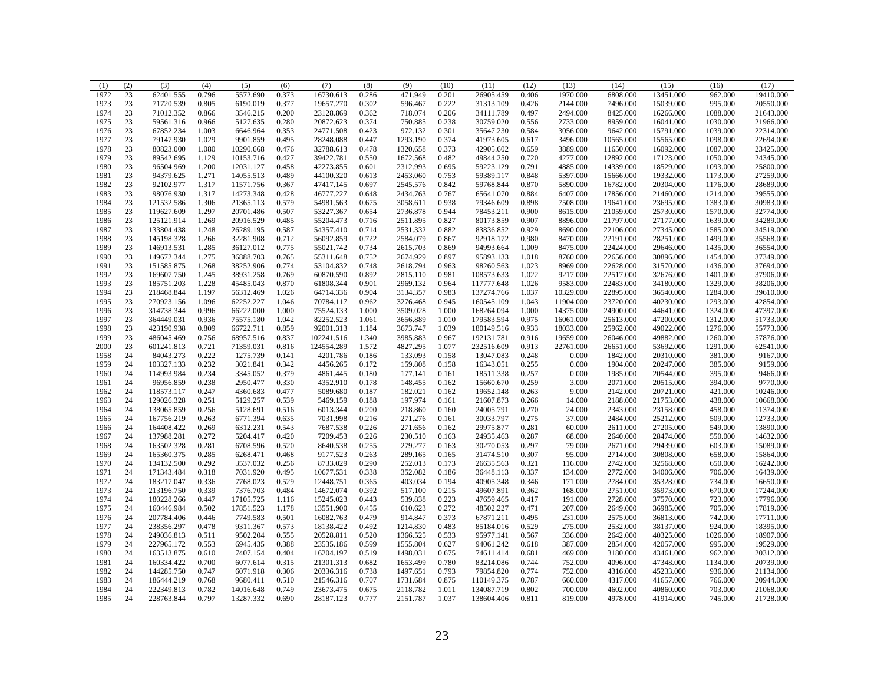| (1) | (2) | (3) | (4) | (5) | (6) | (7) | (8) | (9) | (10) | (11) | (12) | (13) | (14) | (15) | (16) | (17) |
|---|---|---|---|---|---|---|---|---|---|---|---|---|---|---|---|---|
| 1972 | 23 | 62401.555 | 0.796 | 5572.690 | 0.373 | 16730.613 | 0.286 | 471.949 | 0.201 | 26905.459 | 0.406 | 1970.000 | 6808.000 | 13451.000 | 962.000 | 19410.000 |
| 1973 | 23 | 71720.539 | 0.805 | 6190.019 | 0.377 | 19657.270 | 0.302 | 596.467 | 0.222 | 31313.109 | 0.426 | 2144.000 | 7496.000 | 15039.000 | 995.000 | 20550.000 |
| 1974 | 23 | 71012.352 | 0.866 | 3546.215 | 0.200 | 23128.869 | 0.362 | 718.074 | 0.206 | 34111.789 | 0.497 | 2494.000 | 8425.000 | 16266.000 | 1088.000 | 21643.000 |
| 1975 | 23 | 59561.316 | 0.966 | 5127.635 | 0.280 | 20872.623 | 0.374 | 750.885 | 0.238 | 30759.020 | 0.556 | 2733.000 | 8959.000 | 16041.000 | 1030.000 | 21966.000 |
| 1976 | 23 | 67852.234 | 1.003 | 6646.964 | 0.353 | 24771.508 | 0.423 | 972.132 | 0.301 | 35647.230 | 0.584 | 3056.000 | 9642.000 | 15791.000 | 1039.000 | 22314.000 |
| 1977 | 23 | 79147.930 | 1.029 | 9901.859 | 0.495 | 28248.088 | 0.447 | 1293.190 | 0.374 | 41973.605 | 0.617 | 3496.000 | 10565.000 | 15565.000 | 1098.000 | 22694.000 |
| 1978 | 23 | 80823.000 | 1.080 | 10290.668 | 0.476 | 32788.613 | 0.478 | 1320.658 | 0.373 | 42905.602 | 0.659 | 3889.000 | 11650.000 | 16092.000 | 1087.000 | 23425.000 |
| 1979 | 23 | 89542.695 | 1.129 | 10153.716 | 0.427 | 39422.781 | 0.550 | 1672.568 | 0.482 | 49844.250 | 0.720 | 4277.000 | 12892.000 | 17123.000 | 1050.000 | 24345.000 |
| 1980 | 23 | 96504.969 | 1.200 | 12031.127 | 0.458 | 42273.855 | 0.601 | 2312.993 | 0.695 | 59223.129 | 0.791 | 4885.000 | 14339.000 | 18529.000 | 1093.000 | 25800.000 |
| 1981 | 23 | 94379.625 | 1.271 | 14055.513 | 0.489 | 44100.320 | 0.613 | 2453.060 | 0.753 | 59389.117 | 0.848 | 5397.000 | 15666.000 | 19332.000 | 1173.000 | 27259.000 |
| 1982 | 23 | 92102.977 | 1.317 | 11571.756 | 0.367 | 47417.145 | 0.697 | 2545.576 | 0.842 | 59768.844 | 0.870 | 5890.000 | 16782.000 | 20304.000 | 1176.000 | 28689.000 |
| 1983 | 23 | 98076.930 | 1.317 | 14273.348 | 0.428 | 46777.227 | 0.648 | 2434.763 | 0.767 | 65641.070 | 0.884 | 6407.000 | 17856.000 | 21460.000 | 1214.000 | 29555.000 |
| 1984 | 23 | 121532.586 | 1.306 | 21365.113 | 0.579 | 54981.563 | 0.675 | 3058.611 | 0.938 | 79346.609 | 0.898 | 7508.000 | 19641.000 | 23695.000 | 1383.000 | 30983.000 |
| 1985 | 23 | 119627.609 | 1.297 | 20701.486 | 0.507 | 53227.367 | 0.654 | 2736.878 | 0.944 | 78453.211 | 0.900 | 8615.000 | 21059.000 | 25730.000 | 1570.000 | 32774.000 |
| 1986 | 23 | 125121.914 | 1.269 | 20916.529 | 0.485 | 55204.473 | 0.716 | 2511.895 | 0.827 | 80173.859 | 0.907 | 8896.000 | 21797.000 | 27177.000 | 1639.000 | 34289.000 |
| 1987 | 23 | 133804.438 | 1.248 | 26289.195 | 0.587 | 54357.410 | 0.714 | 2531.332 | 0.882 | 83836.852 | 0.929 | 8690.000 | 22106.000 | 27345.000 | 1585.000 | 34519.000 |
| 1988 | 23 | 145198.328 | 1.266 | 32281.908 | 0.712 | 56092.859 | 0.722 | 2584.079 | 0.867 | 92918.172 | 0.980 | 8470.000 | 22191.000 | 28251.000 | 1499.000 | 35568.000 |
| 1989 | 23 | 146913.531 | 1.285 | 36127.012 | 0.775 | 55021.742 | 0.734 | 2615.703 | 0.869 | 94993.664 | 1.009 | 8475.000 | 22424.000 | 29646.000 | 1435.000 | 36554.000 |
| 1990 | 23 | 149672.344 | 1.275 | 36888.703 | 0.765 | 55311.648 | 0.752 | 2674.929 | 0.897 | 95893.133 | 1.018 | 8760.000 | 22656.000 | 30896.000 | 1454.000 | 37349.000 |
| 1991 | 23 | 151585.875 | 1.268 | 38252.906 | 0.774 | 53104.832 | 0.748 | 2618.794 | 0.963 | 98260.563 | 1.023 | 8969.000 | 22628.000 | 31570.000 | 1436.000 | 37694.000 |
| 1992 | 23 | 169607.750 | 1.245 | 38931.258 | 0.769 | 60870.590 | 0.892 | 2815.110 | 0.981 | 108573.633 | 1.022 | 9217.000 | 22517.000 | 32676.000 | 1401.000 | 37906.000 |
| 1993 | 23 | 185751.203 | 1.228 | 45485.043 | 0.870 | 61808.344 | 0.901 | 2969.132 | 0.964 | 117777.648 | 1.026 | 9583.000 | 22483.000 | 34180.000 | 1329.000 | 38206.000 |
| 1994 | 23 | 218468.844 | 1.197 | 56312.469 | 1.026 | 64714.336 | 0.904 | 3134.357 | 0.983 | 137274.766 | 1.037 | 10329.000 | 22895.000 | 36540.000 | 1284.000 | 39610.000 |
| 1995 | 23 | 270923.156 | 1.096 | 62252.227 | 1.046 | 70784.117 | 0.962 | 3276.468 | 0.945 | 160545.109 | 1.043 | 11904.000 | 23720.000 | 40230.000 | 1293.000 | 42854.000 |
| 1996 | 23 | 314738.344 | 0.996 | 66222.000 | 1.000 | 75524.133 | 1.000 | 3509.028 | 1.000 | 168264.094 | 1.000 | 14375.000 | 24900.000 | 44641.000 | 1324.000 | 47397.000 |
| 1997 | 23 | 364449.031 | 0.936 | 75575.180 | 1.042 | 82252.523 | 1.061 | 3656.889 | 1.010 | 179583.594 | 0.975 | 16061.000 | 25613.000 | 47200.000 | 1312.000 | 51733.000 |
| 1998 | 23 | 423190.938 | 0.809 | 66722.711 | 0.859 | 92001.313 | 1.184 | 3673.747 | 1.039 | 180149.516 | 0.933 | 18033.000 | 25962.000 | 49022.000 | 1276.000 | 55773.000 |
| 1999 | 23 | 486045.469 | 0.756 | 68957.516 | 0.837 | 102241.516 | 1.340 | 3985.883 | 0.967 | 192131.781 | 0.916 | 19659.000 | 26046.000 | 49882.000 | 1260.000 | 57876.000 |
| 2000 | 23 | 601241.813 | 0.721 | 71359.031 | 0.816 | 124554.289 | 1.572 | 4827.295 | 1.077 | 232516.609 | 0.913 | 22761.000 | 26651.000 | 53692.000 | 1291.000 | 62541.000 |
| 1958 | 24 | 84043.273 | 0.222 | 1275.739 | 0.141 | 4201.786 | 0.186 | 133.093 | 0.158 | 13047.083 | 0.248 | 0.000 | 1842.000 | 20310.000 | 381.000 | 9167.000 |
| 1959 | 24 | 103327.133 | 0.232 | 3021.841 | 0.342 | 4456.265 | 0.172 | 159.808 | 0.158 | 16343.051 | 0.255 | 0.000 | 1904.000 | 20247.000 | 385.000 | 9159.000 |
| 1960 | 24 | 114993.984 | 0.234 | 3345.052 | 0.379 | 4861.445 | 0.180 | 177.141 | 0.161 | 18511.338 | 0.257 | 0.000 | 1985.000 | 20544.000 | 395.000 | 9466.000 |
| 1961 | 24 | 96956.859 | 0.238 | 2950.477 | 0.330 | 4352.910 | 0.178 | 148.455 | 0.162 | 15660.670 | 0.259 | 3.000 | 2071.000 | 20515.000 | 394.000 | 9770.000 |
| 1962 | 24 | 118573.117 | 0.247 | 4360.683 | 0.477 | 5089.680 | 0.187 | 182.021 | 0.162 | 19652.148 | 0.263 | 9.000 | 2142.000 | 20721.000 | 421.000 | 10246.000 |
| 1963 | 24 | 129026.328 | 0.251 | 5129.257 | 0.539 | 5469.159 | 0.188 | 197.974 | 0.161 | 21607.873 | 0.266 | 14.000 | 2188.000 | 21753.000 | 438.000 | 10668.000 |
| 1964 | 24 | 138065.859 | 0.256 | 5128.691 | 0.516 | 6013.344 | 0.200 | 218.860 | 0.160 | 24005.791 | 0.270 | 24.000 | 2343.000 | 23158.000 | 458.000 | 11374.000 |
| 1965 | 24 | 167756.219 | 0.263 | 6771.394 | 0.635 | 7031.998 | 0.216 | 271.276 | 0.161 | 30033.797 | 0.275 | 37.000 | 2484.000 | 25212.000 | 509.000 | 12733.000 |
| 1966 | 24 | 164408.422 | 0.269 | 6312.231 | 0.543 | 7687.538 | 0.226 | 271.656 | 0.162 | 29975.877 | 0.281 | 60.000 | 2611.000 | 27205.000 | 549.000 | 13890.000 |
| 1967 | 24 | 137988.281 | 0.272 | 5204.417 | 0.420 | 7209.453 | 0.226 | 230.510 | 0.163 | 24935.463 | 0.287 | 68.000 | 2640.000 | 28474.000 | 550.000 | 14632.000 |
| 1968 | 24 | 163502.328 | 0.281 | 6708.596 | 0.520 | 8640.538 | 0.255 | 279.277 | 0.163 | 30270.053 | 0.297 | 79.000 | 2671.000 | 29439.000 | 603.000 | 15089.000 |
| 1969 | 24 | 165360.375 | 0.285 | 6268.471 | 0.468 | 9177.523 | 0.263 | 289.165 | 0.165 | 31474.510 | 0.307 | 95.000 | 2714.000 | 30808.000 | 658.000 | 15864.000 |
| 1970 | 24 | 134132.500 | 0.292 | 3537.032 | 0.256 | 8733.029 | 0.290 | 252.013 | 0.173 | 26635.563 | 0.321 | 116.000 | 2742.000 | 32568.000 | 650.000 | 16242.000 |
| 1971 | 24 | 171343.484 | 0.318 | 7031.920 | 0.495 | 10677.531 | 0.338 | 352.082 | 0.186 | 36448.113 | 0.337 | 134.000 | 2772.000 | 34006.000 | 706.000 | 16439.000 |
| 1972 | 24 | 183217.047 | 0.336 | 7768.023 | 0.529 | 12448.751 | 0.365 | 403.034 | 0.194 | 40905.348 | 0.346 | 171.000 | 2784.000 | 35328.000 | 734.000 | 16650.000 |
| 1973 | 24 | 213196.750 | 0.339 | 7376.703 | 0.484 | 14672.074 | 0.392 | 517.100 | 0.215 | 49607.891 | 0.362 | 168.000 | 2751.000 | 35973.000 | 670.000 | 17244.000 |
| 1974 | 24 | 180228.266 | 0.447 | 17105.725 | 1.116 | 15245.023 | 0.443 | 539.838 | 0.223 | 47659.465 | 0.417 | 191.000 | 2728.000 | 37570.000 | 723.000 | 17796.000 |
| 1975 | 24 | 160446.984 | 0.502 | 17851.523 | 1.178 | 13551.900 | 0.455 | 610.623 | 0.272 | 48502.227 | 0.471 | 207.000 | 2649.000 | 36985.000 | 705.000 | 17819.000 |
| 1976 | 24 | 207784.406 | 0.446 | 7749.583 | 0.501 | 16082.763 | 0.479 | 914.847 | 0.373 | 67871.211 | 0.495 | 231.000 | 2575.000 | 36813.000 | 742.000 | 17711.000 |
| 1977 | 24 | 238356.297 | 0.478 | 9311.367 | 0.573 | 18138.422 | 0.492 | 1214.830 | 0.483 | 85184.016 | 0.529 | 275.000 | 2532.000 | 38137.000 | 924.000 | 18395.000 |
| 1978 | 24 | 249036.813 | 0.511 | 9502.204 | 0.555 | 20528.811 | 0.520 | 1366.525 | 0.533 | 95977.141 | 0.567 | 336.000 | 2642.000 | 40325.000 | 1026.000 | 18907.000 |
| 1979 | 24 | 227965.172 | 0.553 | 6945.435 | 0.388 | 23535.186 | 0.599 | 1555.804 | 0.627 | 94061.242 | 0.618 | 387.000 | 2854.000 | 42057.000 | 995.000 | 19529.000 |
| 1980 | 24 | 163513.875 | 0.610 | 7407.154 | 0.404 | 16204.197 | 0.519 | 1498.031 | 0.675 | 74611.414 | 0.681 | 469.000 | 3180.000 | 43461.000 | 962.000 | 20312.000 |
| 1981 | 24 | 160334.422 | 0.700 | 6077.614 | 0.315 | 21301.313 | 0.682 | 1653.499 | 0.780 | 83214.086 | 0.744 | 752.000 | 4096.000 | 47348.000 | 1134.000 | 20739.000 |
| 1982 | 24 | 144285.750 | 0.747 | 6071.918 | 0.306 | 20336.316 | 0.738 | 1497.651 | 0.793 | 79854.820 | 0.774 | 752.000 | 4316.000 | 45233.000 | 936.000 | 21134.000 |
| 1983 | 24 | 186444.219 | 0.768 | 9680.411 | 0.510 | 21546.316 | 0.707 | 1731.684 | 0.875 | 110149.375 | 0.787 | 660.000 | 4317.000 | 41657.000 | 766.000 | 20944.000 |
| 1984 | 24 | 222349.813 | 0.782 | 14016.648 | 0.749 | 23673.475 | 0.675 | 2118.782 | 1.011 | 134087.719 | 0.802 | 700.000 | 4602.000 | 40860.000 | 703.000 | 21068.000 |
| 1985 | 24 | 228763.844 | 0.797 | 13287.332 | 0.690 | 28187.123 | 0.777 | 2151.787 | 1.037 | 138604.406 | 0.811 | 819.000 | 4978.000 | 41914.000 | 745.000 | 21728.000 |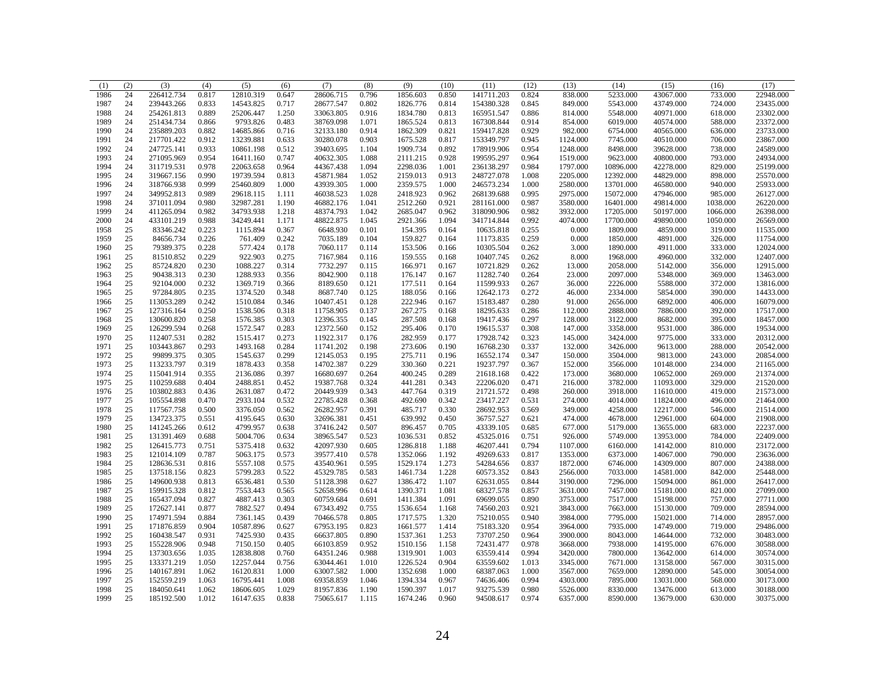| (1) | (2) | (3) | (4) | (5) | (6) | (7) | (8) | (9) | (10) | (11) | (12) | (13) | (14) | (15) | (16) | (17) |
|---|---|---|---|---|---|---|---|---|---|---|---|---|---|---|---|---|
| 1986 | 24 | 226412.734 | 0.817 | 12810.319 | 0.647 | 28606.715 | 0.796 | 1856.603 | 0.850 | 141711.203 | 0.824 | 838.000 | 5233.000 | 43067.000 | 733.000 | 22948.000 |
| 1987 | 24 | 239443.266 | 0.833 | 14543.825 | 0.717 | 28677.547 | 0.802 | 1826.776 | 0.814 | 154380.328 | 0.845 | 849.000 | 5543.000 | 43749.000 | 724.000 | 23435.000 |
| 1988 | 24 | 254261.813 | 0.889 | 25206.447 | 1.250 | 33063.805 | 0.916 | 1834.780 | 0.813 | 165951.547 | 0.886 | 814.000 | 5548.000 | 40971.000 | 618.000 | 23302.000 |
| 1989 | 24 | 251434.734 | 0.866 | 9793.826 | 0.483 | 38769.098 | 1.071 | 1865.524 | 0.813 | 167308.844 | 0.914 | 854.000 | 6019.000 | 40574.000 | 588.000 | 23372.000 |
| 1990 | 24 | 235889.203 | 0.882 | 14685.866 | 0.716 | 32133.180 | 0.914 | 1862.309 | 0.821 | 159417.828 | 0.929 | 982.000 | 6754.000 | 40565.000 | 636.000 | 23733.000 |
| 1991 | 24 | 217701.422 | 0.912 | 13239.881 | 0.633 | 30280.078 | 0.903 | 1675.528 | 0.817 | 153349.797 | 0.945 | 1124.000 | 7745.000 | 40510.000 | 706.000 | 23867.000 |
| 1992 | 24 | 247725.141 | 0.933 | 10861.198 | 0.512 | 39403.695 | 1.104 | 1909.734 | 0.892 | 178919.906 | 0.954 | 1248.000 | 8498.000 | 39628.000 | 738.000 | 24589.000 |
| 1993 | 24 | 271095.969 | 0.954 | 16411.160 | 0.747 | 40632.305 | 1.088 | 2111.215 | 0.928 | 199595.297 | 0.964 | 1519.000 | 9623.000 | 40800.000 | 793.000 | 24934.000 |
| 1994 | 24 | 311719.531 | 0.978 | 22063.658 | 0.964 | 44367.438 | 1.094 | 2298.036 | 1.001 | 236138.297 | 0.984 | 1797.000 | 10896.000 | 42278.000 | 829.000 | 25199.000 |
| 1995 | 24 | 319667.156 | 0.990 | 19739.594 | 0.813 | 45871.984 | 1.052 | 2159.013 | 0.913 | 248727.078 | 1.008 | 2205.000 | 12392.000 | 44829.000 | 898.000 | 25570.000 |
| 1996 | 24 | 318766.938 | 0.999 | 25460.809 | 1.000 | 43939.305 | 1.000 | 2359.575 | 1.000 | 246573.234 | 1.000 | 2580.000 | 13701.000 | 46580.000 | 940.000 | 25933.000 |
| 1997 | 24 | 349952.813 | 0.989 | 29618.115 | 1.111 | 46038.523 | 1.028 | 2418.923 | 0.962 | 268139.688 | 0.995 | 2975.000 | 15072.000 | 47946.000 | 985.000 | 26127.000 |
| 1998 | 24 | 371011.094 | 0.980 | 32987.281 | 1.190 | 46882.176 | 1.041 | 2512.260 | 0.921 | 281161.000 | 0.987 | 3580.000 | 16401.000 | 49814.000 | 1038.000 | 26220.000 |
| 1999 | 24 | 411265.094 | 0.982 | 34793.938 | 1.218 | 48374.793 | 1.042 | 2685.047 | 0.962 | 318090.906 | 0.982 | 3932.000 | 17205.000 | 50197.000 | 1066.000 | 26398.000 |
| 2000 | 24 | 433101.219 | 0.988 | 34249.441 | 1.171 | 48822.875 | 1.045 | 2921.366 | 1.094 | 341714.844 | 0.992 | 4074.000 | 17700.000 | 49890.000 | 1050.000 | 26569.000 |
| 1958 | 25 | 83346.242 | 0.223 | 1115.894 | 0.367 | 6648.930 | 0.101 | 154.395 | 0.164 | 10635.818 | 0.255 | 0.000 | 1809.000 | 4859.000 | 319.000 | 11535.000 |
| 1959 | 25 | 84656.734 | 0.226 | 761.409 | 0.242 | 7035.189 | 0.104 | 159.827 | 0.164 | 11173.835 | 0.259 | 0.000 | 1850.000 | 4891.000 | 326.000 | 11754.000 |
| 1960 | 25 | 79389.375 | 0.228 | 577.424 | 0.178 | 7060.117 | 0.114 | 153.506 | 0.166 | 10305.504 | 0.262 | 3.000 | 1890.000 | 4911.000 | 333.000 | 12024.000 |
| 1961 | 25 | 81510.852 | 0.229 | 922.903 | 0.275 | 7167.984 | 0.116 | 159.555 | 0.168 | 10407.745 | 0.262 | 8.000 | 1968.000 | 4960.000 | 332.000 | 12407.000 |
| 1962 | 25 | 85724.820 | 0.230 | 1088.227 | 0.314 | 7732.297 | 0.115 | 166.971 | 0.167 | 10721.829 | 0.262 | 13.000 | 2058.000 | 5142.000 | 356.000 | 12915.000 |
| 1963 | 25 | 90438.313 | 0.230 | 1288.933 | 0.356 | 8042.900 | 0.118 | 176.147 | 0.167 | 11282.740 | 0.264 | 23.000 | 2097.000 | 5348.000 | 369.000 | 13463.000 |
| 1964 | 25 | 92104.000 | 0.232 | 1369.719 | 0.366 | 8189.650 | 0.121 | 177.511 | 0.164 | 11599.933 | 0.267 | 36.000 | 2226.000 | 5588.000 | 372.000 | 13816.000 |
| 1965 | 25 | 97284.805 | 0.235 | 1374.520 | 0.348 | 8687.740 | 0.125 | 188.056 | 0.166 | 12642.173 | 0.272 | 46.000 | 2334.000 | 5854.000 | 390.000 | 14433.000 |
| 1966 | 25 | 113053.289 | 0.242 | 1510.084 | 0.346 | 10407.451 | 0.128 | 222.946 | 0.167 | 15183.487 | 0.280 | 91.000 | 2656.000 | 6892.000 | 406.000 | 16079.000 |
| 1967 | 25 | 127316.164 | 0.250 | 1538.506 | 0.318 | 11758.905 | 0.137 | 267.275 | 0.168 | 18295.633 | 0.286 | 112.000 | 2888.000 | 7886.000 | 392.000 | 17517.000 |
| 1968 | 25 | 130600.820 | 0.258 | 1576.385 | 0.303 | 12396.355 | 0.145 | 287.508 | 0.168 | 19417.436 | 0.297 | 128.000 | 3122.000 | 8682.000 | 395.000 | 18457.000 |
| 1969 | 25 | 126299.594 | 0.268 | 1572.547 | 0.283 | 12372.560 | 0.152 | 295.406 | 0.170 | 19615.537 | 0.308 | 147.000 | 3358.000 | 9531.000 | 386.000 | 19534.000 |
| 1970 | 25 | 112407.531 | 0.282 | 1515.417 | 0.273 | 11922.317 | 0.176 | 282.959 | 0.177 | 17928.742 | 0.323 | 145.000 | 3424.000 | 9775.000 | 333.000 | 20312.000 |
| 1971 | 25 | 103443.867 | 0.293 | 1493.168 | 0.284 | 11741.202 | 0.198 | 273.606 | 0.190 | 16768.230 | 0.337 | 132.000 | 3426.000 | 9613.000 | 288.000 | 20542.000 |
| 1972 | 25 | 99899.375 | 0.305 | 1545.637 | 0.299 | 12145.053 | 0.195 | 275.711 | 0.196 | 16552.174 | 0.347 | 150.000 | 3504.000 | 9813.000 | 243.000 | 20854.000 |
| 1973 | 25 | 113233.797 | 0.319 | 1878.433 | 0.358 | 14702.387 | 0.229 | 330.360 | 0.221 | 19237.797 | 0.367 | 152.000 | 3566.000 | 10148.000 | 234.000 | 21165.000 |
| 1974 | 25 | 115041.914 | 0.355 | 2136.086 | 0.397 | 16680.697 | 0.264 | 400.245 | 0.289 | 21618.168 | 0.422 | 173.000 | 3680.000 | 10652.000 | 269.000 | 21374.000 |
| 1975 | 25 | 110259.688 | 0.404 | 2488.851 | 0.452 | 19387.768 | 0.324 | 441.281 | 0.343 | 22206.020 | 0.471 | 216.000 | 3782.000 | 11093.000 | 329.000 | 21520.000 |
| 1976 | 25 | 103802.883 | 0.436 | 2631.087 | 0.472 | 20449.939 | 0.343 | 447.764 | 0.319 | 21721.572 | 0.498 | 260.000 | 3918.000 | 11610.000 | 419.000 | 21573.000 |
| 1977 | 25 | 105554.898 | 0.470 | 2933.104 | 0.532 | 22785.428 | 0.368 | 492.690 | 0.342 | 23417.227 | 0.531 | 274.000 | 4014.000 | 11824.000 | 496.000 | 21464.000 |
| 1978 | 25 | 117567.758 | 0.500 | 3376.050 | 0.562 | 26282.957 | 0.391 | 485.717 | 0.330 | 28692.953 | 0.569 | 349.000 | 4258.000 | 12217.000 | 546.000 | 21514.000 |
| 1979 | 25 | 134723.375 | 0.551 | 4195.645 | 0.630 | 32696.381 | 0.451 | 639.992 | 0.450 | 36757.527 | 0.621 | 474.000 | 4678.000 | 12961.000 | 604.000 | 21908.000 |
| 1980 | 25 | 141245.266 | 0.612 | 4799.957 | 0.638 | 37416.242 | 0.507 | 896.457 | 0.705 | 43339.105 | 0.685 | 677.000 | 5179.000 | 13655.000 | 683.000 | 22237.000 |
| 1981 | 25 | 131391.469 | 0.688 | 5004.706 | 0.634 | 38965.547 | 0.523 | 1036.531 | 0.852 | 45325.016 | 0.751 | 926.000 | 5749.000 | 13953.000 | 784.000 | 22409.000 |
| 1982 | 25 | 126415.773 | 0.751 | 5375.418 | 0.632 | 42097.930 | 0.605 | 1286.818 | 1.188 | 46207.441 | 0.794 | 1107.000 | 6160.000 | 14142.000 | 810.000 | 23172.000 |
| 1983 | 25 | 121014.109 | 0.787 | 5063.175 | 0.573 | 39577.410 | 0.578 | 1352.066 | 1.192 | 49269.633 | 0.817 | 1353.000 | 6373.000 | 14067.000 | 790.000 | 23636.000 |
| 1984 | 25 | 128636.531 | 0.816 | 5557.108 | 0.575 | 43540.961 | 0.595 | 1529.174 | 1.273 | 54284.656 | 0.837 | 1872.000 | 6746.000 | 14309.000 | 807.000 | 24388.000 |
| 1985 | 25 | 137518.156 | 0.823 | 5799.283 | 0.522 | 45329.785 | 0.583 | 1461.734 | 1.228 | 60573.352 | 0.843 | 2566.000 | 7033.000 | 14581.000 | 842.000 | 25448.000 |
| 1986 | 25 | 149600.938 | 0.813 | 6536.481 | 0.530 | 51128.398 | 0.627 | 1386.472 | 1.107 | 62631.055 | 0.844 | 3190.000 | 7296.000 | 15094.000 | 861.000 | 26417.000 |
| 1987 | 25 | 159915.328 | 0.812 | 7553.443 | 0.565 | 52658.996 | 0.614 | 1390.371 | 1.081 | 68327.578 | 0.857 | 3631.000 | 7457.000 | 15181.000 | 821.000 | 27099.000 |
| 1988 | 25 | 165437.094 | 0.827 | 4887.413 | 0.303 | 60759.684 | 0.691 | 1411.384 | 1.091 | 69699.055 | 0.890 | 3753.000 | 7517.000 | 15198.000 | 757.000 | 27711.000 |
| 1989 | 25 | 172627.141 | 0.877 | 7882.527 | 0.494 | 67343.492 | 0.755 | 1536.654 | 1.168 | 74560.203 | 0.921 | 3843.000 | 7663.000 | 15130.000 | 709.000 | 28594.000 |
| 1990 | 25 | 174971.594 | 0.884 | 7361.145 | 0.439 | 70466.578 | 0.805 | 1717.575 | 1.320 | 75210.055 | 0.940 | 3984.000 | 7795.000 | 15021.000 | 714.000 | 28957.000 |
| 1991 | 25 | 171876.859 | 0.904 | 10587.896 | 0.627 | 67953.195 | 0.823 | 1661.577 | 1.414 | 75183.320 | 0.954 | 3964.000 | 7935.000 | 14749.000 | 719.000 | 29486.000 |
| 1992 | 25 | 160438.547 | 0.931 | 7425.930 | 0.435 | 66637.805 | 0.890 | 1537.361 | 1.253 | 73707.250 | 0.964 | 3900.000 | 8043.000 | 14644.000 | 732.000 | 30483.000 |
| 1993 | 25 | 155228.906 | 0.948 | 7150.150 | 0.405 | 66103.859 | 0.952 | 1510.156 | 1.158 | 72431.477 | 0.978 | 3668.000 | 7938.000 | 14195.000 | 676.000 | 30588.000 |
| 1994 | 25 | 137303.656 | 1.035 | 12838.808 | 0.760 | 64351.246 | 0.988 | 1319.901 | 1.003 | 63559.414 | 0.994 | 3420.000 | 7800.000 | 13642.000 | 614.000 | 30574.000 |
| 1995 | 25 | 133371.219 | 1.050 | 12257.044 | 0.756 | 63044.461 | 1.010 | 1226.524 | 0.904 | 63559.602 | 1.013 | 3345.000 | 7671.000 | 13158.000 | 567.000 | 30315.000 |
| 1996 | 25 | 140167.891 | 1.062 | 16120.831 | 1.000 | 63007.582 | 1.000 | 1352.698 | 1.000 | 68387.063 | 1.000 | 3567.000 | 7659.000 | 12890.000 | 545.000 | 30054.000 |
| 1997 | 25 | 152559.219 | 1.063 | 16795.441 | 1.008 | 69358.859 | 1.046 | 1394.334 | 0.967 | 74636.406 | 0.994 | 4303.000 | 7895.000 | 13031.000 | 568.000 | 30173.000 |
| 1998 | 25 | 184050.641 | 1.062 | 18606.605 | 1.029 | 81957.836 | 1.190 | 1590.397 | 1.017 | 93275.539 | 0.980 | 5526.000 | 8330.000 | 13476.000 | 613.000 | 30188.000 |
| 1999 | 25 | 185192.500 | 1.012 | 16147.635 | 0.838 | 75065.617 | 1.115 | 1674.246 | 0.960 | 94508.617 | 0.974 | 6357.000 | 8590.000 | 13679.000 | 630.000 | 30375.000 |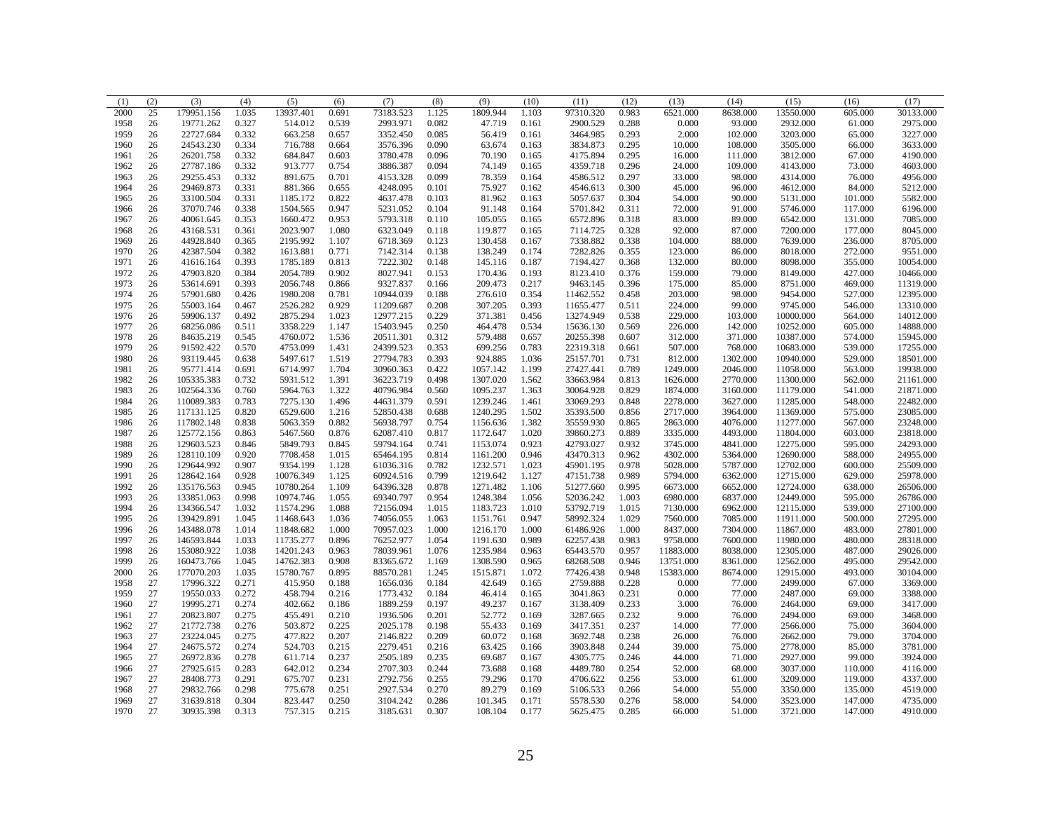| (1) | (2) | (3) | (4) | (5) | (6) | (7) | (8) | (9) | (10) | (11) | (12) | (13) | (14) | (15) | (16) | (17) |
|---|---|---|---|---|---|---|---|---|---|---|---|---|---|---|---|---|
| 2000 | 25 | 179951.156 | 1.035 | 13937.401 | 0.691 | 73183.523 | 1.125 | 1809.944 | 1.103 | 97310.320 | 0.983 | 6521.000 | 8638.000 | 13550.000 | 605.000 | 30133.000 |
| 1958 | 26 | 19771.262 | 0.327 | 514.012 | 0.539 | 2993.971 | 0.082 | 47.719 | 0.161 | 2900.529 | 0.288 | 0.000 | 93.000 | 2932.000 | 61.000 | 2975.000 |
| 1959 | 26 | 22727.684 | 0.332 | 663.258 | 0.657 | 3352.450 | 0.085 | 56.419 | 0.161 | 3464.985 | 0.293 | 2.000 | 102.000 | 3203.000 | 65.000 | 3227.000 |
| 1960 | 26 | 24543.230 | 0.334 | 716.788 | 0.664 | 3576.396 | 0.090 | 63.674 | 0.163 | 3834.873 | 0.295 | 10.000 | 108.000 | 3505.000 | 66.000 | 3633.000 |
| 1961 | 26 | 26201.758 | 0.332 | 684.847 | 0.603 | 3780.478 | 0.096 | 70.190 | 0.165 | 4175.894 | 0.295 | 16.000 | 111.000 | 3812.000 | 67.000 | 4190.000 |
| 1962 | 26 | 27787.186 | 0.332 | 913.777 | 0.754 | 3886.387 | 0.094 | 74.149 | 0.165 | 4359.718 | 0.296 | 24.000 | 109.000 | 4143.000 | 73.000 | 4603.000 |
| 1963 | 26 | 29255.453 | 0.332 | 891.675 | 0.701 | 4153.328 | 0.099 | 78.359 | 0.164 | 4586.512 | 0.297 | 33.000 | 98.000 | 4314.000 | 76.000 | 4956.000 |
| 1964 | 26 | 29469.873 | 0.331 | 881.366 | 0.655 | 4248.095 | 0.101 | 75.927 | 0.162 | 4546.613 | 0.300 | 45.000 | 96.000 | 4612.000 | 84.000 | 5212.000 |
| 1965 | 26 | 33100.504 | 0.331 | 1185.172 | 0.822 | 4637.478 | 0.103 | 81.962 | 0.163 | 5057.637 | 0.304 | 54.000 | 90.000 | 5131.000 | 101.000 | 5582.000 |
| 1966 | 26 | 37070.746 | 0.338 | 1504.565 | 0.947 | 5231.052 | 0.104 | 91.148 | 0.164 | 5701.842 | 0.311 | 72.000 | 91.000 | 5746.000 | 117.000 | 6196.000 |
| 1967 | 26 | 40061.645 | 0.353 | 1660.472 | 0.953 | 5793.318 | 0.110 | 105.055 | 0.165 | 6572.896 | 0.318 | 83.000 | 89.000 | 6542.000 | 131.000 | 7085.000 |
| 1968 | 26 | 43168.531 | 0.361 | 2023.907 | 1.080 | 6323.049 | 0.118 | 119.877 | 0.165 | 7114.725 | 0.328 | 92.000 | 87.000 | 7200.000 | 177.000 | 8045.000 |
| 1969 | 26 | 44928.840 | 0.365 | 2195.992 | 1.107 | 6718.369 | 0.123 | 130.458 | 0.167 | 7338.882 | 0.338 | 104.000 | 88.000 | 7639.000 | 236.000 | 8705.000 |
| 1970 | 26 | 42387.504 | 0.382 | 1613.881 | 0.771 | 7142.314 | 0.138 | 138.249 | 0.174 | 7282.826 | 0.355 | 123.000 | 86.000 | 8018.000 | 272.000 | 9551.000 |
| 1971 | 26 | 41616.164 | 0.393 | 1785.189 | 0.813 | 7222.302 | 0.148 | 145.116 | 0.187 | 7194.427 | 0.368 | 132.000 | 80.000 | 8098.000 | 355.000 | 10054.000 |
| 1972 | 26 | 47903.820 | 0.384 | 2054.789 | 0.902 | 8027.941 | 0.153 | 170.436 | 0.193 | 8123.410 | 0.376 | 159.000 | 79.000 | 8149.000 | 427.000 | 10466.000 |
| 1973 | 26 | 53614.691 | 0.393 | 2056.748 | 0.866 | 9327.837 | 0.166 | 209.473 | 0.217 | 9463.145 | 0.396 | 175.000 | 85.000 | 8751.000 | 469.000 | 11319.000 |
| 1974 | 26 | 57901.680 | 0.426 | 1980.208 | 0.781 | 10944.039 | 0.188 | 276.610 | 0.354 | 11462.552 | 0.458 | 203.000 | 98.000 | 9454.000 | 527.000 | 12395.000 |
| 1975 | 26 | 55003.164 | 0.467 | 2526.282 | 0.929 | 11209.687 | 0.208 | 307.205 | 0.393 | 11655.477 | 0.511 | 224.000 | 99.000 | 9745.000 | 546.000 | 13310.000 |
| 1976 | 26 | 59906.137 | 0.492 | 2875.294 | 1.023 | 12977.215 | 0.229 | 371.381 | 0.456 | 13274.949 | 0.538 | 229.000 | 103.000 | 10000.000 | 564.000 | 14012.000 |
| 1977 | 26 | 68256.086 | 0.511 | 3358.229 | 1.147 | 15403.945 | 0.250 | 464.478 | 0.534 | 15636.130 | 0.569 | 226.000 | 142.000 | 10252.000 | 605.000 | 14888.000 |
| 1978 | 26 | 84635.219 | 0.545 | 4760.072 | 1.536 | 20511.301 | 0.312 | 579.488 | 0.657 | 20255.398 | 0.607 | 312.000 | 371.000 | 10387.000 | 574.000 | 15945.000 |
| 1979 | 26 | 91592.422 | 0.570 | 4753.099 | 1.431 | 24399.523 | 0.353 | 699.256 | 0.783 | 22319.318 | 0.661 | 507.000 | 768.000 | 10683.000 | 539.000 | 17255.000 |
| 1980 | 26 | 93119.445 | 0.638 | 5497.617 | 1.519 | 27794.783 | 0.393 | 924.885 | 1.036 | 25157.701 | 0.731 | 812.000 | 1302.000 | 10940.000 | 529.000 | 18501.000 |
| 1981 | 26 | 95771.414 | 0.691 | 6714.997 | 1.704 | 30960.363 | 0.422 | 1057.142 | 1.199 | 27427.441 | 0.789 | 1249.000 | 2046.000 | 11058.000 | 563.000 | 19938.000 |
| 1982 | 26 | 105335.383 | 0.732 | 5931.512 | 1.391 | 36223.719 | 0.498 | 1307.020 | 1.562 | 33663.984 | 0.813 | 1626.000 | 2770.000 | 11300.000 | 562.000 | 21161.000 |
| 1983 | 26 | 102564.336 | 0.760 | 5964.763 | 1.322 | 40796.984 | 0.560 | 1095.237 | 1.363 | 30064.928 | 0.829 | 1874.000 | 3160.000 | 11179.000 | 541.000 | 21871.000 |
| 1984 | 26 | 110089.383 | 0.783 | 7275.130 | 1.496 | 44631.379 | 0.591 | 1239.246 | 1.461 | 33069.293 | 0.848 | 2278.000 | 3627.000 | 11285.000 | 548.000 | 22482.000 |
| 1985 | 26 | 117131.125 | 0.820 | 6529.600 | 1.216 | 52850.438 | 0.688 | 1240.295 | 1.502 | 35393.500 | 0.856 | 2717.000 | 3964.000 | 11369.000 | 575.000 | 23085.000 |
| 1986 | 26 | 117802.148 | 0.838 | 5063.359 | 0.882 | 56938.797 | 0.754 | 1156.636 | 1.382 | 35559.930 | 0.865 | 2863.000 | 4076.000 | 11277.000 | 567.000 | 23248.000 |
| 1987 | 26 | 125772.156 | 0.863 | 5467.560 | 0.876 | 62087.410 | 0.817 | 1172.647 | 1.020 | 39860.273 | 0.889 | 3335.000 | 4493.000 | 11804.000 | 603.000 | 23818.000 |
| 1988 | 26 | 129603.523 | 0.846 | 5849.793 | 0.845 | 59794.164 | 0.741 | 1153.074 | 0.923 | 42793.027 | 0.932 | 3745.000 | 4841.000 | 12275.000 | 595.000 | 24293.000 |
| 1989 | 26 | 128110.109 | 0.920 | 7708.458 | 1.015 | 65464.195 | 0.814 | 1161.200 | 0.946 | 43470.313 | 0.962 | 4302.000 | 5364.000 | 12690.000 | 588.000 | 24955.000 |
| 1990 | 26 | 129644.992 | 0.907 | 9354.199 | 1.128 | 61036.316 | 0.782 | 1232.571 | 1.023 | 45901.195 | 0.978 | 5028.000 | 5787.000 | 12702.000 | 600.000 | 25509.000 |
| 1991 | 26 | 128642.164 | 0.928 | 10076.349 | 1.125 | 60924.516 | 0.799 | 1219.642 | 1.127 | 47151.738 | 0.989 | 5794.000 | 6362.000 | 12715.000 | 629.000 | 25978.000 |
| 1992 | 26 | 135176.563 | 0.945 | 10780.264 | 1.109 | 64396.328 | 0.878 | 1271.482 | 1.106 | 51277.660 | 0.995 | 6673.000 | 6652.000 | 12724.000 | 638.000 | 26506.000 |
| 1993 | 26 | 133851.063 | 0.998 | 10974.746 | 1.055 | 69340.797 | 0.954 | 1248.384 | 1.056 | 52036.242 | 1.003 | 6980.000 | 6837.000 | 12449.000 | 595.000 | 26786.000 |
| 1994 | 26 | 134366.547 | 1.032 | 11574.296 | 1.088 | 72156.094 | 1.015 | 1183.723 | 1.010 | 53792.719 | 1.015 | 7130.000 | 6962.000 | 12115.000 | 539.000 | 27100.000 |
| 1995 | 26 | 139429.891 | 1.045 | 11468.643 | 1.036 | 74056.055 | 1.063 | 1151.761 | 0.947 | 58992.324 | 1.029 | 7560.000 | 7085.000 | 11911.000 | 500.000 | 27295.000 |
| 1996 | 26 | 143488.078 | 1.014 | 11848.682 | 1.000 | 70957.023 | 1.000 | 1216.170 | 1.000 | 61486.926 | 1.000 | 8437.000 | 7304.000 | 11867.000 | 483.000 | 27801.000 |
| 1997 | 26 | 146593.844 | 1.033 | 11735.277 | 0.896 | 76252.977 | 1.054 | 1191.630 | 0.989 | 62257.438 | 0.983 | 9758.000 | 7600.000 | 11980.000 | 480.000 | 28318.000 |
| 1998 | 26 | 153080.922 | 1.038 | 14201.243 | 0.963 | 78039.961 | 1.076 | 1235.984 | 0.963 | 65443.570 | 0.957 | 11883.000 | 8038.000 | 12305.000 | 487.000 | 29026.000 |
| 1999 | 26 | 160473.766 | 1.045 | 14762.383 | 0.908 | 83365.672 | 1.169 | 1308.590 | 0.965 | 68268.508 | 0.946 | 13751.000 | 8361.000 | 12562.000 | 495.000 | 29542.000 |
| 2000 | 26 | 177070.203 | 1.035 | 15780.767 | 0.895 | 88570.281 | 1.245 | 1515.871 | 1.072 | 77426.438 | 0.948 | 15383.000 | 8674.000 | 12915.000 | 493.000 | 30104.000 |
| 1958 | 27 | 17996.322 | 0.271 | 415.950 | 0.188 | 1656.036 | 0.184 | 42.649 | 0.165 | 2759.888 | 0.228 | 0.000 | 77.000 | 2499.000 | 67.000 | 3369.000 |
| 1959 | 27 | 19550.033 | 0.272 | 458.794 | 0.216 | 1773.432 | 0.184 | 46.414 | 0.165 | 3041.863 | 0.231 | 0.000 | 77.000 | 2487.000 | 69.000 | 3388.000 |
| 1960 | 27 | 19995.271 | 0.274 | 402.662 | 0.186 | 1889.259 | 0.197 | 49.237 | 0.167 | 3138.409 | 0.233 | 3.000 | 76.000 | 2464.000 | 69.000 | 3417.000 |
| 1961 | 27 | 20823.807 | 0.275 | 455.491 | 0.210 | 1936.506 | 0.201 | 52.772 | 0.169 | 3287.665 | 0.232 | 9.000 | 76.000 | 2494.000 | 69.000 | 3468.000 |
| 1962 | 27 | 21772.738 | 0.276 | 503.872 | 0.225 | 2025.178 | 0.198 | 55.433 | 0.169 | 3417.351 | 0.237 | 14.000 | 77.000 | 2566.000 | 75.000 | 3604.000 |
| 1963 | 27 | 23224.045 | 0.275 | 477.822 | 0.207 | 2146.822 | 0.209 | 60.072 | 0.168 | 3692.748 | 0.238 | 26.000 | 76.000 | 2662.000 | 79.000 | 3704.000 |
| 1964 | 27 | 24675.572 | 0.274 | 524.703 | 0.215 | 2279.451 | 0.216 | 63.425 | 0.166 | 3903.848 | 0.244 | 39.000 | 75.000 | 2778.000 | 85.000 | 3781.000 |
| 1965 | 27 | 26972.836 | 0.278 | 611.714 | 0.237 | 2505.189 | 0.235 | 69.687 | 0.167 | 4305.775 | 0.246 | 44.000 | 71.000 | 2927.000 | 99.000 | 3924.000 |
| 1966 | 27 | 27925.615 | 0.283 | 642.012 | 0.234 | 2707.303 | 0.244 | 73.688 | 0.168 | 4489.780 | 0.254 | 52.000 | 68.000 | 3037.000 | 110.000 | 4116.000 |
| 1967 | 27 | 28408.773 | 0.291 | 675.707 | 0.231 | 2792.756 | 0.255 | 79.296 | 0.170 | 4706.622 | 0.256 | 53.000 | 61.000 | 3209.000 | 119.000 | 4337.000 |
| 1968 | 27 | 29832.766 | 0.298 | 775.678 | 0.251 | 2927.534 | 0.270 | 89.279 | 0.169 | 5106.533 | 0.266 | 54.000 | 55.000 | 3350.000 | 135.000 | 4519.000 |
| 1969 | 27 | 31639.818 | 0.304 | 823.447 | 0.250 | 3104.242 | 0.286 | 101.345 | 0.171 | 5578.530 | 0.276 | 58.000 | 54.000 | 3523.000 | 147.000 | 4735.000 |
| 1970 | 27 | 30935.398 | 0.313 | 757.315 | 0.215 | 3185.631 | 0.307 | 108.104 | 0.177 | 5625.475 | 0.285 | 66.000 | 51.000 | 3721.000 | 147.000 | 4910.000 |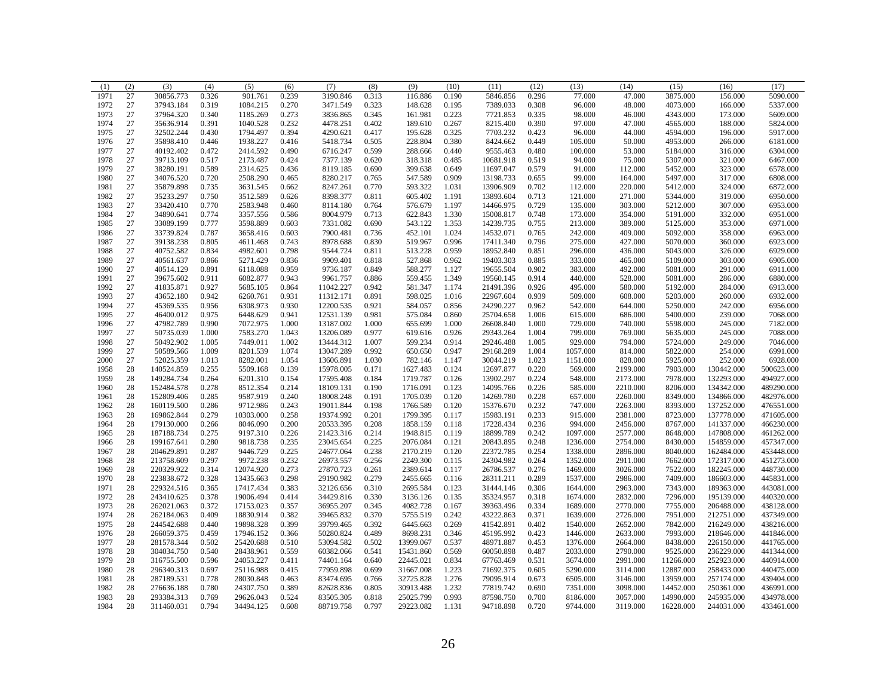| (1) | (2) | (3) | (4) | (5) | (6) | (7) | (8) | (9) | (10) | (11) | (12) | (13) | (14) | (15) | (16) | (17) |
|---|---|---|---|---|---|---|---|---|---|---|---|---|---|---|---|---|
| 1971 | 27 | 30856.773 | 0.326 | 901.761 | 0.239 | 3190.846 | 0.313 | 116.886 | 0.190 | 5846.856 | 0.296 | 77.000 | 47.000 | 3875.000 | 156.000 | 5090.000 |
| 1972 | 27 | 37943.184 | 0.319 | 1084.215 | 0.270 | 3471.549 | 0.323 | 148.628 | 0.195 | 7389.033 | 0.308 | 96.000 | 48.000 | 4073.000 | 166.000 | 5337.000 |
| 1973 | 27 | 37964.320 | 0.340 | 1185.269 | 0.273 | 3836.865 | 0.345 | 161.981 | 0.223 | 7721.853 | 0.335 | 98.000 | 46.000 | 4343.000 | 173.000 | 5609.000 |
| 1974 | 27 | 35636.914 | 0.391 | 1040.528 | 0.232 | 4478.251 | 0.402 | 189.610 | 0.267 | 8215.400 | 0.390 | 97.000 | 47.000 | 4565.000 | 188.000 | 5824.000 |
| 1975 | 27 | 32502.244 | 0.430 | 1794.497 | 0.394 | 4290.621 | 0.417 | 195.628 | 0.325 | 7703.232 | 0.423 | 96.000 | 44.000 | 4594.000 | 196.000 | 5917.000 |
| 1976 | 27 | 35898.410 | 0.446 | 1938.227 | 0.416 | 5418.734 | 0.505 | 228.804 | 0.380 | 8424.662 | 0.449 | 105.000 | 50.000 | 4953.000 | 266.000 | 6181.000 |
| 1977 | 27 | 40192.402 | 0.472 | 2414.592 | 0.490 | 6716.247 | 0.599 | 288.666 | 0.440 | 9555.463 | 0.480 | 100.000 | 53.000 | 5184.000 | 316.000 | 6304.000 |
| 1978 | 27 | 39713.109 | 0.517 | 2173.487 | 0.424 | 7377.139 | 0.620 | 318.318 | 0.485 | 10681.918 | 0.519 | 94.000 | 75.000 | 5307.000 | 321.000 | 6467.000 |
| 1979 | 27 | 38280.191 | 0.589 | 2314.625 | 0.436 | 8119.185 | 0.690 | 399.638 | 0.649 | 11697.047 | 0.579 | 91.000 | 112.000 | 5452.000 | 323.000 | 6578.000 |
| 1980 | 27 | 34076.520 | 0.720 | 2508.290 | 0.465 | 8280.217 | 0.765 | 547.589 | 0.909 | 13198.733 | 0.655 | 99.000 | 164.000 | 5497.000 | 317.000 | 6808.000 |
| 1981 | 27 | 35879.898 | 0.735 | 3631.545 | 0.662 | 8247.261 | 0.770 | 593.322 | 1.031 | 13906.909 | 0.702 | 112.000 | 220.000 | 5412.000 | 324.000 | 6872.000 |
| 1982 | 27 | 35233.297 | 0.750 | 3512.589 | 0.626 | 8398.377 | 0.811 | 605.402 | 1.191 | 13893.604 | 0.713 | 121.000 | 271.000 | 5344.000 | 319.000 | 6950.000 |
| 1983 | 27 | 33420.410 | 0.770 | 2583.948 | 0.460 | 8114.180 | 0.764 | 576.679 | 1.197 | 14466.975 | 0.729 | 135.000 | 303.000 | 5212.000 | 307.000 | 6953.000 |
| 1984 | 27 | 34890.641 | 0.774 | 3357.556 | 0.586 | 8004.979 | 0.713 | 622.843 | 1.330 | 15008.817 | 0.748 | 173.000 | 354.000 | 5191.000 | 332.000 | 6951.000 |
| 1985 | 27 | 33089.199 | 0.777 | 3598.889 | 0.603 | 7331.082 | 0.690 | 543.122 | 1.353 | 14239.735 | 0.755 | 213.000 | 389.000 | 5125.000 | 353.000 | 6971.000 |
| 1986 | 27 | 33739.824 | 0.787 | 3658.416 | 0.603 | 7900.481 | 0.736 | 452.101 | 1.024 | 14532.071 | 0.765 | 242.000 | 409.000 | 5092.000 | 358.000 | 6963.000 |
| 1987 | 27 | 39138.238 | 0.805 | 4611.468 | 0.743 | 8978.688 | 0.830 | 519.967 | 0.996 | 17411.340 | 0.796 | 275.000 | 427.000 | 5070.000 | 360.000 | 6923.000 |
| 1988 | 27 | 40752.582 | 0.834 | 4982.601 | 0.798 | 9544.724 | 0.811 | 513.228 | 0.959 | 18952.840 | 0.851 | 296.000 | 436.000 | 5043.000 | 326.000 | 6929.000 |
| 1989 | 27 | 40561.637 | 0.866 | 5271.429 | 0.836 | 9909.401 | 0.818 | 527.868 | 0.962 | 19403.303 | 0.885 | 333.000 | 465.000 | 5109.000 | 303.000 | 6905.000 |
| 1990 | 27 | 40514.129 | 0.891 | 6118.088 | 0.959 | 9736.187 | 0.849 | 588.277 | 1.127 | 19655.504 | 0.902 | 383.000 | 492.000 | 5081.000 | 291.000 | 6911.000 |
| 1991 | 27 | 39675.602 | 0.911 | 6082.877 | 0.943 | 9961.757 | 0.886 | 559.455 | 1.349 | 19560.145 | 0.914 | 440.000 | 528.000 | 5081.000 | 286.000 | 6880.000 |
| 1992 | 27 | 41835.871 | 0.927 | 5685.105 | 0.864 | 11042.227 | 0.942 | 581.347 | 1.174 | 21491.396 | 0.926 | 495.000 | 580.000 | 5192.000 | 284.000 | 6913.000 |
| 1993 | 27 | 43652.180 | 0.942 | 6260.761 | 0.931 | 11312.171 | 0.891 | 598.025 | 1.016 | 22967.604 | 0.939 | 509.000 | 608.000 | 5203.000 | 260.000 | 6932.000 |
| 1994 | 27 | 45369.535 | 0.956 | 6308.973 | 0.930 | 12200.535 | 0.921 | 584.057 | 0.856 | 24290.227 | 0.962 | 542.000 | 644.000 | 5250.000 | 242.000 | 6956.000 |
| 1995 | 27 | 46400.012 | 0.975 | 6448.629 | 0.941 | 12531.139 | 0.981 | 575.084 | 0.860 | 25704.658 | 1.006 | 615.000 | 686.000 | 5400.000 | 239.000 | 7068.000 |
| 1996 | 27 | 47982.789 | 0.990 | 7072.975 | 1.000 | 13187.002 | 1.000 | 655.699 | 1.000 | 26608.840 | 1.000 | 729.000 | 740.000 | 5598.000 | 245.000 | 7182.000 |
| 1997 | 27 | 50735.039 | 1.000 | 7583.270 | 1.043 | 13206.089 | 0.977 | 619.616 | 0.926 | 29343.264 | 1.004 | 799.000 | 769.000 | 5635.000 | 245.000 | 7088.000 |
| 1998 | 27 | 50492.902 | 1.005 | 7449.011 | 1.002 | 13444.312 | 1.007 | 599.234 | 0.914 | 29246.488 | 1.005 | 929.000 | 794.000 | 5724.000 | 249.000 | 7046.000 |
| 1999 | 27 | 50589.566 | 1.009 | 8201.539 | 1.074 | 13047.289 | 0.992 | 650.650 | 0.947 | 29168.289 | 1.004 | 1057.000 | 814.000 | 5822.000 | 254.000 | 6991.000 |
| 2000 | 27 | 52025.359 | 1.013 | 8282.001 | 1.054 | 13606.891 | 1.030 | 782.146 | 1.147 | 30044.219 | 1.023 | 1151.000 | 828.000 | 5925.000 | 252.000 | 6928.000 |
| 1958 | 28 | 140524.859 | 0.255 | 5509.168 | 0.139 | 15978.005 | 0.171 | 1627.483 | 0.124 | 12697.877 | 0.220 | 569.000 | 2199.000 | 7903.000 | 130442.000 | 500623.000 |
| 1959 | 28 | 149284.734 | 0.264 | 6201.310 | 0.154 | 17595.408 | 0.184 | 1719.787 | 0.126 | 13902.297 | 0.224 | 548.000 | 2173.000 | 7978.000 | 132293.000 | 494927.000 |
| 1960 | 28 | 152484.578 | 0.278 | 8512.354 | 0.214 | 18109.131 | 0.190 | 1716.091 | 0.123 | 14095.766 | 0.226 | 585.000 | 2210.000 | 8206.000 | 134342.000 | 489290.000 |
| 1961 | 28 | 152809.406 | 0.285 | 9587.919 | 0.240 | 18008.248 | 0.191 | 1705.039 | 0.120 | 14269.780 | 0.228 | 657.000 | 2260.000 | 8349.000 | 134866.000 | 482976.000 |
| 1962 | 28 | 160119.500 | 0.286 | 9712.986 | 0.243 | 19011.844 | 0.198 | 1766.589 | 0.120 | 15376.670 | 0.232 | 747.000 | 2263.000 | 8393.000 | 137252.000 | 476551.000 |
| 1963 | 28 | 169862.844 | 0.279 | 10303.000 | 0.258 | 19374.992 | 0.201 | 1799.395 | 0.117 | 15983.191 | 0.233 | 915.000 | 2381.000 | 8723.000 | 137778.000 | 471605.000 |
| 1964 | 28 | 179130.000 | 0.266 | 8046.090 | 0.200 | 20533.395 | 0.208 | 1858.159 | 0.118 | 17228.434 | 0.236 | 994.000 | 2456.000 | 8767.000 | 141337.000 | 466230.000 |
| 1965 | 28 | 187188.734 | 0.275 | 9197.310 | 0.226 | 21423.316 | 0.214 | 1948.815 | 0.119 | 18899.789 | 0.242 | 1097.000 | 2577.000 | 8648.000 | 147808.000 | 461262.000 |
| 1966 | 28 | 199167.641 | 0.280 | 9818.738 | 0.235 | 23045.654 | 0.225 | 2076.084 | 0.121 | 20843.895 | 0.248 | 1236.000 | 2754.000 | 8430.000 | 154859.000 | 457347.000 |
| 1967 | 28 | 204629.891 | 0.287 | 9446.729 | 0.225 | 24677.064 | 0.238 | 2170.219 | 0.120 | 22372.785 | 0.254 | 1338.000 | 2896.000 | 8040.000 | 162484.000 | 453448.000 |
| 1968 | 28 | 213758.609 | 0.297 | 9972.238 | 0.232 | 26973.557 | 0.256 | 2249.300 | 0.115 | 24304.982 | 0.264 | 1352.000 | 2911.000 | 7662.000 | 172317.000 | 451273.000 |
| 1969 | 28 | 220329.922 | 0.314 | 12074.920 | 0.273 | 27870.723 | 0.261 | 2389.614 | 0.117 | 26786.537 | 0.276 | 1469.000 | 3026.000 | 7522.000 | 182245.000 | 448730.000 |
| 1970 | 28 | 223838.672 | 0.328 | 13435.663 | 0.298 | 29190.982 | 0.279 | 2455.665 | 0.116 | 28311.211 | 0.289 | 1537.000 | 2986.000 | 7409.000 | 186603.000 | 445831.000 |
| 1971 | 28 | 229324.516 | 0.365 | 17417.434 | 0.383 | 32126.656 | 0.310 | 2695.584 | 0.123 | 31444.146 | 0.306 | 1644.000 | 2963.000 | 7343.000 | 189363.000 | 443081.000 |
| 1972 | 28 | 243410.625 | 0.378 | 19006.494 | 0.414 | 34429.816 | 0.330 | 3136.126 | 0.135 | 35324.957 | 0.318 | 1674.000 | 2832.000 | 7296.000 | 195139.000 | 440320.000 |
| 1973 | 28 | 262021.063 | 0.372 | 17153.023 | 0.357 | 36955.207 | 0.345 | 4082.728 | 0.167 | 39363.496 | 0.334 | 1689.000 | 2770.000 | 7755.000 | 206488.000 | 438128.000 |
| 1974 | 28 | 262184.063 | 0.409 | 18830.914 | 0.382 | 39465.832 | 0.370 | 5755.519 | 0.242 | 43222.863 | 0.371 | 1639.000 | 2726.000 | 7951.000 | 212751.000 | 437349.000 |
| 1975 | 28 | 244542.688 | 0.440 | 19898.328 | 0.399 | 39799.465 | 0.392 | 6445.663 | 0.269 | 41542.891 | 0.402 | 1540.000 | 2652.000 | 7842.000 | 216249.000 | 438216.000 |
| 1976 | 28 | 266059.375 | 0.459 | 17946.152 | 0.366 | 50280.824 | 0.489 | 8698.231 | 0.346 | 45195.992 | 0.423 | 1446.000 | 2633.000 | 7993.000 | 218646.000 | 441846.000 |
| 1977 | 28 | 281578.344 | 0.502 | 25420.688 | 0.510 | 53094.582 | 0.502 | 13999.067 | 0.537 | 48971.887 | 0.453 | 1376.000 | 2664.000 | 8438.000 | 226150.000 | 441765.000 |
| 1978 | 28 | 304034.750 | 0.540 | 28438.961 | 0.559 | 60382.066 | 0.541 | 15431.860 | 0.569 | 60050.898 | 0.487 | 2033.000 | 2790.000 | 9525.000 | 236229.000 | 441344.000 |
| 1979 | 28 | 316755.500 | 0.596 | 24053.227 | 0.411 | 74401.164 | 0.640 | 22445.021 | 0.834 | 67763.469 | 0.531 | 3674.000 | 2991.000 | 11266.000 | 252923.000 | 440914.000 |
| 1980 | 28 | 296340.313 | 0.697 | 25116.988 | 0.415 | 77959.898 | 0.699 | 31667.008 | 1.223 | 71692.375 | 0.605 | 5290.000 | 3114.000 | 12887.000 | 258433.000 | 440475.000 |
| 1981 | 28 | 287189.531 | 0.778 | 28030.848 | 0.463 | 83474.695 | 0.766 | 32725.828 | 1.276 | 79095.914 | 0.673 | 6505.000 | 3146.000 | 13959.000 | 257174.000 | 439404.000 |
| 1982 | 28 | 276636.188 | 0.780 | 24307.750 | 0.389 | 82628.836 | 0.805 | 30913.488 | 1.232 | 77819.742 | 0.690 | 7351.000 | 3098.000 | 14452.000 | 250361.000 | 436991.000 |
| 1983 | 28 | 293384.313 | 0.769 | 29626.043 | 0.524 | 83505.305 | 0.818 | 25025.799 | 0.993 | 87598.750 | 0.700 | 8186.000 | 3057.000 | 14990.000 | 245935.000 | 434978.000 |
| 1984 | 28 | 311460.031 | 0.794 | 34494.125 | 0.608 | 88719.758 | 0.797 | 29223.082 | 1.131 | 94718.898 | 0.720 | 9744.000 | 3119.000 | 16228.000 | 244031.000 | 433461.000 |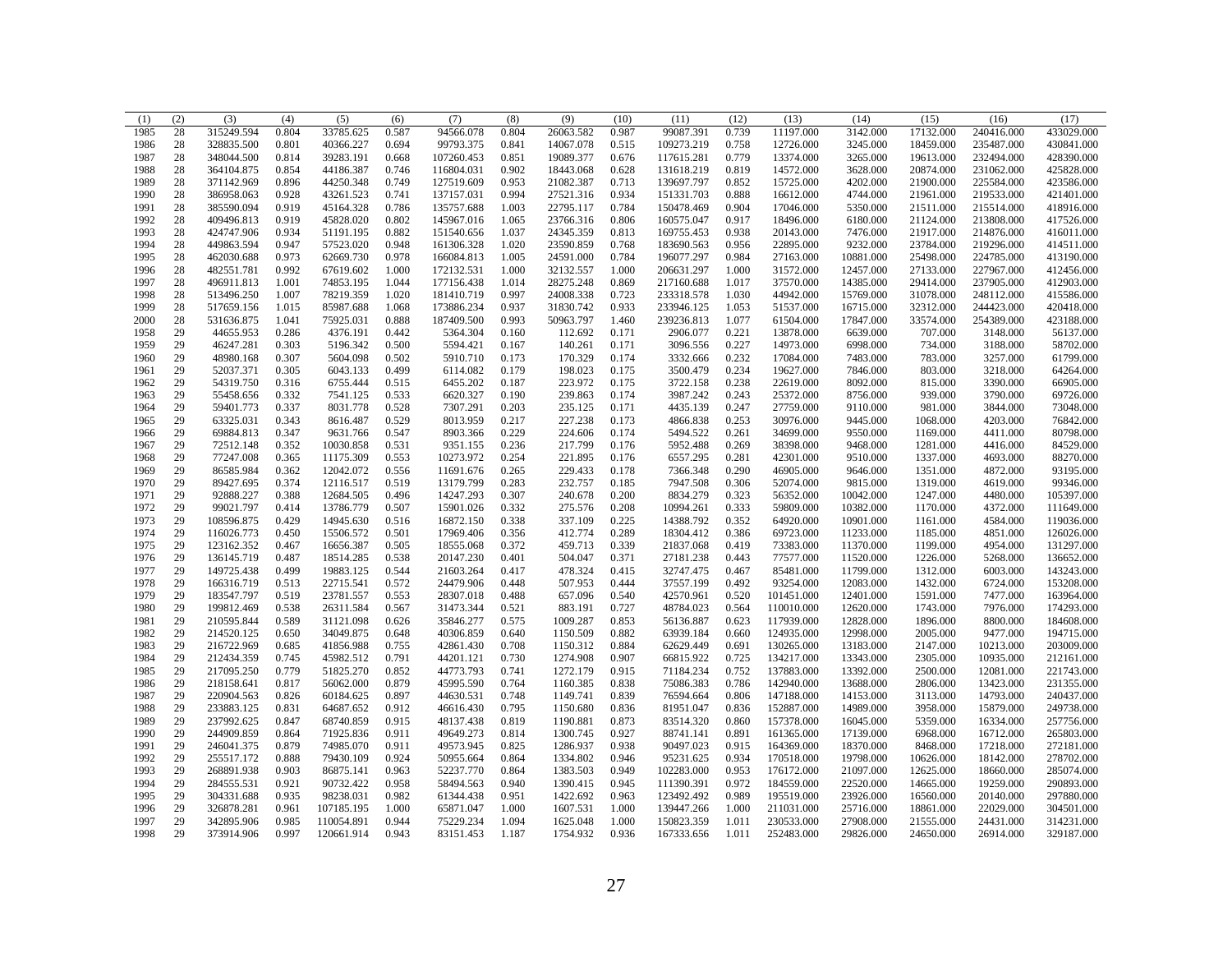| (1) | (2) | (3) | (4) | (5) | (6) | (7) | (8) | (9) | (10) | (11) | (12) | (13) | (14) | (15) | (16) | (17) |
|---|---|---|---|---|---|---|---|---|---|---|---|---|---|---|---|---|
| 1985 | 28 | 315249.594 | 0.804 | 33785.625 | 0.587 | 94566.078 | 0.804 | 26063.582 | 0.987 | 99087.391 | 0.739 | 11197.000 | 3142.000 | 17132.000 | 240416.000 | 433029.000 |
| 1986 | 28 | 328835.500 | 0.801 | 40366.227 | 0.694 | 99793.375 | 0.841 | 14067.078 | 0.515 | 109273.219 | 0.758 | 12726.000 | 3245.000 | 18459.000 | 235487.000 | 430841.000 |
| 1987 | 28 | 348044.500 | 0.814 | 39283.191 | 0.668 | 107260.453 | 0.851 | 19089.377 | 0.676 | 117615.281 | 0.779 | 13374.000 | 3265.000 | 19613.000 | 232494.000 | 428390.000 |
| 1988 | 28 | 364104.875 | 0.854 | 44186.387 | 0.746 | 116804.031 | 0.902 | 18443.068 | 0.628 | 131618.219 | 0.819 | 14572.000 | 3628.000 | 20874.000 | 231062.000 | 425828.000 |
| 1989 | 28 | 371142.969 | 0.896 | 44250.348 | 0.749 | 127519.609 | 0.953 | 21082.387 | 0.713 | 139697.797 | 0.852 | 15725.000 | 4202.000 | 21900.000 | 225584.000 | 423586.000 |
| 1990 | 28 | 386958.063 | 0.928 | 43261.523 | 0.741 | 137157.031 | 0.994 | 27521.316 | 0.934 | 151331.703 | 0.888 | 16612.000 | 4744.000 | 21961.000 | 219533.000 | 421401.000 |
| 1991 | 28 | 385590.094 | 0.919 | 45164.328 | 0.786 | 135757.688 | 1.003 | 22795.117 | 0.784 | 150478.469 | 0.904 | 17046.000 | 5350.000 | 21511.000 | 215514.000 | 418916.000 |
| 1992 | 28 | 409496.813 | 0.919 | 45828.020 | 0.802 | 145967.016 | 1.065 | 23766.316 | 0.806 | 160575.047 | 0.917 | 18496.000 | 6180.000 | 21124.000 | 213808.000 | 417526.000 |
| 1993 | 28 | 424747.906 | 0.934 | 51191.195 | 0.882 | 151540.656 | 1.037 | 24345.359 | 0.813 | 169755.453 | 0.938 | 20143.000 | 7476.000 | 21917.000 | 214876.000 | 416011.000 |
| 1994 | 28 | 449863.594 | 0.947 | 57523.020 | 0.948 | 161306.328 | 1.020 | 23590.859 | 0.768 | 183690.563 | 0.956 | 22895.000 | 9232.000 | 23784.000 | 219296.000 | 414511.000 |
| 1995 | 28 | 462030.688 | 0.973 | 62669.730 | 0.978 | 166084.813 | 1.005 | 24591.000 | 0.784 | 196077.297 | 0.984 | 27163.000 | 10881.000 | 25498.000 | 224785.000 | 413190.000 |
| 1996 | 28 | 482551.781 | 0.992 | 67619.602 | 1.000 | 172132.531 | 1.000 | 32132.557 | 1.000 | 206631.297 | 1.000 | 31572.000 | 12457.000 | 27133.000 | 227967.000 | 412456.000 |
| 1997 | 28 | 496911.813 | 1.001 | 74853.195 | 1.044 | 177156.438 | 1.014 | 28275.248 | 0.869 | 217160.688 | 1.017 | 37570.000 | 14385.000 | 29414.000 | 237905.000 | 412903.000 |
| 1998 | 28 | 513496.250 | 1.007 | 78219.359 | 1.020 | 181410.719 | 0.997 | 24008.338 | 0.723 | 233318.578 | 1.030 | 44942.000 | 15769.000 | 31078.000 | 248112.000 | 415586.000 |
| 1999 | 28 | 517659.156 | 1.015 | 85987.688 | 1.068 | 173886.234 | 0.937 | 31830.742 | 0.933 | 233946.125 | 1.053 | 51537.000 | 16715.000 | 32312.000 | 244423.000 | 420418.000 |
| 2000 | 28 | 531636.875 | 1.041 | 75925.031 | 0.888 | 187409.500 | 0.993 | 50963.797 | 1.460 | 239236.813 | 1.077 | 61504.000 | 17847.000 | 33574.000 | 254389.000 | 423188.000 |
| 1958 | 29 | 44655.953 | 0.286 | 4376.191 | 0.442 | 5364.304 | 0.160 | 112.692 | 0.171 | 2906.077 | 0.221 | 13878.000 | 6639.000 | 707.000 | 3148.000 | 56137.000 |
| 1959 | 29 | 46247.281 | 0.303 | 5196.342 | 0.500 | 5594.421 | 0.167 | 140.261 | 0.171 | 3096.556 | 0.227 | 14973.000 | 6998.000 | 734.000 | 3188.000 | 58702.000 |
| 1960 | 29 | 48980.168 | 0.307 | 5604.098 | 0.502 | 5910.710 | 0.173 | 170.329 | 0.174 | 3332.666 | 0.232 | 17084.000 | 7483.000 | 783.000 | 3257.000 | 61799.000 |
| 1961 | 29 | 52037.371 | 0.305 | 6043.133 | 0.499 | 6114.082 | 0.179 | 198.023 | 0.175 | 3500.479 | 0.234 | 19627.000 | 7846.000 | 803.000 | 3218.000 | 64264.000 |
| 1962 | 29 | 54319.750 | 0.316 | 6755.444 | 0.515 | 6455.202 | 0.187 | 223.972 | 0.175 | 3722.158 | 0.238 | 22619.000 | 8092.000 | 815.000 | 3390.000 | 66905.000 |
| 1963 | 29 | 55458.656 | 0.332 | 7541.125 | 0.533 | 6620.327 | 0.190 | 239.863 | 0.174 | 3987.242 | 0.243 | 25372.000 | 8756.000 | 939.000 | 3790.000 | 69726.000 |
| 1964 | 29 | 59401.773 | 0.337 | 8031.778 | 0.528 | 7307.291 | 0.203 | 235.125 | 0.171 | 4435.139 | 0.247 | 27759.000 | 9110.000 | 981.000 | 3844.000 | 73048.000 |
| 1965 | 29 | 63325.031 | 0.343 | 8616.487 | 0.529 | 8013.959 | 0.217 | 227.238 | 0.173 | 4866.838 | 0.253 | 30976.000 | 9445.000 | 1068.000 | 4203.000 | 76842.000 |
| 1966 | 29 | 69884.813 | 0.347 | 9631.766 | 0.547 | 8903.366 | 0.229 | 224.606 | 0.174 | 5494.522 | 0.261 | 34699.000 | 9550.000 | 1169.000 | 4411.000 | 80798.000 |
| 1967 | 29 | 72512.148 | 0.352 | 10030.858 | 0.531 | 9351.155 | 0.236 | 217.799 | 0.176 | 5952.488 | 0.269 | 38398.000 | 9468.000 | 1281.000 | 4416.000 | 84529.000 |
| 1968 | 29 | 77247.008 | 0.365 | 11175.309 | 0.553 | 10273.972 | 0.254 | 221.895 | 0.176 | 6557.295 | 0.281 | 42301.000 | 9510.000 | 1337.000 | 4693.000 | 88270.000 |
| 1969 | 29 | 86585.984 | 0.362 | 12042.072 | 0.556 | 11691.676 | 0.265 | 229.433 | 0.178 | 7366.348 | 0.290 | 46905.000 | 9646.000 | 1351.000 | 4872.000 | 93195.000 |
| 1970 | 29 | 89427.695 | 0.374 | 12116.517 | 0.519 | 13179.799 | 0.283 | 232.757 | 0.185 | 7947.508 | 0.306 | 52074.000 | 9815.000 | 1319.000 | 4619.000 | 99346.000 |
| 1971 | 29 | 92888.227 | 0.388 | 12684.505 | 0.496 | 14247.293 | 0.307 | 240.678 | 0.200 | 8834.279 | 0.323 | 56352.000 | 10042.000 | 1247.000 | 4480.000 | 105397.000 |
| 1972 | 29 | 99021.797 | 0.414 | 13786.779 | 0.507 | 15901.026 | 0.332 | 275.576 | 0.208 | 10994.261 | 0.333 | 59809.000 | 10382.000 | 1170.000 | 4372.000 | 111649.000 |
| 1973 | 29 | 108596.875 | 0.429 | 14945.630 | 0.516 | 16872.150 | 0.338 | 337.109 | 0.225 | 14388.792 | 0.352 | 64920.000 | 10901.000 | 1161.000 | 4584.000 | 119036.000 |
| 1974 | 29 | 116026.773 | 0.450 | 15506.572 | 0.501 | 17969.406 | 0.356 | 412.774 | 0.289 | 18304.412 | 0.386 | 69723.000 | 11233.000 | 1185.000 | 4851.000 | 126026.000 |
| 1975 | 29 | 123162.352 | 0.467 | 16656.387 | 0.505 | 18555.068 | 0.372 | 459.713 | 0.339 | 21837.068 | 0.419 | 73383.000 | 11370.000 | 1199.000 | 4954.000 | 131297.000 |
| 1976 | 29 | 136145.719 | 0.487 | 18514.285 | 0.538 | 20147.230 | 0.401 | 504.047 | 0.371 | 27181.238 | 0.443 | 77577.000 | 11520.000 | 1226.000 | 5268.000 | 136652.000 |
| 1977 | 29 | 149725.438 | 0.499 | 19883.125 | 0.544 | 21603.264 | 0.417 | 478.324 | 0.415 | 32747.475 | 0.467 | 85481.000 | 11799.000 | 1312.000 | 6003.000 | 143243.000 |
| 1978 | 29 | 166316.719 | 0.513 | 22715.541 | 0.572 | 24479.906 | 0.448 | 507.953 | 0.444 | 37557.199 | 0.492 | 93254.000 | 12083.000 | 1432.000 | 6724.000 | 153208.000 |
| 1979 | 29 | 183547.797 | 0.519 | 23781.557 | 0.553 | 28307.018 | 0.488 | 657.096 | 0.540 | 42570.961 | 0.520 | 101451.000 | 12401.000 | 1591.000 | 7477.000 | 163964.000 |
| 1980 | 29 | 199812.469 | 0.538 | 26311.584 | 0.567 | 31473.344 | 0.521 | 883.191 | 0.727 | 48784.023 | 0.564 | 110010.000 | 12620.000 | 1743.000 | 7976.000 | 174293.000 |
| 1981 | 29 | 210595.844 | 0.589 | 31121.098 | 0.626 | 35846.277 | 0.575 | 1009.287 | 0.853 | 56136.887 | 0.623 | 117939.000 | 12828.000 | 1896.000 | 8800.000 | 184608.000 |
| 1982 | 29 | 214520.125 | 0.650 | 34049.875 | 0.648 | 40306.859 | 0.640 | 1150.509 | 0.882 | 63939.184 | 0.660 | 124935.000 | 12998.000 | 2005.000 | 9477.000 | 194715.000 |
| 1983 | 29 | 216722.969 | 0.685 | 41856.988 | 0.755 | 42861.430 | 0.708 | 1150.312 | 0.884 | 62629.449 | 0.691 | 130265.000 | 13183.000 | 2147.000 | 10213.000 | 203009.000 |
| 1984 | 29 | 212434.359 | 0.745 | 45982.512 | 0.791 | 44201.121 | 0.730 | 1274.908 | 0.907 | 66815.922 | 0.725 | 134217.000 | 13343.000 | 2305.000 | 10935.000 | 212161.000 |
| 1985 | 29 | 217095.250 | 0.779 | 51825.270 | 0.852 | 44773.793 | 0.741 | 1272.179 | 0.915 | 71184.234 | 0.752 | 137883.000 | 13392.000 | 2500.000 | 12081.000 | 221743.000 |
| 1986 | 29 | 218158.641 | 0.817 | 56062.000 | 0.879 | 45995.590 | 0.764 | 1160.385 | 0.838 | 75086.383 | 0.786 | 142940.000 | 13688.000 | 2806.000 | 13423.000 | 231355.000 |
| 1987 | 29 | 220904.563 | 0.826 | 60184.625 | 0.897 | 44630.531 | 0.748 | 1149.741 | 0.839 | 76594.664 | 0.806 | 147188.000 | 14153.000 | 3113.000 | 14793.000 | 240437.000 |
| 1988 | 29 | 233883.125 | 0.831 | 64687.652 | 0.912 | 46616.430 | 0.795 | 1150.680 | 0.836 | 81951.047 | 0.836 | 152887.000 | 14989.000 | 3958.000 | 15879.000 | 249738.000 |
| 1989 | 29 | 237992.625 | 0.847 | 68740.859 | 0.915 | 48137.438 | 0.819 | 1190.881 | 0.873 | 83514.320 | 0.860 | 157378.000 | 16045.000 | 5359.000 | 16334.000 | 257756.000 |
| 1990 | 29 | 244909.859 | 0.864 | 71925.836 | 0.911 | 49649.273 | 0.814 | 1300.745 | 0.927 | 88741.141 | 0.891 | 161365.000 | 17139.000 | 6968.000 | 16712.000 | 265803.000 |
| 1991 | 29 | 246041.375 | 0.879 | 74985.070 | 0.911 | 49573.945 | 0.825 | 1286.937 | 0.938 | 90497.023 | 0.915 | 164369.000 | 18370.000 | 8468.000 | 17218.000 | 272181.000 |
| 1992 | 29 | 255517.172 | 0.888 | 79430.109 | 0.924 | 50955.664 | 0.864 | 1334.802 | 0.946 | 95231.625 | 0.934 | 170518.000 | 19798.000 | 10626.000 | 18142.000 | 278702.000 |
| 1993 | 29 | 268891.938 | 0.903 | 86875.141 | 0.963 | 52237.770 | 0.864 | 1383.503 | 0.949 | 102283.000 | 0.953 | 176172.000 | 21097.000 | 12625.000 | 18660.000 | 285074.000 |
| 1994 | 29 | 284555.531 | 0.921 | 90732.422 | 0.958 | 58494.563 | 0.940 | 1390.415 | 0.945 | 111390.391 | 0.972 | 184559.000 | 22520.000 | 14665.000 | 19259.000 | 290893.000 |
| 1995 | 29 | 304331.688 | 0.935 | 98238.031 | 0.982 | 61344.438 | 0.951 | 1422.692 | 0.963 | 123492.492 | 0.989 | 195519.000 | 23926.000 | 16560.000 | 20140.000 | 297880.000 |
| 1996 | 29 | 326878.281 | 0.961 | 107185.195 | 1.000 | 65871.047 | 1.000 | 1607.531 | 1.000 | 139447.266 | 1.000 | 211031.000 | 25716.000 | 18861.000 | 22029.000 | 304501.000 |
| 1997 | 29 | 342895.906 | 0.985 | 110054.891 | 0.944 | 75229.234 | 1.094 | 1625.048 | 1.000 | 150823.359 | 1.011 | 230533.000 | 27908.000 | 21555.000 | 24431.000 | 314231.000 |
| 1998 | 29 | 373914.906 | 0.997 | 120661.914 | 0.943 | 83151.453 | 1.187 | 1754.932 | 0.936 | 167333.656 | 1.011 | 252483.000 | 29826.000 | 24650.000 | 26914.000 | 329187.000 |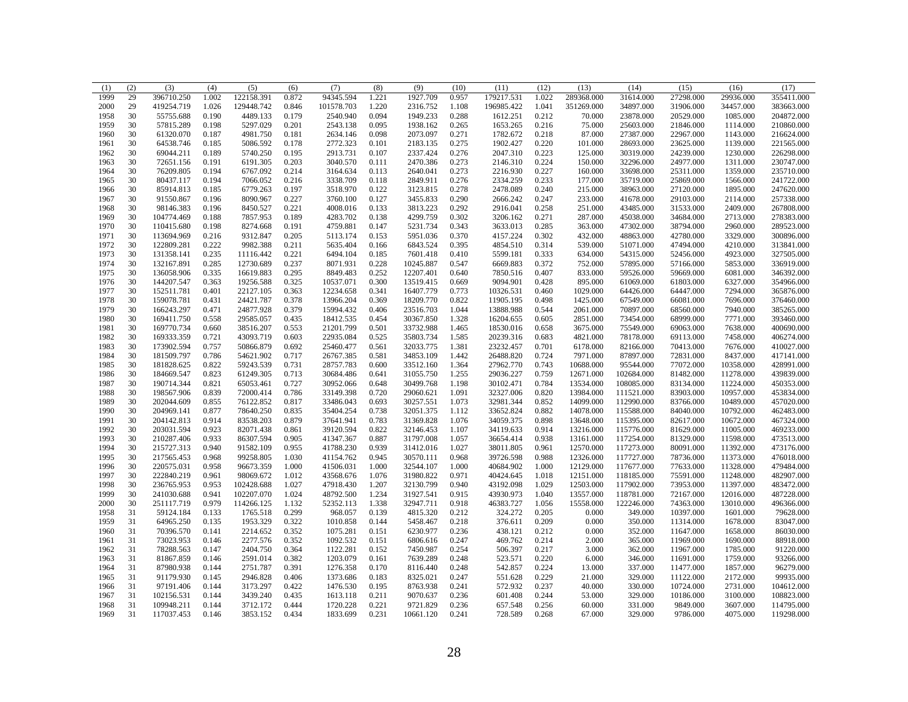| (1) | (2) | (3) | (4) | (5) | (6) | (7) | (8) | (9) | (10) | (11) | (12) | (13) | (14) | (15) | (16) | (17) |
|---|---|---|---|---|---|---|---|---|---|---|---|---|---|---|---|---|
| 1999 | 29 | 396710.250 | 1.002 | 122158.391 | 0.872 | 94345.594 | 1.221 | 1927.709 | 0.957 | 179217.531 | 1.022 | 289368.000 | 31614.000 | 27298.000 | 29936.000 | 355411.000 |
| 2000 | 29 | 419254.719 | 1.026 | 129448.742 | 0.846 | 101578.703 | 1.220 | 2316.752 | 1.108 | 196985.422 | 1.041 | 351269.000 | 34897.000 | 31906.000 | 34457.000 | 383663.000 |
| 1958 | 30 | 55755.688 | 0.190 | 4489.133 | 0.179 | 2540.940 | 0.094 | 1949.233 | 0.288 | 1612.251 | 0.212 | 70.000 | 23878.000 | 20529.000 | 1085.000 | 204872.000 |
| 1959 | 30 | 57815.289 | 0.198 | 5297.029 | 0.201 | 2543.138 | 0.095 | 1938.162 | 0.265 | 1653.265 | 0.216 | 75.000 | 25603.000 | 21846.000 | 1114.000 | 210860.000 |
| 1960 | 30 | 61320.070 | 0.187 | 4981.750 | 0.181 | 2634.146 | 0.098 | 2073.097 | 0.271 | 1782.672 | 0.218 | 87.000 | 27387.000 | 22967.000 | 1143.000 | 216624.000 |
| 1961 | 30 | 64538.746 | 0.185 | 5086.592 | 0.178 | 2772.323 | 0.101 | 2183.135 | 0.275 | 1902.427 | 0.220 | 101.000 | 28693.000 | 23625.000 | 1139.000 | 221565.000 |
| 1962 | 30 | 69044.211 | 0.189 | 5740.250 | 0.195 | 2913.731 | 0.107 | 2337.424 | 0.276 | 2047.310 | 0.223 | 125.000 | 30319.000 | 24239.000 | 1230.000 | 226298.000 |
| 1963 | 30 | 72651.156 | 0.191 | 6191.305 | 0.203 | 3040.570 | 0.111 | 2470.386 | 0.273 | 2146.310 | 0.224 | 150.000 | 32296.000 | 24977.000 | 1311.000 | 230747.000 |
| 1964 | 30 | 76209.805 | 0.194 | 6767.092 | 0.214 | 3164.634 | 0.113 | 2640.041 | 0.273 | 2216.930 | 0.227 | 160.000 | 33698.000 | 25311.000 | 1359.000 | 235710.000 |
| 1965 | 30 | 80437.117 | 0.194 | 7066.052 | 0.216 | 3338.709 | 0.118 | 2849.911 | 0.276 | 2334.259 | 0.233 | 177.000 | 35719.000 | 25869.000 | 1566.000 | 241722.000 |
| 1966 | 30 | 85914.813 | 0.185 | 6779.263 | 0.197 | 3518.970 | 0.122 | 3123.815 | 0.278 | 2478.089 | 0.240 | 215.000 | 38963.000 | 27120.000 | 1895.000 | 247620.000 |
| 1967 | 30 | 91550.867 | 0.196 | 8090.967 | 0.227 | 3760.100 | 0.127 | 3455.833 | 0.290 | 2666.242 | 0.247 | 233.000 | 41678.000 | 29103.000 | 2114.000 | 257338.000 |
| 1968 | 30 | 98146.383 | 0.196 | 8450.527 | 0.221 | 4008.016 | 0.133 | 3813.223 | 0.292 | 2916.041 | 0.258 | 251.000 | 43485.000 | 31533.000 | 2409.000 | 267808.000 |
| 1969 | 30 | 104774.469 | 0.188 | 7857.953 | 0.189 | 4283.702 | 0.138 | 4299.759 | 0.302 | 3206.162 | 0.271 | 287.000 | 45038.000 | 34684.000 | 2713.000 | 278383.000 |
| 1970 | 30 | 110415.680 | 0.198 | 8274.668 | 0.191 | 4759.881 | 0.147 | 5231.734 | 0.343 | 3633.013 | 0.285 | 363.000 | 47302.000 | 38794.000 | 2960.000 | 289523.000 |
| 1971 | 30 | 113694.969 | 0.216 | 9312.847 | 0.205 | 5113.174 | 0.153 | 5951.036 | 0.370 | 4157.224 | 0.302 | 432.000 | 48863.000 | 42780.000 | 3329.000 | 300896.000 |
| 1972 | 30 | 122809.281 | 0.222 | 9982.388 | 0.211 | 5635.404 | 0.166 | 6843.524 | 0.395 | 4854.510 | 0.314 | 539.000 | 51071.000 | 47494.000 | 4210.000 | 313841.000 |
| 1973 | 30 | 131358.141 | 0.235 | 11116.442 | 0.221 | 6494.104 | 0.185 | 7601.418 | 0.410 | 5599.181 | 0.333 | 634.000 | 54315.000 | 52456.000 | 4923.000 | 327505.000 |
| 1974 | 30 | 132167.891 | 0.285 | 12730.689 | 0.237 | 8071.931 | 0.228 | 10245.887 | 0.547 | 6669.883 | 0.372 | 752.000 | 57895.000 | 57166.000 | 5853.000 | 336919.000 |
| 1975 | 30 | 136058.906 | 0.335 | 16619.883 | 0.295 | 8849.483 | 0.252 | 12207.401 | 0.640 | 7850.516 | 0.407 | 833.000 | 59526.000 | 59669.000 | 6081.000 | 346392.000 |
| 1976 | 30 | 144207.547 | 0.363 | 19256.588 | 0.325 | 10537.071 | 0.300 | 13519.415 | 0.669 | 9094.901 | 0.428 | 895.000 | 61069.000 | 61803.000 | 6327.000 | 354966.000 |
| 1977 | 30 | 152511.781 | 0.401 | 22127.105 | 0.363 | 12234.658 | 0.341 | 16407.779 | 0.773 | 10326.531 | 0.460 | 1029.000 | 64426.000 | 64447.000 | 7294.000 | 365876.000 |
| 1978 | 30 | 159078.781 | 0.431 | 24421.787 | 0.378 | 13966.204 | 0.369 | 18209.770 | 0.822 | 11905.195 | 0.498 | 1425.000 | 67549.000 | 66081.000 | 7696.000 | 376460.000 |
| 1979 | 30 | 166243.297 | 0.471 | 24877.928 | 0.379 | 15994.432 | 0.406 | 23516.703 | 1.044 | 13888.988 | 0.544 | 2061.000 | 70897.000 | 68560.000 | 7940.000 | 385265.000 |
| 1980 | 30 | 169411.750 | 0.558 | 29585.057 | 0.435 | 18412.535 | 0.454 | 30367.850 | 1.328 | 16204.655 | 0.605 | 2851.000 | 73454.000 | 68999.000 | 7771.000 | 393460.000 |
| 1981 | 30 | 169770.734 | 0.660 | 38516.207 | 0.553 | 21201.799 | 0.501 | 33732.988 | 1.465 | 18530.016 | 0.658 | 3675.000 | 75549.000 | 69063.000 | 7638.000 | 400690.000 |
| 1982 | 30 | 169333.359 | 0.721 | 43093.719 | 0.603 | 22935.084 | 0.525 | 35803.734 | 1.585 | 20239.316 | 0.683 | 4821.000 | 78178.000 | 69113.000 | 7458.000 | 406274.000 |
| 1983 | 30 | 173902.594 | 0.757 | 50866.879 | 0.692 | 25460.477 | 0.561 | 32033.775 | 1.381 | 23232.457 | 0.701 | 6178.000 | 82166.000 | 70413.000 | 7676.000 | 410027.000 |
| 1984 | 30 | 181509.797 | 0.786 | 54621.902 | 0.717 | 26767.385 | 0.581 | 34853.109 | 1.442 | 26488.820 | 0.724 | 7971.000 | 87897.000 | 72831.000 | 8437.000 | 417141.000 |
| 1985 | 30 | 181828.625 | 0.822 | 59243.539 | 0.731 | 28757.783 | 0.600 | 33512.160 | 1.364 | 27962.770 | 0.743 | 10688.000 | 95544.000 | 77072.000 | 10358.000 | 428991.000 |
| 1986 | 30 | 184669.547 | 0.823 | 61249.305 | 0.713 | 30684.486 | 0.641 | 31055.750 | 1.255 | 29036.227 | 0.759 | 12671.000 | 102684.000 | 81482.000 | 11278.000 | 439839.000 |
| 1987 | 30 | 190714.344 | 0.821 | 65053.461 | 0.727 | 30952.066 | 0.648 | 30499.768 | 1.198 | 30102.471 | 0.784 | 13534.000 | 108085.000 | 83134.000 | 11224.000 | 450353.000 |
| 1988 | 30 | 198567.906 | 0.839 | 72000.414 | 0.786 | 33149.398 | 0.720 | 29060.621 | 1.091 | 32327.006 | 0.820 | 13984.000 | 111521.000 | 83903.000 | 10957.000 | 453834.000 |
| 1989 | 30 | 202044.609 | 0.855 | 76122.852 | 0.817 | 33486.043 | 0.693 | 30257.551 | 1.073 | 32981.344 | 0.852 | 14099.000 | 112990.000 | 83766.000 | 10489.000 | 457020.000 |
| 1990 | 30 | 204969.141 | 0.877 | 78640.250 | 0.835 | 35404.254 | 0.738 | 32051.375 | 1.112 | 33652.824 | 0.882 | 14078.000 | 115588.000 | 84040.000 | 10792.000 | 462483.000 |
| 1991 | 30 | 204142.813 | 0.914 | 83538.203 | 0.879 | 37641.941 | 0.783 | 31369.828 | 1.076 | 34059.375 | 0.898 | 13648.000 | 115395.000 | 82617.000 | 10672.000 | 467324.000 |
| 1992 | 30 | 203031.594 | 0.923 | 82071.438 | 0.861 | 39120.594 | 0.822 | 32146.453 | 1.107 | 34119.633 | 0.914 | 13216.000 | 115776.000 | 81629.000 | 11005.000 | 469233.000 |
| 1993 | 30 | 210287.406 | 0.933 | 86307.594 | 0.905 | 41347.367 | 0.887 | 31797.008 | 1.057 | 36654.414 | 0.938 | 13161.000 | 117254.000 | 81329.000 | 11598.000 | 473513.000 |
| 1994 | 30 | 215727.313 | 0.940 | 91582.109 | 0.955 | 41788.230 | 0.939 | 31412.016 | 1.027 | 38011.805 | 0.961 | 12570.000 | 117273.000 | 80091.000 | 11392.000 | 473176.000 |
| 1995 | 30 | 217565.453 | 0.968 | 99258.805 | 1.030 | 41154.762 | 0.945 | 30570.111 | 0.968 | 39726.598 | 0.988 | 12326.000 | 117727.000 | 78736.000 | 11373.000 | 476018.000 |
| 1996 | 30 | 220575.031 | 0.958 | 96673.359 | 1.000 | 41506.031 | 1.000 | 32544.107 | 1.000 | 40684.902 | 1.000 | 12129.000 | 117677.000 | 77633.000 | 11328.000 | 479484.000 |
| 1997 | 30 | 222840.219 | 0.961 | 98069.672 | 1.012 | 43568.676 | 1.076 | 31980.822 | 0.971 | 40424.645 | 1.018 | 12151.000 | 118185.000 | 75591.000 | 11248.000 | 482907.000 |
| 1998 | 30 | 236765.953 | 0.953 | 102428.688 | 1.027 | 47918.430 | 1.207 | 32130.799 | 0.940 | 43192.098 | 1.029 | 12503.000 | 117902.000 | 73953.000 | 11397.000 | 483472.000 |
| 1999 | 30 | 241030.688 | 0.941 | 102207.070 | 1.024 | 48792.500 | 1.234 | 31927.541 | 0.915 | 43930.973 | 1.040 | 13557.000 | 118781.000 | 72167.000 | 12016.000 | 487228.000 |
| 2000 | 30 | 251117.719 | 0.979 | 114266.125 | 1.132 | 52352.113 | 1.338 | 32947.711 | 0.918 | 46383.727 | 1.056 | 15558.000 | 122246.000 | 74363.000 | 13010.000 | 496366.000 |
| 1958 | 31 | 59124.184 | 0.133 | 1765.518 | 0.299 | 968.057 | 0.139 | 4815.320 | 0.212 | 324.272 | 0.205 | 0.000 | 349.000 | 10397.000 | 1601.000 | 79628.000 |
| 1959 | 31 | 64965.250 | 0.135 | 1953.329 | 0.322 | 1010.858 | 0.144 | 5458.467 | 0.218 | 376.611 | 0.209 | 0.000 | 350.000 | 11314.000 | 1678.000 | 83047.000 |
| 1960 | 31 | 70396.570 | 0.141 | 2214.652 | 0.352 | 1075.281 | 0.151 | 6230.977 | 0.236 | 438.121 | 0.212 | 0.000 | 352.000 | 11647.000 | 1658.000 | 86030.000 |
| 1961 | 31 | 73023.953 | 0.146 | 2277.576 | 0.352 | 1092.532 | 0.151 | 6806.616 | 0.247 | 469.762 | 0.214 | 2.000 | 365.000 | 11969.000 | 1690.000 | 88918.000 |
| 1962 | 31 | 78288.563 | 0.147 | 2404.750 | 0.364 | 1122.281 | 0.152 | 7450.987 | 0.254 | 506.397 | 0.217 | 3.000 | 362.000 | 11967.000 | 1785.000 | 91220.000 |
| 1963 | 31 | 81867.859 | 0.146 | 2591.014 | 0.382 | 1203.079 | 0.161 | 7639.289 | 0.248 | 523.571 | 0.220 | 6.000 | 346.000 | 11691.000 | 1759.000 | 93266.000 |
| 1964 | 31 | 87980.938 | 0.144 | 2751.787 | 0.391 | 1276.358 | 0.170 | 8116.440 | 0.248 | 542.857 | 0.224 | 13.000 | 337.000 | 11477.000 | 1857.000 | 96279.000 |
| 1965 | 31 | 91179.930 | 0.145 | 2946.828 | 0.406 | 1373.686 | 0.183 | 8325.021 | 0.247 | 551.628 | 0.229 | 21.000 | 329.000 | 11122.000 | 2172.000 | 99935.000 |
| 1966 | 31 | 97191.406 | 0.144 | 3173.297 | 0.422 | 1476.530 | 0.195 | 8763.938 | 0.241 | 572.932 | 0.237 | 40.000 | 330.000 | 10724.000 | 2731.000 | 104612.000 |
| 1967 | 31 | 102156.531 | 0.144 | 3439.240 | 0.435 | 1613.118 | 0.211 | 9070.637 | 0.236 | 601.408 | 0.244 | 53.000 | 329.000 | 10186.000 | 3100.000 | 108823.000 |
| 1968 | 31 | 109948.211 | 0.144 | 3712.172 | 0.444 | 1720.228 | 0.221 | 9721.829 | 0.236 | 657.548 | 0.256 | 60.000 | 331.000 | 9849.000 | 3607.000 | 114795.000 |
| 1969 | 31 | 117037.453 | 0.146 | 3853.152 | 0.434 | 1833.699 | 0.231 | 10661.120 | 0.241 | 728.589 | 0.268 | 67.000 | 329.000 | 9786.000 | 4075.000 | 119298.000 |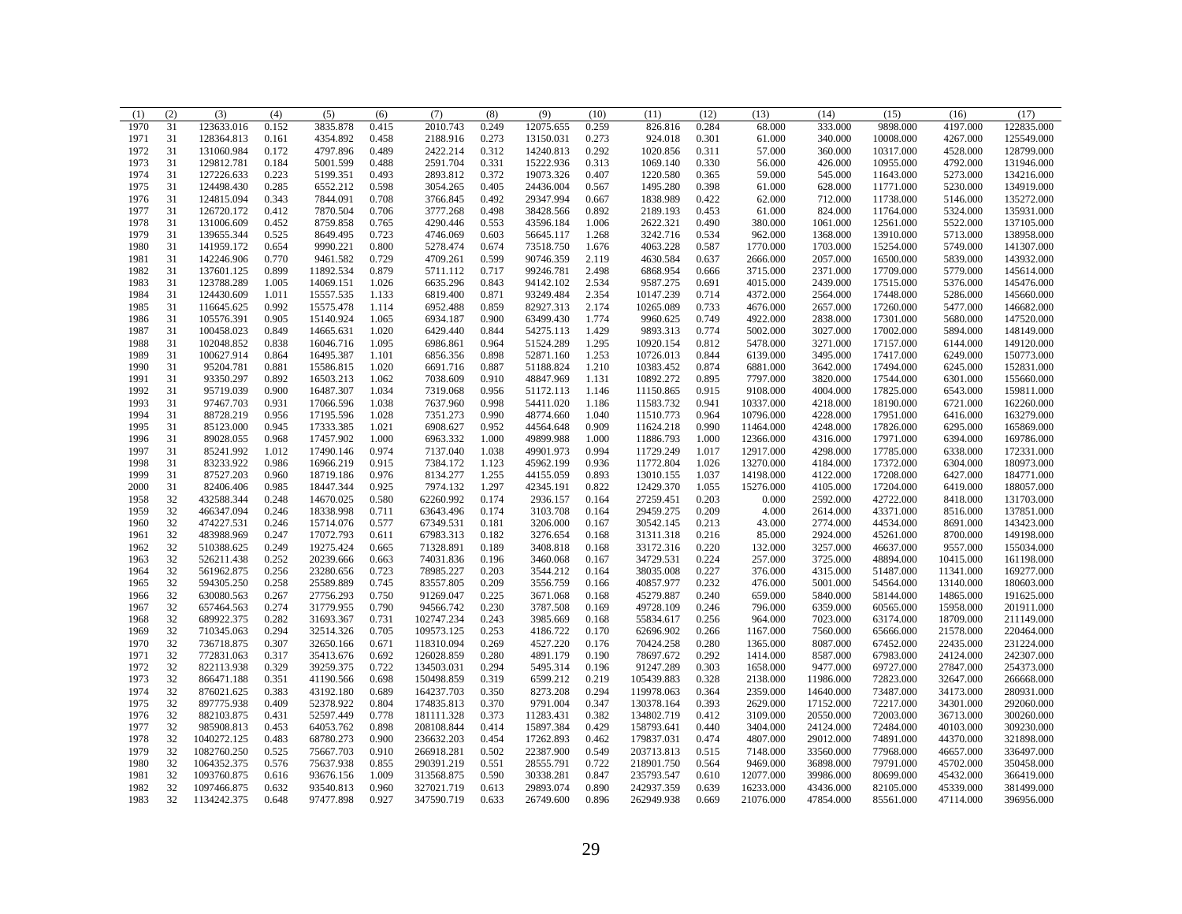| (1) | (2) | (3) | (4) | (5) | (6) | (7) | (8) | (9) | (10) | (11) | (12) | (13) | (14) | (15) | (16) | (17) |
|---|---|---|---|---|---|---|---|---|---|---|---|---|---|---|---|---|
| 1970 | 31 | 123633.016 | 0.152 | 3835.878 | 0.415 | 2010.743 | 0.249 | 12075.655 | 0.259 | 826.816 | 0.284 | 68.000 | 333.000 | 9898.000 | 4197.000 | 122835.000 |
| 1971 | 31 | 128364.813 | 0.161 | 4354.892 | 0.458 | 2188.916 | 0.273 | 13150.031 | 0.273 | 924.018 | 0.301 | 61.000 | 340.000 | 10008.000 | 4267.000 | 125549.000 |
| 1972 | 31 | 131060.984 | 0.172 | 4797.896 | 0.489 | 2422.214 | 0.312 | 14240.813 | 0.292 | 1020.856 | 0.311 | 57.000 | 360.000 | 10317.000 | 4528.000 | 128799.000 |
| 1973 | 31 | 129812.781 | 0.184 | 5001.599 | 0.488 | 2591.704 | 0.331 | 15222.936 | 0.313 | 1069.140 | 0.330 | 56.000 | 426.000 | 10955.000 | 4792.000 | 131946.000 |
| 1974 | 31 | 127226.633 | 0.223 | 5199.351 | 0.493 | 2893.812 | 0.372 | 19073.326 | 0.407 | 1220.580 | 0.365 | 59.000 | 545.000 | 11643.000 | 5273.000 | 134216.000 |
| 1975 | 31 | 124498.430 | 0.285 | 6552.212 | 0.598 | 3054.265 | 0.405 | 24436.004 | 0.567 | 1495.280 | 0.398 | 61.000 | 628.000 | 11771.000 | 5230.000 | 134919.000 |
| 1976 | 31 | 124815.094 | 0.343 | 7844.091 | 0.708 | 3766.845 | 0.492 | 29347.994 | 0.667 | 1838.989 | 0.422 | 62.000 | 712.000 | 11738.000 | 5146.000 | 135272.000 |
| 1977 | 31 | 126720.172 | 0.412 | 7870.504 | 0.706 | 3777.268 | 0.498 | 38428.566 | 0.892 | 2189.193 | 0.453 | 61.000 | 824.000 | 11764.000 | 5324.000 | 135931.000 |
| 1978 | 31 | 131006.609 | 0.452 | 8759.858 | 0.765 | 4290.446 | 0.553 | 43596.184 | 1.006 | 2622.321 | 0.490 | 380.000 | 1061.000 | 12561.000 | 5522.000 | 137105.000 |
| 1979 | 31 | 139655.344 | 0.525 | 8649.495 | 0.723 | 4746.069 | 0.603 | 56645.117 | 1.268 | 3242.716 | 0.534 | 962.000 | 1368.000 | 13910.000 | 5713.000 | 138958.000 |
| 1980 | 31 | 141959.172 | 0.654 | 9990.221 | 0.800 | 5278.474 | 0.674 | 73518.750 | 1.676 | 4063.228 | 0.587 | 1770.000 | 1703.000 | 15254.000 | 5749.000 | 141307.000 |
| 1981 | 31 | 142246.906 | 0.770 | 9461.582 | 0.729 | 4709.261 | 0.599 | 90746.359 | 2.119 | 4630.584 | 0.637 | 2666.000 | 2057.000 | 16500.000 | 5839.000 | 143932.000 |
| 1982 | 31 | 137601.125 | 0.899 | 11892.534 | 0.879 | 5711.112 | 0.717 | 99246.781 | 2.498 | 6868.954 | 0.666 | 3715.000 | 2371.000 | 17709.000 | 5779.000 | 145614.000 |
| 1983 | 31 | 123788.289 | 1.005 | 14069.151 | 1.026 | 6635.296 | 0.843 | 94142.102 | 2.534 | 9587.275 | 0.691 | 4015.000 | 2439.000 | 17515.000 | 5376.000 | 145476.000 |
| 1984 | 31 | 124430.609 | 1.011 | 15557.535 | 1.133 | 6819.400 | 0.871 | 93249.484 | 2.354 | 10147.239 | 0.714 | 4372.000 | 2564.000 | 17448.000 | 5286.000 | 145660.000 |
| 1985 | 31 | 116645.625 | 0.992 | 15575.478 | 1.114 | 6952.488 | 0.859 | 82927.313 | 2.174 | 10265.089 | 0.733 | 4676.000 | 2657.000 | 17260.000 | 5477.000 | 146682.000 |
| 1986 | 31 | 105576.391 | 0.905 | 15140.924 | 1.065 | 6934.187 | 0.900 | 63499.430 | 1.774 | 9960.625 | 0.749 | 4922.000 | 2838.000 | 17301.000 | 5680.000 | 147520.000 |
| 1987 | 31 | 100458.023 | 0.849 | 14665.631 | 1.020 | 6429.440 | 0.844 | 54275.113 | 1.429 | 9893.313 | 0.774 | 5002.000 | 3027.000 | 17002.000 | 5894.000 | 148149.000 |
| 1988 | 31 | 102048.852 | 0.838 | 16046.716 | 1.095 | 6986.861 | 0.964 | 51524.289 | 1.295 | 10920.154 | 0.812 | 5478.000 | 3271.000 | 17157.000 | 6144.000 | 149120.000 |
| 1989 | 31 | 100627.914 | 0.864 | 16495.387 | 1.101 | 6856.356 | 0.898 | 52871.160 | 1.253 | 10726.013 | 0.844 | 6139.000 | 3495.000 | 17417.000 | 6249.000 | 150773.000 |
| 1990 | 31 | 95204.781 | 0.881 | 15586.815 | 1.020 | 6691.716 | 0.887 | 51188.824 | 1.210 | 10383.452 | 0.874 | 6881.000 | 3642.000 | 17494.000 | 6245.000 | 152831.000 |
| 1991 | 31 | 93350.297 | 0.892 | 16503.213 | 1.062 | 7038.609 | 0.910 | 48847.969 | 1.131 | 10892.272 | 0.895 | 7797.000 | 3820.000 | 17544.000 | 6301.000 | 155660.000 |
| 1992 | 31 | 95719.039 | 0.900 | 16487.307 | 1.034 | 7319.068 | 0.956 | 51172.113 | 1.146 | 11150.865 | 0.915 | 9108.000 | 4004.000 | 17825.000 | 6543.000 | 159811.000 |
| 1993 | 31 | 97467.703 | 0.931 | 17066.596 | 1.038 | 7637.960 | 0.998 | 54411.020 | 1.186 | 11583.732 | 0.941 | 10337.000 | 4218.000 | 18190.000 | 6721.000 | 162260.000 |
| 1994 | 31 | 88728.219 | 0.956 | 17195.596 | 1.028 | 7351.273 | 0.990 | 48774.660 | 1.040 | 11510.773 | 0.964 | 10796.000 | 4228.000 | 17951.000 | 6416.000 | 163279.000 |
| 1995 | 31 | 85123.000 | 0.945 | 17333.385 | 1.021 | 6908.627 | 0.952 | 44564.648 | 0.909 | 11624.218 | 0.990 | 11464.000 | 4248.000 | 17826.000 | 6295.000 | 165869.000 |
| 1996 | 31 | 89028.055 | 0.968 | 17457.902 | 1.000 | 6963.332 | 1.000 | 49899.988 | 1.000 | 11886.793 | 1.000 | 12366.000 | 4316.000 | 17971.000 | 6394.000 | 169786.000 |
| 1997 | 31 | 85241.992 | 1.012 | 17490.146 | 0.974 | 7137.040 | 1.038 | 49901.973 | 0.994 | 11729.249 | 1.017 | 12917.000 | 4298.000 | 17785.000 | 6338.000 | 172331.000 |
| 1998 | 31 | 83233.922 | 0.986 | 16966.219 | 0.915 | 7384.172 | 1.123 | 45962.199 | 0.936 | 11772.804 | 1.026 | 13270.000 | 4184.000 | 17372.000 | 6304.000 | 180973.000 |
| 1999 | 31 | 87527.203 | 0.960 | 18719.186 | 0.976 | 8134.277 | 1.255 | 44155.059 | 0.893 | 13010.155 | 1.037 | 14198.000 | 4122.000 | 17208.000 | 6427.000 | 184771.000 |
| 2000 | 31 | 82406.406 | 0.985 | 18447.343 | 0.925 | 7974.132 | 1.297 | 42345.191 | 0.822 | 12429.370 | 1.055 | 15276.000 | 4105.000 | 17204.000 | 6419.000 | 188057.000 |
| 1958 | 32 | 432588.344 | 0.248 | 14670.025 | 0.580 | 62260.992 | 0.174 | 2936.157 | 0.164 | 27259.451 | 0.203 | 0.000 | 2592.000 | 42722.000 | 8418.000 | 131703.000 |
| 1959 | 32 | 466347.094 | 0.246 | 18338.998 | 0.711 | 63643.496 | 0.174 | 3103.708 | 0.164 | 29459.275 | 0.209 | 4.000 | 2614.000 | 43371.000 | 8516.000 | 137851.000 |
| 1960 | 32 | 474227.531 | 0.246 | 15714.076 | 0.577 | 67349.531 | 0.181 | 3206.000 | 0.167 | 30542.145 | 0.213 | 43.000 | 2774.000 | 44534.000 | 8691.000 | 143423.000 |
| 1961 | 32 | 483988.969 | 0.247 | 17072.793 | 0.611 | 67983.313 | 0.182 | 3276.654 | 0.168 | 31311.318 | 0.216 | 85.000 | 2924.000 | 45261.000 | 8700.000 | 149198.000 |
| 1962 | 32 | 510388.625 | 0.249 | 19275.424 | 0.665 | 71328.891 | 0.189 | 3408.818 | 0.168 | 33172.316 | 0.220 | 132.000 | 3257.000 | 46637.000 | 9557.000 | 155034.000 |
| 1963 | 32 | 526211.438 | 0.252 | 20239.666 | 0.663 | 74031.836 | 0.196 | 3460.068 | 0.167 | 34729.531 | 0.224 | 257.000 | 3725.000 | 48894.000 | 10415.000 | 161198.000 |
| 1964 | 32 | 561962.875 | 0.256 | 23280.656 | 0.723 | 78985.227 | 0.203 | 3544.212 | 0.164 | 38035.008 | 0.227 | 376.000 | 4315.000 | 51487.000 | 11341.000 | 169277.000 |
| 1965 | 32 | 594305.250 | 0.258 | 25589.889 | 0.745 | 83557.805 | 0.209 | 3556.759 | 0.166 | 40857.977 | 0.232 | 476.000 | 5001.000 | 54564.000 | 13140.000 | 180603.000 |
| 1966 | 32 | 630080.563 | 0.267 | 27756.293 | 0.750 | 91269.047 | 0.225 | 3671.068 | 0.168 | 45279.887 | 0.240 | 659.000 | 5840.000 | 58144.000 | 14865.000 | 191625.000 |
| 1967 | 32 | 657464.563 | 0.274 | 31779.955 | 0.790 | 94566.742 | 0.230 | 3787.508 | 0.169 | 49728.109 | 0.246 | 796.000 | 6359.000 | 60565.000 | 15958.000 | 201911.000 |
| 1968 | 32 | 689922.375 | 0.282 | 31693.367 | 0.731 | 102747.234 | 0.243 | 3985.669 | 0.168 | 55834.617 | 0.256 | 964.000 | 7023.000 | 63174.000 | 18709.000 | 211149.000 |
| 1969 | 32 | 710345.063 | 0.294 | 32514.326 | 0.705 | 109573.125 | 0.253 | 4186.722 | 0.170 | 62696.902 | 0.266 | 1167.000 | 7560.000 | 65666.000 | 21578.000 | 220464.000 |
| 1970 | 32 | 736718.875 | 0.307 | 32650.166 | 0.671 | 118310.094 | 0.269 | 4527.220 | 0.176 | 70424.258 | 0.280 | 1365.000 | 8087.000 | 67452.000 | 22435.000 | 231224.000 |
| 1971 | 32 | 772831.063 | 0.317 | 35413.676 | 0.692 | 126028.859 | 0.280 | 4891.179 | 0.190 | 78697.672 | 0.292 | 1414.000 | 8587.000 | 67983.000 | 24124.000 | 242307.000 |
| 1972 | 32 | 822113.938 | 0.329 | 39259.375 | 0.722 | 134503.031 | 0.294 | 5495.314 | 0.196 | 91247.289 | 0.303 | 1658.000 | 9477.000 | 69727.000 | 27847.000 | 254373.000 |
| 1973 | 32 | 866471.188 | 0.351 | 41190.566 | 0.698 | 150498.859 | 0.319 | 6599.212 | 0.219 | 105439.883 | 0.328 | 2138.000 | 11986.000 | 72823.000 | 32647.000 | 266668.000 |
| 1974 | 32 | 876021.625 | 0.383 | 43192.180 | 0.689 | 164237.703 | 0.350 | 8273.208 | 0.294 | 119978.063 | 0.364 | 2359.000 | 14640.000 | 73487.000 | 34173.000 | 280931.000 |
| 1975 | 32 | 897775.938 | 0.409 | 52378.922 | 0.804 | 174835.813 | 0.370 | 9791.004 | 0.347 | 130378.164 | 0.393 | 2629.000 | 17152.000 | 72217.000 | 34301.000 | 292060.000 |
| 1976 | 32 | 882103.875 | 0.431 | 52597.449 | 0.778 | 181111.328 | 0.373 | 11283.431 | 0.382 | 134802.719 | 0.412 | 3109.000 | 20550.000 | 72003.000 | 36713.000 | 300260.000 |
| 1977 | 32 | 985908.813 | 0.453 | 64053.762 | 0.898 | 208108.844 | 0.414 | 15897.384 | 0.429 | 158793.641 | 0.440 | 3404.000 | 24124.000 | 72484.000 | 40103.000 | 309230.000 |
| 1978 | 32 | 1040272.125 | 0.483 | 68780.273 | 0.900 | 236632.203 | 0.454 | 17262.893 | 0.462 | 179837.031 | 0.474 | 4807.000 | 29012.000 | 74891.000 | 44370.000 | 321898.000 |
| 1979 | 32 | 1082760.250 | 0.525 | 75667.703 | 0.910 | 266918.281 | 0.502 | 22387.900 | 0.549 | 203713.813 | 0.515 | 7148.000 | 33560.000 | 77968.000 | 46657.000 | 336497.000 |
| 1980 | 32 | 1064352.375 | 0.576 | 75637.938 | 0.855 | 290391.219 | 0.551 | 28555.791 | 0.722 | 218901.750 | 0.564 | 9469.000 | 36898.000 | 79791.000 | 45702.000 | 350458.000 |
| 1981 | 32 | 1093760.875 | 0.616 | 93676.156 | 1.009 | 313568.875 | 0.590 | 30338.281 | 0.847 | 235793.547 | 0.610 | 12077.000 | 39986.000 | 80699.000 | 45432.000 | 366419.000 |
| 1982 | 32 | 1097466.875 | 0.632 | 93540.813 | 0.960 | 327021.719 | 0.613 | 29893.074 | 0.890 | 242937.359 | 0.639 | 16233.000 | 43436.000 | 82105.000 | 45339.000 | 381499.000 |
| 1983 | 32 | 1134242.375 | 0.648 | 97477.898 | 0.927 | 347590.719 | 0.633 | 26749.600 | 0.896 | 262949.938 | 0.669 | 21076.000 | 47854.000 | 85561.000 | 47114.000 | 396956.000 |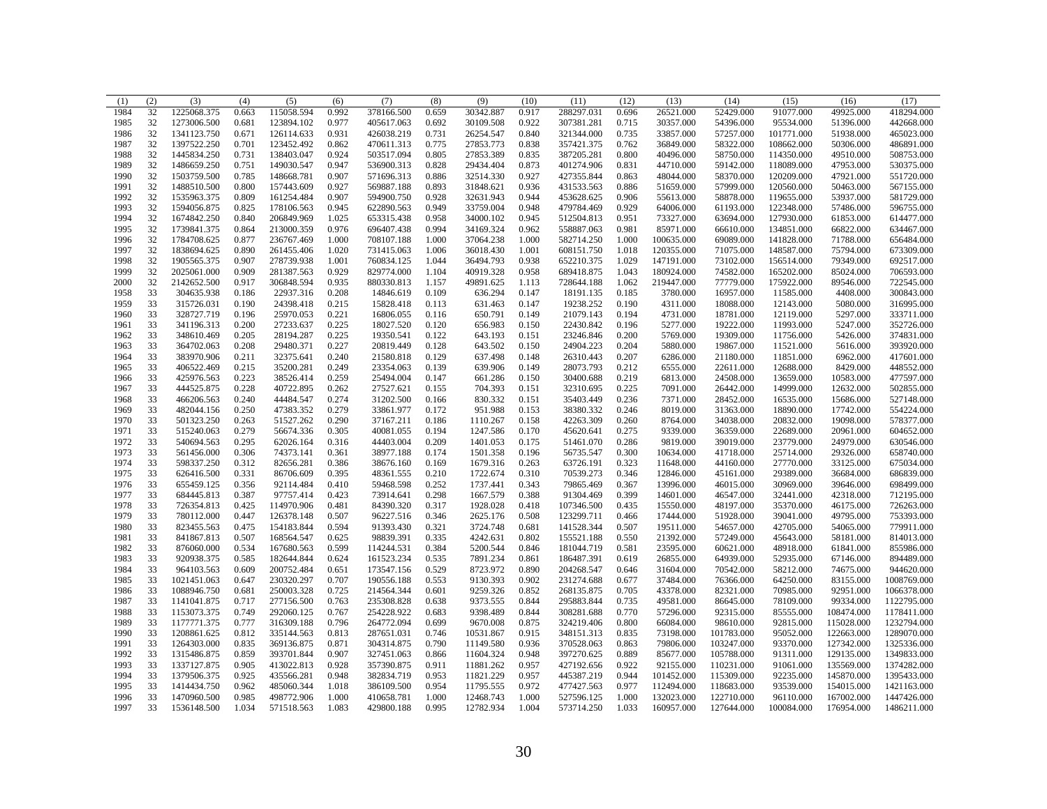| (1) | (2) | (3) | (4) | (5) | (6) | (7) | (8) | (9) | (10) | (11) | (12) | (13) | (14) | (15) | (16) | (17) |
|---|---|---|---|---|---|---|---|---|---|---|---|---|---|---|---|---|
| 1984 | 32 | 1225068.375 | 0.663 | 115058.594 | 0.992 | 378166.500 | 0.659 | 30342.887 | 0.917 | 288297.031 | 0.696 | 26521.000 | 52429.000 | 91077.000 | 49925.000 | 418294.000 |
| 1985 | 32 | 1273006.500 | 0.681 | 123894.102 | 0.977 | 405617.063 | 0.692 | 30109.508 | 0.922 | 307381.281 | 0.715 | 30357.000 | 54396.000 | 95534.000 | 51396.000 | 442668.000 |
| 1986 | 32 | 1341123.750 | 0.671 | 126114.633 | 0.931 | 426038.219 | 0.731 | 26254.547 | 0.840 | 321344.000 | 0.735 | 33857.000 | 57257.000 | 101771.000 | 51938.000 | 465023.000 |
| 1987 | 32 | 1397522.250 | 0.701 | 123452.492 | 0.862 | 470611.313 | 0.775 | 27853.773 | 0.838 | 357421.375 | 0.762 | 36849.000 | 58322.000 | 108662.000 | 50306.000 | 486891.000 |
| 1988 | 32 | 1445834.250 | 0.731 | 138403.047 | 0.924 | 503517.094 | 0.805 | 27853.389 | 0.835 | 387205.281 | 0.800 | 40496.000 | 58750.000 | 114350.000 | 49510.000 | 508753.000 |
| 1989 | 32 | 1486659.250 | 0.751 | 149030.547 | 0.947 | 536900.313 | 0.828 | 29434.404 | 0.873 | 401274.906 | 0.831 | 44710.000 | 59142.000 | 118089.000 | 47953.000 | 530375.000 |
| 1990 | 32 | 1503759.500 | 0.785 | 148668.781 | 0.907 | 571696.313 | 0.886 | 32514.330 | 0.927 | 427355.844 | 0.863 | 48044.000 | 58370.000 | 120209.000 | 47921.000 | 551720.000 |
| 1991 | 32 | 1488510.500 | 0.800 | 157443.609 | 0.927 | 569887.188 | 0.893 | 31848.621 | 0.936 | 431533.563 | 0.886 | 51659.000 | 57999.000 | 120560.000 | 50463.000 | 567155.000 |
| 1992 | 32 | 1535963.375 | 0.809 | 161254.484 | 0.907 | 594900.750 | 0.928 | 32631.943 | 0.944 | 453628.625 | 0.906 | 55613.000 | 58878.000 | 119655.000 | 53937.000 | 581729.000 |
| 1993 | 32 | 1594056.875 | 0.825 | 178106.563 | 0.945 | 622890.563 | 0.949 | 33759.004 | 0.948 | 479784.469 | 0.929 | 64006.000 | 61193.000 | 122348.000 | 57486.000 | 596755.000 |
| 1994 | 32 | 1674842.250 | 0.840 | 206849.969 | 1.025 | 653315.438 | 0.958 | 34000.102 | 0.945 | 512504.813 | 0.951 | 73327.000 | 63694.000 | 127930.000 | 61853.000 | 614477.000 |
| 1995 | 32 | 1739841.375 | 0.864 | 213000.359 | 0.976 | 696407.438 | 0.994 | 34169.324 | 0.962 | 558887.063 | 0.981 | 85971.000 | 66610.000 | 134851.000 | 66822.000 | 634467.000 |
| 1996 | 32 | 1784708.625 | 0.877 | 236767.469 | 1.000 | 708107.188 | 1.000 | 37064.238 | 1.000 | 582714.250 | 1.000 | 100635.000 | 69089.000 | 141828.000 | 71788.000 | 656484.000 |
| 1997 | 32 | 1838694.625 | 0.890 | 261455.406 | 1.020 | 731415.063 | 1.006 | 36018.430 | 1.001 | 608151.750 | 1.018 | 120355.000 | 71075.000 | 148587.000 | 75794.000 | 673309.000 |
| 1998 | 32 | 1905565.375 | 0.907 | 278739.938 | 1.001 | 760834.125 | 1.044 | 36494.793 | 0.938 | 652210.375 | 1.029 | 147191.000 | 73102.000 | 156514.000 | 79349.000 | 692517.000 |
| 1999 | 32 | 2025061.000 | 0.909 | 281387.563 | 0.929 | 829774.000 | 1.104 | 40919.328 | 0.958 | 689418.875 | 1.043 | 180924.000 | 74582.000 | 165202.000 | 85024.000 | 706593.000 |
| 2000 | 32 | 2142652.500 | 0.917 | 306848.594 | 0.935 | 880330.813 | 1.157 | 49891.625 | 1.113 | 728644.188 | 1.062 | 219447.000 | 77779.000 | 175922.000 | 89546.000 | 722545.000 |
| 1958 | 33 | 304635.938 | 0.186 | 22937.316 | 0.208 | 14846.619 | 0.109 | 636.294 | 0.147 | 18191.135 | 0.185 | 3780.000 | 16957.000 | 11585.000 | 4408.000 | 300843.000 |
| 1959 | 33 | 315726.031 | 0.190 | 24398.418 | 0.215 | 15828.418 | 0.113 | 631.463 | 0.147 | 19238.252 | 0.190 | 4311.000 | 18088.000 | 12143.000 | 5080.000 | 316995.000 |
| 1960 | 33 | 328727.719 | 0.196 | 25970.053 | 0.221 | 16806.055 | 0.116 | 650.791 | 0.149 | 21079.143 | 0.194 | 4731.000 | 18781.000 | 12119.000 | 5297.000 | 333711.000 |
| 1961 | 33 | 341196.313 | 0.200 | 27233.637 | 0.225 | 18027.520 | 0.120 | 656.983 | 0.150 | 22430.842 | 0.196 | 5277.000 | 19222.000 | 11993.000 | 5247.000 | 352726.000 |
| 1962 | 33 | 348610.469 | 0.205 | 28194.287 | 0.225 | 19350.541 | 0.122 | 643.193 | 0.151 | 23246.846 | 0.200 | 5769.000 | 19309.000 | 11756.000 | 5426.000 | 374831.000 |
| 1963 | 33 | 364702.063 | 0.208 | 29480.371 | 0.227 | 20819.449 | 0.128 | 643.502 | 0.150 | 24904.223 | 0.204 | 5880.000 | 19867.000 | 11521.000 | 5616.000 | 393920.000 |
| 1964 | 33 | 383970.906 | 0.211 | 32375.641 | 0.240 | 21580.818 | 0.129 | 637.498 | 0.148 | 26310.443 | 0.207 | 6286.000 | 21180.000 | 11851.000 | 6962.000 | 417601.000 |
| 1965 | 33 | 406522.469 | 0.215 | 35200.281 | 0.249 | 23354.063 | 0.139 | 639.906 | 0.149 | 28073.793 | 0.212 | 6555.000 | 22611.000 | 12688.000 | 8429.000 | 448552.000 |
| 1966 | 33 | 425976.563 | 0.223 | 38526.414 | 0.259 | 25494.004 | 0.147 | 661.286 | 0.150 | 30400.688 | 0.219 | 6813.000 | 24508.000 | 13659.000 | 10583.000 | 477597.000 |
| 1967 | 33 | 444525.875 | 0.228 | 40722.895 | 0.262 | 27527.621 | 0.155 | 704.393 | 0.151 | 32310.695 | 0.225 | 7091.000 | 26442.000 | 14999.000 | 12632.000 | 502855.000 |
| 1968 | 33 | 466206.563 | 0.240 | 44484.547 | 0.274 | 31202.500 | 0.166 | 830.332 | 0.151 | 35403.449 | 0.236 | 7371.000 | 28452.000 | 16535.000 | 15686.000 | 527148.000 |
| 1969 | 33 | 482044.156 | 0.250 | 47383.352 | 0.279 | 33861.977 | 0.172 | 951.988 | 0.153 | 38380.332 | 0.246 | 8019.000 | 31363.000 | 18890.000 | 17742.000 | 554224.000 |
| 1970 | 33 | 501323.250 | 0.263 | 51527.262 | 0.290 | 37167.211 | 0.186 | 1110.267 | 0.158 | 42263.309 | 0.260 | 8764.000 | 34038.000 | 20832.000 | 19098.000 | 578377.000 |
| 1971 | 33 | 515240.063 | 0.279 | 56674.336 | 0.305 | 40081.055 | 0.194 | 1247.586 | 0.170 | 45620.641 | 0.275 | 9339.000 | 36359.000 | 22689.000 | 20961.000 | 604652.000 |
| 1972 | 33 | 540694.563 | 0.295 | 62026.164 | 0.316 | 44403.004 | 0.209 | 1401.053 | 0.175 | 51461.070 | 0.286 | 9819.000 | 39019.000 | 23779.000 | 24979.000 | 630546.000 |
| 1973 | 33 | 561456.000 | 0.306 | 74373.141 | 0.361 | 38977.188 | 0.174 | 1501.358 | 0.196 | 56735.547 | 0.300 | 10634.000 | 41718.000 | 25714.000 | 29326.000 | 658740.000 |
| 1974 | 33 | 598337.250 | 0.312 | 82656.281 | 0.386 | 38676.160 | 0.169 | 1679.316 | 0.263 | 63726.191 | 0.323 | 11648.000 | 44160.000 | 27770.000 | 33125.000 | 675034.000 |
| 1975 | 33 | 626416.500 | 0.331 | 86706.609 | 0.395 | 48361.555 | 0.210 | 1722.674 | 0.310 | 70539.273 | 0.346 | 12846.000 | 45161.000 | 29389.000 | 36684.000 | 686839.000 |
| 1976 | 33 | 655459.125 | 0.356 | 92114.484 | 0.410 | 59468.598 | 0.252 | 1737.441 | 0.343 | 79865.469 | 0.367 | 13996.000 | 46015.000 | 30969.000 | 39646.000 | 698499.000 |
| 1977 | 33 | 684445.813 | 0.387 | 97757.414 | 0.423 | 73914.641 | 0.298 | 1667.579 | 0.388 | 91304.469 | 0.399 | 14601.000 | 46547.000 | 32441.000 | 42318.000 | 712195.000 |
| 1978 | 33 | 726354.813 | 0.425 | 114970.906 | 0.481 | 84390.320 | 0.317 | 1928.028 | 0.418 | 107346.500 | 0.435 | 15550.000 | 48197.000 | 35370.000 | 46175.000 | 726263.000 |
| 1979 | 33 | 780112.000 | 0.447 | 126378.148 | 0.507 | 96227.516 | 0.346 | 2625.176 | 0.508 | 123299.711 | 0.466 | 17444.000 | 51928.000 | 39041.000 | 49795.000 | 753393.000 |
| 1980 | 33 | 823455.563 | 0.475 | 154183.844 | 0.594 | 91393.430 | 0.321 | 3724.748 | 0.681 | 141528.344 | 0.507 | 19511.000 | 54657.000 | 42705.000 | 54065.000 | 779911.000 |
| 1981 | 33 | 841867.813 | 0.507 | 168564.547 | 0.625 | 98839.391 | 0.335 | 4242.631 | 0.802 | 155521.188 | 0.550 | 21392.000 | 57249.000 | 45643.000 | 58181.000 | 814013.000 |
| 1982 | 33 | 876060.000 | 0.534 | 167680.563 | 0.599 | 114244.531 | 0.384 | 5200.544 | 0.846 | 181044.719 | 0.581 | 23595.000 | 60621.000 | 48918.000 | 61841.000 | 855986.000 |
| 1983 | 33 | 920938.375 | 0.585 | 182644.844 | 0.624 | 161523.234 | 0.535 | 7891.234 | 0.861 | 186487.391 | 0.619 | 26855.000 | 64939.000 | 52935.000 | 67146.000 | 894489.000 |
| 1984 | 33 | 964103.563 | 0.609 | 200752.484 | 0.651 | 173547.156 | 0.529 | 8723.972 | 0.890 | 204268.547 | 0.646 | 31604.000 | 70542.000 | 58212.000 | 74675.000 | 944620.000 |
| 1985 | 33 | 1021451.063 | 0.647 | 230320.297 | 0.707 | 190556.188 | 0.553 | 9130.393 | 0.902 | 231274.688 | 0.677 | 37484.000 | 76366.000 | 64250.000 | 83155.000 | 1008769.000 |
| 1986 | 33 | 1088946.750 | 0.681 | 250003.328 | 0.725 | 214564.344 | 0.601 | 9259.326 | 0.852 | 268135.875 | 0.705 | 43378.000 | 82321.000 | 70985.000 | 92951.000 | 1066378.000 |
| 1987 | 33 | 1141041.875 | 0.717 | 277156.500 | 0.763 | 235308.828 | 0.638 | 9373.555 | 0.844 | 295883.844 | 0.735 | 49581.000 | 86645.000 | 78109.000 | 99334.000 | 1122795.000 |
| 1988 | 33 | 1153073.375 | 0.749 | 292060.125 | 0.767 | 254228.922 | 0.683 | 9398.489 | 0.844 | 308281.688 | 0.770 | 57296.000 | 92315.000 | 85555.000 | 108474.000 | 1178411.000 |
| 1989 | 33 | 1177771.375 | 0.777 | 316309.188 | 0.796 | 264772.094 | 0.699 | 9670.008 | 0.875 | 324219.406 | 0.800 | 66084.000 | 98610.000 | 92815.000 | 115028.000 | 1232794.000 |
| 1990 | 33 | 1208861.625 | 0.812 | 335144.563 | 0.813 | 287651.031 | 0.746 | 10531.867 | 0.915 | 348151.313 | 0.835 | 73198.000 | 101783.000 | 95052.000 | 122663.000 | 1289070.000 |
| 1991 | 33 | 1264303.000 | 0.835 | 369136.875 | 0.871 | 304314.875 | 0.790 | 11149.580 | 0.936 | 370528.063 | 0.863 | 79806.000 | 103247.000 | 93370.000 | 127342.000 | 1325336.000 |
| 1992 | 33 | 1315486.875 | 0.859 | 393701.844 | 0.907 | 327451.063 | 0.866 | 11604.324 | 0.948 | 397270.625 | 0.889 | 85677.000 | 105788.000 | 91311.000 | 129135.000 | 1349833.000 |
| 1993 | 33 | 1337127.875 | 0.905 | 413022.813 | 0.928 | 357390.875 | 0.911 | 11881.262 | 0.957 | 427192.656 | 0.922 | 92155.000 | 110231.000 | 91061.000 | 135569.000 | 1374282.000 |
| 1994 | 33 | 1379506.375 | 0.925 | 435566.281 | 0.948 | 382834.719 | 0.953 | 11821.229 | 0.957 | 445387.219 | 0.944 | 101452.000 | 115309.000 | 92235.000 | 145870.000 | 1395433.000 |
| 1995 | 33 | 1414434.750 | 0.962 | 485060.344 | 1.018 | 386109.500 | 0.954 | 11795.555 | 0.972 | 477427.563 | 0.977 | 112494.000 | 118683.000 | 93539.000 | 154015.000 | 1421163.000 |
| 1996 | 33 | 1470960.500 | 0.985 | 498772.906 | 1.000 | 410658.781 | 1.000 | 12468.743 | 1.000 | 527596.125 | 1.000 | 132023.000 | 122710.000 | 96110.000 | 167002.000 | 1447426.000 |
| 1997 | 33 | 1536148.500 | 1.034 | 571518.563 | 1.083 | 429800.188 | 0.995 | 12782.934 | 1.004 | 573714.250 | 1.033 | 160957.000 | 127644.000 | 100084.000 | 176954.000 | 1486211.000 |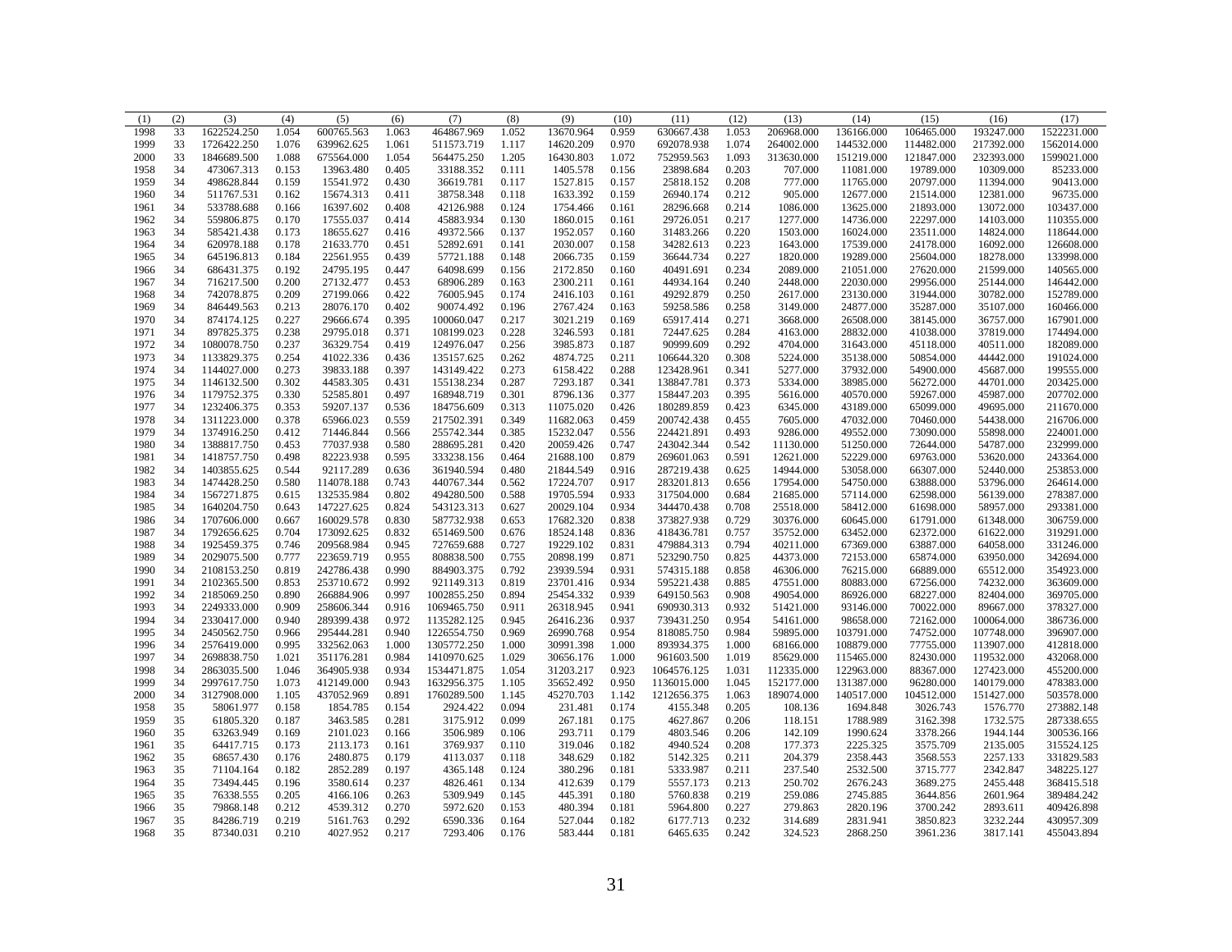| (1) | (2) | (3) | (4) | (5) | (6) | (7) | (8) | (9) | (10) | (11) | (12) | (13) | (14) | (15) | (16) | (17) |
|---|---|---|---|---|---|---|---|---|---|---|---|---|---|---|---|---|
| 1998 | 33 | 1622524.250 | 1.054 | 600765.563 | 1.063 | 464867.969 | 1.052 | 13670.964 | 0.959 | 630667.438 | 1.053 | 206968.000 | 136166.000 | 106465.000 | 193247.000 | 1522231.000 |
| 1999 | 33 | 1726422.250 | 1.076 | 639962.625 | 1.061 | 511573.719 | 1.117 | 14620.209 | 0.970 | 692078.938 | 1.074 | 264002.000 | 144532.000 | 114482.000 | 217392.000 | 1562014.000 |
| 2000 | 33 | 1846689.500 | 1.088 | 675564.000 | 1.054 | 564475.250 | 1.205 | 16430.803 | 1.072 | 752959.563 | 1.093 | 313630.000 | 151219.000 | 121847.000 | 232393.000 | 1599021.000 |
| 1958 | 34 | 473067.313 | 0.153 | 13963.480 | 0.405 | 33188.352 | 0.111 | 1405.578 | 0.156 | 23898.684 | 0.203 | 707.000 | 11081.000 | 19789.000 | 10309.000 | 85233.000 |
| 1959 | 34 | 498628.844 | 0.159 | 15541.972 | 0.430 | 36619.781 | 0.117 | 1527.815 | 0.157 | 25818.152 | 0.208 | 777.000 | 11765.000 | 20797.000 | 11394.000 | 90413.000 |
| 1960 | 34 | 511767.531 | 0.162 | 15674.313 | 0.411 | 38758.348 | 0.118 | 1633.392 | 0.159 | 26940.174 | 0.212 | 905.000 | 12677.000 | 21514.000 | 12381.000 | 96735.000 |
| 1961 | 34 | 533788.688 | 0.166 | 16397.602 | 0.408 | 42126.988 | 0.124 | 1754.466 | 0.161 | 28296.668 | 0.214 | 1086.000 | 13625.000 | 21893.000 | 13072.000 | 103437.000 |
| 1962 | 34 | 559806.875 | 0.170 | 17555.037 | 0.414 | 45883.934 | 0.130 | 1860.015 | 0.161 | 29726.051 | 0.217 | 1277.000 | 14736.000 | 22297.000 | 14103.000 | 110355.000 |
| 1963 | 34 | 585421.438 | 0.173 | 18655.627 | 0.416 | 49372.566 | 0.137 | 1952.057 | 0.160 | 31483.266 | 0.220 | 1503.000 | 16024.000 | 23511.000 | 14824.000 | 118644.000 |
| 1964 | 34 | 620978.188 | 0.178 | 21633.770 | 0.451 | 52892.691 | 0.141 | 2030.007 | 0.158 | 34282.613 | 0.223 | 1643.000 | 17539.000 | 24178.000 | 16092.000 | 126608.000 |
| 1965 | 34 | 645196.813 | 0.184 | 22561.955 | 0.439 | 57721.188 | 0.148 | 2066.735 | 0.159 | 36644.734 | 0.227 | 1820.000 | 19289.000 | 25604.000 | 18278.000 | 133998.000 |
| 1966 | 34 | 686431.375 | 0.192 | 24795.195 | 0.447 | 64098.699 | 0.156 | 2172.850 | 0.160 | 40491.691 | 0.234 | 2089.000 | 21051.000 | 27620.000 | 21599.000 | 140565.000 |
| 1967 | 34 | 716217.500 | 0.200 | 27132.477 | 0.453 | 68906.289 | 0.163 | 2300.211 | 0.161 | 44934.164 | 0.240 | 2448.000 | 22030.000 | 29956.000 | 25144.000 | 146442.000 |
| 1968 | 34 | 742078.875 | 0.209 | 27199.066 | 0.422 | 76005.945 | 0.174 | 2416.103 | 0.161 | 49292.879 | 0.250 | 2617.000 | 23130.000 | 31944.000 | 30782.000 | 152789.000 |
| 1969 | 34 | 846449.563 | 0.213 | 28076.170 | 0.402 | 90074.492 | 0.196 | 2767.424 | 0.163 | 59258.586 | 0.258 | 3149.000 | 24877.000 | 35287.000 | 35107.000 | 160466.000 |
| 1970 | 34 | 874174.125 | 0.227 | 29666.674 | 0.395 | 100060.047 | 0.217 | 3021.219 | 0.169 | 65917.414 | 0.271 | 3668.000 | 26508.000 | 38145.000 | 36757.000 | 167901.000 |
| 1971 | 34 | 897825.375 | 0.238 | 29795.018 | 0.371 | 108199.023 | 0.228 | 3246.593 | 0.181 | 72447.625 | 0.284 | 4163.000 | 28832.000 | 41038.000 | 37819.000 | 174494.000 |
| 1972 | 34 | 1080078.750 | 0.237 | 36329.754 | 0.419 | 124976.047 | 0.256 | 3985.873 | 0.187 | 90999.609 | 0.292 | 4704.000 | 31643.000 | 45118.000 | 40511.000 | 182089.000 |
| 1973 | 34 | 1133829.375 | 0.254 | 41022.336 | 0.436 | 135157.625 | 0.262 | 4874.725 | 0.211 | 106644.320 | 0.308 | 5224.000 | 35138.000 | 50854.000 | 44442.000 | 191024.000 |
| 1974 | 34 | 1144027.000 | 0.273 | 39833.188 | 0.397 | 143149.422 | 0.273 | 6158.422 | 0.288 | 123428.961 | 0.341 | 5277.000 | 37932.000 | 54900.000 | 45687.000 | 199555.000 |
| 1975 | 34 | 1146132.500 | 0.302 | 44583.305 | 0.431 | 155138.234 | 0.287 | 7293.187 | 0.341 | 138847.781 | 0.373 | 5334.000 | 38985.000 | 56272.000 | 44701.000 | 203425.000 |
| 1976 | 34 | 1179752.375 | 0.330 | 52585.801 | 0.497 | 168948.719 | 0.301 | 8796.136 | 0.377 | 158447.203 | 0.395 | 5616.000 | 40570.000 | 59267.000 | 45987.000 | 207702.000 |
| 1977 | 34 | 1232406.375 | 0.353 | 59207.137 | 0.536 | 184756.609 | 0.313 | 11075.020 | 0.426 | 180289.859 | 0.423 | 6345.000 | 43189.000 | 65099.000 | 49695.000 | 211670.000 |
| 1978 | 34 | 1311223.000 | 0.378 | 65966.023 | 0.559 | 217502.391 | 0.349 | 11682.063 | 0.459 | 200742.438 | 0.455 | 7605.000 | 47032.000 | 70460.000 | 54438.000 | 216706.000 |
| 1979 | 34 | 1374916.250 | 0.412 | 71446.844 | 0.566 | 255742.344 | 0.385 | 15232.047 | 0.556 | 224421.891 | 0.493 | 9286.000 | 49552.000 | 73090.000 | 55898.000 | 224001.000 |
| 1980 | 34 | 1388817.750 | 0.453 | 77037.938 | 0.580 | 288695.281 | 0.420 | 20059.426 | 0.747 | 243042.344 | 0.542 | 11130.000 | 51250.000 | 72644.000 | 54787.000 | 232999.000 |
| 1981 | 34 | 1418757.750 | 0.498 | 82223.938 | 0.595 | 333238.156 | 0.464 | 21688.100 | 0.879 | 269601.063 | 0.591 | 12621.000 | 52229.000 | 69763.000 | 53620.000 | 243364.000 |
| 1982 | 34 | 1403855.625 | 0.544 | 92117.289 | 0.636 | 361940.594 | 0.480 | 21844.549 | 0.916 | 287219.438 | 0.625 | 14944.000 | 53058.000 | 66307.000 | 52440.000 | 253853.000 |
| 1983 | 34 | 1474428.250 | 0.580 | 114078.188 | 0.743 | 440767.344 | 0.562 | 17224.707 | 0.917 | 283201.813 | 0.656 | 17954.000 | 54750.000 | 63888.000 | 53796.000 | 264614.000 |
| 1984 | 34 | 1567271.875 | 0.615 | 132535.984 | 0.802 | 494280.500 | 0.588 | 19705.594 | 0.933 | 317504.000 | 0.684 | 21685.000 | 57114.000 | 62598.000 | 56139.000 | 278387.000 |
| 1985 | 34 | 1640204.750 | 0.643 | 147227.625 | 0.824 | 543123.313 | 0.627 | 20029.104 | 0.934 | 344470.438 | 0.708 | 25518.000 | 58412.000 | 61698.000 | 58957.000 | 293381.000 |
| 1986 | 34 | 1707606.000 | 0.667 | 160029.578 | 0.830 | 587732.938 | 0.653 | 17682.320 | 0.838 | 373827.938 | 0.729 | 30376.000 | 60645.000 | 61791.000 | 61348.000 | 306759.000 |
| 1987 | 34 | 1792656.625 | 0.704 | 173092.625 | 0.832 | 651469.500 | 0.676 | 18524.148 | 0.836 | 418436.781 | 0.757 | 35752.000 | 63452.000 | 62372.000 | 61622.000 | 319291.000 |
| 1988 | 34 | 1925459.375 | 0.746 | 209568.984 | 0.945 | 727659.688 | 0.727 | 19229.102 | 0.831 | 479884.313 | 0.794 | 40211.000 | 67369.000 | 63887.000 | 64058.000 | 331246.000 |
| 1989 | 34 | 2029075.500 | 0.777 | 223659.719 | 0.955 | 808838.500 | 0.755 | 20898.199 | 0.871 | 523290.750 | 0.825 | 44373.000 | 72153.000 | 65874.000 | 63950.000 | 342694.000 |
| 1990 | 34 | 2108153.250 | 0.819 | 242786.438 | 0.990 | 884903.375 | 0.792 | 23939.594 | 0.931 | 574315.188 | 0.858 | 46306.000 | 76215.000 | 66889.000 | 65512.000 | 354923.000 |
| 1991 | 34 | 2102365.500 | 0.853 | 253710.672 | 0.992 | 921149.313 | 0.819 | 23701.416 | 0.934 | 595221.438 | 0.885 | 47551.000 | 80883.000 | 67256.000 | 74232.000 | 363609.000 |
| 1992 | 34 | 2185069.250 | 0.890 | 266884.906 | 0.997 | 1002855.250 | 0.894 | 25454.332 | 0.939 | 649150.563 | 0.908 | 49054.000 | 86926.000 | 68227.000 | 82404.000 | 369705.000 |
| 1993 | 34 | 2249333.000 | 0.909 | 258606.344 | 0.916 | 1069465.750 | 0.911 | 26318.945 | 0.941 | 690930.313 | 0.932 | 51421.000 | 93146.000 | 70022.000 | 89667.000 | 378327.000 |
| 1994 | 34 | 2330417.000 | 0.940 | 289399.438 | 0.972 | 1135282.125 | 0.945 | 26416.236 | 0.937 | 739431.250 | 0.954 | 54161.000 | 98658.000 | 72162.000 | 100064.000 | 386736.000 |
| 1995 | 34 | 2450562.750 | 0.966 | 295444.281 | 0.940 | 1226554.750 | 0.969 | 26990.768 | 0.954 | 818085.750 | 0.984 | 59895.000 | 103791.000 | 74752.000 | 107748.000 | 396907.000 |
| 1996 | 34 | 2576419.000 | 0.995 | 332562.063 | 1.000 | 1305772.250 | 1.000 | 30991.398 | 1.000 | 893934.375 | 1.000 | 68166.000 | 108879.000 | 77755.000 | 113907.000 | 412818.000 |
| 1997 | 34 | 2698838.750 | 1.021 | 351176.281 | 0.984 | 1410970.625 | 1.029 | 30656.176 | 1.000 | 961603.500 | 1.019 | 85629.000 | 115465.000 | 82430.000 | 119532.000 | 432068.000 |
| 1998 | 34 | 2863035.500 | 1.046 | 364905.938 | 0.934 | 1534471.875 | 1.054 | 31203.217 | 0.923 | 1064576.125 | 1.031 | 112335.000 | 122963.000 | 88367.000 | 127423.000 | 455200.000 |
| 1999 | 34 | 2997617.750 | 1.073 | 412149.000 | 0.943 | 1632956.375 | 1.105 | 35652.492 | 0.950 | 1136015.000 | 1.045 | 152177.000 | 131387.000 | 96280.000 | 140179.000 | 478383.000 |
| 2000 | 34 | 3127908.000 | 1.105 | 437052.969 | 0.891 | 1760289.500 | 1.145 | 45270.703 | 1.142 | 1212656.375 | 1.063 | 189074.000 | 140517.000 | 104512.000 | 151427.000 | 503578.000 |
| 1958 | 35 | 58061.977 | 0.158 | 1854.785 | 0.154 | 2924.422 | 0.094 | 231.481 | 0.174 | 4155.348 | 0.205 | 108.136 | 1694.848 | 3026.743 | 1576.770 | 273882.148 |
| 1959 | 35 | 61805.320 | 0.187 | 3463.585 | 0.281 | 3175.912 | 0.099 | 267.181 | 0.175 | 4627.867 | 0.206 | 118.151 | 1788.989 | 3162.398 | 1732.575 | 287338.655 |
| 1960 | 35 | 63263.949 | 0.169 | 2101.023 | 0.166 | 3506.989 | 0.106 | 293.711 | 0.179 | 4803.546 | 0.206 | 142.109 | 1990.624 | 3378.266 | 1944.144 | 300536.166 |
| 1961 | 35 | 64417.715 | 0.173 | 2113.173 | 0.161 | 3769.937 | 0.110 | 319.046 | 0.182 | 4940.524 | 0.208 | 177.373 | 2225.325 | 3575.709 | 2135.005 | 315524.125 |
| 1962 | 35 | 68657.430 | 0.176 | 2480.875 | 0.179 | 4113.037 | 0.118 | 348.629 | 0.182 | 5142.325 | 0.211 | 204.379 | 2358.443 | 3568.553 | 2257.133 | 331829.583 |
| 1963 | 35 | 71104.164 | 0.182 | 2852.289 | 0.197 | 4365.148 | 0.124 | 380.296 | 0.181 | 5333.987 | 0.211 | 237.540 | 2532.500 | 3715.777 | 2342.847 | 348225.127 |
| 1964 | 35 | 73494.445 | 0.196 | 3580.614 | 0.237 | 4826.461 | 0.134 | 412.639 | 0.179 | 5557.173 | 0.213 | 250.702 | 2676.243 | 3689.275 | 2455.448 | 368415.518 |
| 1965 | 35 | 76338.555 | 0.205 | 4166.106 | 0.263 | 5309.949 | 0.145 | 445.391 | 0.180 | 5760.838 | 0.219 | 259.086 | 2745.885 | 3644.856 | 2601.964 | 389484.242 |
| 1966 | 35 | 79868.148 | 0.212 | 4539.312 | 0.270 | 5972.620 | 0.153 | 480.394 | 0.181 | 5964.800 | 0.227 | 279.863 | 2820.196 | 3700.242 | 2893.611 | 409426.898 |
| 1967 | 35 | 84286.719 | 0.219 | 5161.763 | 0.292 | 6590.336 | 0.164 | 527.044 | 0.182 | 6177.713 | 0.232 | 314.689 | 2831.941 | 3850.823 | 3232.244 | 430957.309 |
| 1968 | 35 | 87340.031 | 0.210 | 4027.952 | 0.217 | 7293.406 | 0.176 | 583.444 | 0.181 | 6465.635 | 0.242 | 324.523 | 2868.250 | 3961.236 | 3817.141 | 455043.894 |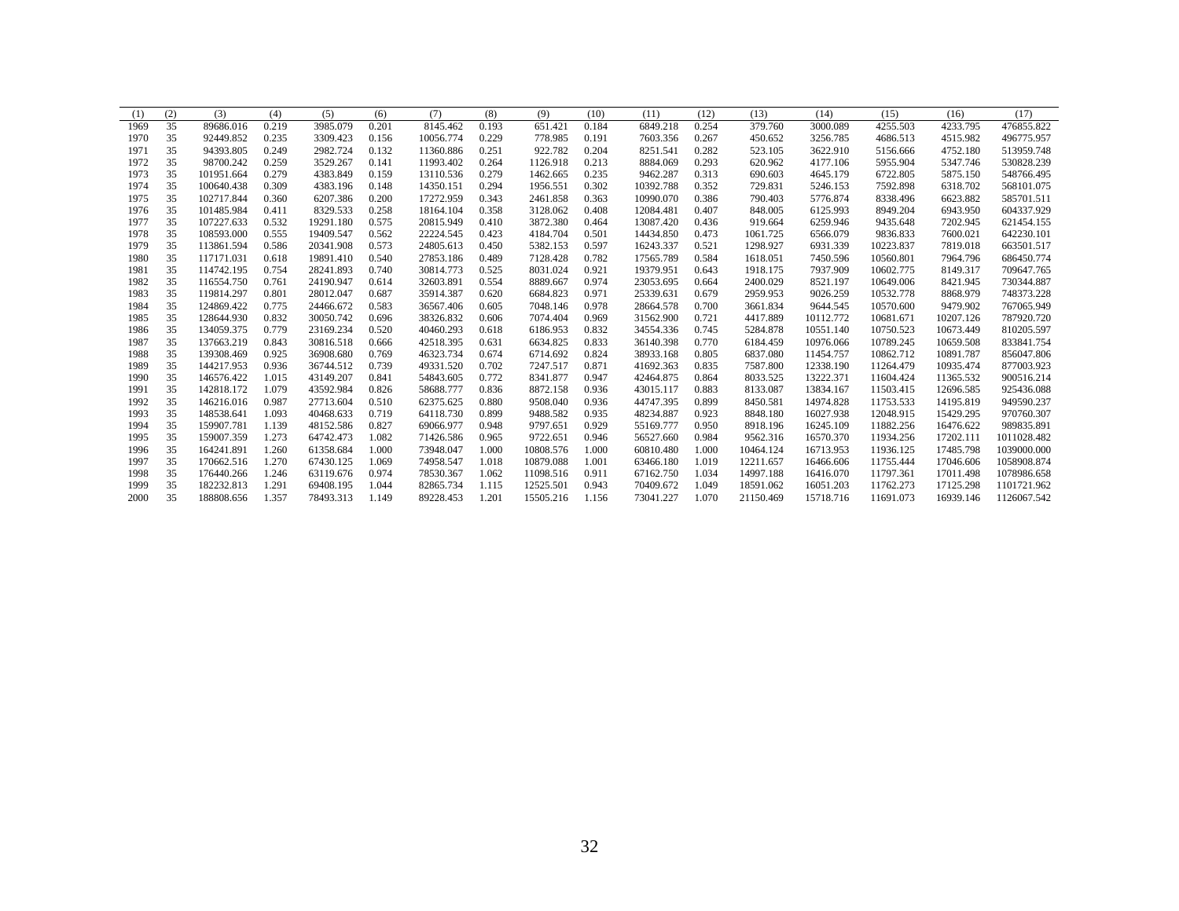| (1) | (2) | (3) | (4) | (5) | (6) | (7) | (8) | (9) | (10) | (11) | (12) | (13) | (14) | (15) | (16) | (17) |
|---|---|---|---|---|---|---|---|---|---|---|---|---|---|---|---|---|
| 1969 | 35 | 89686.016 | 0.219 | 3985.079 | 0.201 | 8145.462 | 0.193 | 651.421 | 0.184 | 6849.218 | 0.254 | 379.760 | 3000.089 | 4255.503 | 4233.795 | 476855.822 |
| 1970 | 35 | 92449.852 | 0.235 | 3309.423 | 0.156 | 10056.774 | 0.229 | 778.985 | 0.191 | 7603.356 | 0.267 | 450.652 | 3256.785 | 4686.513 | 4515.982 | 496775.957 |
| 1971 | 35 | 94393.805 | 0.249 | 2982.724 | 0.132 | 11360.886 | 0.251 | 922.782 | 0.204 | 8251.541 | 0.282 | 523.105 | 3622.910 | 5156.666 | 4752.180 | 513959.748 |
| 1972 | 35 | 98700.242 | 0.259 | 3529.267 | 0.141 | 11993.402 | 0.264 | 1126.918 | 0.213 | 8884.069 | 0.293 | 620.962 | 4177.106 | 5955.904 | 5347.746 | 530828.239 |
| 1973 | 35 | 101951.664 | 0.279 | 4383.849 | 0.159 | 13110.536 | 0.279 | 1462.665 | 0.235 | 9462.287 | 0.313 | 690.603 | 4645.179 | 6722.805 | 5875.150 | 548766.495 |
| 1974 | 35 | 100640.438 | 0.309 | 4383.196 | 0.148 | 14350.151 | 0.294 | 1956.551 | 0.302 | 10392.788 | 0.352 | 729.831 | 5246.153 | 7592.898 | 6318.702 | 568101.075 |
| 1975 | 35 | 102717.844 | 0.360 | 6207.386 | 0.200 | 17272.959 | 0.343 | 2461.858 | 0.363 | 10990.070 | 0.386 | 790.403 | 5776.874 | 8338.496 | 6623.882 | 585701.511 |
| 1976 | 35 | 101485.984 | 0.411 | 8329.533 | 0.258 | 18164.104 | 0.358 | 3128.062 | 0.408 | 12084.481 | 0.407 | 848.005 | 6125.993 | 8949.204 | 6943.950 | 604337.929 |
| 1977 | 35 | 107227.633 | 0.532 | 19291.180 | 0.575 | 20815.949 | 0.410 | 3872.380 | 0.464 | 13087.420 | 0.436 | 919.664 | 6259.946 | 9435.648 | 7202.945 | 621454.155 |
| 1978 | 35 | 108593.000 | 0.555 | 19409.547 | 0.562 | 22224.545 | 0.423 | 4184.704 | 0.501 | 14434.850 | 0.473 | 1061.725 | 6566.079 | 9836.833 | 7600.021 | 642230.101 |
| 1979 | 35 | 113861.594 | 0.586 | 20341.908 | 0.573 | 24805.613 | 0.450 | 5382.153 | 0.597 | 16243.337 | 0.521 | 1298.927 | 6931.339 | 10223.837 | 7819.018 | 663501.517 |
| 1980 | 35 | 117171.031 | 0.618 | 19891.410 | 0.540 | 27853.186 | 0.489 | 7128.428 | 0.782 | 17565.789 | 0.584 | 1618.051 | 7450.596 | 10560.801 | 7964.796 | 686450.774 |
| 1981 | 35 | 114742.195 | 0.754 | 28241.893 | 0.740 | 30814.773 | 0.525 | 8031.024 | 0.921 | 19379.951 | 0.643 | 1918.175 | 7937.909 | 10602.775 | 8149.317 | 709647.765 |
| 1982 | 35 | 116554.750 | 0.761 | 24190.947 | 0.614 | 32603.891 | 0.554 | 8889.667 | 0.974 | 23053.695 | 0.664 | 2400.029 | 8521.197 | 10649.006 | 8421.945 | 730344.887 |
| 1983 | 35 | 119814.297 | 0.801 | 28012.047 | 0.687 | 35914.387 | 0.620 | 6684.823 | 0.971 | 25339.631 | 0.679 | 2959.953 | 9026.259 | 10532.778 | 8868.979 | 748373.228 |
| 1984 | 35 | 124869.422 | 0.775 | 24466.672 | 0.583 | 36567.406 | 0.605 | 7048.146 | 0.978 | 28664.578 | 0.700 | 3661.834 | 9644.545 | 10570.600 | 9479.902 | 767065.949 |
| 1985 | 35 | 128644.930 | 0.832 | 30050.742 | 0.696 | 38326.832 | 0.606 | 7074.404 | 0.969 | 31562.900 | 0.721 | 4417.889 | 10112.772 | 10681.671 | 10207.126 | 787920.720 |
| 1986 | 35 | 134059.375 | 0.779 | 23169.234 | 0.520 | 40460.293 | 0.618 | 6186.953 | 0.832 | 34554.336 | 0.745 | 5284.878 | 10551.140 | 10750.523 | 10673.449 | 810205.597 |
| 1987 | 35 | 137663.219 | 0.843 | 30816.518 | 0.666 | 42518.395 | 0.631 | 6634.825 | 0.833 | 36140.398 | 0.770 | 6184.459 | 10976.066 | 10789.245 | 10659.508 | 833841.754 |
| 1988 | 35 | 139308.469 | 0.925 | 36908.680 | 0.769 | 46323.734 | 0.674 | 6714.692 | 0.824 | 38933.168 | 0.805 | 6837.080 | 11454.757 | 10862.712 | 10891.787 | 856047.806 |
| 1989 | 35 | 144217.953 | 0.936 | 36744.512 | 0.739 | 49331.520 | 0.702 | 7247.517 | 0.871 | 41692.363 | 0.835 | 7587.800 | 12338.190 | 11264.479 | 10935.474 | 877003.923 |
| 1990 | 35 | 146576.422 | 1.015 | 43149.207 | 0.841 | 54843.605 | 0.772 | 8341.877 | 0.947 | 42464.875 | 0.864 | 8033.525 | 13222.371 | 11604.424 | 11365.532 | 900516.214 |
| 1991 | 35 | 142818.172 | 1.079 | 43592.984 | 0.826 | 58688.777 | 0.836 | 8872.158 | 0.936 | 43015.117 | 0.883 | 8133.087 | 13834.167 | 11503.415 | 12696.585 | 925436.088 |
| 1992 | 35 | 146216.016 | 0.987 | 27713.604 | 0.510 | 62375.625 | 0.880 | 9508.040 | 0.936 | 44747.395 | 0.899 | 8450.581 | 14974.828 | 11753.533 | 14195.819 | 949590.237 |
| 1993 | 35 | 148538.641 | 1.093 | 40468.633 | 0.719 | 64118.730 | 0.899 | 9488.582 | 0.935 | 48234.887 | 0.923 | 8848.180 | 16027.938 | 12048.915 | 15429.295 | 970760.307 |
| 1994 | 35 | 159907.781 | 1.139 | 48152.586 | 0.827 | 69066.977 | 0.948 | 9797.651 | 0.929 | 55169.777 | 0.950 | 8918.196 | 16245.109 | 11882.256 | 16476.622 | 989835.891 |
| 1995 | 35 | 159007.359 | 1.273 | 64742.473 | 1.082 | 71426.586 | 0.965 | 9722.651 | 0.946 | 56527.660 | 0.984 | 9562.316 | 16570.370 | 11934.256 | 17202.111 | 1011028.482 |
| 1996 | 35 | 164241.891 | 1.260 | 61358.684 | 1.000 | 73948.047 | 1.000 | 10808.576 | 1.000 | 60810.480 | 1.000 | 10464.124 | 16713.953 | 11936.125 | 17485.798 | 1039000.000 |
| 1997 | 35 | 170662.516 | 1.270 | 67430.125 | 1.069 | 74958.547 | 1.018 | 10879.088 | 1.001 | 63466.180 | 1.019 | 12211.657 | 16466.606 | 11755.444 | 17046.606 | 1058908.874 |
| 1998 | 35 | 176440.266 | 1.246 | 63119.676 | 0.974 | 78530.367 | 1.062 | 11098.516 | 0.911 | 67162.750 | 1.034 | 14997.188 | 16416.070 | 11797.361 | 17011.498 | 1078986.658 |
| 1999 | 35 | 182232.813 | 1.291 | 69408.195 | 1.044 | 82865.734 | 1.115 | 12525.501 | 0.943 | 70409.672 | 1.049 | 18591.062 | 16051.203 | 11762.273 | 17125.298 | 1101721.962 |
| 2000 | 35 | 188808.656 | 1.357 | 78493.313 | 1.149 | 89228.453 | 1.201 | 15505.216 | 1.156 | 73041.227 | 1.070 | 21150.469 | 15718.716 | 11691.073 | 16939.146 | 1126067.542 |